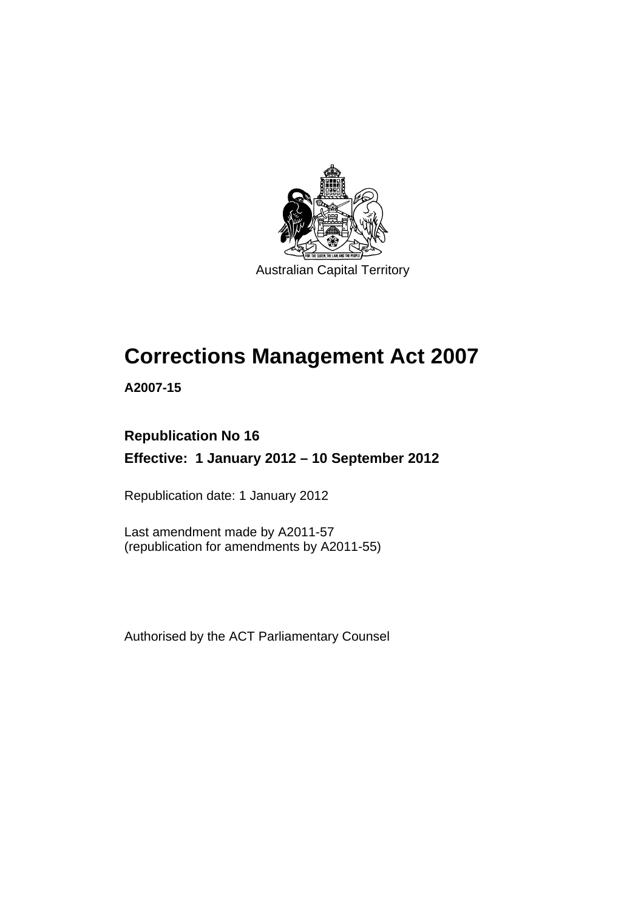Australian Capital Territory

# Corrections Management Act 2007

**A2007-15**

**Republication No 16**

**Effective: 1 January 2012 – 10 September 2012**

Republication date: 1 January 2012

Last amendment made by A2011-57
(republication for amendments by A2011-55)

Authorised by the ACT Parliamentary Counsel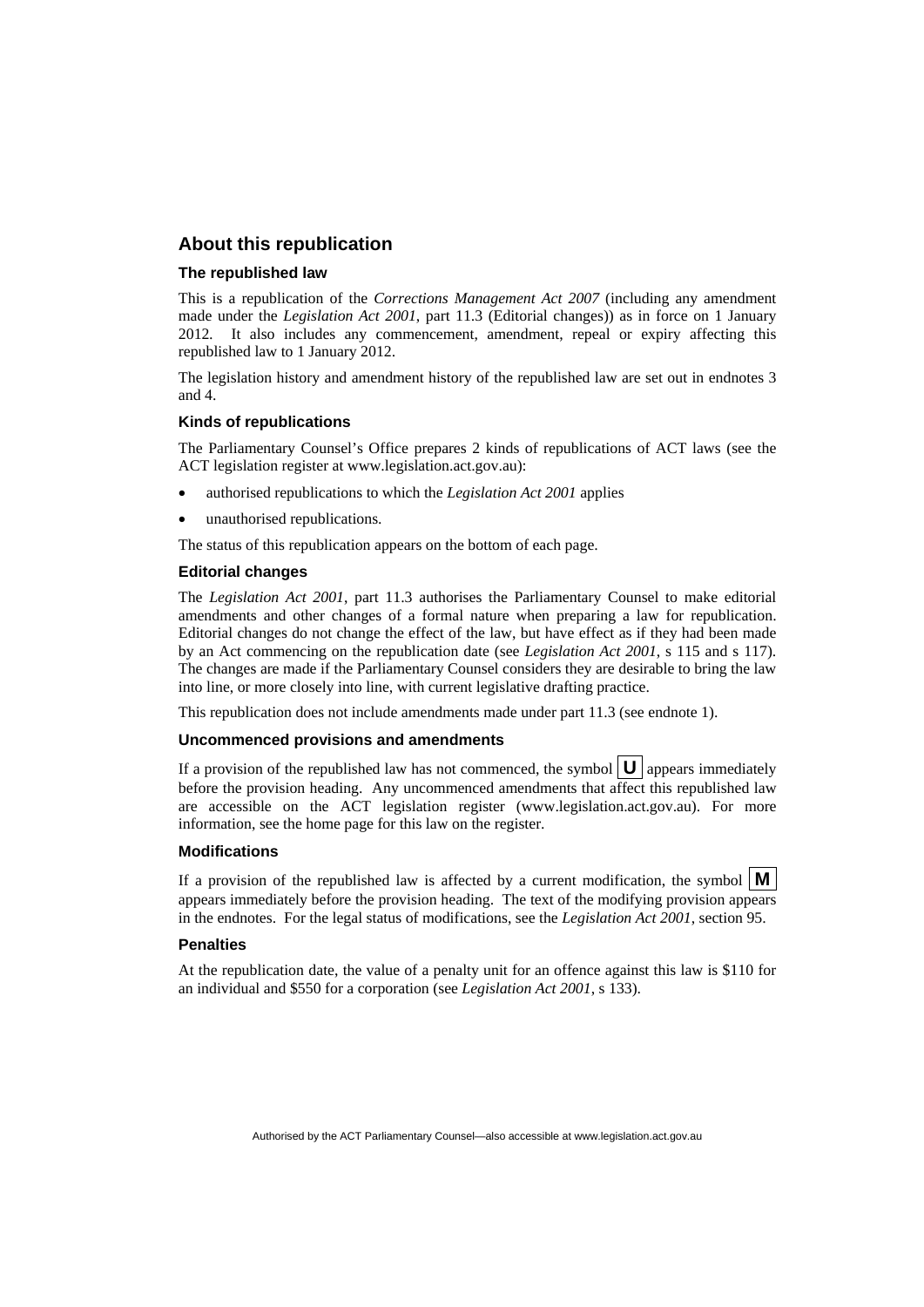## About this republication

### The republished law

This is a republication of the *Corrections Management Act 2007* (including any amendment made under the *Legislation Act 2001*, part 11.3 (Editorial changes)) as in force on 1 January 2012. It also includes any commencement, amendment, repeal or expiry affecting this republished law to 1 January 2012.

The legislation history and amendment history of the republished law are set out in endnotes 3 and 4.

### Kinds of republications

The Parliamentary Counsel's Office prepares 2 kinds of republications of ACT laws (see the ACT legislation register at www.legislation.act.gov.au):

- authorised republications to which the *Legislation Act 2001* applies
- unauthorised republications.

The status of this republication appears on the bottom of each page.

### Editorial changes

The *Legislation Act 2001*, part 11.3 authorises the Parliamentary Counsel to make editorial amendments and other changes of a formal nature when preparing a law for republication. Editorial changes do not change the effect of the law, but have effect as if they had been made by an Act commencing on the republication date (see *Legislation Act 2001*, s 115 and s 117). The changes are made if the Parliamentary Counsel considers they are desirable to bring the law into line, or more closely into line, with current legislative drafting practice.

This republication does not include amendments made under part 11.3 (see endnote 1).

### Uncommenced provisions and amendments

If a provision of the republished law has not commenced, the symbol **U** appears immediately before the provision heading. Any uncommenced amendments that affect this republished law are accessible on the ACT legislation register (www.legislation.act.gov.au). For more information, see the home page for this law on the register.

### Modifications

If a provision of the republished law is affected by a current modification, the symbol **M** appears immediately before the provision heading. The text of the modifying provision appears in the endnotes. For the legal status of modifications, see the *Legislation Act 2001*, section 95.

### Penalties

At the republication date, the value of a penalty unit for an offence against this law is $110 for an individual and $550 for a corporation (see *Legislation Act 2001*, s 133).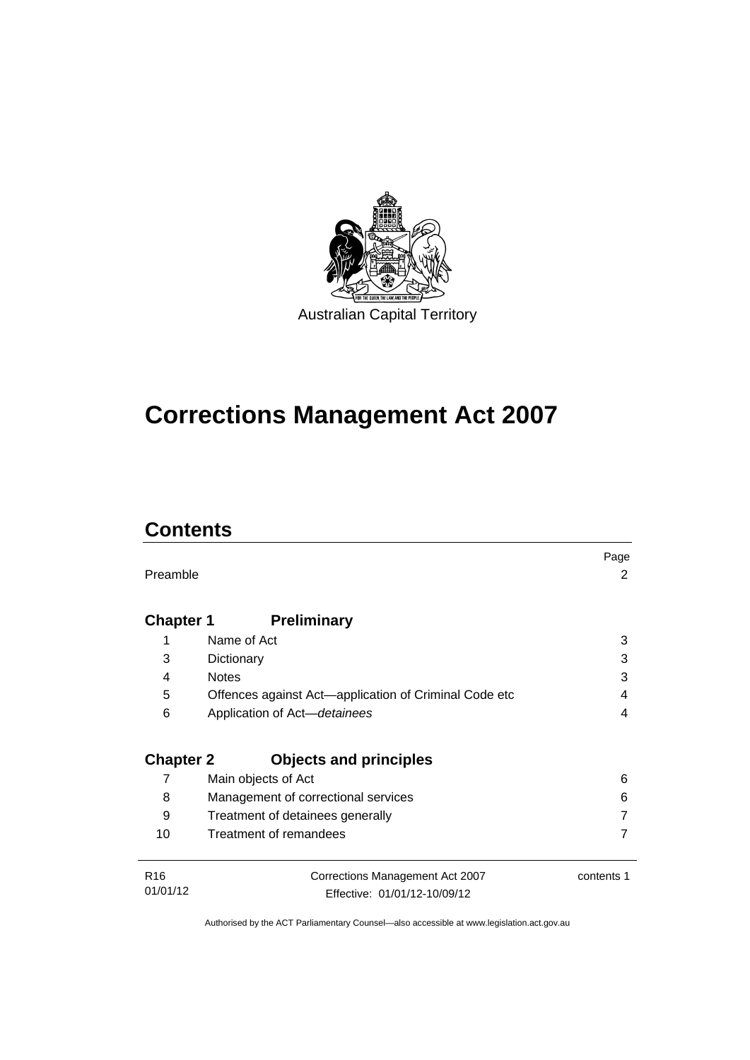Australian Capital Territory

# Corrections Management Act 2007

## Contents

| | | Page |
|---|---|---|
| Preamble | | 2 |
| **Chapter 1** | **Preliminary** | |
| 1 | Name of Act | 3 |
| 3 | Dictionary | 3 |
| 4 | Notes | 3 |
| 5 | Offences against Act—application of Criminal Code etc | 4 |
| 6 | Application of Act—*detainees* | 4 |
| **Chapter 2** | **Objects and principles** | |
| 7 | Main objects of Act | 6 |
| 8 | Management of correctional services | 6 |
| 9 | Treatment of detainees generally | 7 |
| 10 | Treatment of remandees | 7 |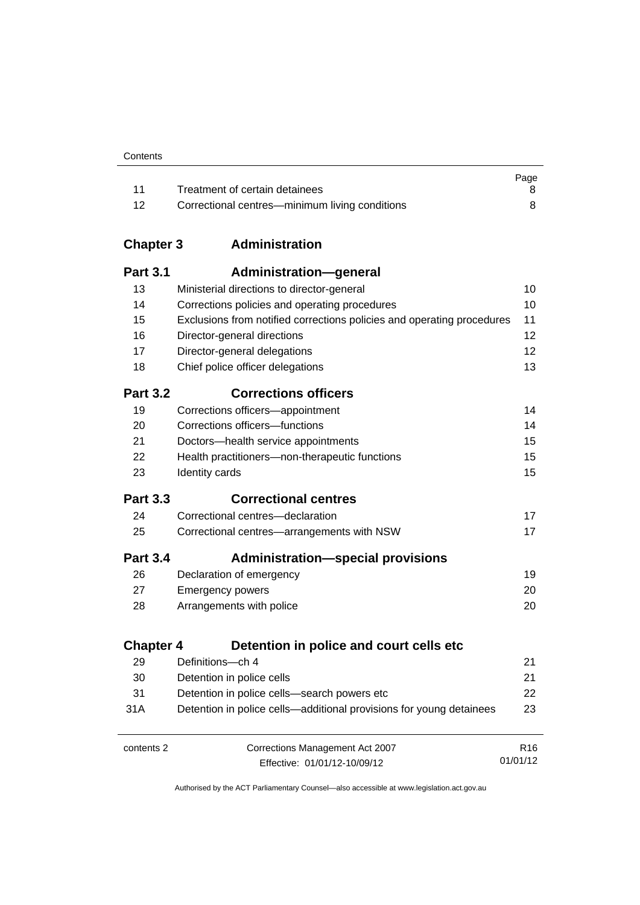| | | Page |
|---|---|---|
| 11 | Treatment of certain detainees | 8 |
| 12 | Correctional centres—minimum living conditions | 8 |

## Chapter 3 Administration

### Part 3.1 Administration—general

| | | |
|---|---|---|
| 13 | Ministerial directions to director-general | 10 |
| 14 | Corrections policies and operating procedures | 10 |
| 15 | Exclusions from notified corrections policies and operating procedures | 11 |
| 16 | Director-general directions | 12 |
| 17 | Director-general delegations | 12 |
| 18 | Chief police officer delegations | 13 |

### Part 3.2 Corrections officers

| | | |
|---|---|---|
| 19 | Corrections officers—appointment | 14 |
| 20 | Corrections officers—functions | 14 |
| 21 | Doctors—health service appointments | 15 |
| 22 | Health practitioners—non-therapeutic functions | 15 |
| 23 | Identity cards | 15 |

### Part 3.3 Correctional centres

| | | |
|---|---|---|
| 24 | Correctional centres—declaration | 17 |
| 25 | Correctional centres—arrangements with NSW | 17 |

### Part 3.4 Administration—special provisions

| | | |
|---|---|---|
| 26 | Declaration of emergency | 19 |
| 27 | Emergency powers | 20 |
| 28 | Arrangements with police | 20 |

## Chapter 4 Detention in police and court cells etc

| | | |
|---|---|---|
| 29 | Definitions—ch 4 | 21 |
| 30 | Detention in police cells | 21 |
| 31 | Detention in police cells—search powers etc | 22 |
| 31A | Detention in police cells—additional provisions for young detainees | 23 |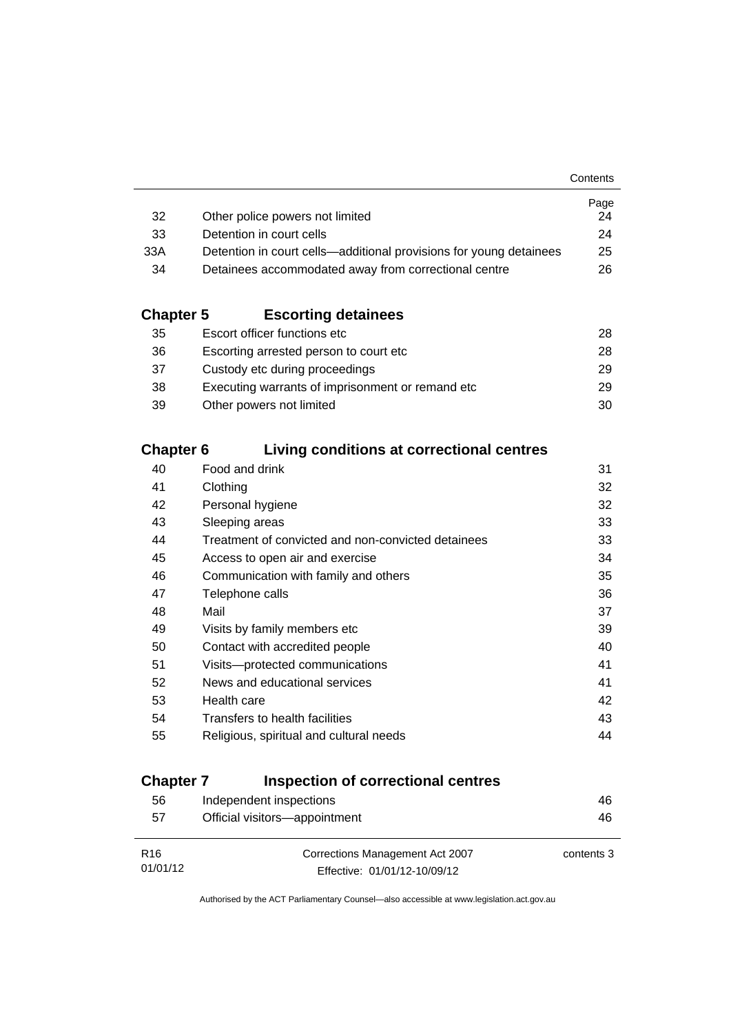| | | Page |
|---|---|---|
| 32 | Other police powers not limited | 24 |
| 33 | Detention in court cells | 24 |
| 33A | Detention in court cells—additional provisions for young detainees | 25 |
| 34 | Detainees accommodated away from correctional centre | 26 |

## Chapter 5 Escorting detainees

| | | |
|---|---|---|
| 35 | Escort officer functions etc | 28 |
| 36 | Escorting arrested person to court etc | 28 |
| 37 | Custody etc during proceedings | 29 |
| 38 | Executing warrants of imprisonment or remand etc | 29 |
| 39 | Other powers not limited | 30 |

## Chapter 6 Living conditions at correctional centres

| | | |
|---|---|---|
| 40 | Food and drink | 31 |
| 41 | Clothing | 32 |
| 42 | Personal hygiene | 32 |
| 43 | Sleeping areas | 33 |
| 44 | Treatment of convicted and non-convicted detainees | 33 |
| 45 | Access to open air and exercise | 34 |
| 46 | Communication with family and others | 35 |
| 47 | Telephone calls | 36 |
| 48 | Mail | 37 |
| 49 | Visits by family members etc | 39 |
| 50 | Contact with accredited people | 40 |
| 51 | Visits—protected communications | 41 |
| 52 | News and educational services | 41 |
| 53 | Health care | 42 |
| 54 | Transfers to health facilities | 43 |
| 55 | Religious, spiritual and cultural needs | 44 |

## Chapter 7 Inspection of correctional centres

| | | |
|---|---|---|
| 56 | Independent inspections | 46 |
| 57 | Official visitors—appointment | 46 |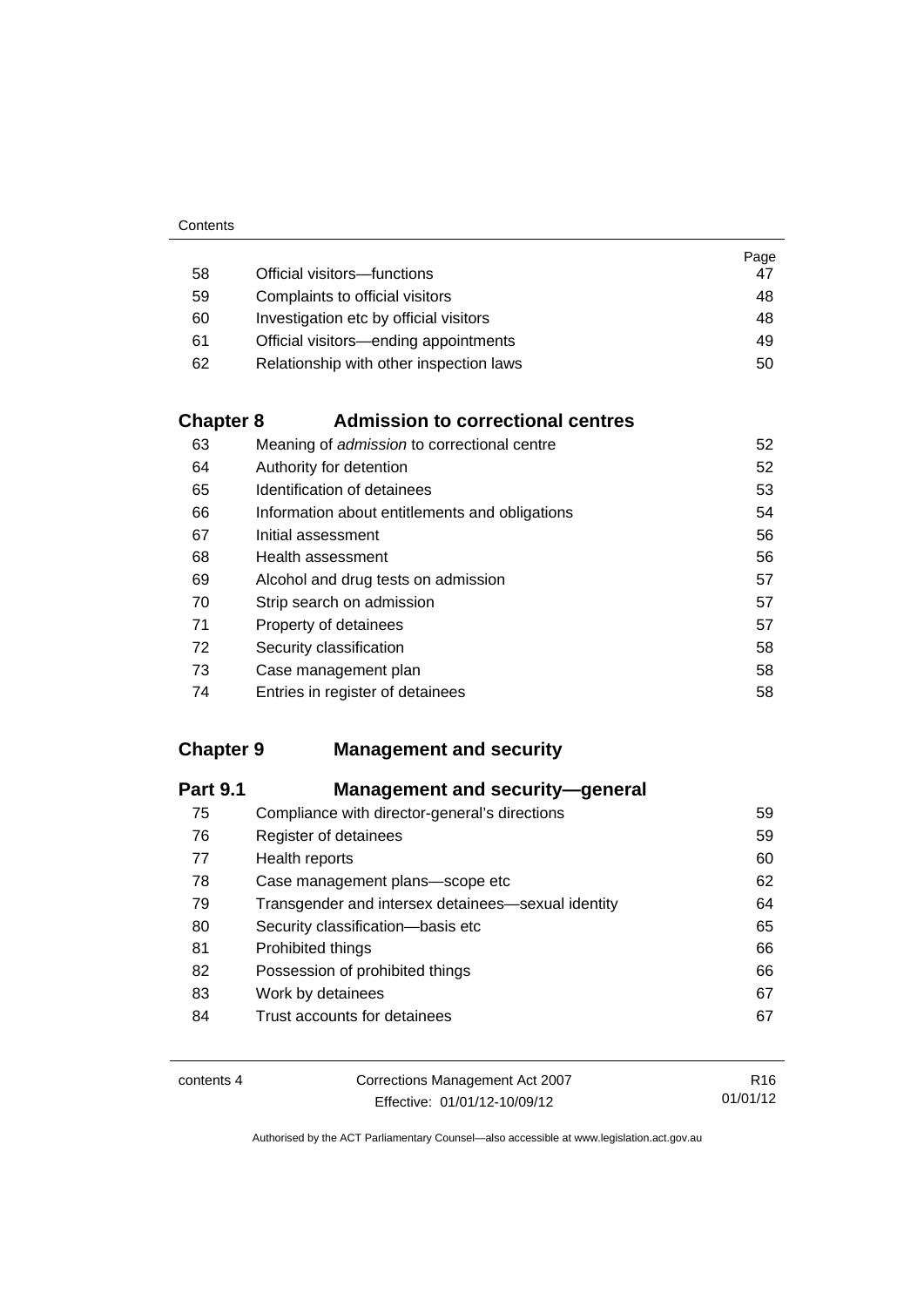| | | Page |
|---|---|---|
| 58 | Official visitors—functions | 47 |
| 59 | Complaints to official visitors | 48 |
| 60 | Investigation etc by official visitors | 48 |
| 61 | Official visitors—ending appointments | 49 |
| 62 | Relationship with other inspection laws | 50 |

## Chapter 8 Admission to correctional centres

| | | |
|---|---|---|
| 63 | Meaning of *admission* to correctional centre | 52 |
| 64 | Authority for detention | 52 |
| 65 | Identification of detainees | 53 |
| 66 | Information about entitlements and obligations | 54 |
| 67 | Initial assessment | 56 |
| 68 | Health assessment | 56 |
| 69 | Alcohol and drug tests on admission | 57 |
| 70 | Strip search on admission | 57 |
| 71 | Property of detainees | 57 |
| 72 | Security classification | 58 |
| 73 | Case management plan | 58 |
| 74 | Entries in register of detainees | 58 |

## Chapter 9 Management and security

### Part 9.1 Management and security—general

| | | |
|---|---|---|
| 75 | Compliance with director-general's directions | 59 |
| 76 | Register of detainees | 59 |
| 77 | Health reports | 60 |
| 78 | Case management plans—scope etc | 62 |
| 79 | Transgender and intersex detainees—sexual identity | 64 |
| 80 | Security classification—basis etc | 65 |
| 81 | Prohibited things | 66 |
| 82 | Possession of prohibited things | 66 |
| 83 | Work by detainees | 67 |
| 84 | Trust accounts for detainees | 67 |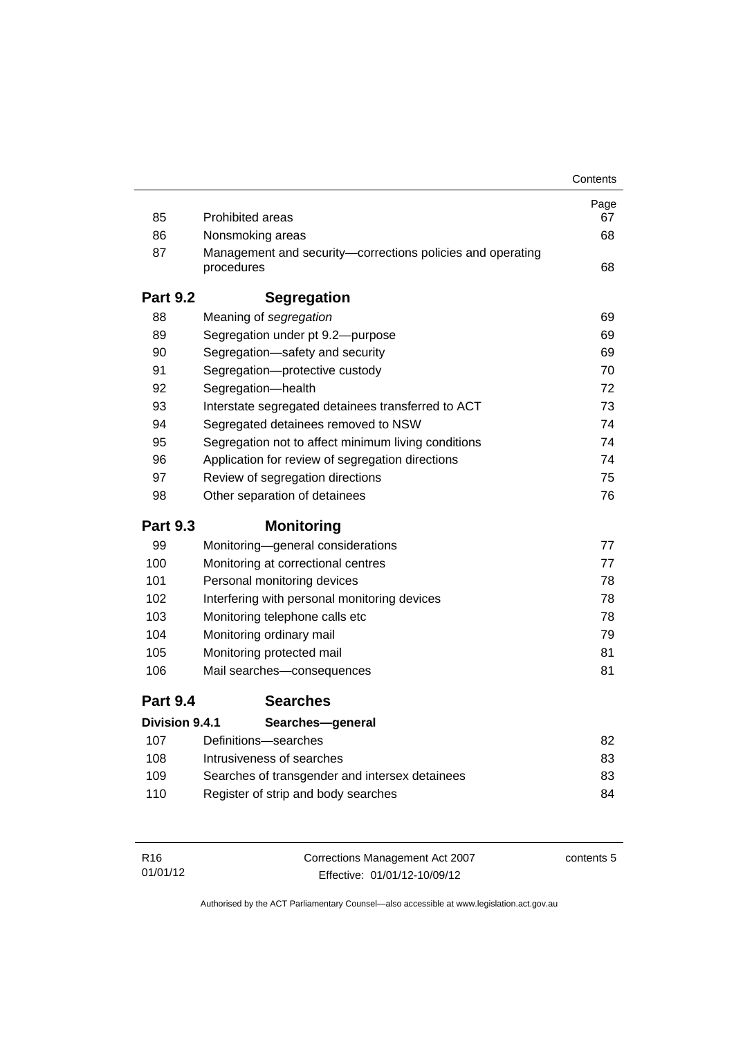| | | Page |
|---|---|---|
| 85 | Prohibited areas | 67 |
| 86 | Nonsmoking areas | 68 |
| 87 | Management and security—corrections policies and operating procedures | 68 |

## Part 9.2 Segregation

| | | |
|---|---|---|
| 88 | Meaning of *segregation* | 69 |
| 89 | Segregation under pt 9.2—purpose | 69 |
| 90 | Segregation—safety and security | 69 |
| 91 | Segregation—protective custody | 70 |
| 92 | Segregation—health | 72 |
| 93 | Interstate segregated detainees transferred to ACT | 73 |
| 94 | Segregated detainees removed to NSW | 74 |
| 95 | Segregation not to affect minimum living conditions | 74 |
| 96 | Application for review of segregation directions | 74 |
| 97 | Review of segregation directions | 75 |
| 98 | Other separation of detainees | 76 |

## Part 9.3 Monitoring

| | | |
|---|---|---|
| 99 | Monitoring—general considerations | 77 |
| 100 | Monitoring at correctional centres | 77 |
| 101 | Personal monitoring devices | 78 |
| 102 | Interfering with personal monitoring devices | 78 |
| 103 | Monitoring telephone calls etc | 78 |
| 104 | Monitoring ordinary mail | 79 |
| 105 | Monitoring protected mail | 81 |
| 106 | Mail searches—consequences | 81 |

## Part 9.4 Searches

### Division 9.4.1 Searches—general

| | | |
|---|---|---|
| 107 | Definitions—searches | 82 |
| 108 | Intrusiveness of searches | 83 |
| 109 | Searches of transgender and intersex detainees | 83 |
| 110 | Register of strip and body searches | 84 |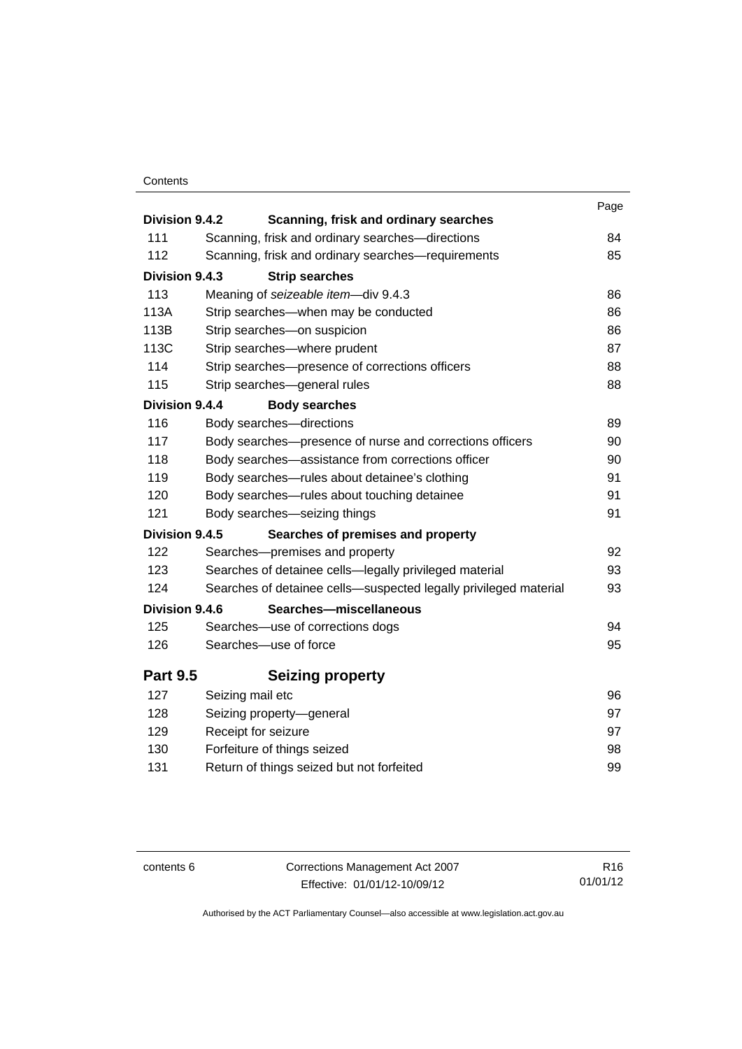| | | Page |
|---|---|---|
| **Division 9.4.2** | **Scanning, frisk and ordinary searches** | |
| 111 | Scanning, frisk and ordinary searches—directions | 84 |
| 112 | Scanning, frisk and ordinary searches—requirements | 85 |
| **Division 9.4.3** | **Strip searches** | |
| 113 | Meaning of *seizeable item*—div 9.4.3 | 86 |
| 113A | Strip searches—when may be conducted | 86 |
| 113B | Strip searches—on suspicion | 86 |
| 113C | Strip searches—where prudent | 87 |
| 114 | Strip searches—presence of corrections officers | 88 |
| 115 | Strip searches—general rules | 88 |
| **Division 9.4.4** | **Body searches** | |
| 116 | Body searches—directions | 89 |
| 117 | Body searches—presence of nurse and corrections officers | 90 |
| 118 | Body searches—assistance from corrections officer | 90 |
| 119 | Body searches—rules about detainee's clothing | 91 |
| 120 | Body searches—rules about touching detainee | 91 |
| 121 | Body searches—seizing things | 91 |
| **Division 9.4.5** | **Searches of premises and property** | |
| 122 | Searches—premises and property | 92 |
| 123 | Searches of detainee cells—legally privileged material | 93 |
| 124 | Searches of detainee cells—suspected legally privileged material | 93 |
| **Division 9.4.6** | **Searches—miscellaneous** | |
| 125 | Searches—use of corrections dogs | 94 |
| 126 | Searches—use of force | 95 |
| **Part 9.5** | **Seizing property** | |
| 127 | Seizing mail etc | 96 |
| 128 | Seizing property—general | 97 |
| 129 | Receipt for seizure | 97 |
| 130 | Forfeiture of things seized | 98 |
| 131 | Return of things seized but not forfeited | 99 |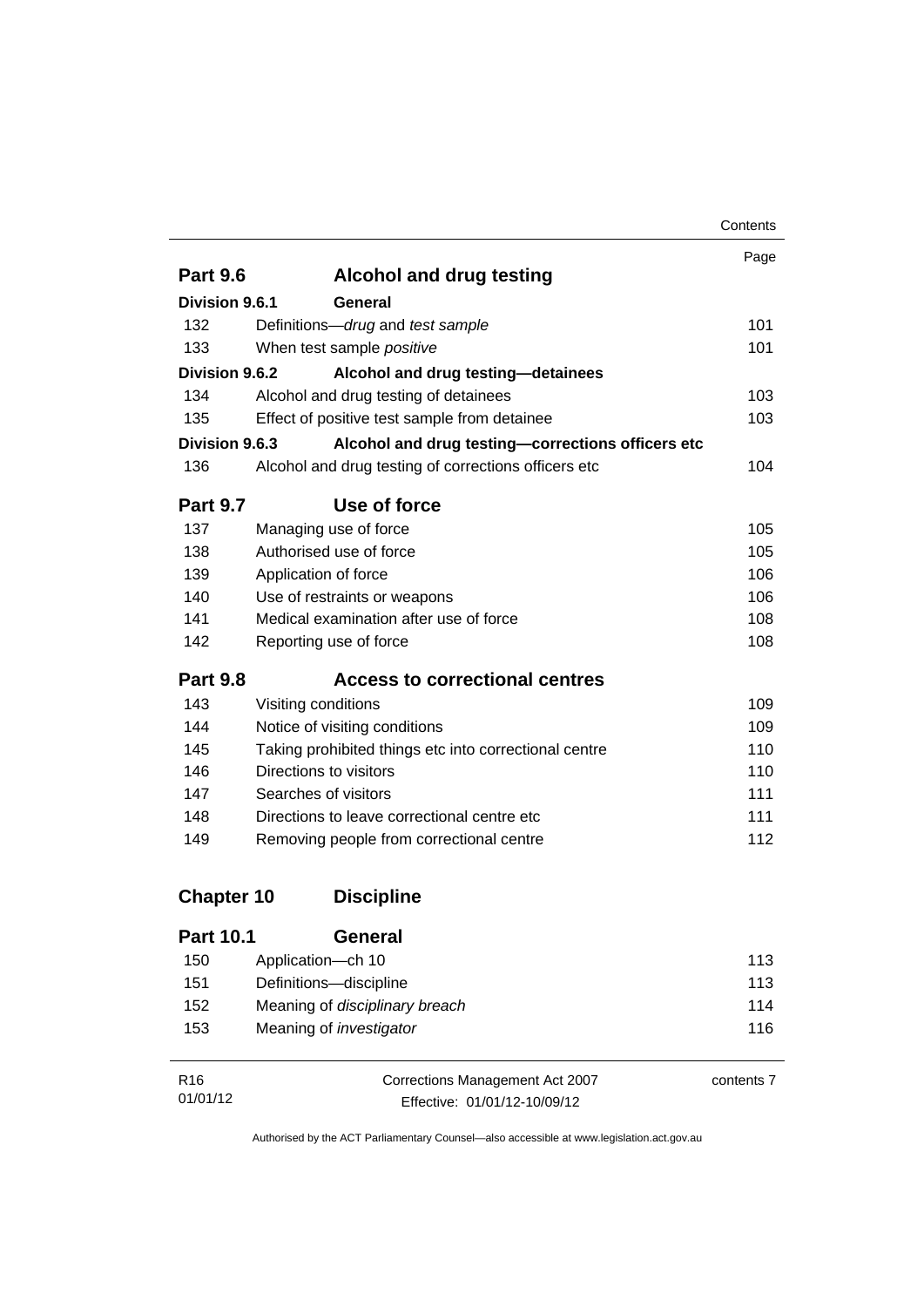| | | Page |
|---|---|---|
| **Part 9.6** | **Alcohol and drug testing** | |
| **Division 9.6.1** | **General** | |
| 132 | Definitions—*drug* and *test sample* | 101 |
| 133 | When test sample *positive* | 101 |
| **Division 9.6.2** | **Alcohol and drug testing—detainees** | |
| 134 | Alcohol and drug testing of detainees | 103 |
| 135 | Effect of positive test sample from detainee | 103 |
| **Division 9.6.3** | **Alcohol and drug testing—corrections officers etc** | |
| 136 | Alcohol and drug testing of corrections officers etc | 104 |
| **Part 9.7** | **Use of force** | |
| 137 | Managing use of force | 105 |
| 138 | Authorised use of force | 105 |
| 139 | Application of force | 106 |
| 140 | Use of restraints or weapons | 106 |
| 141 | Medical examination after use of force | 108 |
| 142 | Reporting use of force | 108 |
| **Part 9.8** | **Access to correctional centres** | |
| 143 | Visiting conditions | 109 |
| 144 | Notice of visiting conditions | 109 |
| 145 | Taking prohibited things etc into correctional centre | 110 |
| 146 | Directions to visitors | 110 |
| 147 | Searches of visitors | 111 |
| 148 | Directions to leave correctional centre etc | 111 |
| 149 | Removing people from correctional centre | 112 |
| **Chapter 10** | **Discipline** | |
| **Part 10.1** | **General** | |
| 150 | Application—ch 10 | 113 |
| 151 | Definitions—discipline | 113 |
| 152 | Meaning of *disciplinary breach* | 114 |
| 153 | Meaning of *investigator* | 116 |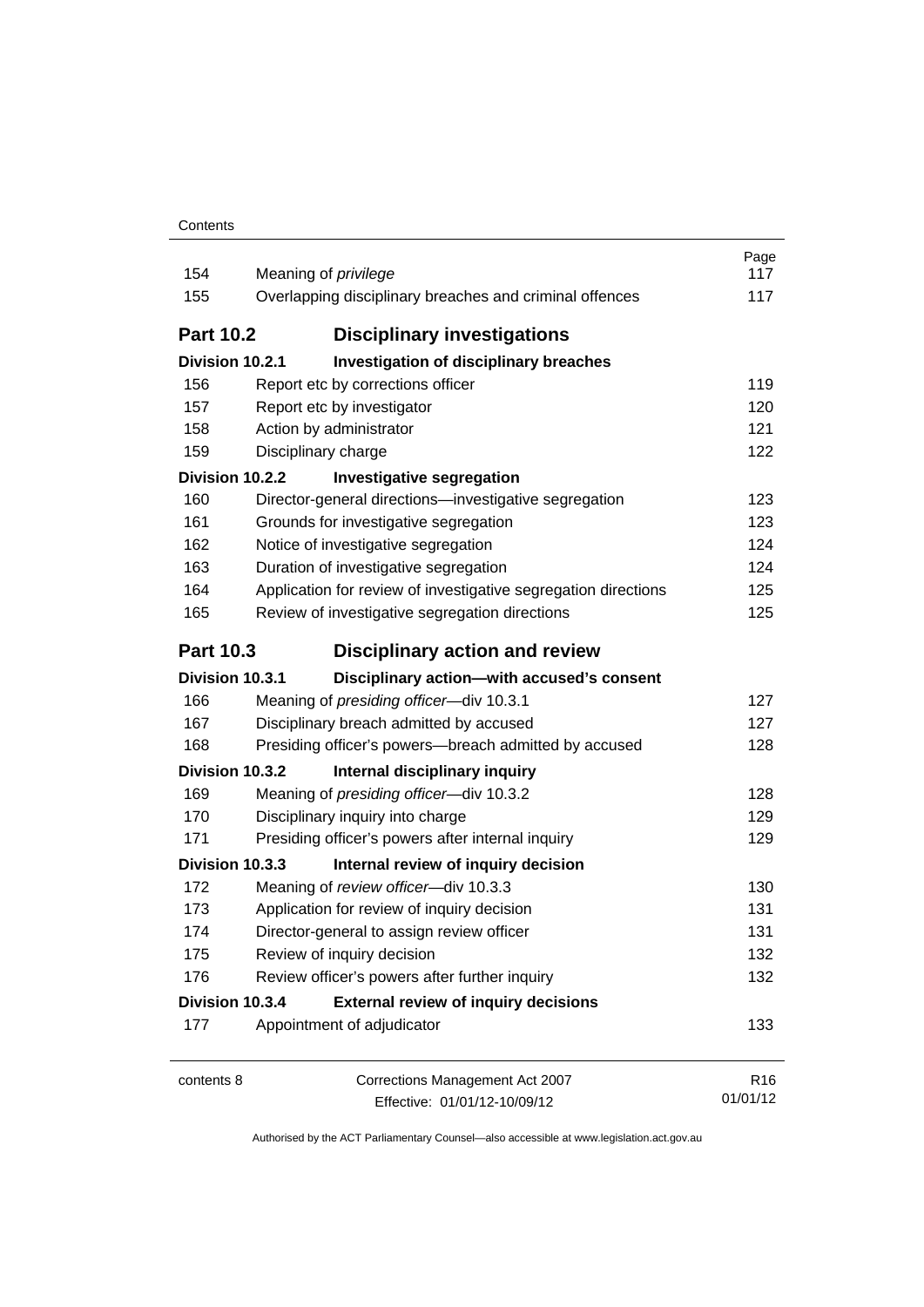| | | Page |
|---|---|---|
| 154 | Meaning of *privilege* | 117 |
| 155 | Overlapping disciplinary breaches and criminal offences | 117 |
| **Part 10.2** | **Disciplinary investigations** | |
| **Division 10.2.1** | **Investigation of disciplinary breaches** | |
| 156 | Report etc by corrections officer | 119 |
| 157 | Report etc by investigator | 120 |
| 158 | Action by administrator | 121 |
| 159 | Disciplinary charge | 122 |
| **Division 10.2.2** | **Investigative segregation** | |
| 160 | Director-general directions—investigative segregation | 123 |
| 161 | Grounds for investigative segregation | 123 |
| 162 | Notice of investigative segregation | 124 |
| 163 | Duration of investigative segregation | 124 |
| 164 | Application for review of investigative segregation directions | 125 |
| 165 | Review of investigative segregation directions | 125 |
| **Part 10.3** | **Disciplinary action and review** | |
| **Division 10.3.1** | **Disciplinary action—with accused's consent** | |
| 166 | Meaning of *presiding officer*—div 10.3.1 | 127 |
| 167 | Disciplinary breach admitted by accused | 127 |
| 168 | Presiding officer's powers—breach admitted by accused | 128 |
| **Division 10.3.2** | **Internal disciplinary inquiry** | |
| 169 | Meaning of *presiding officer*—div 10.3.2 | 128 |
| 170 | Disciplinary inquiry into charge | 129 |
| 171 | Presiding officer's powers after internal inquiry | 129 |
| **Division 10.3.3** | **Internal review of inquiry decision** | |
| 172 | Meaning of *review officer*—div 10.3.3 | 130 |
| 173 | Application for review of inquiry decision | 131 |
| 174 | Director-general to assign review officer | 131 |
| 175 | Review of inquiry decision | 132 |
| 176 | Review officer's powers after further inquiry | 132 |
| **Division 10.3.4** | **External review of inquiry decisions** | |
| 177 | Appointment of adjudicator | 133 |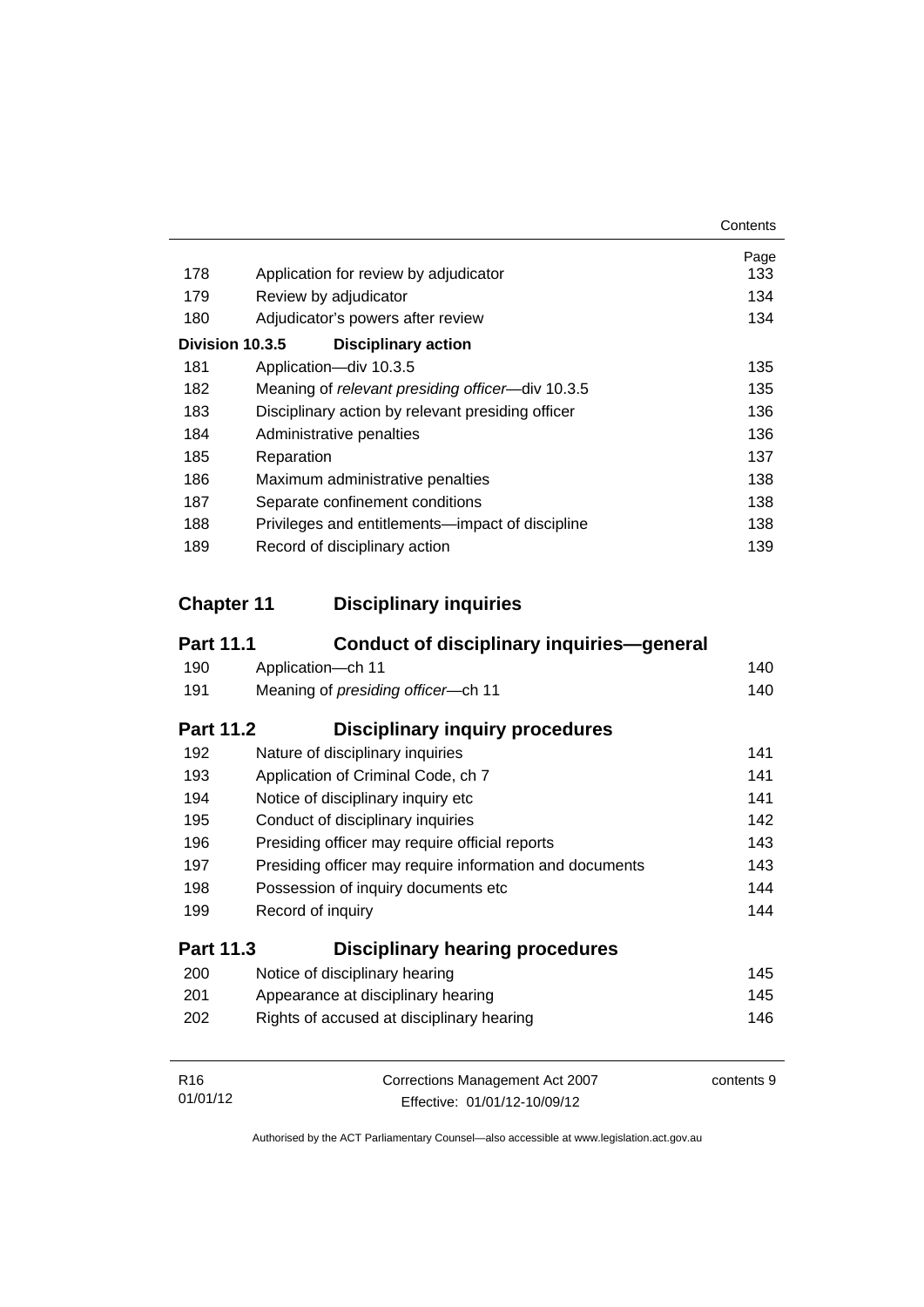| | | Page |
|---|---|---|
| 178 | Application for review by adjudicator | 133 |
| 179 | Review by adjudicator | 134 |
| 180 | Adjudicator's powers after review | 134 |
| **Division 10.3.5** | **Disciplinary action** | |
| 181 | Application—div 10.3.5 | 135 |
| 182 | Meaning of *relevant presiding officer*—div 10.3.5 | 135 |
| 183 | Disciplinary action by relevant presiding officer | 136 |
| 184 | Administrative penalties | 136 |
| 185 | Reparation | 137 |
| 186 | Maximum administrative penalties | 138 |
| 187 | Separate confinement conditions | 138 |
| 188 | Privileges and entitlements—impact of discipline | 138 |
| 189 | Record of disciplinary action | 139 |

## Chapter 11 Disciplinary inquiries

### Part 11.1 Conduct of disciplinary inquiries—general

| | | |
|---|---|---|
| 190 | Application—ch 11 | 140 |
| 191 | Meaning of *presiding officer*—ch 11 | 140 |

### Part 11.2 Disciplinary inquiry procedures

| | | |
|---|---|---|
| 192 | Nature of disciplinary inquiries | 141 |
| 193 | Application of Criminal Code, ch 7 | 141 |
| 194 | Notice of disciplinary inquiry etc | 141 |
| 195 | Conduct of disciplinary inquiries | 142 |
| 196 | Presiding officer may require official reports | 143 |
| 197 | Presiding officer may require information and documents | 143 |
| 198 | Possession of inquiry documents etc | 144 |
| 199 | Record of inquiry | 144 |

### Part 11.3 Disciplinary hearing procedures

| | | |
|---|---|---|
| 200 | Notice of disciplinary hearing | 145 |
| 201 | Appearance at disciplinary hearing | 145 |
| 202 | Rights of accused at disciplinary hearing | 146 |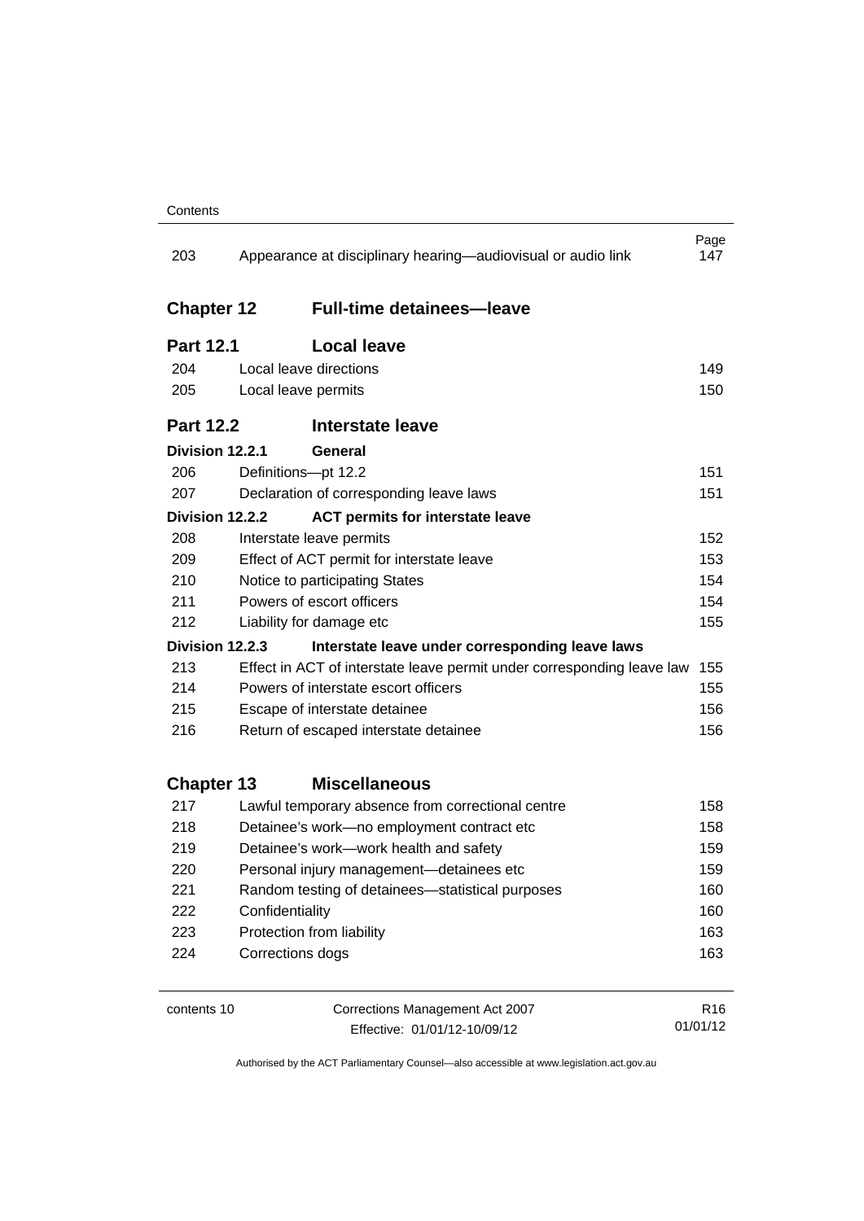| | | Page |
|---|---|---|
| 203 | Appearance at disciplinary hearing—audiovisual or audio link | 147 |

## Chapter 12 Full-time detainees—leave

### Part 12.1 Local leave

| | | |
|---|---|---|
| 204 | Local leave directions | 149 |
| 205 | Local leave permits | 150 |

### Part 12.2 Interstate leave

#### Division 12.2.1 General

| | | |
|---|---|---|
| 206 | Definitions—pt 12.2 | 151 |
| 207 | Declaration of corresponding leave laws | 151 |

#### Division 12.2.2 ACT permits for interstate leave

| | | |
|---|---|---|
| 208 | Interstate leave permits | 152 |
| 209 | Effect of ACT permit for interstate leave | 153 |
| 210 | Notice to participating States | 154 |
| 211 | Powers of escort officers | 154 |
| 212 | Liability for damage etc | 155 |

#### Division 12.2.3 Interstate leave under corresponding leave laws

| | | |
|---|---|---|
| 213 | Effect in ACT of interstate leave permit under corresponding leave law | 155 |
| 214 | Powers of interstate escort officers | 155 |
| 215 | Escape of interstate detainee | 156 |
| 216 | Return of escaped interstate detainee | 156 |

## Chapter 13 Miscellaneous

| | | |
|---|---|---|
| 217 | Lawful temporary absence from correctional centre | 158 |
| 218 | Detainee's work—no employment contract etc | 158 |
| 219 | Detainee's work—work health and safety | 159 |
| 220 | Personal injury management—detainees etc | 159 |
| 221 | Random testing of detainees—statistical purposes | 160 |
| 222 | Confidentiality | 160 |
| 223 | Protection from liability | 163 |
| 224 | Corrections dogs | 163 |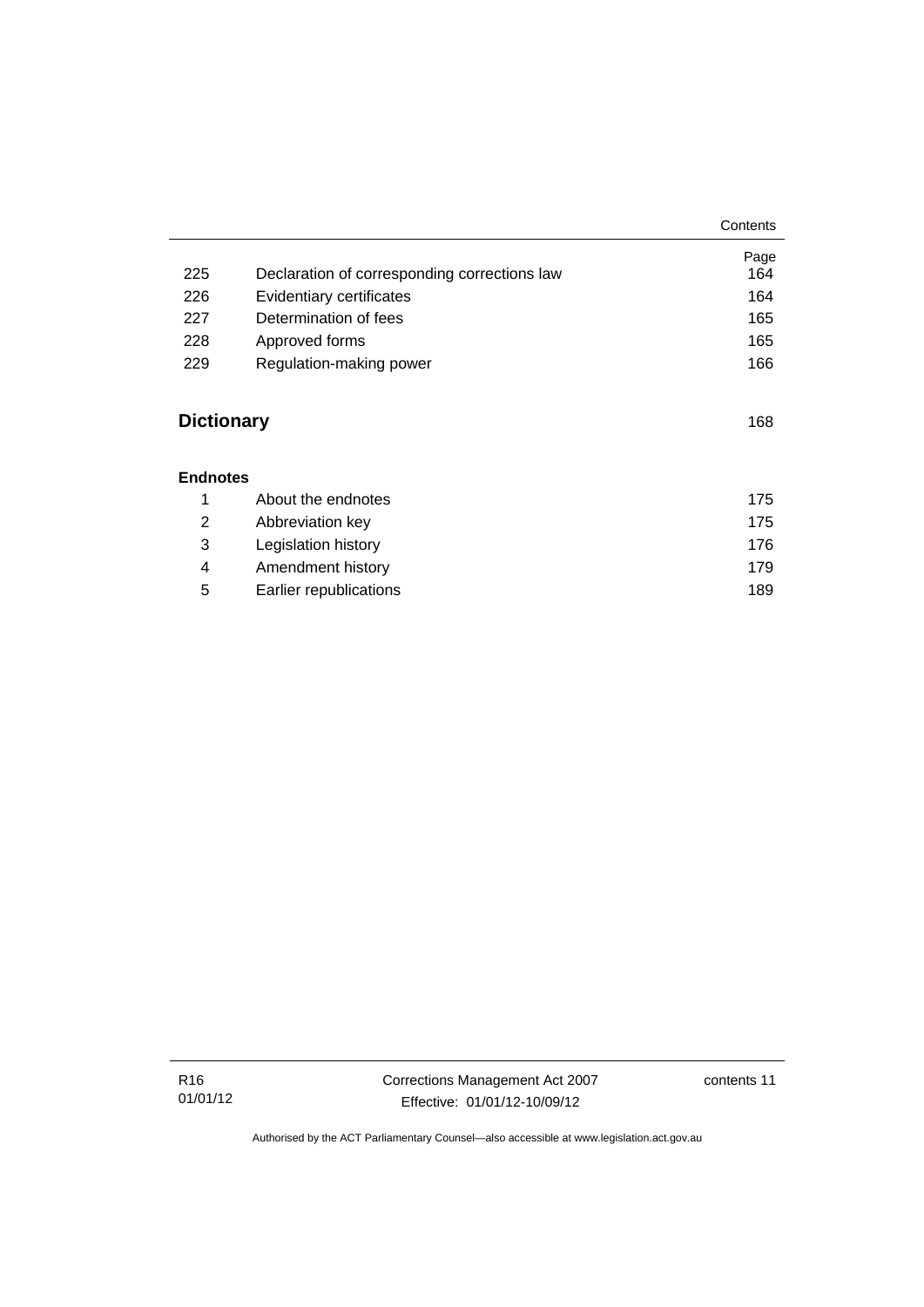| | | Page |
|---|---|---|
| 225 | Declaration of corresponding corrections law | 164 |
| 226 | Evidentiary certificates | 164 |
| 227 | Determination of fees | 165 |
| 228 | Approved forms | 165 |
| 229 | Regulation-making power | 166 |

**Dictionary** 168

**Endnotes**

| | | |
|---|---|---|
| 1 | About the endnotes | 175 |
| 2 | Abbreviation key | 175 |
| 3 | Legislation history | 176 |
| 4 | Amendment history | 179 |
| 5 | Earlier republications | 189 |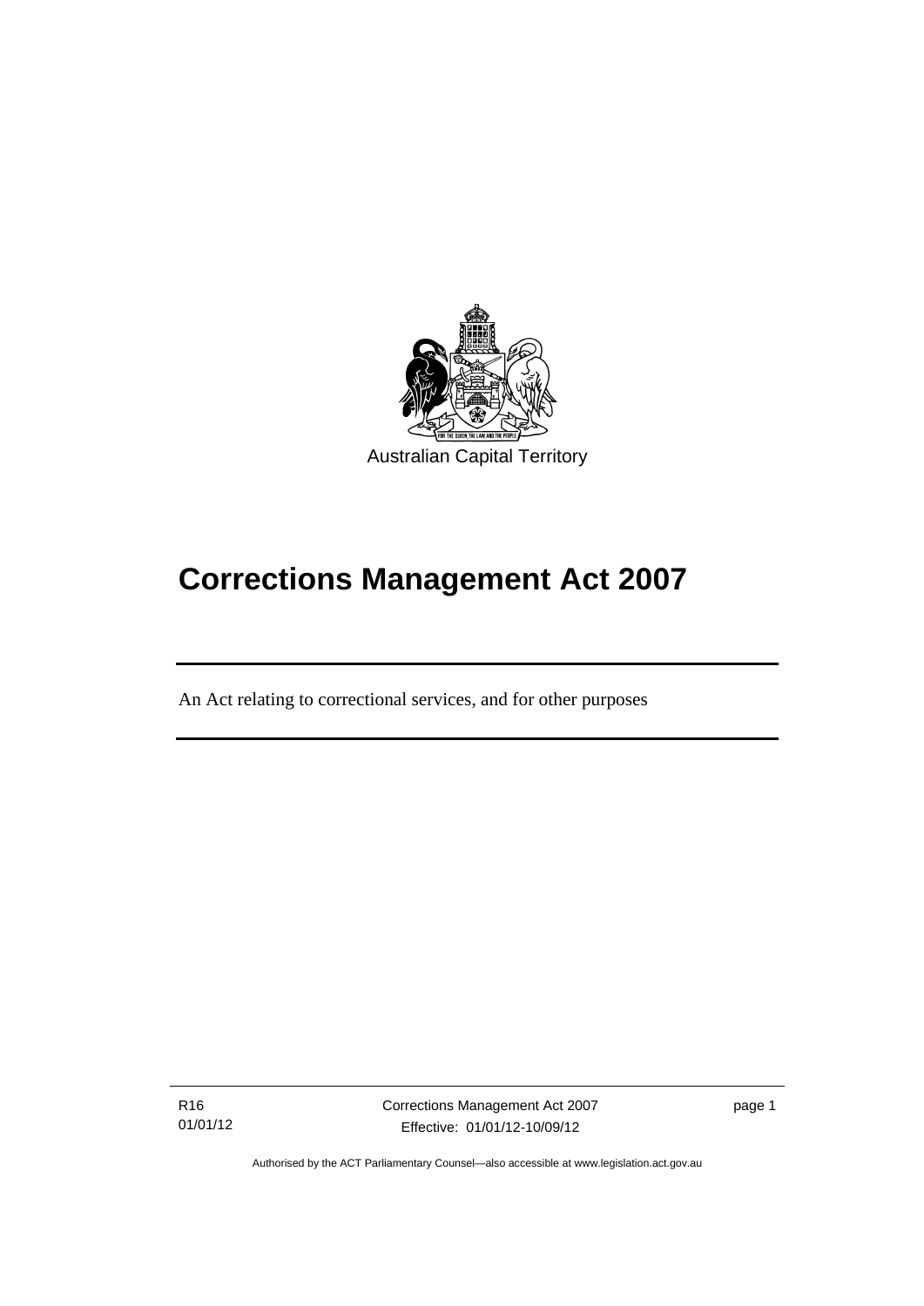Australian Capital Territory

# Corrections Management Act 2007

An Act relating to correctional services, and for other purposes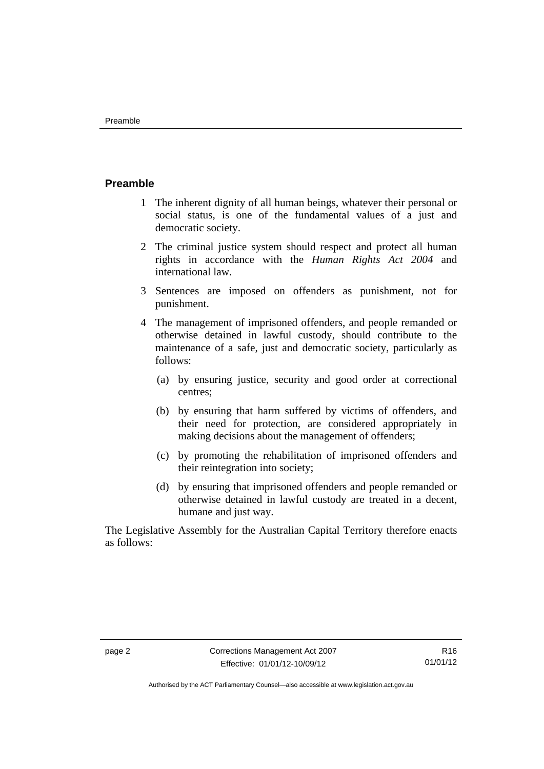## Preamble

1 The inherent dignity of all human beings, whatever their personal or social status, is one of the fundamental values of a just and democratic society.

2 The criminal justice system should respect and protect all human rights in accordance with the *Human Rights Act 2004* and international law.

3 Sentences are imposed on offenders as punishment, not for punishment.

4 The management of imprisoned offenders, and people remanded or otherwise detained in lawful custody, should contribute to the maintenance of a safe, just and democratic society, particularly as follows:

   (a) by ensuring justice, security and good order at correctional centres;

   (b) by ensuring that harm suffered by victims of offenders, and their need for protection, are considered appropriately in making decisions about the management of offenders;

   (c) by promoting the rehabilitation of imprisoned offenders and their reintegration into society;

   (d) by ensuring that imprisoned offenders and people remanded or otherwise detained in lawful custody are treated in a decent, humane and just way.

The Legislative Assembly for the Australian Capital Territory therefore enacts as follows: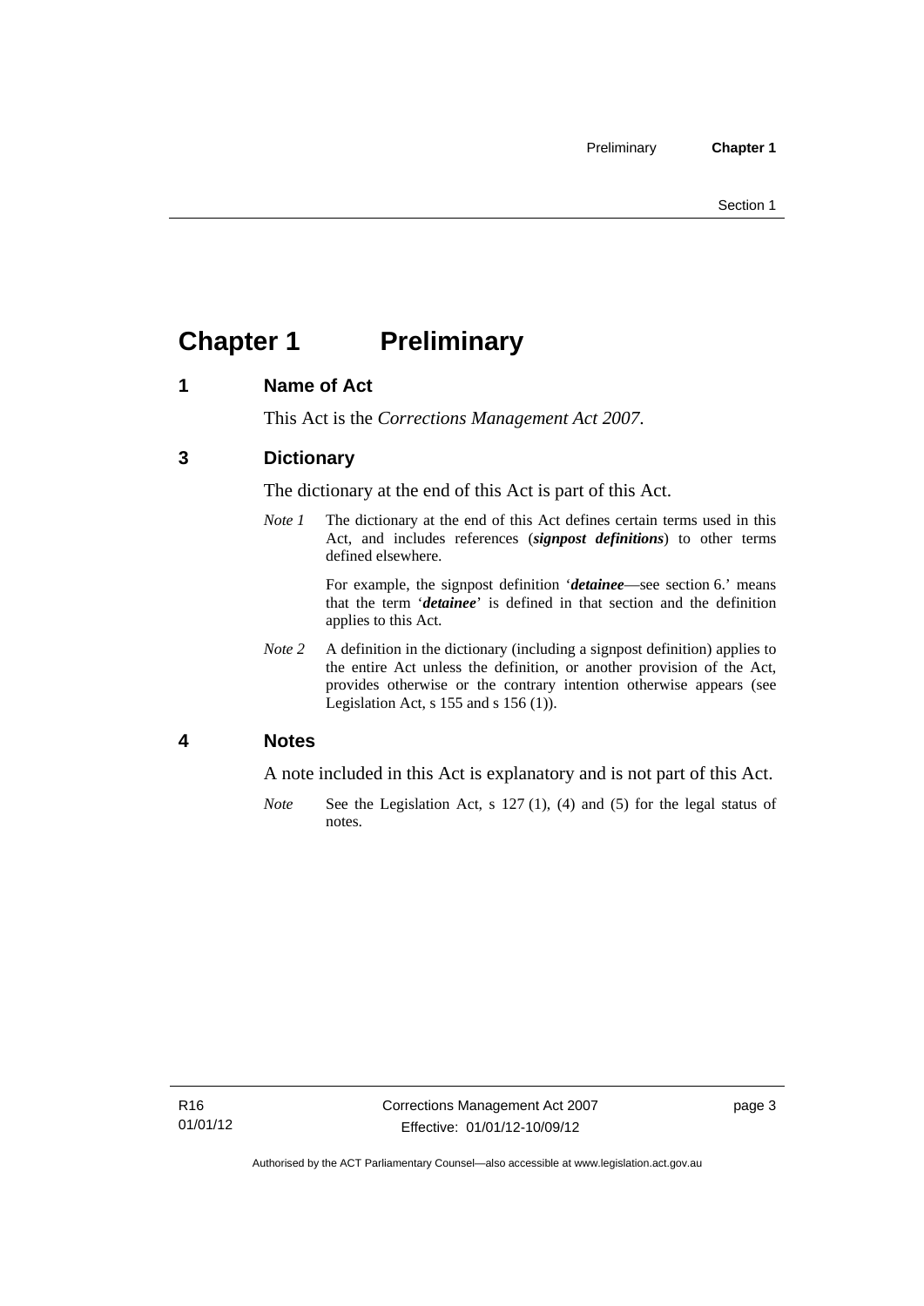# Chapter 1 Preliminary

## 1 Name of Act

This Act is the *Corrections Management Act 2007*.

## 3 Dictionary

The dictionary at the end of this Act is part of this Act.

*Note 1* The dictionary at the end of this Act defines certain terms used in this Act, and includes references (***signpost definitions***) to other terms defined elsewhere.

For example, the signpost definition '***detainee***—see section 6.' means that the term '***detainee***' is defined in that section and the definition applies to this Act.

*Note 2* A definition in the dictionary (including a signpost definition) applies to the entire Act unless the definition, or another provision of the Act, provides otherwise or the contrary intention otherwise appears (see Legislation Act, s 155 and s 156 (1)).

## 4 Notes

A note included in this Act is explanatory and is not part of this Act.

*Note* See the Legislation Act, s 127 (1), (4) and (5) for the legal status of notes.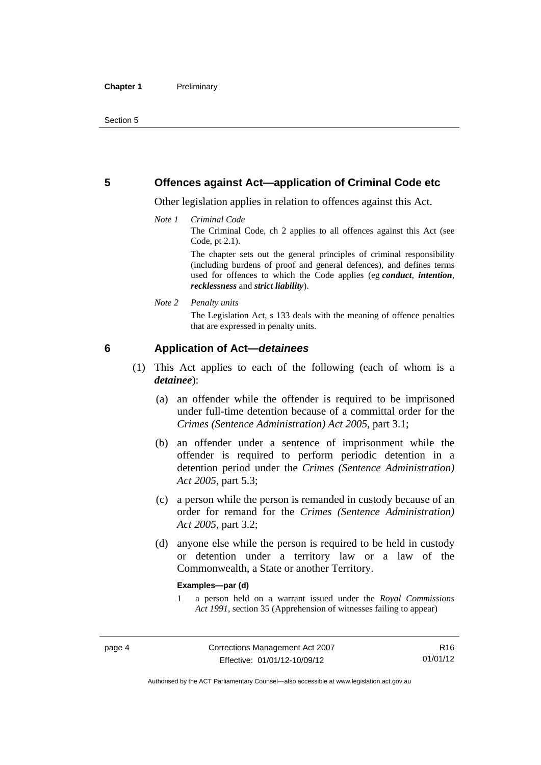## 5 Offences against Act—application of Criminal Code etc

Other legislation applies in relation to offences against this Act.

*Note 1* *Criminal Code*

The Criminal Code, ch 2 applies to all offences against this Act (see Code, pt 2.1).

The chapter sets out the general principles of criminal responsibility (including burdens of proof and general defences), and defines terms used for offences to which the Code applies (eg ***conduct***, ***intention***, ***recklessness*** and ***strict liability***).

*Note 2* *Penalty units*

The Legislation Act, s 133 deals with the meaning of offence penalties that are expressed in penalty units.

## 6 Application of Act—*detainees*

(1) This Act applies to each of the following (each of whom is a ***detainee***):

(a) an offender while the offender is required to be imprisoned under full-time detention because of a committal order for the *Crimes (Sentence Administration) Act 2005*, part 3.1;

(b) an offender under a sentence of imprisonment while the offender is required to perform periodic detention in a detention period under the *Crimes (Sentence Administration) Act 2005*, part 5.3;

(c) a person while the person is remanded in custody because of an order for remand for the *Crimes (Sentence Administration) Act 2005*, part 3.2;

(d) anyone else while the person is required to be held in custody or detention under a territory law or a law of the Commonwealth, a State or another Territory.

**Examples—par (d)**

1 a person held on a warrant issued under the *Royal Commissions Act 1991*, section 35 (Apprehension of witnesses failing to appear)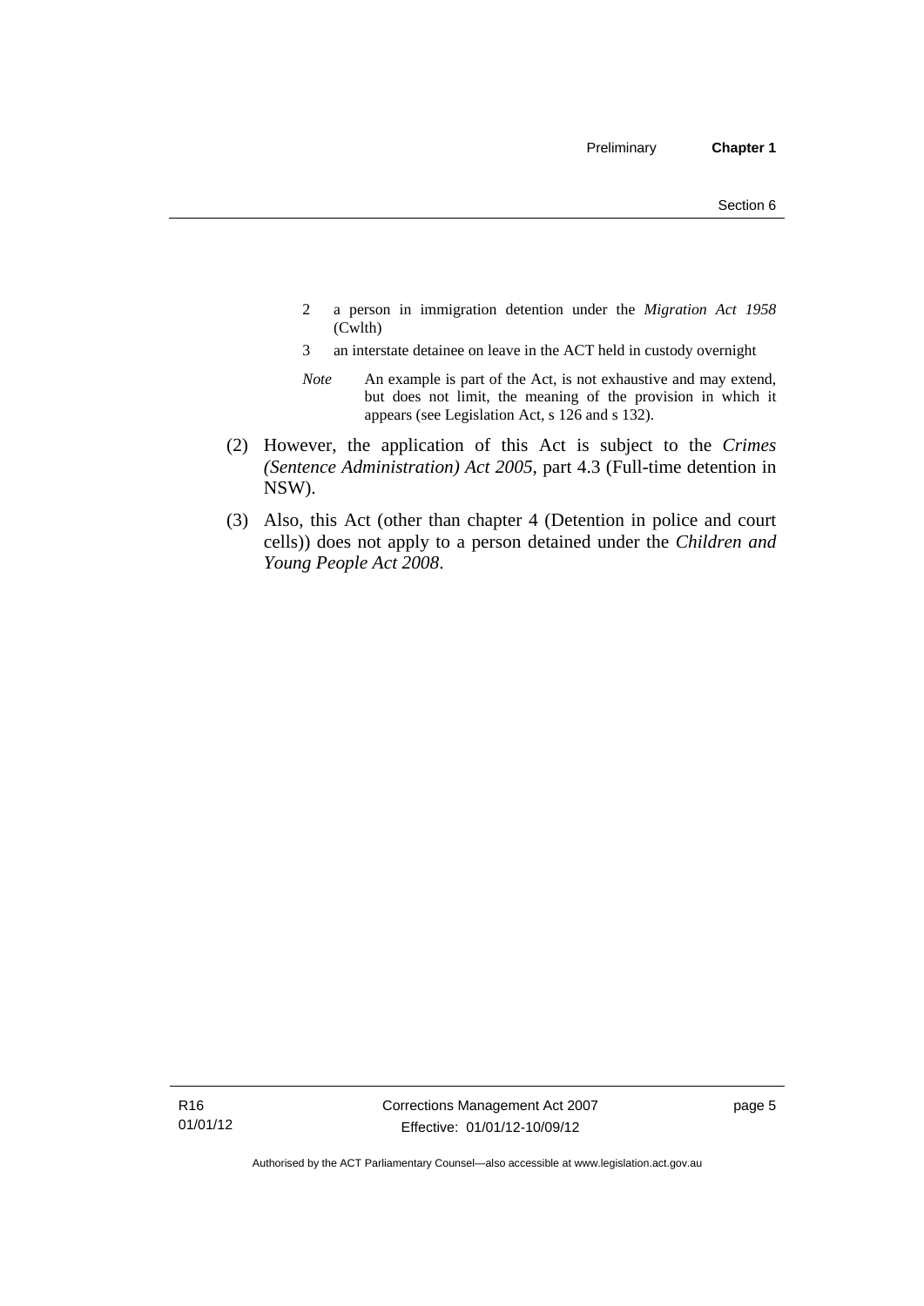2 a person in immigration detention under the *Migration Act 1958* (Cwlth)

3 an interstate detainee on leave in the ACT held in custody overnight

*Note* An example is part of the Act, is not exhaustive and may extend, but does not limit, the meaning of the provision in which it appears (see Legislation Act, s 126 and s 132).

(2) However, the application of this Act is subject to the *Crimes (Sentence Administration) Act 2005*, part 4.3 (Full-time detention in NSW).

(3) Also, this Act (other than chapter 4 (Detention in police and court cells)) does not apply to a person detained under the *Children and Young People Act 2008*.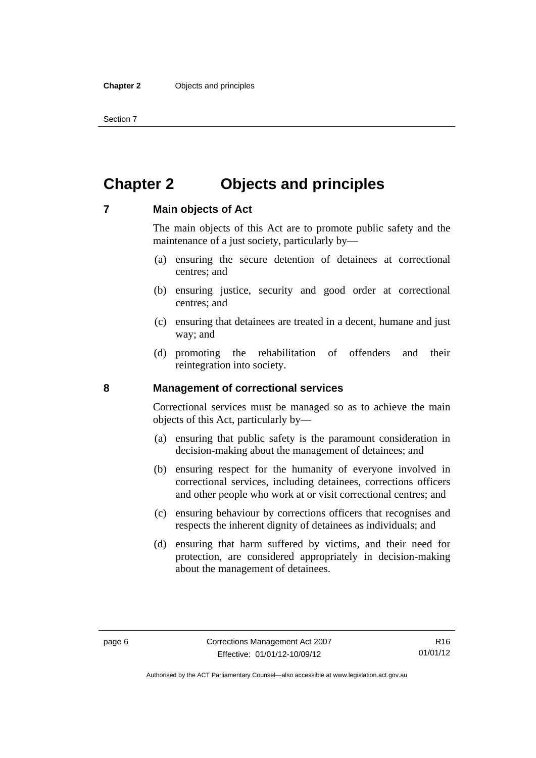# Chapter 2 Objects and principles

## 7 Main objects of Act

The main objects of this Act are to promote public safety and the maintenance of a just society, particularly by—

(a) ensuring the secure detention of detainees at correctional centres; and

(b) ensuring justice, security and good order at correctional centres; and

(c) ensuring that detainees are treated in a decent, humane and just way; and

(d) promoting the rehabilitation of offenders and their reintegration into society.

## 8 Management of correctional services

Correctional services must be managed so as to achieve the main objects of this Act, particularly by—

(a) ensuring that public safety is the paramount consideration in decision-making about the management of detainees; and

(b) ensuring respect for the humanity of everyone involved in correctional services, including detainees, corrections officers and other people who work at or visit correctional centres; and

(c) ensuring behaviour by corrections officers that recognises and respects the inherent dignity of detainees as individuals; and

(d) ensuring that harm suffered by victims, and their need for protection, are considered appropriately in decision-making about the management of detainees.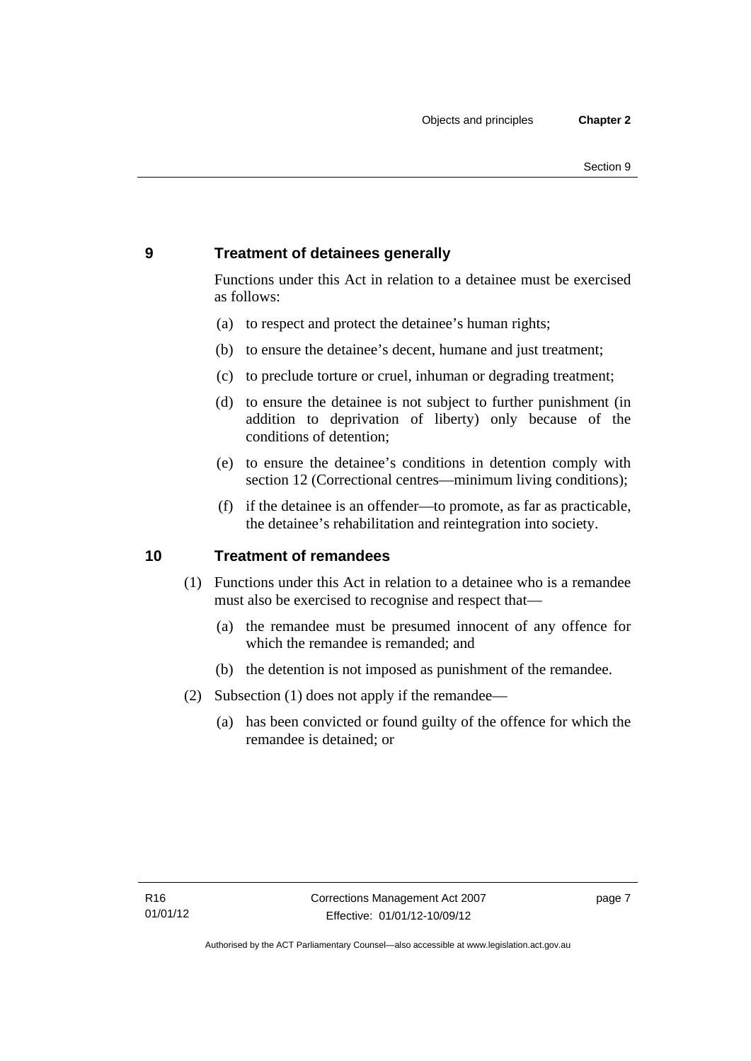## 9 Treatment of detainees generally

Functions under this Act in relation to a detainee must be exercised as follows:

(a) to respect and protect the detainee's human rights;

(b) to ensure the detainee's decent, humane and just treatment;

(c) to preclude torture or cruel, inhuman or degrading treatment;

(d) to ensure the detainee is not subject to further punishment (in addition to deprivation of liberty) only because of the conditions of detention;

(e) to ensure the detainee's conditions in detention comply with section 12 (Correctional centres—minimum living conditions);

(f) if the detainee is an offender—to promote, as far as practicable, the detainee's rehabilitation and reintegration into society.

## 10 Treatment of remandees

(1) Functions under this Act in relation to a detainee who is a remandee must also be exercised to recognise and respect that—

(a) the remandee must be presumed innocent of any offence for which the remandee is remanded; and

(b) the detention is not imposed as punishment of the remandee.

(2) Subsection (1) does not apply if the remandee—

(a) has been convicted or found guilty of the offence for which the remandee is detained; or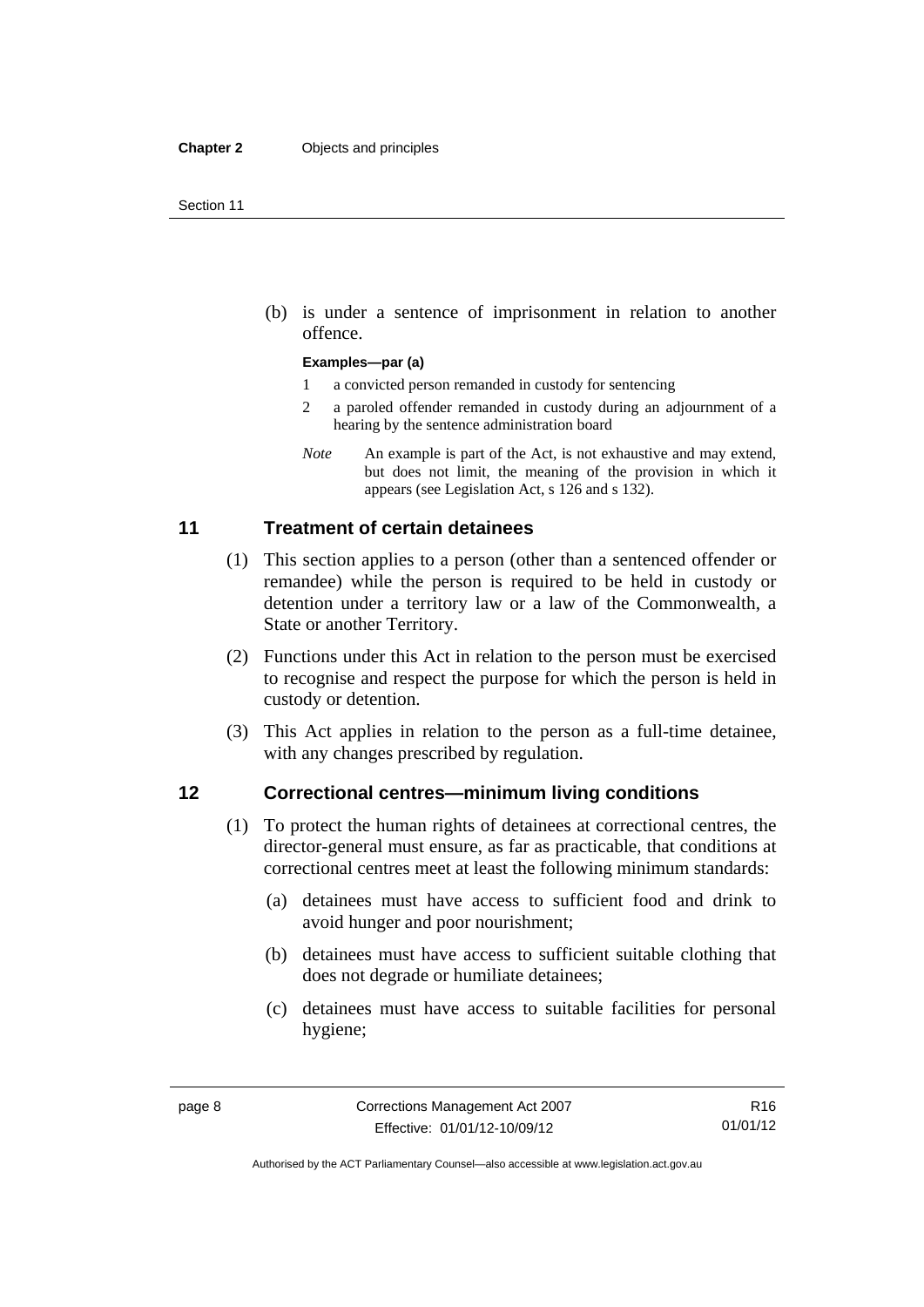(b) is under a sentence of imprisonment in relation to another offence.

**Examples—par (a)**

1 a convicted person remanded in custody for sentencing

2 a paroled offender remanded in custody during an adjournment of a hearing by the sentence administration board

*Note* An example is part of the Act, is not exhaustive and may extend, but does not limit, the meaning of the provision in which it appears (see Legislation Act, s 126 and s 132).

## 11 Treatment of certain detainees

(1) This section applies to a person (other than a sentenced offender or remandee) while the person is required to be held in custody or detention under a territory law or a law of the Commonwealth, a State or another Territory.

(2) Functions under this Act in relation to the person must be exercised to recognise and respect the purpose for which the person is held in custody or detention.

(3) This Act applies in relation to the person as a full-time detainee, with any changes prescribed by regulation.

## 12 Correctional centres—minimum living conditions

(1) To protect the human rights of detainees at correctional centres, the director-general must ensure, as far as practicable, that conditions at correctional centres meet at least the following minimum standards:

(a) detainees must have access to sufficient food and drink to avoid hunger and poor nourishment;

(b) detainees must have access to sufficient suitable clothing that does not degrade or humiliate detainees;

(c) detainees must have access to suitable facilities for personal hygiene;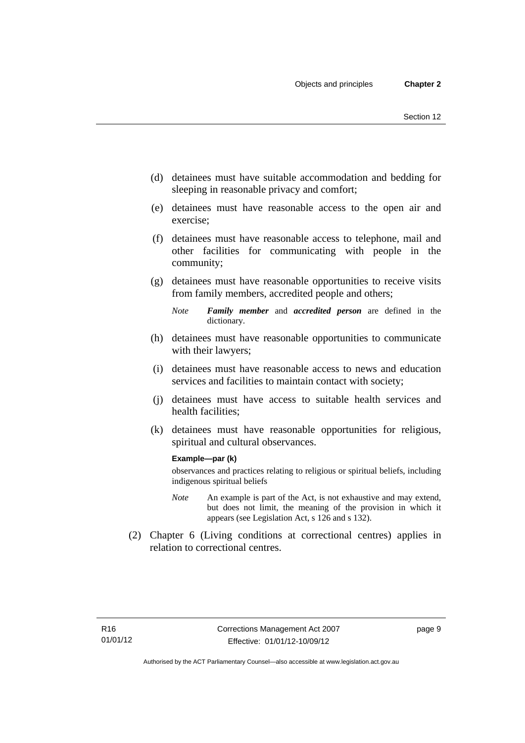(d) detainees must have suitable accommodation and bedding for sleeping in reasonable privacy and comfort;

(e) detainees must have reasonable access to the open air and exercise;

(f) detainees must have reasonable access to telephone, mail and other facilities for communicating with people in the community;

(g) detainees must have reasonable opportunities to receive visits from family members, accredited people and others;

*Note* ***Family member*** and ***accredited person*** are defined in the dictionary.

(h) detainees must have reasonable opportunities to communicate with their lawyers;

(i) detainees must have reasonable access to news and education services and facilities to maintain contact with society;

(j) detainees must have access to suitable health services and health facilities;

(k) detainees must have reasonable opportunities for religious, spiritual and cultural observances.

**Example—par (k)**

observances and practices relating to religious or spiritual beliefs, including indigenous spiritual beliefs

*Note* An example is part of the Act, is not exhaustive and may extend, but does not limit, the meaning of the provision in which it appears (see Legislation Act, s 126 and s 132).

(2) Chapter 6 (Living conditions at correctional centres) applies in relation to correctional centres.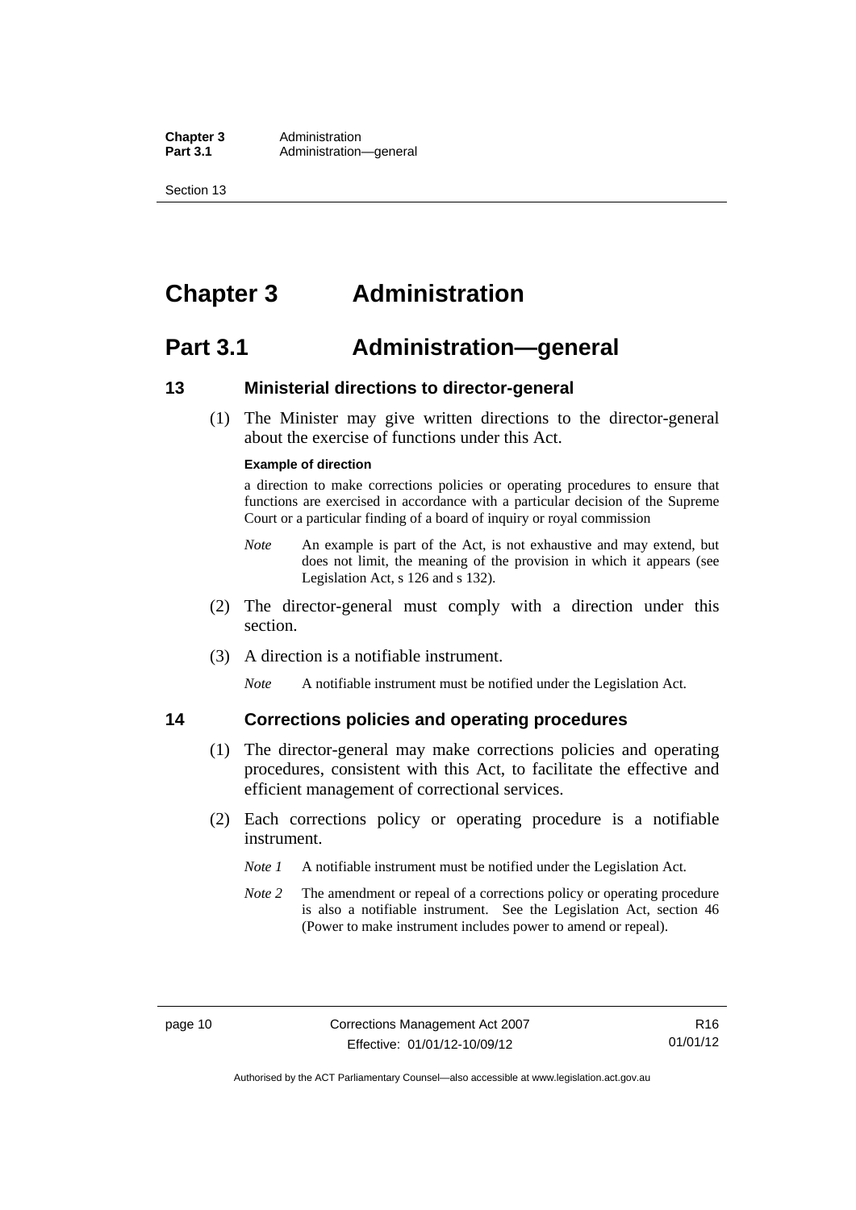# Chapter 3 Administration

## Part 3.1 Administration—general

### 13 Ministerial directions to director-general

(1) The Minister may give written directions to the director-general about the exercise of functions under this Act.

**Example of direction**

a direction to make corrections policies or operating procedures to ensure that functions are exercised in accordance with a particular decision of the Supreme Court or a particular finding of a board of inquiry or royal commission

*Note* An example is part of the Act, is not exhaustive and may extend, but does not limit, the meaning of the provision in which it appears (see Legislation Act, s 126 and s 132).

(2) The director-general must comply with a direction under this section.

(3) A direction is a notifiable instrument.

*Note* A notifiable instrument must be notified under the Legislation Act.

### 14 Corrections policies and operating procedures

(1) The director-general may make corrections policies and operating procedures, consistent with this Act, to facilitate the effective and efficient management of correctional services.

(2) Each corrections policy or operating procedure is a notifiable instrument.

*Note 1* A notifiable instrument must be notified under the Legislation Act.

*Note 2* The amendment or repeal of a corrections policy or operating procedure is also a notifiable instrument. See the Legislation Act, section 46 (Power to make instrument includes power to amend or repeal).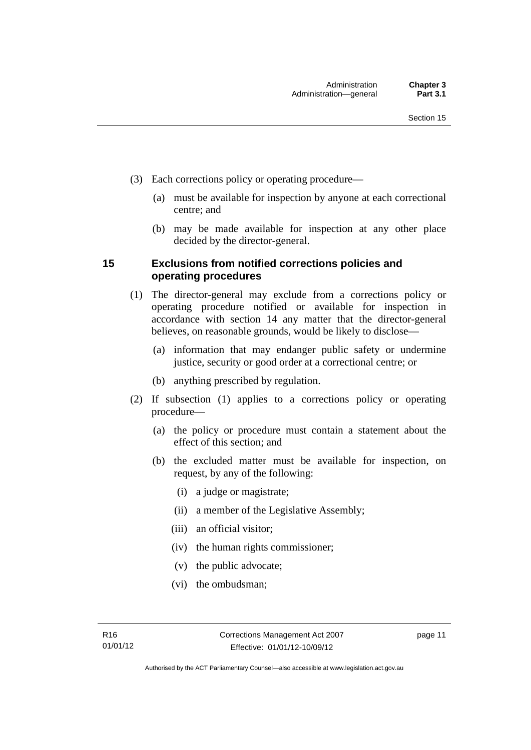(3) Each corrections policy or operating procedure—

(a) must be available for inspection by anyone at each correctional centre; and

(b) may be made available for inspection at any other place decided by the director-general.

## 15 Exclusions from notified corrections policies and operating procedures

(1) The director-general may exclude from a corrections policy or operating procedure notified or available for inspection in accordance with section 14 any matter that the director-general believes, on reasonable grounds, would be likely to disclose—

(a) information that may endanger public safety or undermine justice, security or good order at a correctional centre; or

(b) anything prescribed by regulation.

(2) If subsection (1) applies to a corrections policy or operating procedure—

(a) the policy or procedure must contain a statement about the effect of this section; and

(b) the excluded matter must be available for inspection, on request, by any of the following:

(i) a judge or magistrate;

(ii) a member of the Legislative Assembly;

(iii) an official visitor;

(iv) the human rights commissioner;

(v) the public advocate;

(vi) the ombudsman;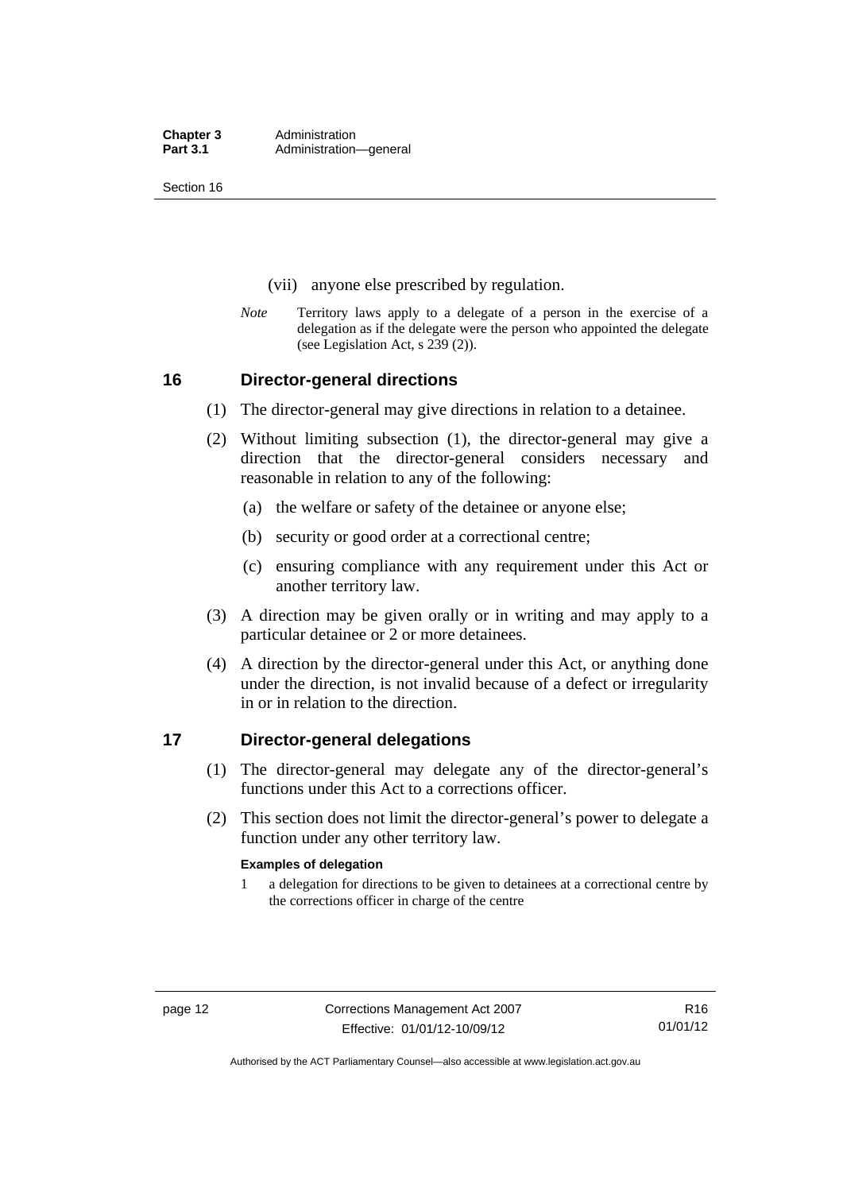(vii) anyone else prescribed by regulation.

*Note* Territory laws apply to a delegate of a person in the exercise of a delegation as if the delegate were the person who appointed the delegate (see Legislation Act, s 239 (2)).

## 16 Director-general directions

(1) The director-general may give directions in relation to a detainee.

(2) Without limiting subsection (1), the director-general may give a direction that the director-general considers necessary and reasonable in relation to any of the following:

(a) the welfare or safety of the detainee or anyone else;

(b) security or good order at a correctional centre;

(c) ensuring compliance with any requirement under this Act or another territory law.

(3) A direction may be given orally or in writing and may apply to a particular detainee or 2 or more detainees.

(4) A direction by the director-general under this Act, or anything done under the direction, is not invalid because of a defect or irregularity in or in relation to the direction.

## 17 Director-general delegations

(1) The director-general may delegate any of the director-general's functions under this Act to a corrections officer.

(2) This section does not limit the director-general's power to delegate a function under any other territory law.

**Examples of delegation**

1 a delegation for directions to be given to detainees at a correctional centre by the corrections officer in charge of the centre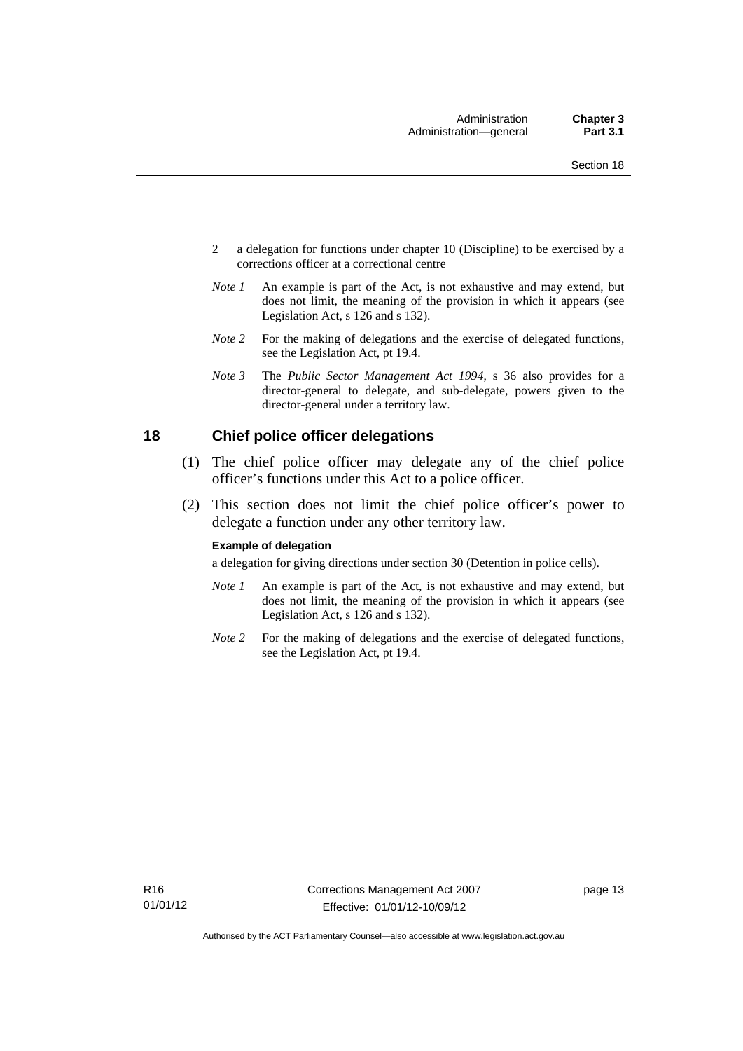2 a delegation for functions under chapter 10 (Discipline) to be exercised by a corrections officer at a correctional centre

*Note 1* An example is part of the Act, is not exhaustive and may extend, but does not limit, the meaning of the provision in which it appears (see Legislation Act, s 126 and s 132).

*Note 2* For the making of delegations and the exercise of delegated functions, see the Legislation Act, pt 19.4.

*Note 3* The *Public Sector Management Act 1994*, s 36 also provides for a director-general to delegate, and sub-delegate, powers given to the director-general under a territory law.

## 18 Chief police officer delegations

(1) The chief police officer may delegate any of the chief police officer's functions under this Act to a police officer.

(2) This section does not limit the chief police officer's power to delegate a function under any other territory law.

**Example of delegation**

a delegation for giving directions under section 30 (Detention in police cells).

*Note 1* An example is part of the Act, is not exhaustive and may extend, but does not limit, the meaning of the provision in which it appears (see Legislation Act, s 126 and s 132).

*Note 2* For the making of delegations and the exercise of delegated functions, see the Legislation Act, pt 19.4.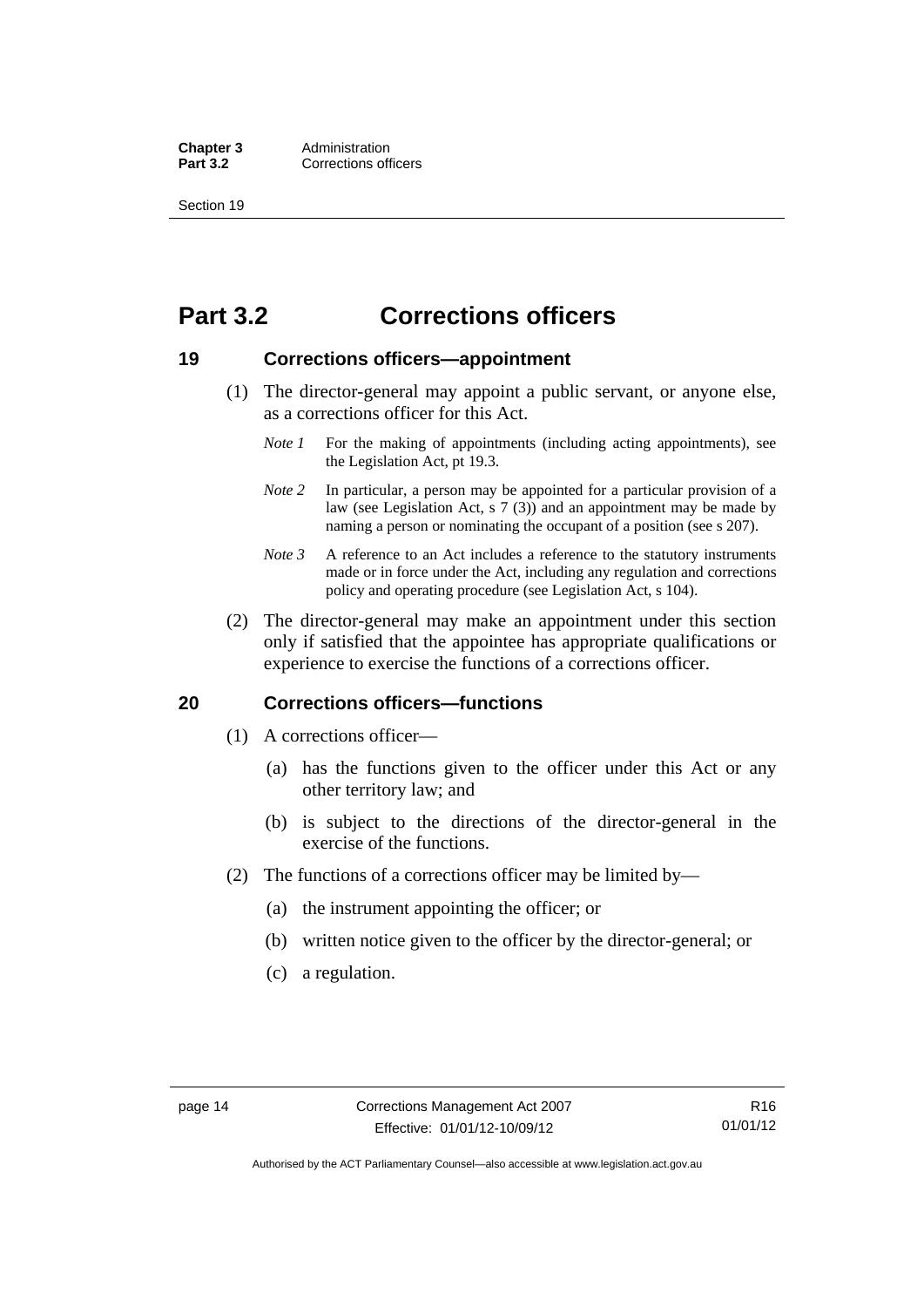# Part 3.2 Corrections officers

## 19 Corrections officers—appointment

(1) The director-general may appoint a public servant, or anyone else, as a corrections officer for this Act.

*Note 1* For the making of appointments (including acting appointments), see the Legislation Act, pt 19.3.

*Note 2* In particular, a person may be appointed for a particular provision of a law (see Legislation Act, s 7 (3)) and an appointment may be made by naming a person or nominating the occupant of a position (see s 207).

*Note 3* A reference to an Act includes a reference to the statutory instruments made or in force under the Act, including any regulation and corrections policy and operating procedure (see Legislation Act, s 104).

(2) The director-general may make an appointment under this section only if satisfied that the appointee has appropriate qualifications or experience to exercise the functions of a corrections officer.

## 20 Corrections officers—functions

(1) A corrections officer—

(a) has the functions given to the officer under this Act or any other territory law; and

(b) is subject to the directions of the director-general in the exercise of the functions.

(2) The functions of a corrections officer may be limited by—

(a) the instrument appointing the officer; or

(b) written notice given to the officer by the director-general; or

(c) a regulation.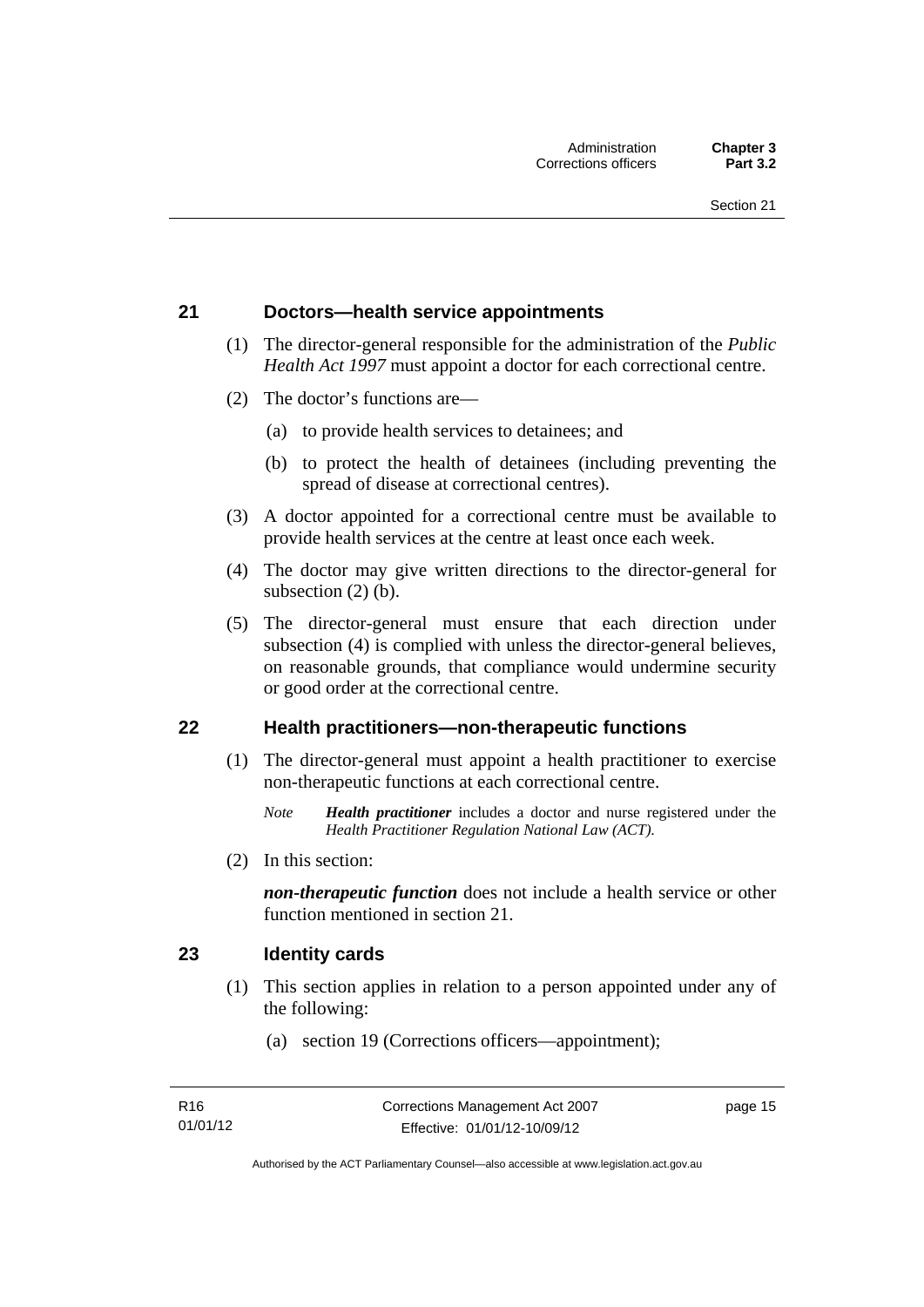## 21 Doctors—health service appointments

(1) The director-general responsible for the administration of the *Public Health Act 1997* must appoint a doctor for each correctional centre.

(2) The doctor's functions are—

(a) to provide health services to detainees; and

(b) to protect the health of detainees (including preventing the spread of disease at correctional centres).

(3) A doctor appointed for a correctional centre must be available to provide health services at the centre at least once each week.

(4) The doctor may give written directions to the director-general for subsection (2) (b).

(5) The director-general must ensure that each direction under subsection (4) is complied with unless the director-general believes, on reasonable grounds, that compliance would undermine security or good order at the correctional centre.

## 22 Health practitioners—non-therapeutic functions

(1) The director-general must appoint a health practitioner to exercise non-therapeutic functions at each correctional centre.

*Note* ***Health practitioner*** *includes a doctor and nurse registered under the Health Practitioner Regulation National Law (ACT).*

(2) In this section:

***non-therapeutic function*** does not include a health service or other function mentioned in section 21.

## 23 Identity cards

(1) This section applies in relation to a person appointed under any of the following:

(a) section 19 (Corrections officers—appointment);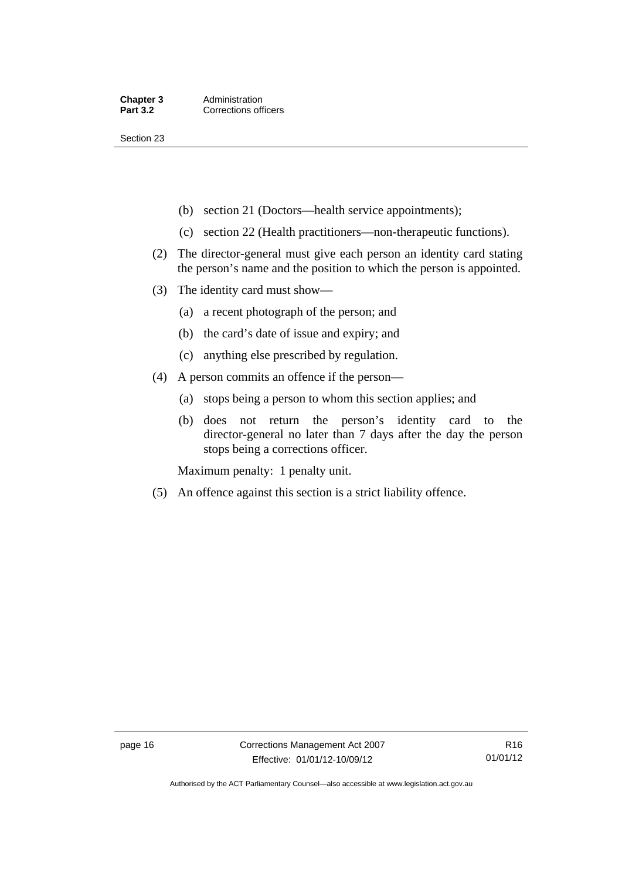(b) section 21 (Doctors—health service appointments);

(c) section 22 (Health practitioners—non-therapeutic functions).

(2) The director-general must give each person an identity card stating the person's name and the position to which the person is appointed.

(3) The identity card must show—

(a) a recent photograph of the person; and

(b) the card's date of issue and expiry; and

(c) anything else prescribed by regulation.

(4) A person commits an offence if the person—

(a) stops being a person to whom this section applies; and

(b) does not return the person's identity card to the director-general no later than 7 days after the day the person stops being a corrections officer.

Maximum penalty: 1 penalty unit.

(5) An offence against this section is a strict liability offence.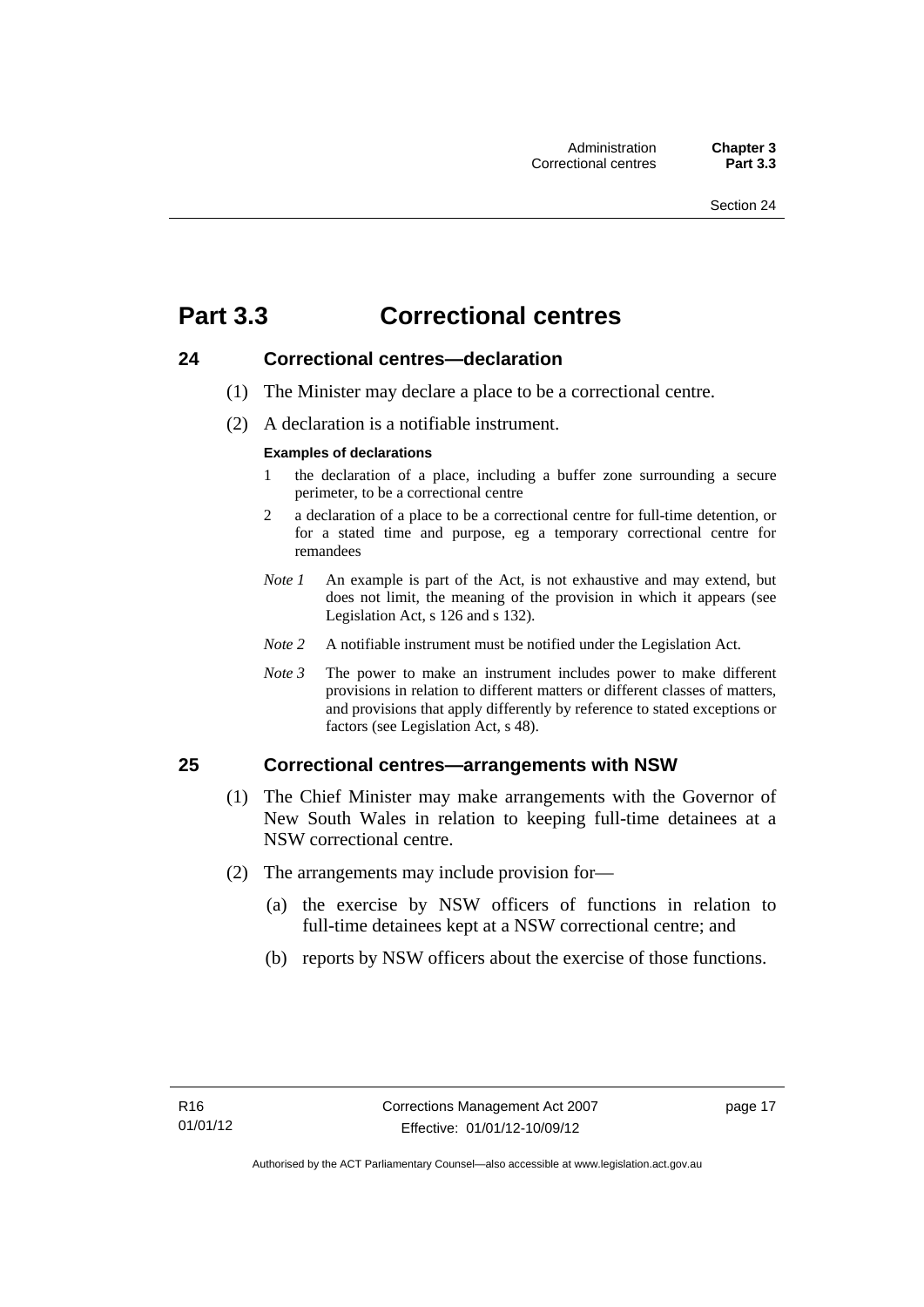# Part 3.3 Correctional centres

## 24 Correctional centres—declaration

(1) The Minister may declare a place to be a correctional centre.

(2) A declaration is a notifiable instrument.

**Examples of declarations**

1 the declaration of a place, including a buffer zone surrounding a secure perimeter, to be a correctional centre

2 a declaration of a place to be a correctional centre for full-time detention, or for a stated time and purpose, eg a temporary correctional centre for remandees

*Note 1* An example is part of the Act, is not exhaustive and may extend, but does not limit, the meaning of the provision in which it appears (see Legislation Act, s 126 and s 132).

*Note 2* A notifiable instrument must be notified under the Legislation Act.

*Note 3* The power to make an instrument includes power to make different provisions in relation to different matters or different classes of matters, and provisions that apply differently by reference to stated exceptions or factors (see Legislation Act, s 48).

## 25 Correctional centres—arrangements with NSW

(1) The Chief Minister may make arrangements with the Governor of New South Wales in relation to keeping full-time detainees at a NSW correctional centre.

(2) The arrangements may include provision for—

(a) the exercise by NSW officers of functions in relation to full-time detainees kept at a NSW correctional centre; and

(b) reports by NSW officers about the exercise of those functions.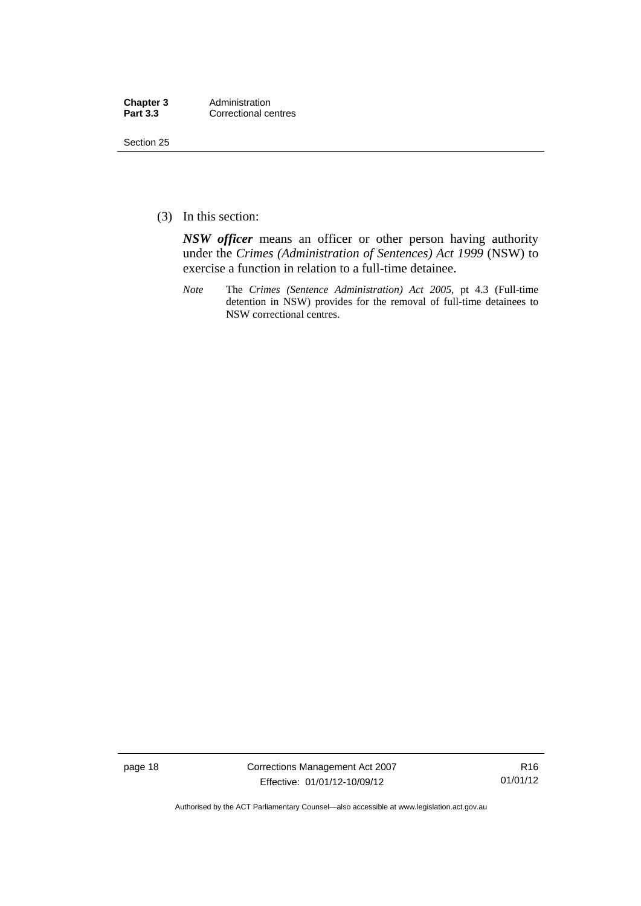(3) In this section:

***NSW officer*** means an officer or other person having authority under the *Crimes (Administration of Sentences) Act 1999* (NSW) to exercise a function in relation to a full-time detainee.

*Note* The *Crimes (Sentence Administration) Act 2005*, pt 4.3 (Full-time detention in NSW) provides for the removal of full-time detainees to NSW correctional centres.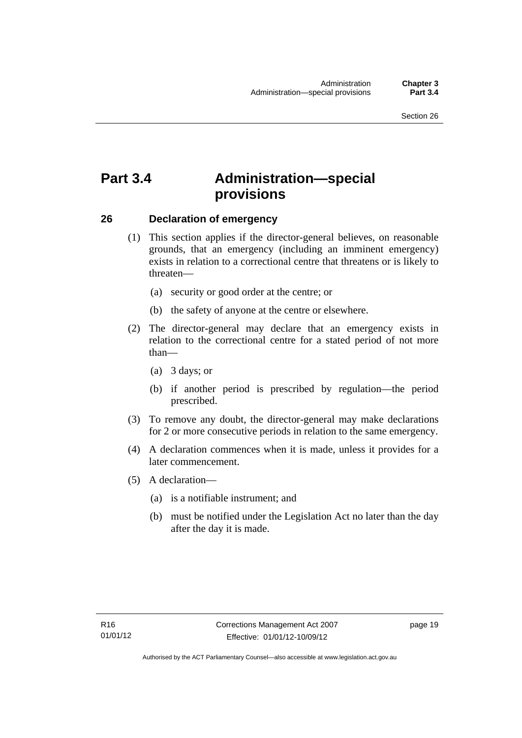# Part 3.4 Administration—special provisions

## 26 Declaration of emergency

(1) This section applies if the director-general believes, on reasonable grounds, that an emergency (including an imminent emergency) exists in relation to a correctional centre that threatens or is likely to threaten—

(a) security or good order at the centre; or

(b) the safety of anyone at the centre or elsewhere.

(2) The director-general may declare that an emergency exists in relation to the correctional centre for a stated period of not more than—

(a) 3 days; or

(b) if another period is prescribed by regulation—the period prescribed.

(3) To remove any doubt, the director-general may make declarations for 2 or more consecutive periods in relation to the same emergency.

(4) A declaration commences when it is made, unless it provides for a later commencement.

(5) A declaration—

(a) is a notifiable instrument; and

(b) must be notified under the Legislation Act no later than the day after the day it is made.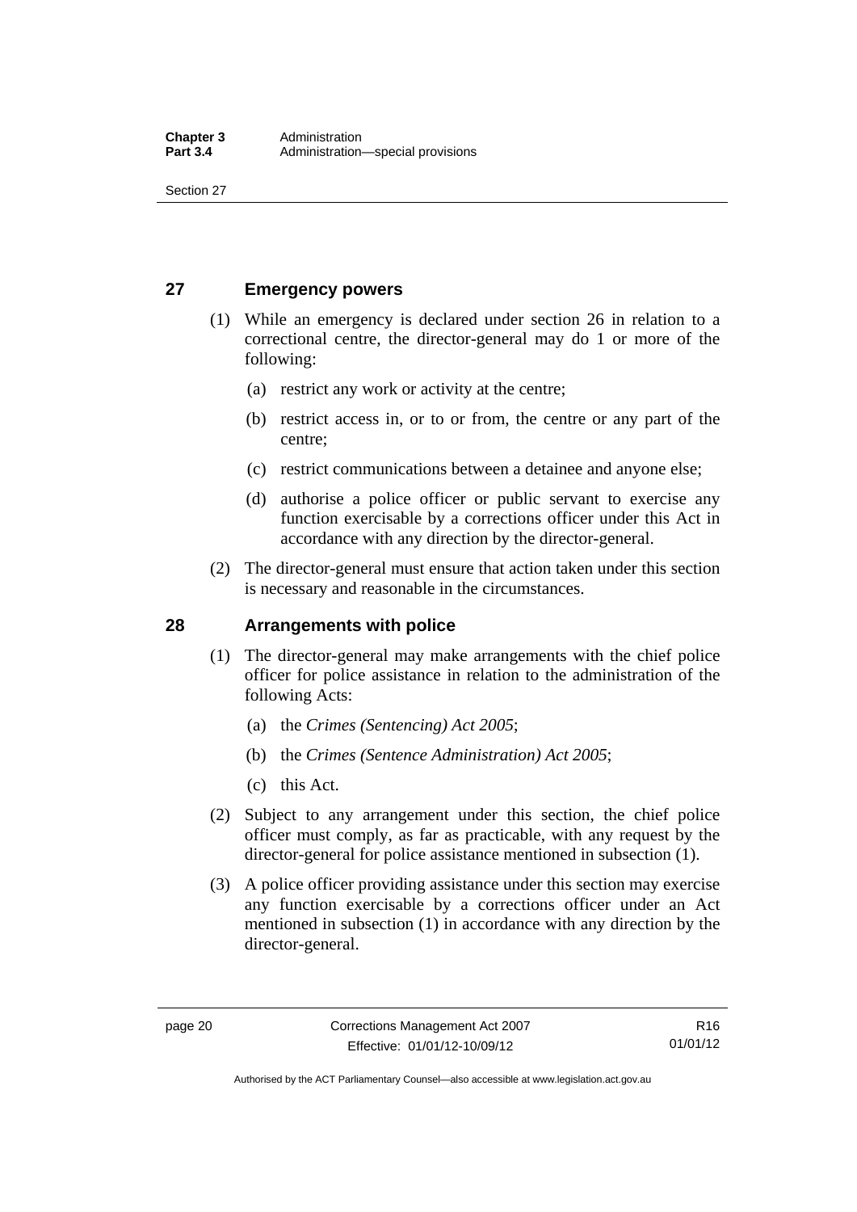## 27 Emergency powers

(1) While an emergency is declared under section 26 in relation to a correctional centre, the director-general may do 1 or more of the following:

(a) restrict any work or activity at the centre;

(b) restrict access in, or to or from, the centre or any part of the centre;

(c) restrict communications between a detainee and anyone else;

(d) authorise a police officer or public servant to exercise any function exercisable by a corrections officer under this Act in accordance with any direction by the director-general.

(2) The director-general must ensure that action taken under this section is necessary and reasonable in the circumstances.

## 28 Arrangements with police

(1) The director-general may make arrangements with the chief police officer for police assistance in relation to the administration of the following Acts:

(a) the *Crimes (Sentencing) Act 2005*;

(b) the *Crimes (Sentence Administration) Act 2005*;

(c) this Act.

(2) Subject to any arrangement under this section, the chief police officer must comply, as far as practicable, with any request by the director-general for police assistance mentioned in subsection (1).

(3) A police officer providing assistance under this section may exercise any function exercisable by a corrections officer under an Act mentioned in subsection (1) in accordance with any direction by the director-general.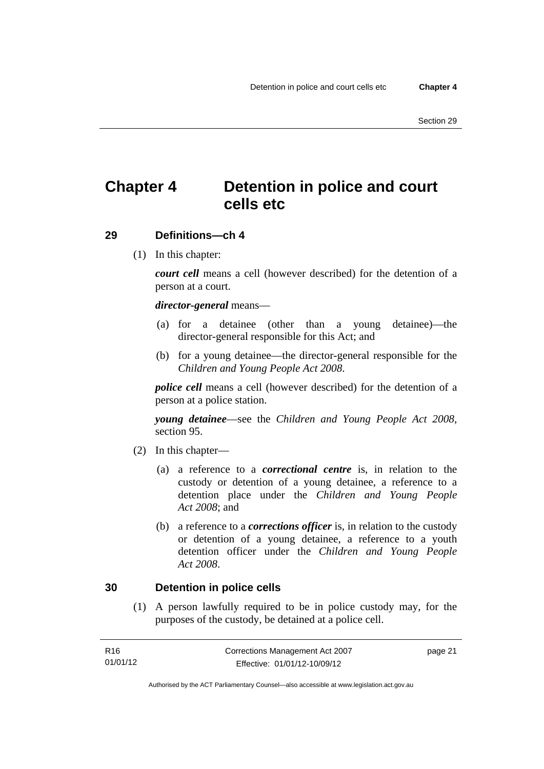# Chapter 4 Detention in police and court cells etc

## 29 Definitions—ch 4

(1) In this chapter:

***court cell*** means a cell (however described) for the detention of a person at a court.

***director-general*** means—

(a) for a detainee (other than a young detainee)—the director-general responsible for this Act; and

(b) for a young detainee—the director-general responsible for the *Children and Young People Act 2008*.

***police cell*** means a cell (however described) for the detention of a person at a police station.

***young detainee***—see the *Children and Young People Act 2008*, section 95.

(2) In this chapter—

(a) a reference to a ***correctional centre*** is, in relation to the custody or detention of a young detainee, a reference to a detention place under the *Children and Young People Act 2008*; and

(b) a reference to a ***corrections officer*** is, in relation to the custody or detention of a young detainee, a reference to a youth detention officer under the *Children and Young People Act 2008*.

## 30 Detention in police cells

(1) A person lawfully required to be in police custody may, for the purposes of the custody, be detained at a police cell.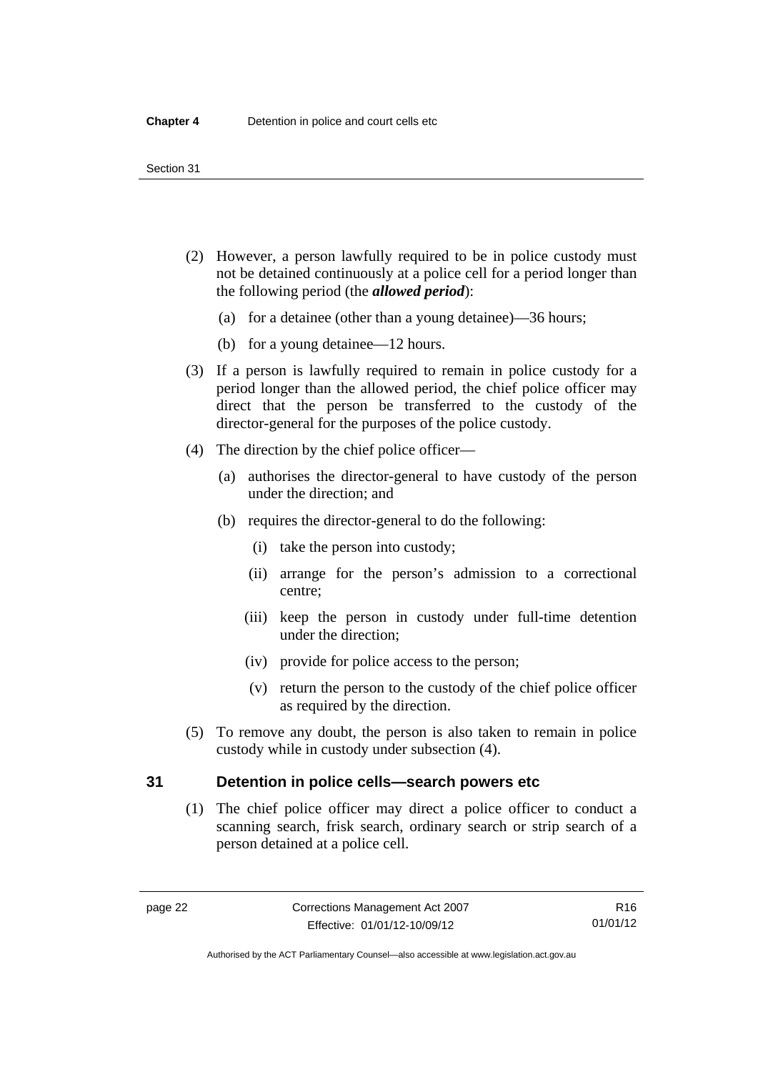(2) However, a person lawfully required to be in police custody must not be detained continuously at a police cell for a period longer than the following period (the ***allowed period***):

(a) for a detainee (other than a young detainee)—36 hours;

(b) for a young detainee—12 hours.

(3) If a person is lawfully required to remain in police custody for a period longer than the allowed period, the chief police officer may direct that the person be transferred to the custody of the director-general for the purposes of the police custody.

(4) The direction by the chief police officer—

(a) authorises the director-general to have custody of the person under the direction; and

(b) requires the director-general to do the following:

(i) take the person into custody;

(ii) arrange for the person's admission to a correctional centre;

(iii) keep the person in custody under full-time detention under the direction;

(iv) provide for police access to the person;

(v) return the person to the custody of the chief police officer as required by the direction.

(5) To remove any doubt, the person is also taken to remain in police custody while in custody under subsection (4).

## 31 Detention in police cells—search powers etc

(1) The chief police officer may direct a police officer to conduct a scanning search, frisk search, ordinary search or strip search of a person detained at a police cell.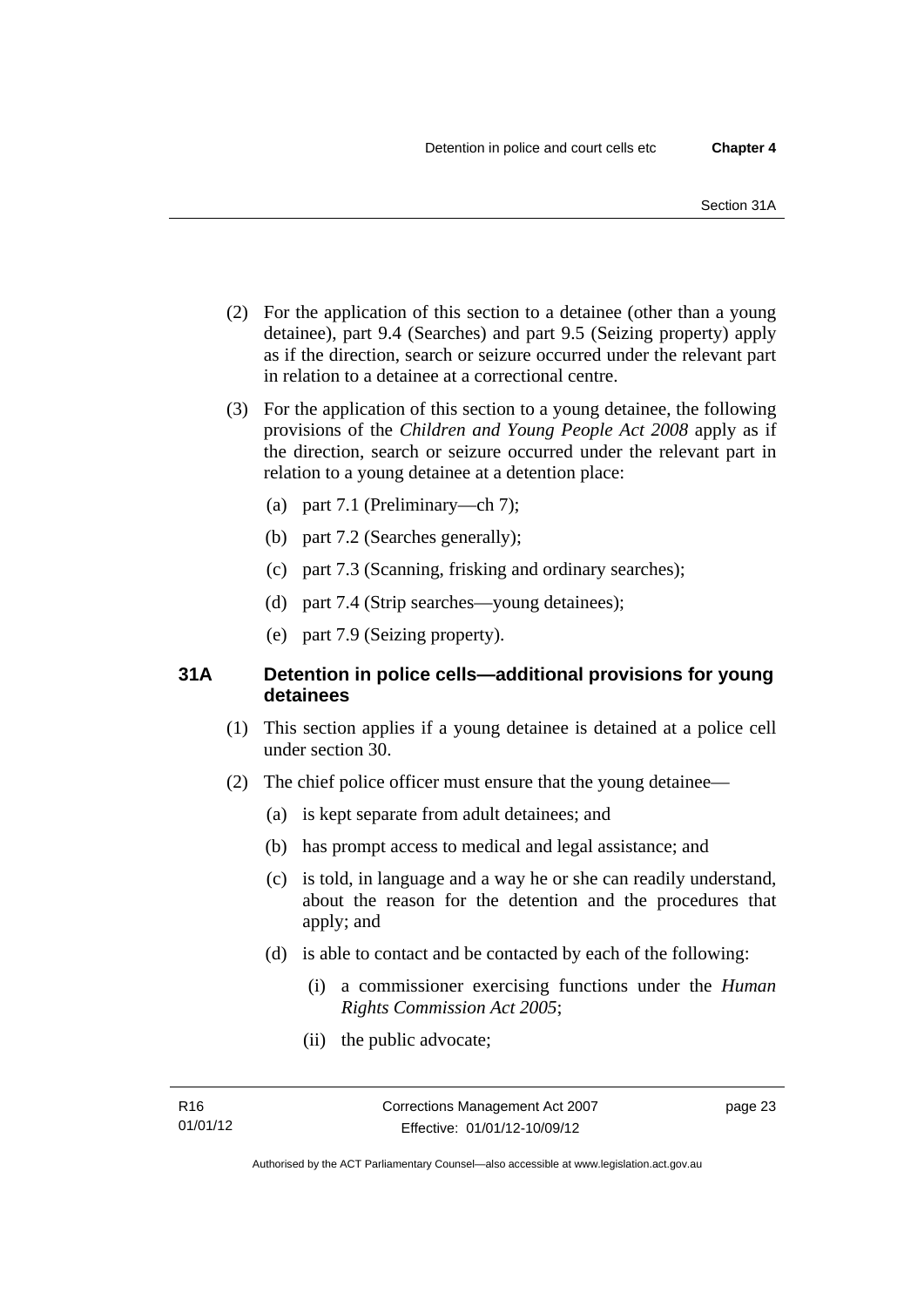(2) For the application of this section to a detainee (other than a young detainee), part 9.4 (Searches) and part 9.5 (Seizing property) apply as if the direction, search or seizure occurred under the relevant part in relation to a detainee at a correctional centre.

(3) For the application of this section to a young detainee, the following provisions of the *Children and Young People Act 2008* apply as if the direction, search or seizure occurred under the relevant part in relation to a young detainee at a detention place:

- (a) part 7.1 (Preliminary—ch 7);
- (b) part 7.2 (Searches generally);
- (c) part 7.3 (Scanning, frisking and ordinary searches);
- (d) part 7.4 (Strip searches—young detainees);
- (e) part 7.9 (Seizing property).

### 31A Detention in police cells—additional provisions for young detainees

(1) This section applies if a young detainee is detained at a police cell under section 30.

(2) The chief police officer must ensure that the young detainee—

- (a) is kept separate from adult detainees; and
- (b) has prompt access to medical and legal assistance; and
- (c) is told, in language and a way he or she can readily understand, about the reason for the detention and the procedures that apply; and
- (d) is able to contact and be contacted by each of the following:
  - (i) a commissioner exercising functions under the *Human Rights Commission Act 2005*;
  - (ii) the public advocate;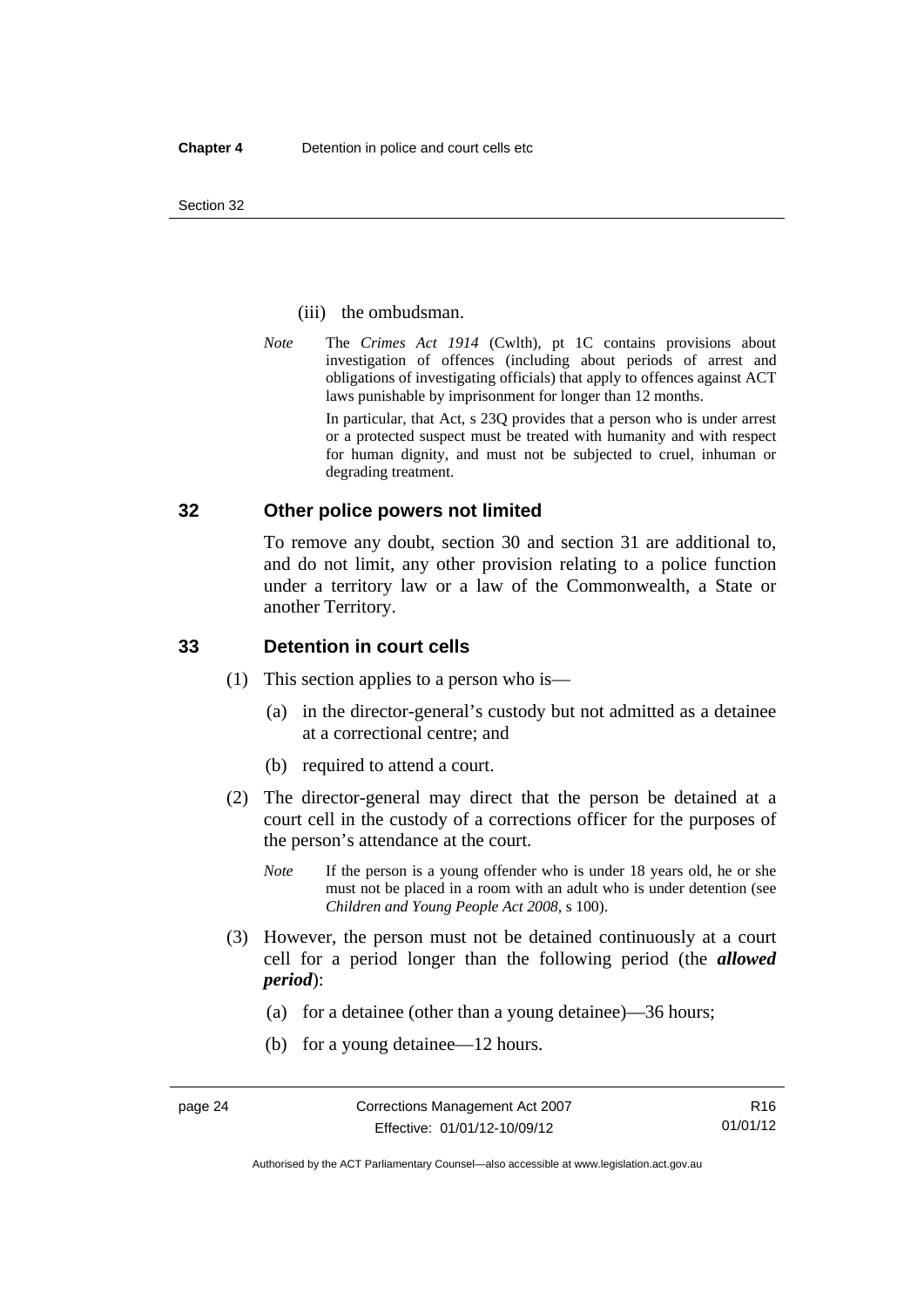(iii) the ombudsman.

*Note* The *Crimes Act 1914* (Cwlth), pt 1C contains provisions about investigation of offences (including about periods of arrest and obligations of investigating officials) that apply to offences against ACT laws punishable by imprisonment for longer than 12 months.

In particular, that Act, s 23Q provides that a person who is under arrest or a protected suspect must be treated with humanity and with respect for human dignity, and must not be subjected to cruel, inhuman or degrading treatment.

## 32 Other police powers not limited

To remove any doubt, section 30 and section 31 are additional to, and do not limit, any other provision relating to a police function under a territory law or a law of the Commonwealth, a State or another Territory.

## 33 Detention in court cells

(1) This section applies to a person who is—

(a) in the director-general's custody but not admitted as a detainee at a correctional centre; and

(b) required to attend a court.

(2) The director-general may direct that the person be detained at a court cell in the custody of a corrections officer for the purposes of the person's attendance at the court.

*Note* If the person is a young offender who is under 18 years old, he or she must not be placed in a room with an adult who is under detention (see *Children and Young People Act 2008*, s 100).

(3) However, the person must not be detained continuously at a court cell for a period longer than the following period (the ***allowed period***):

(a) for a detainee (other than a young detainee)—36 hours;

(b) for a young detainee—12 hours.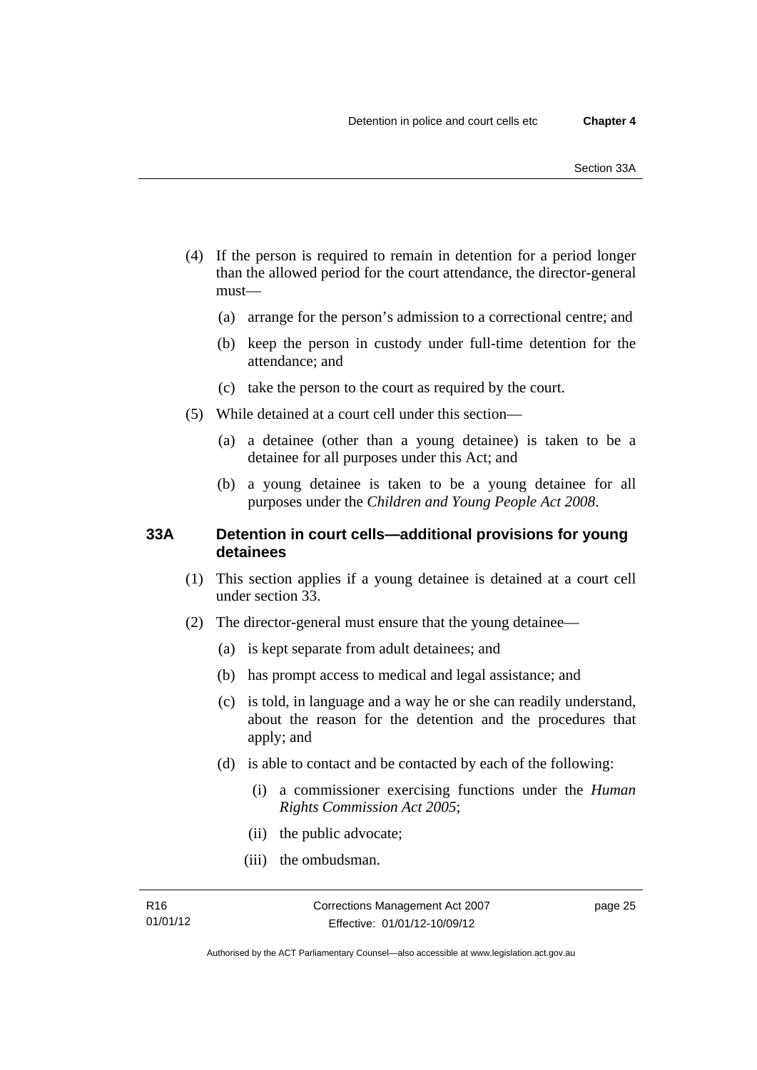(4) If the person is required to remain in detention for a period longer than the allowed period for the court attendance, the director-general must—

(a) arrange for the person's admission to a correctional centre; and

(b) keep the person in custody under full-time detention for the attendance; and

(c) take the person to the court as required by the court.

(5) While detained at a court cell under this section—

(a) a detainee (other than a young detainee) is taken to be a detainee for all purposes under this Act; and

(b) a young detainee is taken to be a young detainee for all purposes under the *Children and Young People Act 2008*.

### 33A Detention in court cells—additional provisions for young detainees

(1) This section applies if a young detainee is detained at a court cell under section 33.

(2) The director-general must ensure that the young detainee—

(a) is kept separate from adult detainees; and

(b) has prompt access to medical and legal assistance; and

(c) is told, in language and a way he or she can readily understand, about the reason for the detention and the procedures that apply; and

(d) is able to contact and be contacted by each of the following:

(i) a commissioner exercising functions under the *Human Rights Commission Act 2005*;

(ii) the public advocate;

(iii) the ombudsman.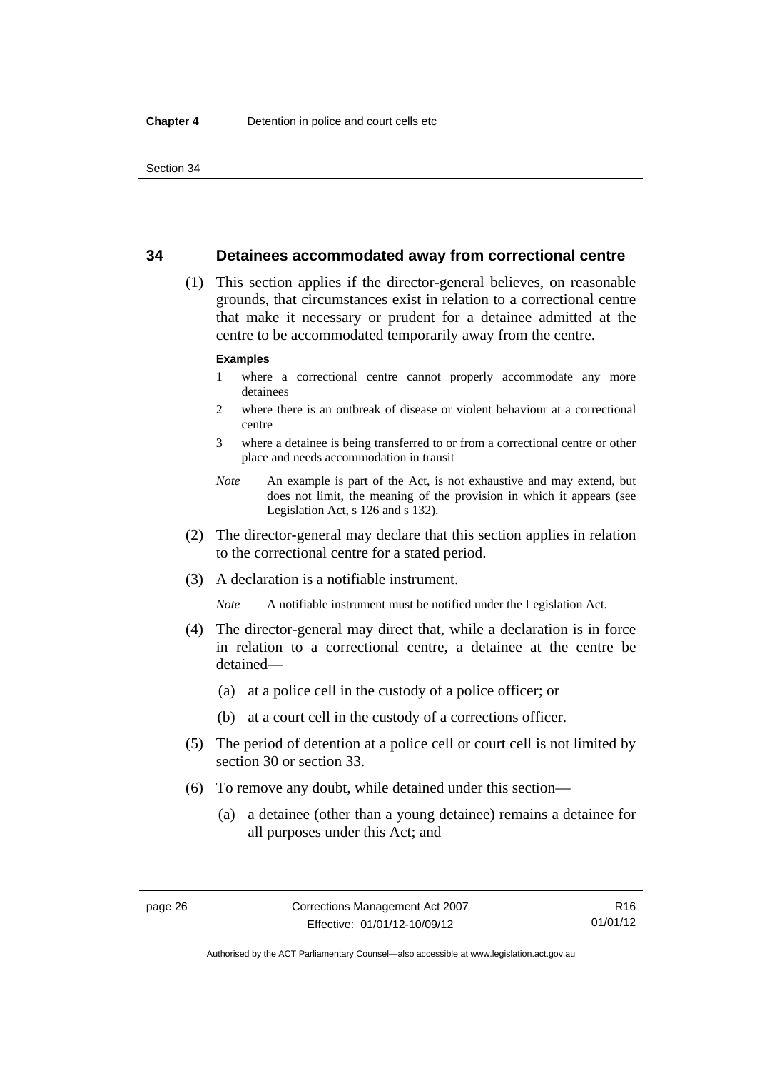## 34 Detainees accommodated away from correctional centre

(1) This section applies if the director-general believes, on reasonable grounds, that circumstances exist in relation to a correctional centre that make it necessary or prudent for a detainee admitted at the centre to be accommodated temporarily away from the centre.

**Examples**

1 where a correctional centre cannot properly accommodate any more detainees

2 where there is an outbreak of disease or violent behaviour at a correctional centre

3 where a detainee is being transferred to or from a correctional centre or other place and needs accommodation in transit

*Note* An example is part of the Act, is not exhaustive and may extend, but does not limit, the meaning of the provision in which it appears (see Legislation Act, s 126 and s 132).

(2) The director-general may declare that this section applies in relation to the correctional centre for a stated period.

(3) A declaration is a notifiable instrument.

*Note* A notifiable instrument must be notified under the Legislation Act.

(4) The director-general may direct that, while a declaration is in force in relation to a correctional centre, a detainee at the centre be detained—

(a) at a police cell in the custody of a police officer; or

(b) at a court cell in the custody of a corrections officer.

(5) The period of detention at a police cell or court cell is not limited by section 30 or section 33.

(6) To remove any doubt, while detained under this section—

(a) a detainee (other than a young detainee) remains a detainee for all purposes under this Act; and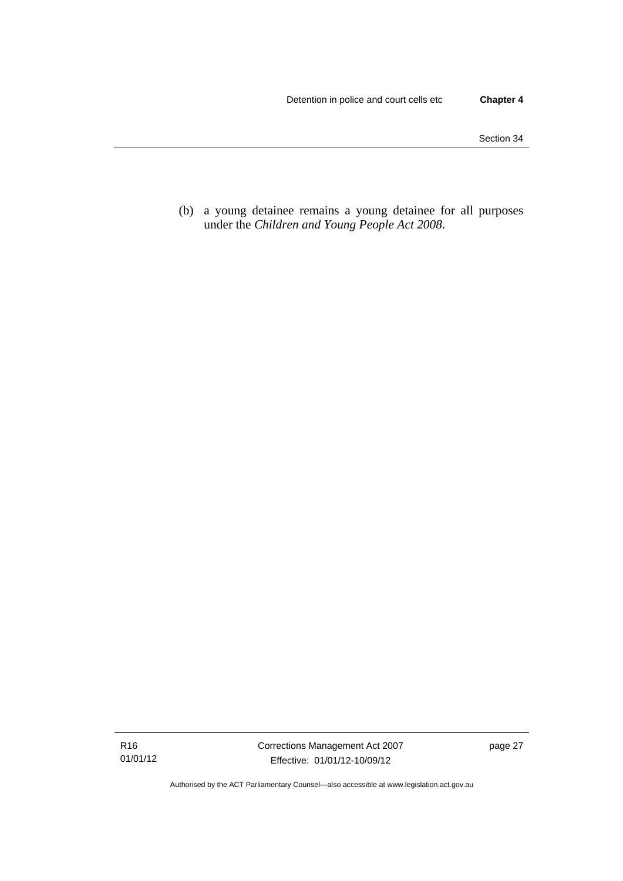(b) a young detainee remains a young detainee for all purposes under the *Children and Young People Act 2008*.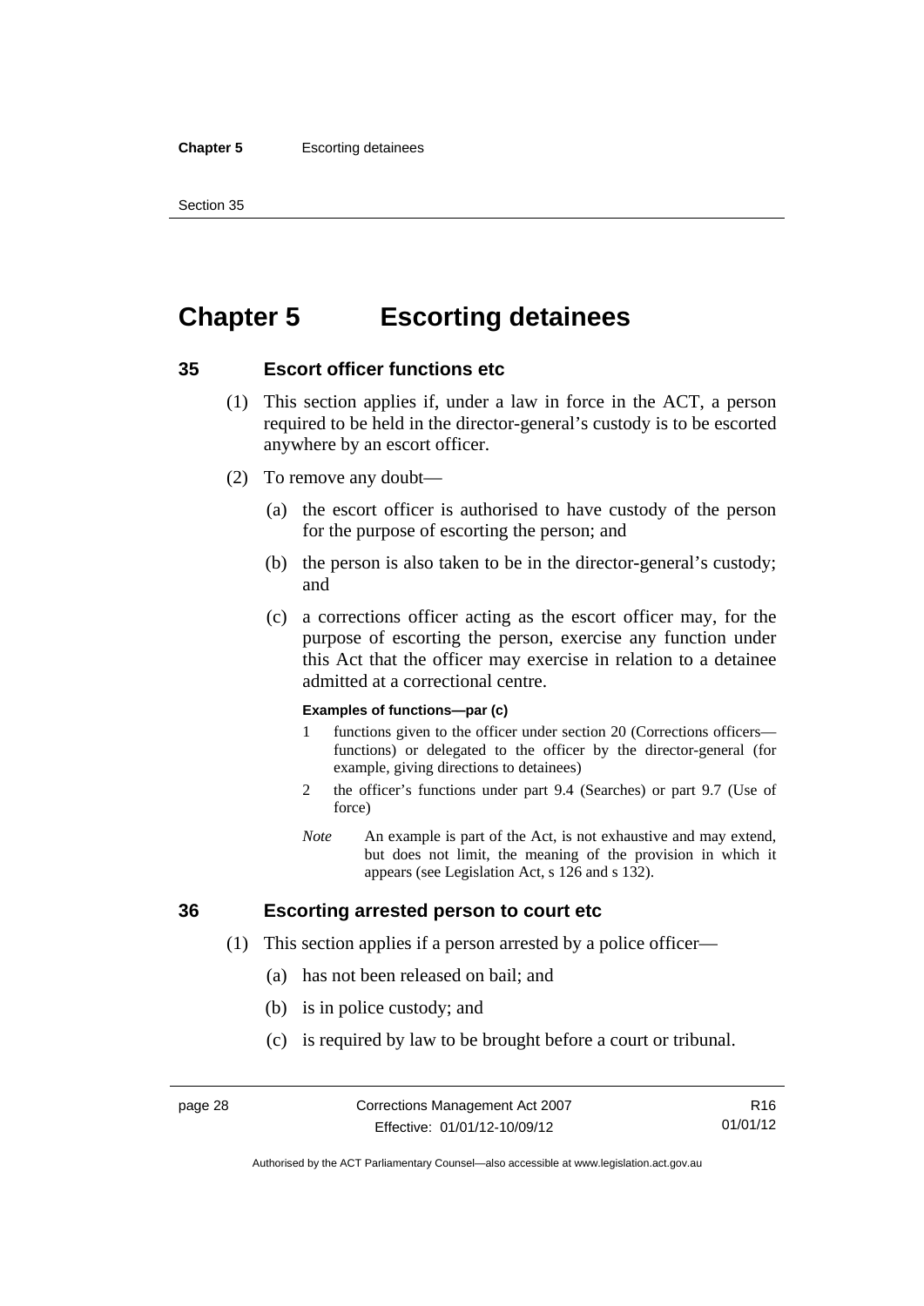# Chapter 5 Escorting detainees

## 35 Escort officer functions etc

(1) This section applies if, under a law in force in the ACT, a person required to be held in the director-general's custody is to be escorted anywhere by an escort officer.

(2) To remove any doubt—

(a) the escort officer is authorised to have custody of the person for the purpose of escorting the person; and

(b) the person is also taken to be in the director-general's custody; and

(c) a corrections officer acting as the escort officer may, for the purpose of escorting the person, exercise any function under this Act that the officer may exercise in relation to a detainee admitted at a correctional centre.

**Examples of functions—par (c)**

1 functions given to the officer under section 20 (Corrections officers—functions) or delegated to the officer by the director-general (for example, giving directions to detainees)

2 the officer's functions under part 9.4 (Searches) or part 9.7 (Use of force)

*Note* An example is part of the Act, is not exhaustive and may extend, but does not limit, the meaning of the provision in which it appears (see Legislation Act, s 126 and s 132).

## 36 Escorting arrested person to court etc

(1) This section applies if a person arrested by a police officer—

(a) has not been released on bail; and

(b) is in police custody; and

(c) is required by law to be brought before a court or tribunal.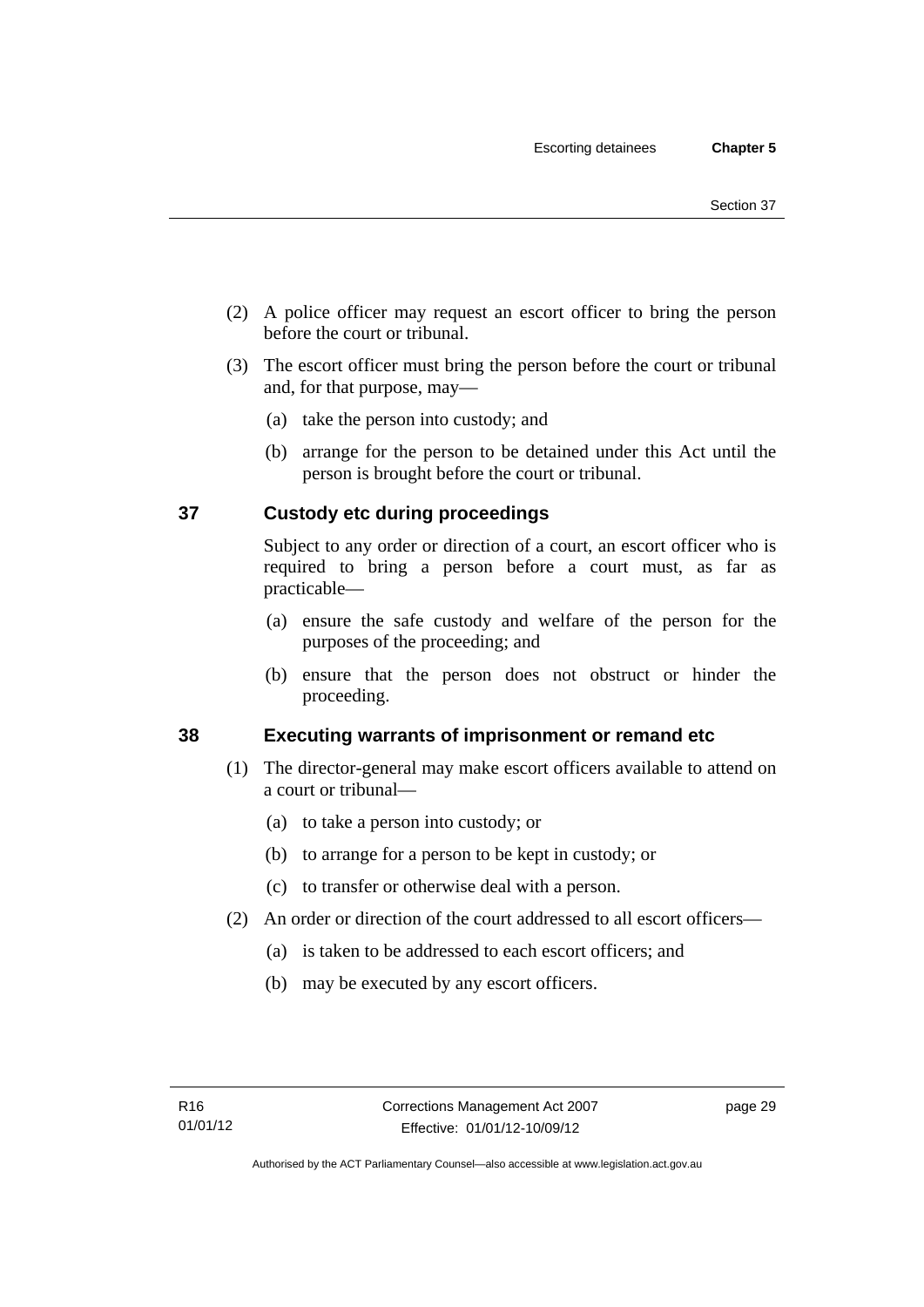(2) A police officer may request an escort officer to bring the person before the court or tribunal.

(3) The escort officer must bring the person before the court or tribunal and, for that purpose, may—

(a) take the person into custody; and

(b) arrange for the person to be detained under this Act until the person is brought before the court or tribunal.

## 37 Custody etc during proceedings

Subject to any order or direction of a court, an escort officer who is required to bring a person before a court must, as far as practicable—

(a) ensure the safe custody and welfare of the person for the purposes of the proceeding; and

(b) ensure that the person does not obstruct or hinder the proceeding.

## 38 Executing warrants of imprisonment or remand etc

(1) The director-general may make escort officers available to attend on a court or tribunal—

(a) to take a person into custody; or

(b) to arrange for a person to be kept in custody; or

(c) to transfer or otherwise deal with a person.

(2) An order or direction of the court addressed to all escort officers—

(a) is taken to be addressed to each escort officers; and

(b) may be executed by any escort officers.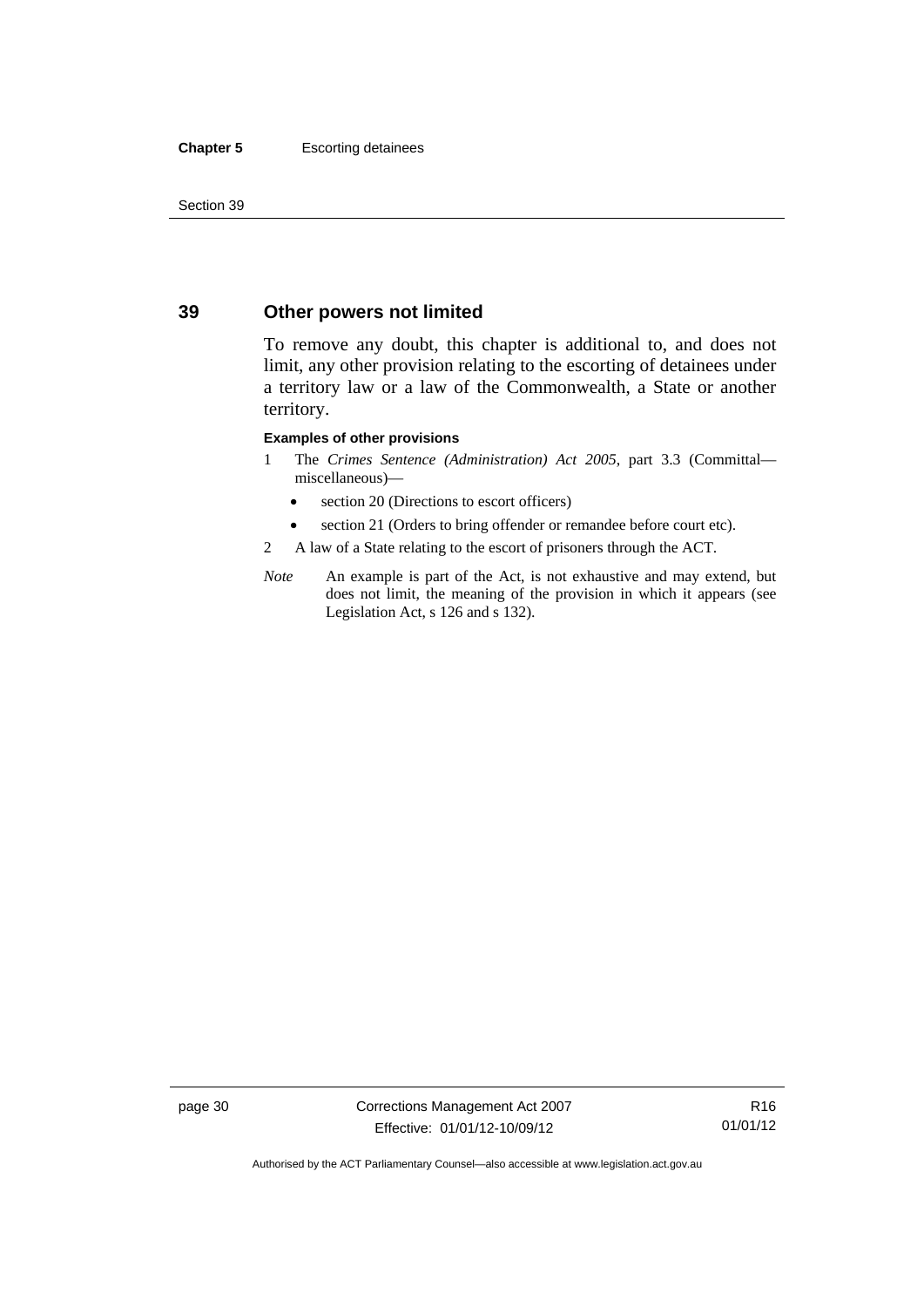## 39 Other powers not limited

To remove any doubt, this chapter is additional to, and does not limit, any other provision relating to the escorting of detainees under a territory law or a law of the Commonwealth, a State or another territory.

**Examples of other provisions**

1 The *Crimes Sentence (Administration) Act 2005*, part 3.3 (Committal—miscellaneous)—
   - section 20 (Directions to escort officers)
   - section 21 (Orders to bring offender or remandee before court etc).
2 A law of a State relating to the escort of prisoners through the ACT.

*Note* An example is part of the Act, is not exhaustive and may extend, but does not limit, the meaning of the provision in which it appears (see Legislation Act, s 126 and s 132).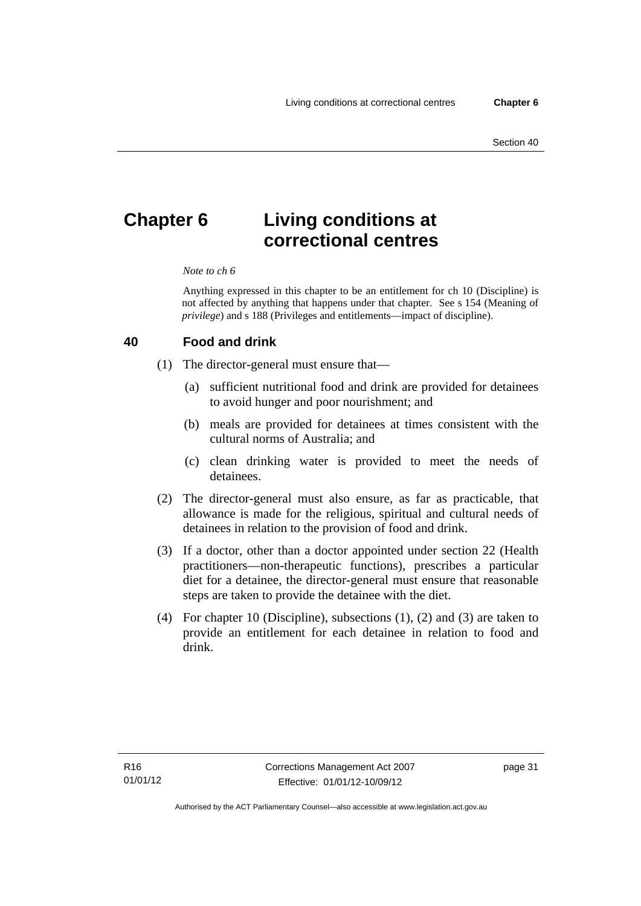# Chapter 6 Living conditions at correctional centres

*Note to ch 6*

Anything expressed in this chapter to be an entitlement for ch 10 (Discipline) is not affected by anything that happens under that chapter. See s 154 (Meaning of *privilege*) and s 188 (Privileges and entitlements—impact of discipline).

## 40 Food and drink

(1) The director-general must ensure that—

(a) sufficient nutritional food and drink are provided for detainees to avoid hunger and poor nourishment; and

(b) meals are provided for detainees at times consistent with the cultural norms of Australia; and

(c) clean drinking water is provided to meet the needs of detainees.

(2) The director-general must also ensure, as far as practicable, that allowance is made for the religious, spiritual and cultural needs of detainees in relation to the provision of food and drink.

(3) If a doctor, other than a doctor appointed under section 22 (Health practitioners—non-therapeutic functions), prescribes a particular diet for a detainee, the director-general must ensure that reasonable steps are taken to provide the detainee with the diet.

(4) For chapter 10 (Discipline), subsections (1), (2) and (3) are taken to provide an entitlement for each detainee in relation to food and drink.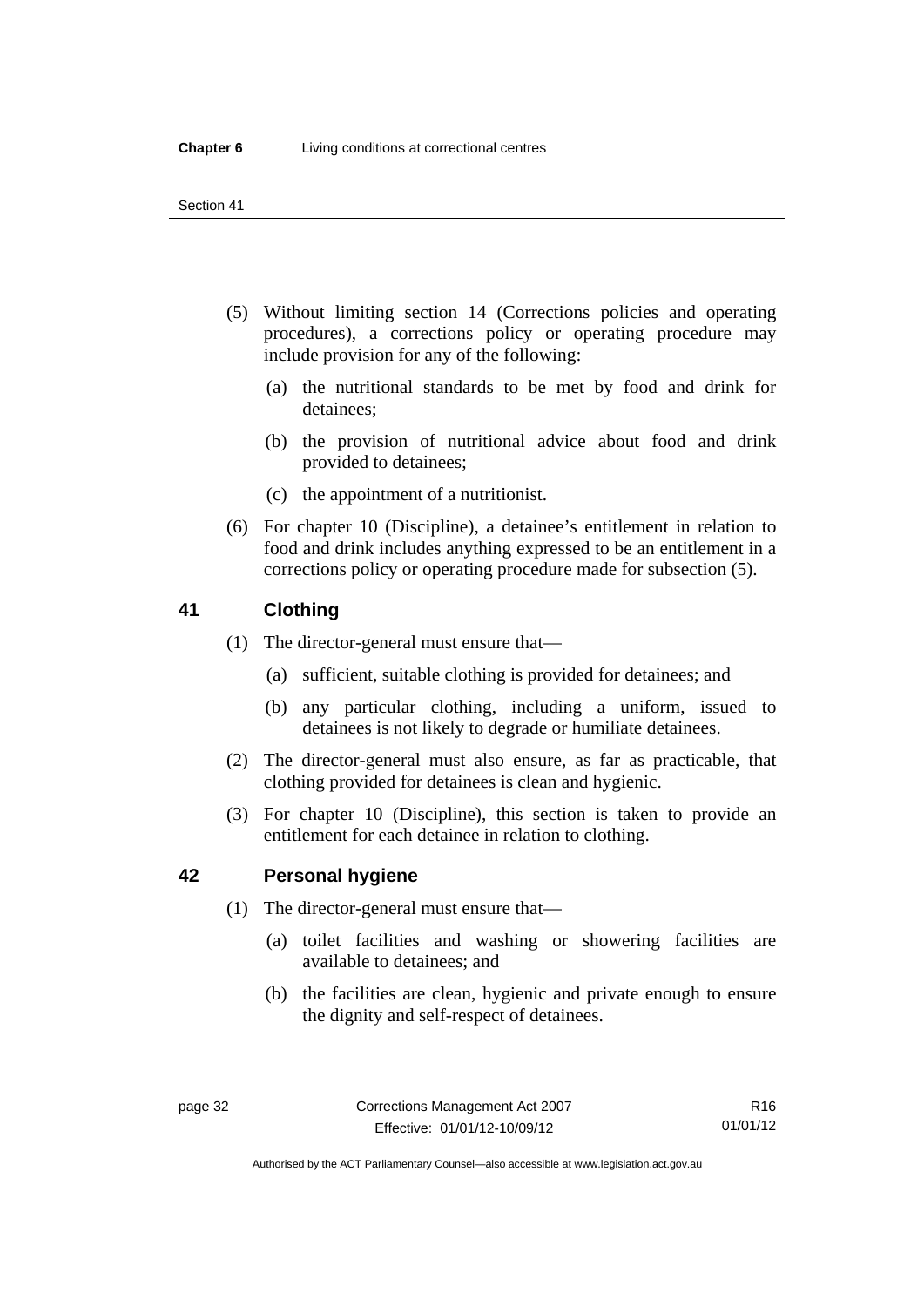(5) Without limiting section 14 (Corrections policies and operating procedures), a corrections policy or operating procedure may include provision for any of the following:

(a) the nutritional standards to be met by food and drink for detainees;

(b) the provision of nutritional advice about food and drink provided to detainees;

(c) the appointment of a nutritionist.

(6) For chapter 10 (Discipline), a detainee's entitlement in relation to food and drink includes anything expressed to be an entitlement in a corrections policy or operating procedure made for subsection (5).

## 41 Clothing

(1) The director-general must ensure that—

(a) sufficient, suitable clothing is provided for detainees; and

(b) any particular clothing, including a uniform, issued to detainees is not likely to degrade or humiliate detainees.

(2) The director-general must also ensure, as far as practicable, that clothing provided for detainees is clean and hygienic.

(3) For chapter 10 (Discipline), this section is taken to provide an entitlement for each detainee in relation to clothing.

## 42 Personal hygiene

(1) The director-general must ensure that—

(a) toilet facilities and washing or showering facilities are available to detainees; and

(b) the facilities are clean, hygienic and private enough to ensure the dignity and self-respect of detainees.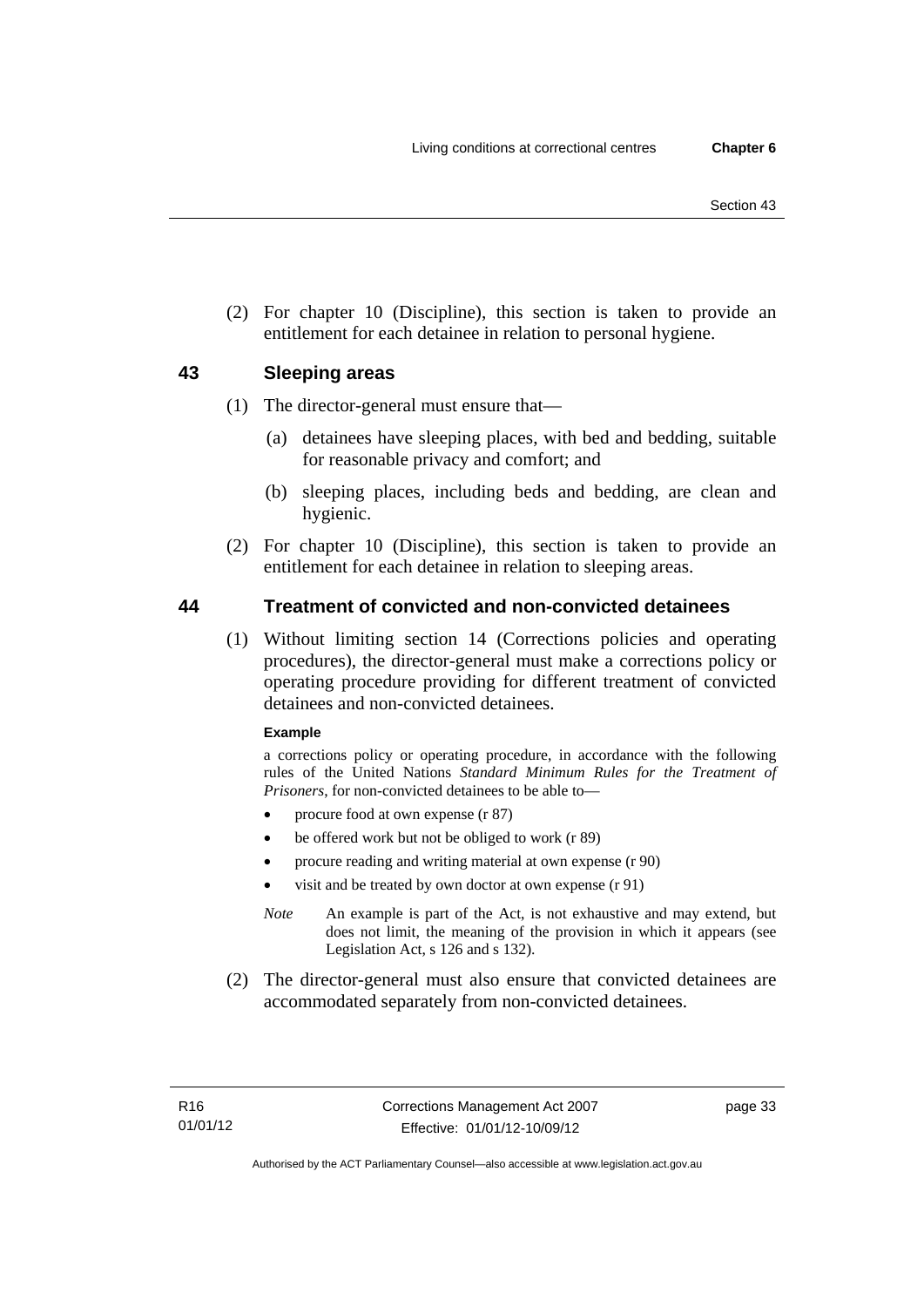(2) For chapter 10 (Discipline), this section is taken to provide an entitlement for each detainee in relation to personal hygiene.

## 43 Sleeping areas

(1) The director-general must ensure that—

(a) detainees have sleeping places, with bed and bedding, suitable for reasonable privacy and comfort; and

(b) sleeping places, including beds and bedding, are clean and hygienic.

(2) For chapter 10 (Discipline), this section is taken to provide an entitlement for each detainee in relation to sleeping areas.

## 44 Treatment of convicted and non-convicted detainees

(1) Without limiting section 14 (Corrections policies and operating procedures), the director-general must make a corrections policy or operating procedure providing for different treatment of convicted detainees and non-convicted detainees.

**Example**

a corrections policy or operating procedure, in accordance with the following rules of the United Nations *Standard Minimum Rules for the Treatment of Prisoners*, for non-convicted detainees to be able to—

- procure food at own expense (r 87)
- be offered work but not be obliged to work (r 89)
- procure reading and writing material at own expense (r 90)
- visit and be treated by own doctor at own expense (r 91)

*Note* An example is part of the Act, is not exhaustive and may extend, but does not limit, the meaning of the provision in which it appears (see Legislation Act, s 126 and s 132).

(2) The director-general must also ensure that convicted detainees are accommodated separately from non-convicted detainees.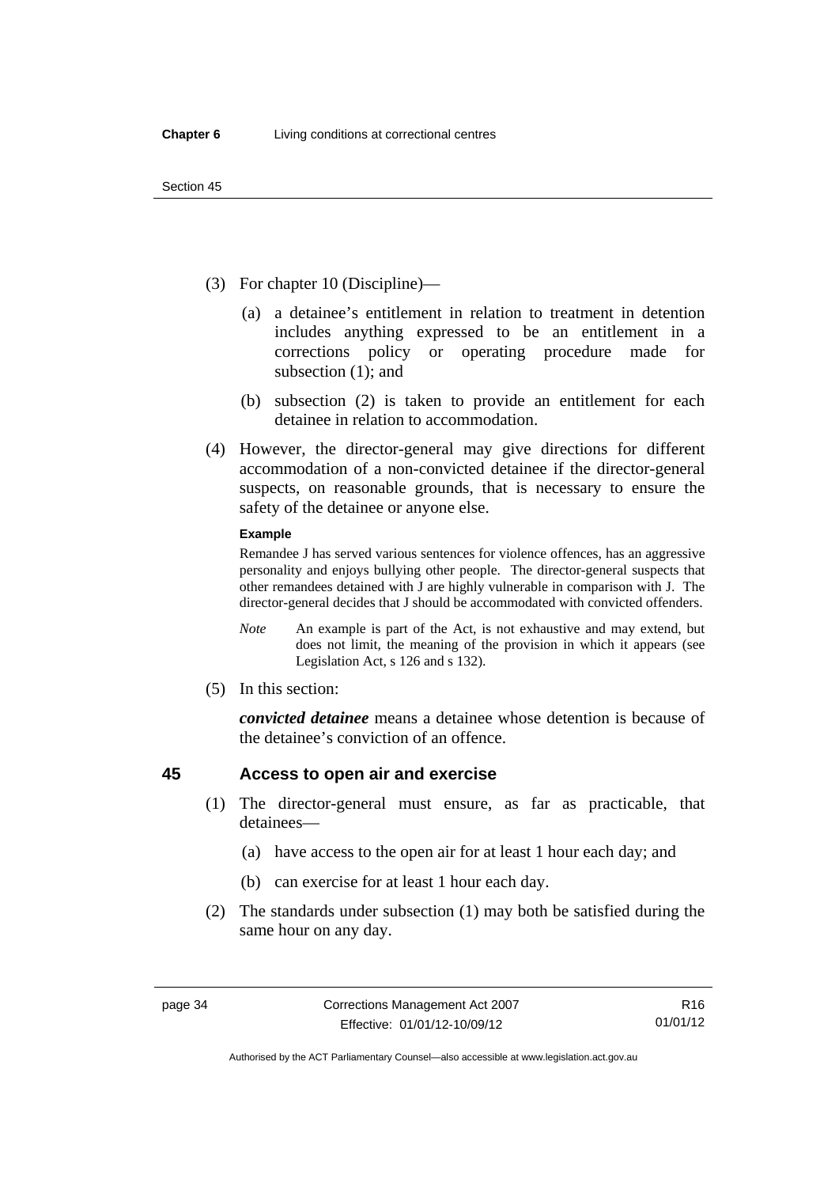(3) For chapter 10 (Discipline)—

(a) a detainee's entitlement in relation to treatment in detention includes anything expressed to be an entitlement in a corrections policy or operating procedure made for subsection (1); and

(b) subsection (2) is taken to provide an entitlement for each detainee in relation to accommodation.

(4) However, the director-general may give directions for different accommodation of a non-convicted detainee if the director-general suspects, on reasonable grounds, that is necessary to ensure the safety of the detainee or anyone else.

**Example**

Remandee J has served various sentences for violence offences, has an aggressive personality and enjoys bullying other people. The director-general suspects that other remandees detained with J are highly vulnerable in comparison with J. The director-general decides that J should be accommodated with convicted offenders.

*Note* An example is part of the Act, is not exhaustive and may extend, but does not limit, the meaning of the provision in which it appears (see Legislation Act, s 126 and s 132).

(5) In this section:

***convicted detainee*** means a detainee whose detention is because of the detainee's conviction of an offence.

## 45 Access to open air and exercise

(1) The director-general must ensure, as far as practicable, that detainees—

(a) have access to the open air for at least 1 hour each day; and

(b) can exercise for at least 1 hour each day.

(2) The standards under subsection (1) may both be satisfied during the same hour on any day.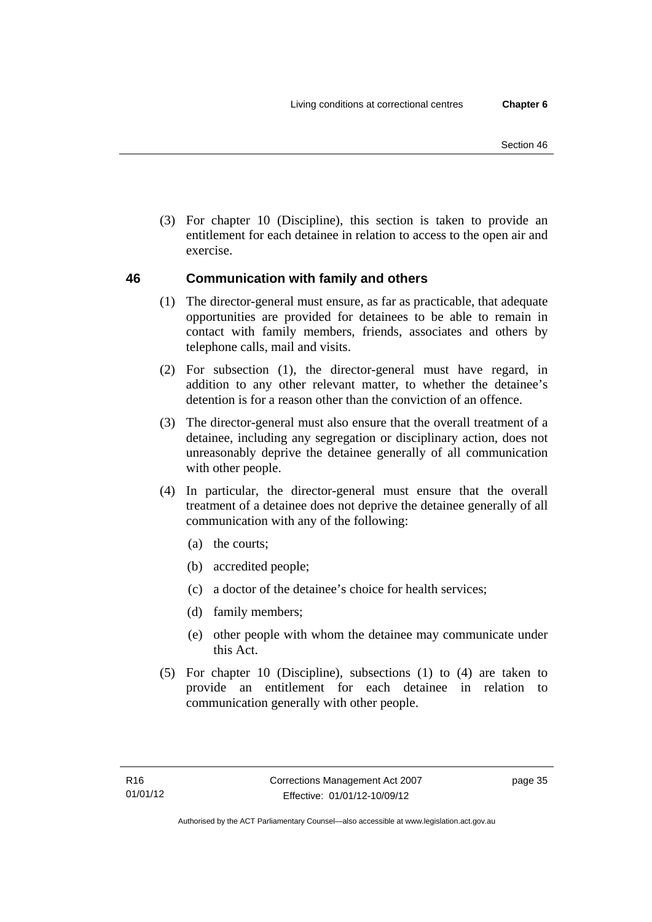(3) For chapter 10 (Discipline), this section is taken to provide an entitlement for each detainee in relation to access to the open air and exercise.

## 46 Communication with family and others

(1) The director-general must ensure, as far as practicable, that adequate opportunities are provided for detainees to be able to remain in contact with family members, friends, associates and others by telephone calls, mail and visits.

(2) For subsection (1), the director-general must have regard, in addition to any other relevant matter, to whether the detainee's detention is for a reason other than the conviction of an offence.

(3) The director-general must also ensure that the overall treatment of a detainee, including any segregation or disciplinary action, does not unreasonably deprive the detainee generally of all communication with other people.

(4) In particular, the director-general must ensure that the overall treatment of a detainee does not deprive the detainee generally of all communication with any of the following:

(a) the courts;

(b) accredited people;

(c) a doctor of the detainee's choice for health services;

(d) family members;

(e) other people with whom the detainee may communicate under this Act.

(5) For chapter 10 (Discipline), subsections (1) to (4) are taken to provide an entitlement for each detainee in relation to communication generally with other people.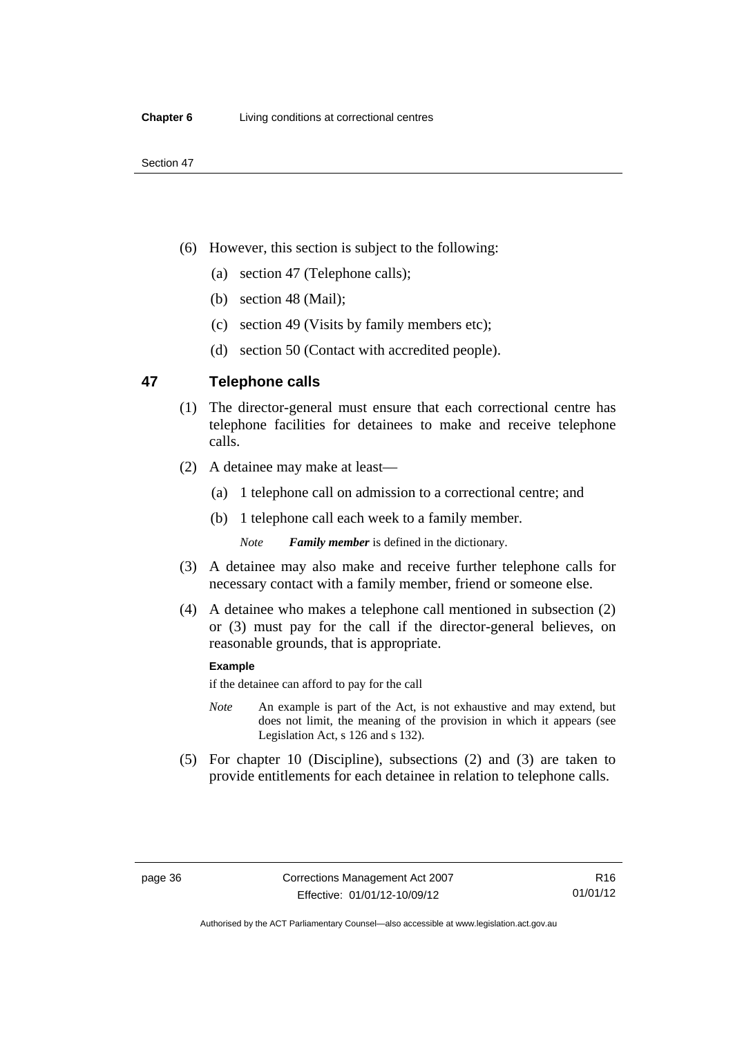(6) However, this section is subject to the following:

(a) section 47 (Telephone calls);

(b) section 48 (Mail);

(c) section 49 (Visits by family members etc);

(d) section 50 (Contact with accredited people).

## 47 Telephone calls

(1) The director-general must ensure that each correctional centre has telephone facilities for detainees to make and receive telephone calls.

(2) A detainee may make at least—

(a) 1 telephone call on admission to a correctional centre; and

(b) 1 telephone call each week to a family member.

*Note* ***Family member*** is defined in the dictionary.

(3) A detainee may also make and receive further telephone calls for necessary contact with a family member, friend or someone else.

(4) A detainee who makes a telephone call mentioned in subsection (2) or (3) must pay for the call if the director-general believes, on reasonable grounds, that is appropriate.

**Example**

if the detainee can afford to pay for the call

*Note* An example is part of the Act, is not exhaustive and may extend, but does not limit, the meaning of the provision in which it appears (see Legislation Act, s 126 and s 132).

(5) For chapter 10 (Discipline), subsections (2) and (3) are taken to provide entitlements for each detainee in relation to telephone calls.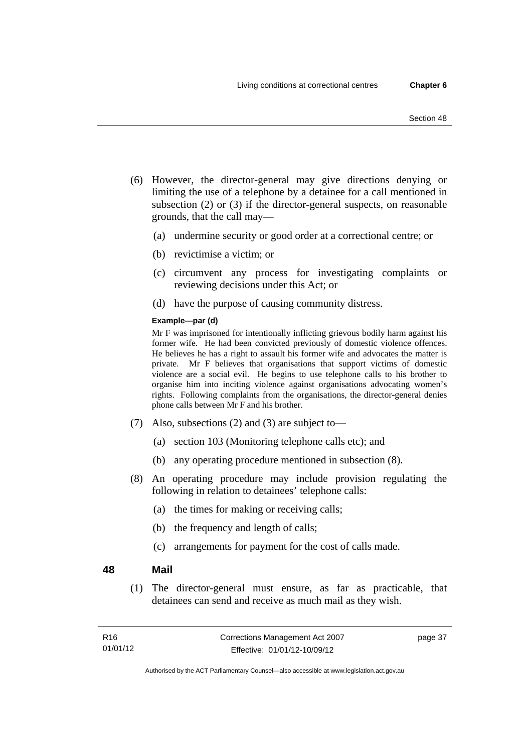(6) However, the director-general may give directions denying or limiting the use of a telephone by a detainee for a call mentioned in subsection (2) or (3) if the director-general suspects, on reasonable grounds, that the call may—

(a) undermine security or good order at a correctional centre; or

(b) revictimise a victim; or

(c) circumvent any process for investigating complaints or reviewing decisions under this Act; or

(d) have the purpose of causing community distress.

**Example—par (d)**

Mr F was imprisoned for intentionally inflicting grievous bodily harm against his former wife. He had been convicted previously of domestic violence offences. He believes he has a right to assault his former wife and advocates the matter is private. Mr F believes that organisations that support victims of domestic violence are a social evil. He begins to use telephone calls to his brother to organise him into inciting violence against organisations advocating women's rights. Following complaints from the organisations, the director-general denies phone calls between Mr F and his brother.

(7) Also, subsections (2) and (3) are subject to—

(a) section 103 (Monitoring telephone calls etc); and

(b) any operating procedure mentioned in subsection (8).

(8) An operating procedure may include provision regulating the following in relation to detainees' telephone calls:

(a) the times for making or receiving calls;

(b) the frequency and length of calls;

(c) arrangements for payment for the cost of calls made.

## 48 Mail

(1) The director-general must ensure, as far as practicable, that detainees can send and receive as much mail as they wish.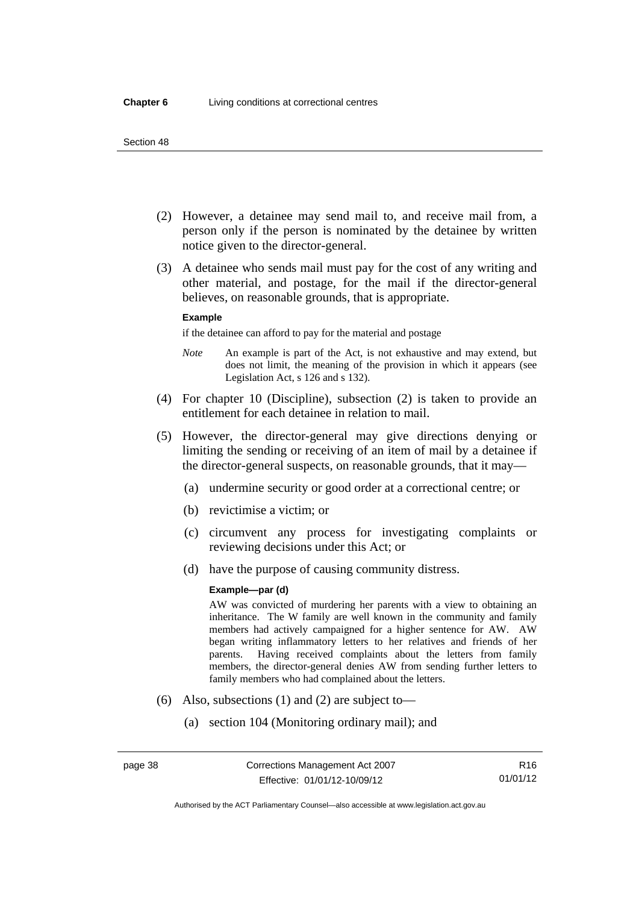(2) However, a detainee may send mail to, and receive mail from, a person only if the person is nominated by the detainee by written notice given to the director-general.

(3) A detainee who sends mail must pay for the cost of any writing and other material, and postage, for the mail if the director-general believes, on reasonable grounds, that is appropriate.

**Example**

if the detainee can afford to pay for the material and postage

*Note* An example is part of the Act, is not exhaustive and may extend, but does not limit, the meaning of the provision in which it appears (see Legislation Act, s 126 and s 132).

(4) For chapter 10 (Discipline), subsection (2) is taken to provide an entitlement for each detainee in relation to mail.

(5) However, the director-general may give directions denying or limiting the sending or receiving of an item of mail by a detainee if the director-general suspects, on reasonable grounds, that it may—

(a) undermine security or good order at a correctional centre; or

(b) revictimise a victim; or

(c) circumvent any process for investigating complaints or reviewing decisions under this Act; or

(d) have the purpose of causing community distress.

**Example—par (d)**

AW was convicted of murdering her parents with a view to obtaining an inheritance. The W family are well known in the community and family members had actively campaigned for a higher sentence for AW. AW began writing inflammatory letters to her relatives and friends of her parents. Having received complaints about the letters from family members, the director-general denies AW from sending further letters to family members who had complained about the letters.

(6) Also, subsections (1) and (2) are subject to—

(a) section 104 (Monitoring ordinary mail); and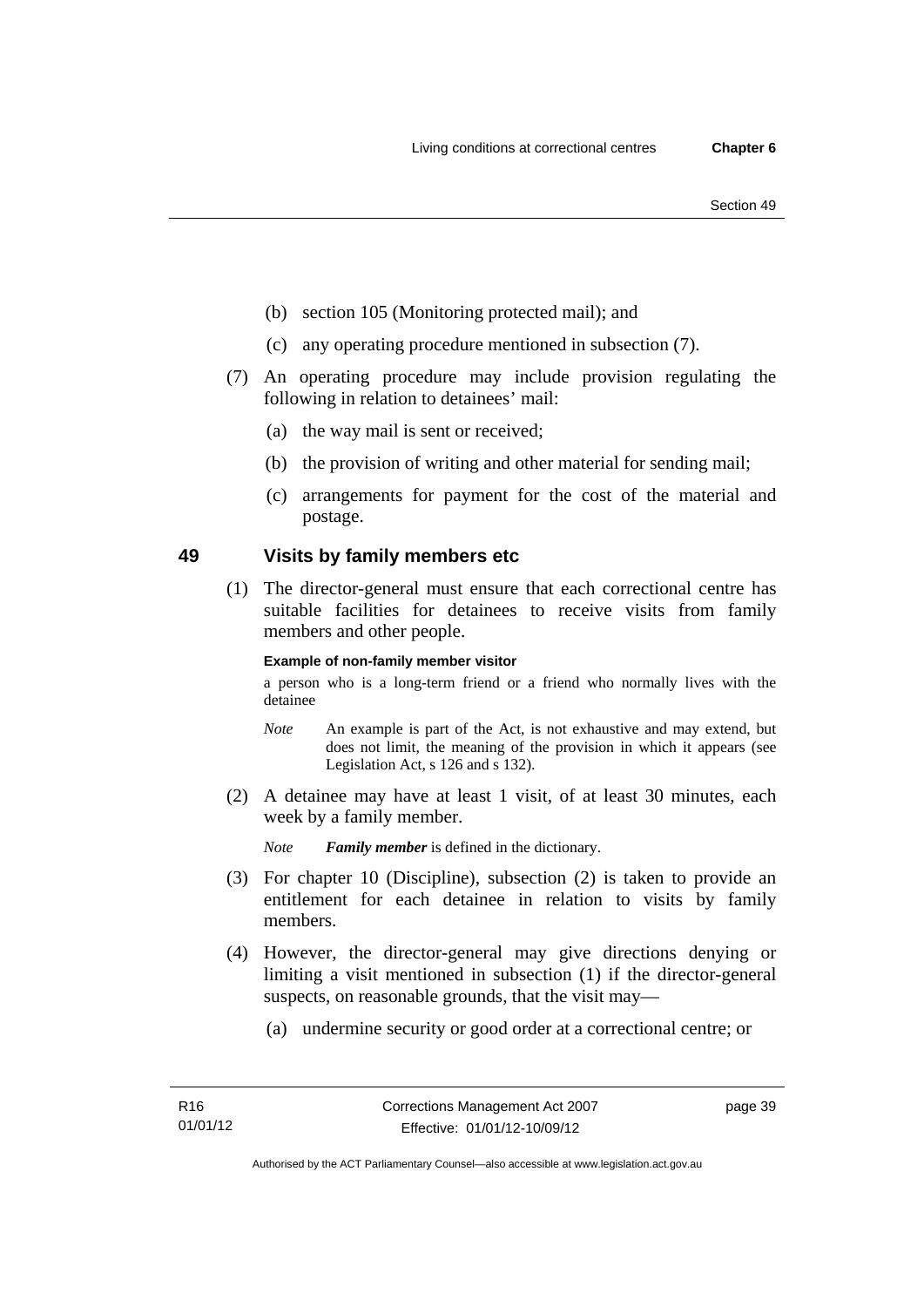(b) section 105 (Monitoring protected mail); and

(c) any operating procedure mentioned in subsection (7).

(7) An operating procedure may include provision regulating the following in relation to detainees' mail:

(a) the way mail is sent or received;

(b) the provision of writing and other material for sending mail;

(c) arrangements for payment for the cost of the material and postage.

## 49 Visits by family members etc

(1) The director-general must ensure that each correctional centre has suitable facilities for detainees to receive visits from family members and other people.

**Example of non-family member visitor**

a person who is a long-term friend or a friend who normally lives with the detainee

*Note* An example is part of the Act, is not exhaustive and may extend, but does not limit, the meaning of the provision in which it appears (see Legislation Act, s 126 and s 132).

(2) A detainee may have at least 1 visit, of at least 30 minutes, each week by a family member.

*Note* ***Family member*** is defined in the dictionary.

(3) For chapter 10 (Discipline), subsection (2) is taken to provide an entitlement for each detainee in relation to visits by family members.

(4) However, the director-general may give directions denying or limiting a visit mentioned in subsection (1) if the director-general suspects, on reasonable grounds, that the visit may—

(a) undermine security or good order at a correctional centre; or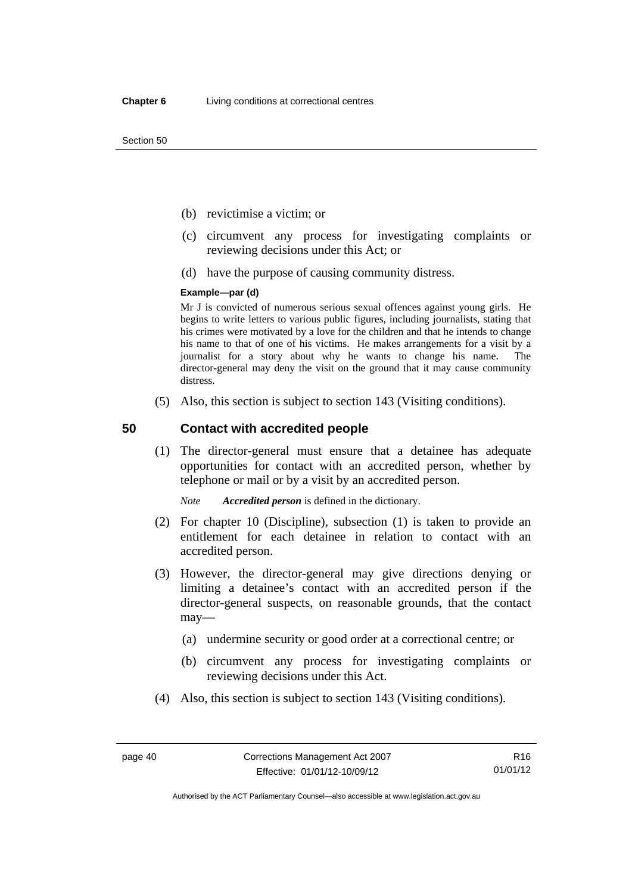(b) revictimise a victim; or

(c) circumvent any process for investigating complaints or reviewing decisions under this Act; or

(d) have the purpose of causing community distress.

**Example—par (d)**

Mr J is convicted of numerous serious sexual offences against young girls. He begins to write letters to various public figures, including journalists, stating that his crimes were motivated by a love for the children and that he intends to change his name to that of one of his victims. He makes arrangements for a visit by a journalist for a story about why he wants to change his name. The director-general may deny the visit on the ground that it may cause community distress.

(5) Also, this section is subject to section 143 (Visiting conditions).

## 50 Contact with accredited people

(1) The director-general must ensure that a detainee has adequate opportunities for contact with an accredited person, whether by telephone or mail or by a visit by an accredited person.

*Note* ***Accredited person*** is defined in the dictionary.

(2) For chapter 10 (Discipline), subsection (1) is taken to provide an entitlement for each detainee in relation to contact with an accredited person.

(3) However, the director-general may give directions denying or limiting a detainee's contact with an accredited person if the director-general suspects, on reasonable grounds, that the contact may—

(a) undermine security or good order at a correctional centre; or

(b) circumvent any process for investigating complaints or reviewing decisions under this Act.

(4) Also, this section is subject to section 143 (Visiting conditions).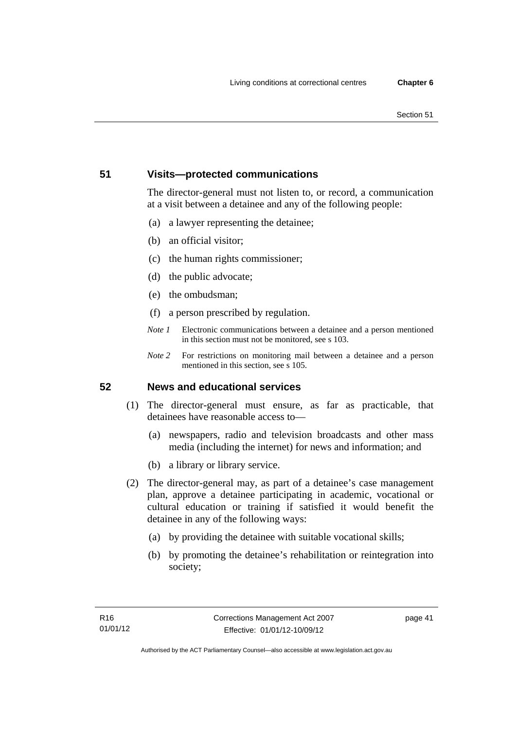## 51 Visits—protected communications

The director-general must not listen to, or record, a communication at a visit between a detainee and any of the following people:

(a) a lawyer representing the detainee;

(b) an official visitor;

(c) the human rights commissioner;

(d) the public advocate;

(e) the ombudsman;

(f) a person prescribed by regulation.

*Note 1* Electronic communications between a detainee and a person mentioned in this section must not be monitored, see s 103.

*Note 2* For restrictions on monitoring mail between a detainee and a person mentioned in this section, see s 105.

## 52 News and educational services

(1) The director-general must ensure, as far as practicable, that detainees have reasonable access to—

(a) newspapers, radio and television broadcasts and other mass media (including the internet) for news and information; and

(b) a library or library service.

(2) The director-general may, as part of a detainee's case management plan, approve a detainee participating in academic, vocational or cultural education or training if satisfied it would benefit the detainee in any of the following ways:

(a) by providing the detainee with suitable vocational skills;

(b) by promoting the detainee's rehabilitation or reintegration into society;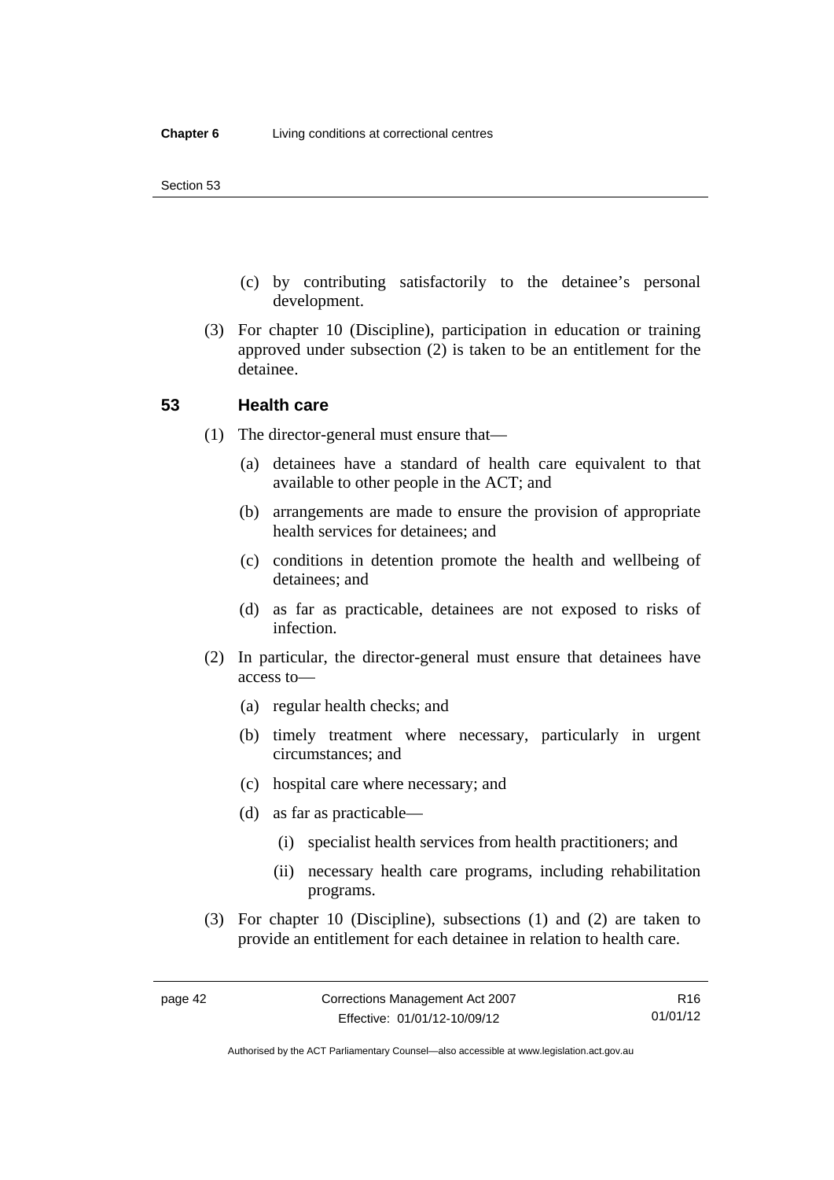(c) by contributing satisfactorily to the detainee's personal development.

(3) For chapter 10 (Discipline), participation in education or training approved under subsection (2) is taken to be an entitlement for the detainee.

## 53 Health care

(1) The director-general must ensure that—

(a) detainees have a standard of health care equivalent to that available to other people in the ACT; and

(b) arrangements are made to ensure the provision of appropriate health services for detainees; and

(c) conditions in detention promote the health and wellbeing of detainees; and

(d) as far as practicable, detainees are not exposed to risks of infection.

(2) In particular, the director-general must ensure that detainees have access to—

(a) regular health checks; and

(b) timely treatment where necessary, particularly in urgent circumstances; and

(c) hospital care where necessary; and

(d) as far as practicable—

(i) specialist health services from health practitioners; and

(ii) necessary health care programs, including rehabilitation programs.

(3) For chapter 10 (Discipline), subsections (1) and (2) are taken to provide an entitlement for each detainee in relation to health care.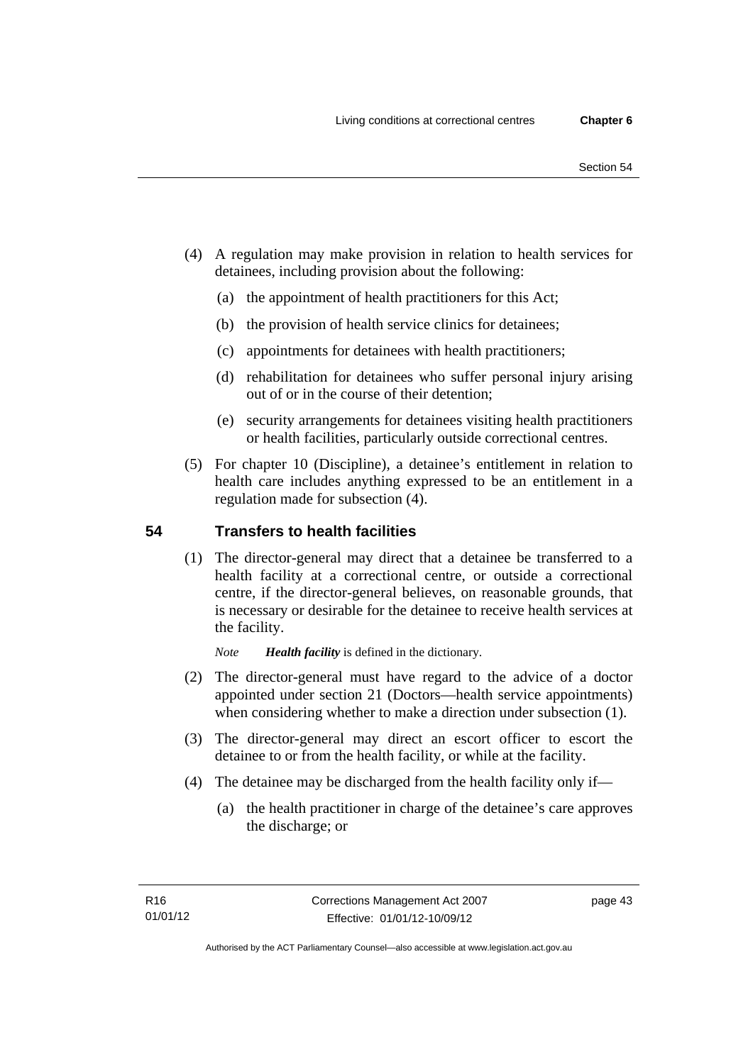(4) A regulation may make provision in relation to health services for detainees, including provision about the following:

(a) the appointment of health practitioners for this Act;

(b) the provision of health service clinics for detainees;

(c) appointments for detainees with health practitioners;

(d) rehabilitation for detainees who suffer personal injury arising out of or in the course of their detention;

(e) security arrangements for detainees visiting health practitioners or health facilities, particularly outside correctional centres.

(5) For chapter 10 (Discipline), a detainee's entitlement in relation to health care includes anything expressed to be an entitlement in a regulation made for subsection (4).

## 54 Transfers to health facilities

(1) The director-general may direct that a detainee be transferred to a health facility at a correctional centre, or outside a correctional centre, if the director-general believes, on reasonable grounds, that is necessary or desirable for the detainee to receive health services at the facility.

*Note* ***Health facility*** is defined in the dictionary.

(2) The director-general must have regard to the advice of a doctor appointed under section 21 (Doctors—health service appointments) when considering whether to make a direction under subsection (1).

(3) The director-general may direct an escort officer to escort the detainee to or from the health facility, or while at the facility.

(4) The detainee may be discharged from the health facility only if—

(a) the health practitioner in charge of the detainee's care approves the discharge; or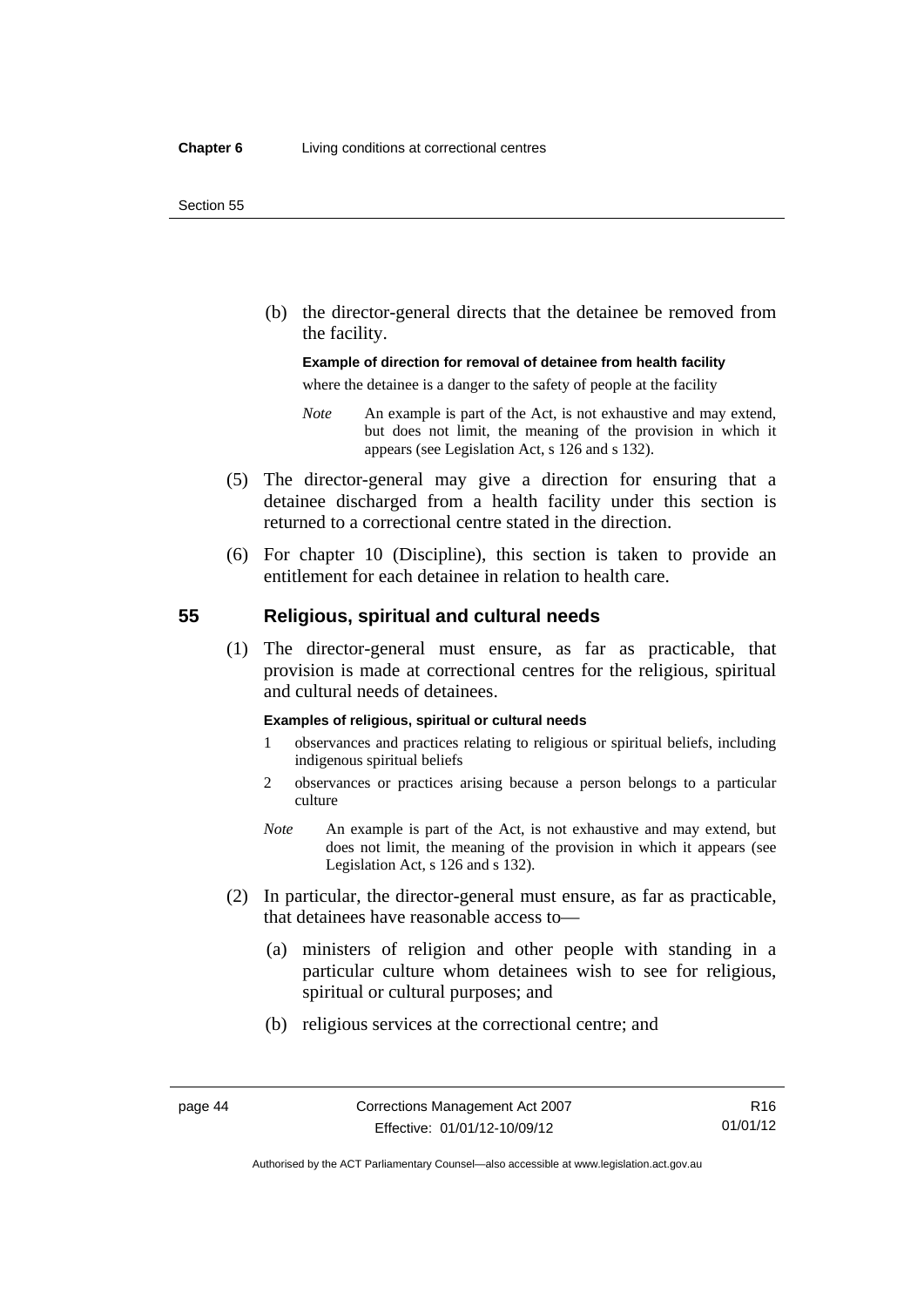(b) the director-general directs that the detainee be removed from the facility.

**Example of direction for removal of detainee from health facility**

where the detainee is a danger to the safety of people at the facility

*Note* An example is part of the Act, is not exhaustive and may extend, but does not limit, the meaning of the provision in which it appears (see Legislation Act, s 126 and s 132).

(5) The director-general may give a direction for ensuring that a detainee discharged from a health facility under this section is returned to a correctional centre stated in the direction.

(6) For chapter 10 (Discipline), this section is taken to provide an entitlement for each detainee in relation to health care.

## 55 Religious, spiritual and cultural needs

(1) The director-general must ensure, as far as practicable, that provision is made at correctional centres for the religious, spiritual and cultural needs of detainees.

**Examples of religious, spiritual or cultural needs**

1 observances and practices relating to religious or spiritual beliefs, including indigenous spiritual beliefs

2 observances or practices arising because a person belongs to a particular culture

*Note* An example is part of the Act, is not exhaustive and may extend, but does not limit, the meaning of the provision in which it appears (see Legislation Act, s 126 and s 132).

(2) In particular, the director-general must ensure, as far as practicable, that detainees have reasonable access to—

(a) ministers of religion and other people with standing in a particular culture whom detainees wish to see for religious, spiritual or cultural purposes; and

(b) religious services at the correctional centre; and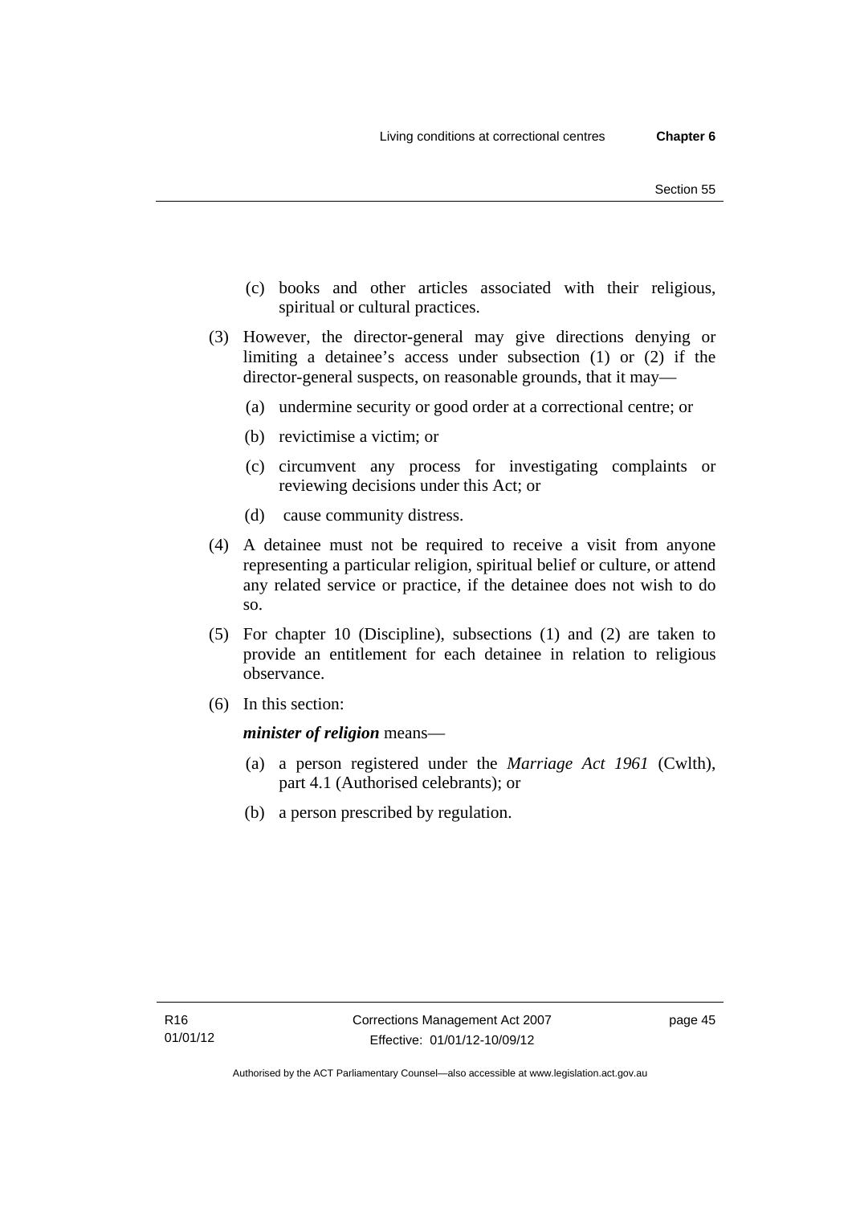(c) books and other articles associated with their religious, spiritual or cultural practices.

(3) However, the director-general may give directions denying or limiting a detainee's access under subsection (1) or (2) if the director-general suspects, on reasonable grounds, that it may—

(a) undermine security or good order at a correctional centre; or

(b) revictimise a victim; or

(c) circumvent any process for investigating complaints or reviewing decisions under this Act; or

(d) cause community distress.

(4) A detainee must not be required to receive a visit from anyone representing a particular religion, spiritual belief or culture, or attend any related service or practice, if the detainee does not wish to do so.

(5) For chapter 10 (Discipline), subsections (1) and (2) are taken to provide an entitlement for each detainee in relation to religious observance.

(6) In this section:

***minister of religion*** means—

(a) a person registered under the *Marriage Act 1961* (Cwlth), part 4.1 (Authorised celebrants); or

(b) a person prescribed by regulation.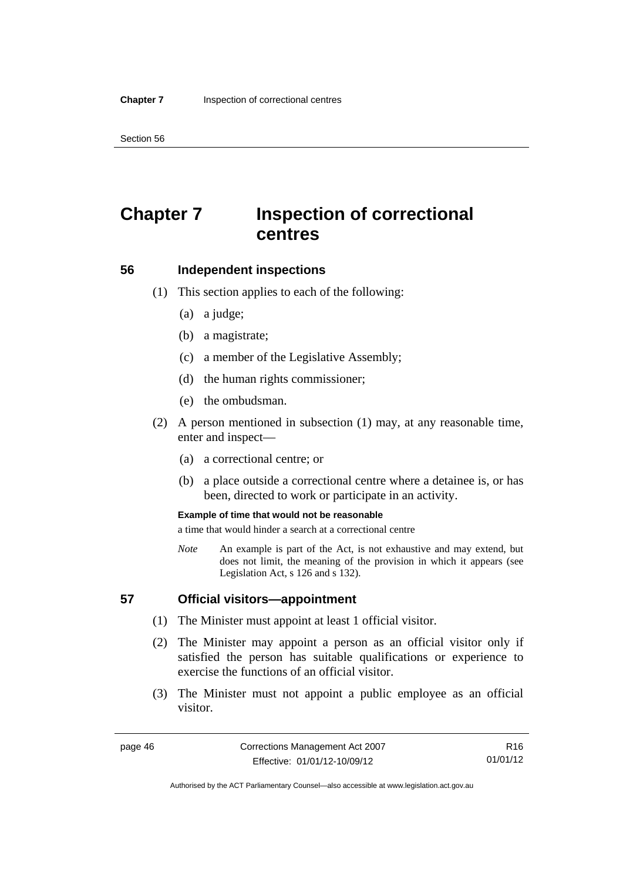# Chapter 7 Inspection of correctional centres

## 56 Independent inspections

(1) This section applies to each of the following:

(a) a judge;

(b) a magistrate;

(c) a member of the Legislative Assembly;

(d) the human rights commissioner;

(e) the ombudsman.

(2) A person mentioned in subsection (1) may, at any reasonable time, enter and inspect—

(a) a correctional centre; or

(b) a place outside a correctional centre where a detainee is, or has been, directed to work or participate in an activity.

**Example of time that would not be reasonable**

a time that would hinder a search at a correctional centre

*Note* An example is part of the Act, is not exhaustive and may extend, but does not limit, the meaning of the provision in which it appears (see Legislation Act, s 126 and s 132).

## 57 Official visitors—appointment

(1) The Minister must appoint at least 1 official visitor.

(2) The Minister may appoint a person as an official visitor only if satisfied the person has suitable qualifications or experience to exercise the functions of an official visitor.

(3) The Minister must not appoint a public employee as an official visitor.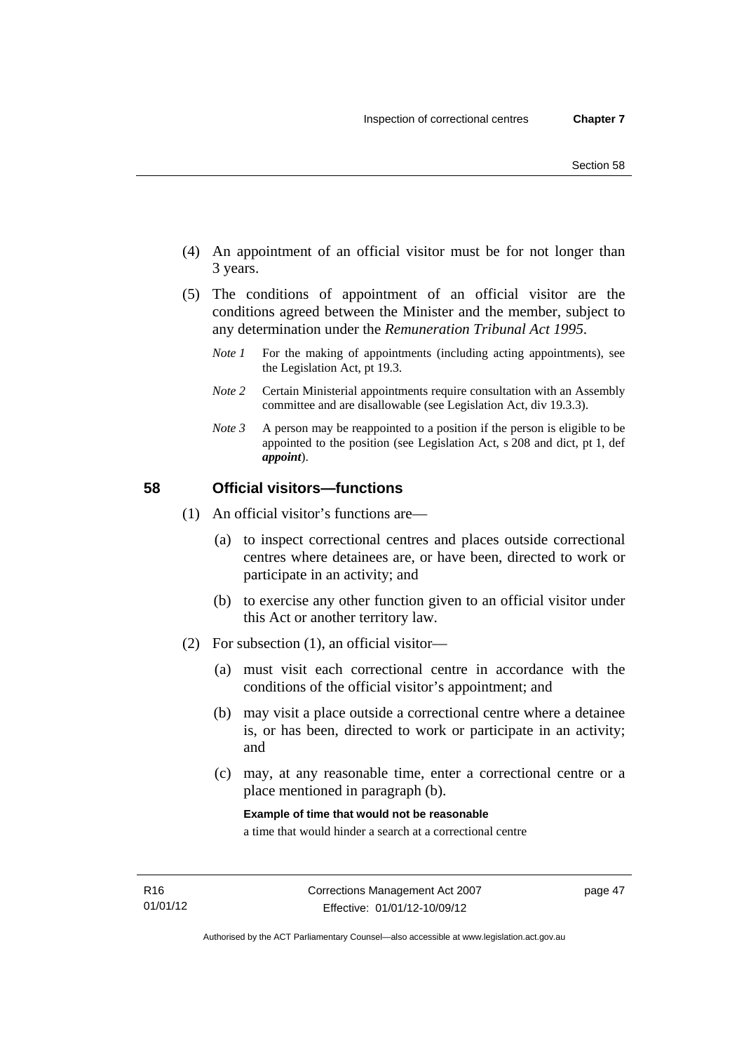(4) An appointment of an official visitor must be for not longer than 3 years.

(5) The conditions of appointment of an official visitor are the conditions agreed between the Minister and the member, subject to any determination under the *Remuneration Tribunal Act 1995*.

*Note 1* For the making of appointments (including acting appointments), see the Legislation Act, pt 19.3.

*Note 2* Certain Ministerial appointments require consultation with an Assembly committee and are disallowable (see Legislation Act, div 19.3.3).

*Note 3* A person may be reappointed to a position if the person is eligible to be appointed to the position (see Legislation Act, s 208 and dict, pt 1, def ***appoint***).

## 58 Official visitors—functions

(1) An official visitor's functions are—

(a) to inspect correctional centres and places outside correctional centres where detainees are, or have been, directed to work or participate in an activity; and

(b) to exercise any other function given to an official visitor under this Act or another territory law.

(2) For subsection (1), an official visitor—

(a) must visit each correctional centre in accordance with the conditions of the official visitor's appointment; and

(b) may visit a place outside a correctional centre where a detainee is, or has been, directed to work or participate in an activity; and

(c) may, at any reasonable time, enter a correctional centre or a place mentioned in paragraph (b).

**Example of time that would not be reasonable**

a time that would hinder a search at a correctional centre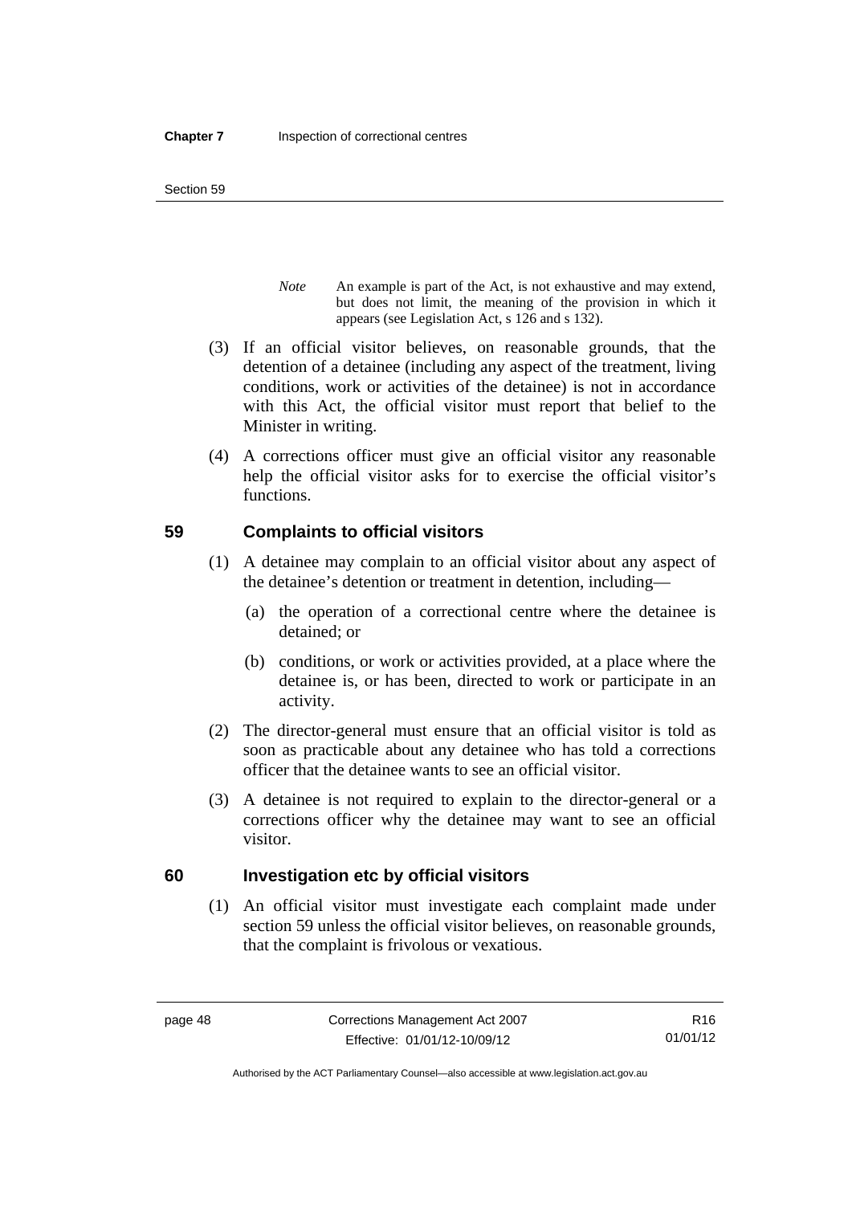*Note* An example is part of the Act, is not exhaustive and may extend, but does not limit, the meaning of the provision in which it appears (see Legislation Act, s 126 and s 132).

(3) If an official visitor believes, on reasonable grounds, that the detention of a detainee (including any aspect of the treatment, living conditions, work or activities of the detainee) is not in accordance with this Act, the official visitor must report that belief to the Minister in writing.

(4) A corrections officer must give an official visitor any reasonable help the official visitor asks for to exercise the official visitor's functions.

## 59 Complaints to official visitors

(1) A detainee may complain to an official visitor about any aspect of the detainee's detention or treatment in detention, including—

(a) the operation of a correctional centre where the detainee is detained; or

(b) conditions, or work or activities provided, at a place where the detainee is, or has been, directed to work or participate in an activity.

(2) The director-general must ensure that an official visitor is told as soon as practicable about any detainee who has told a corrections officer that the detainee wants to see an official visitor.

(3) A detainee is not required to explain to the director-general or a corrections officer why the detainee may want to see an official visitor.

## 60 Investigation etc by official visitors

(1) An official visitor must investigate each complaint made under section 59 unless the official visitor believes, on reasonable grounds, that the complaint is frivolous or vexatious.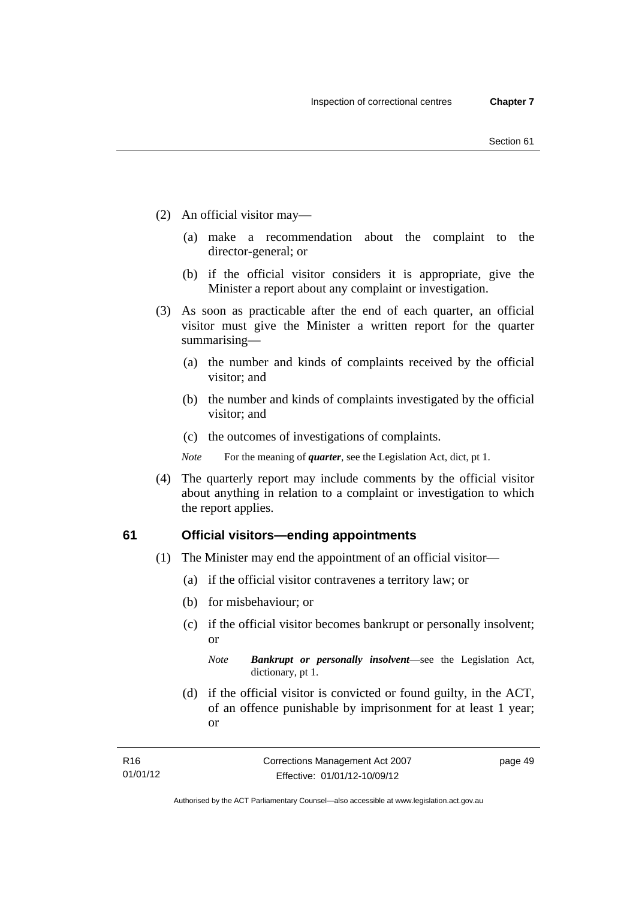(2) An official visitor may—

(a) make a recommendation about the complaint to the director-general; or

(b) if the official visitor considers it is appropriate, give the Minister a report about any complaint or investigation.

(3) As soon as practicable after the end of each quarter, an official visitor must give the Minister a written report for the quarter summarising—

(a) the number and kinds of complaints received by the official visitor; and

(b) the number and kinds of complaints investigated by the official visitor; and

(c) the outcomes of investigations of complaints.

*Note* For the meaning of ***quarter***, see the Legislation Act, dict, pt 1.

(4) The quarterly report may include comments by the official visitor about anything in relation to a complaint or investigation to which the report applies.

### 61 Official visitors—ending appointments

(1) The Minister may end the appointment of an official visitor—

(a) if the official visitor contravenes a territory law; or

(b) for misbehaviour; or

(c) if the official visitor becomes bankrupt or personally insolvent; or

*Note* ***Bankrupt or personally insolvent***—see the Legislation Act, dictionary, pt 1.

(d) if the official visitor is convicted or found guilty, in the ACT, of an offence punishable by imprisonment for at least 1 year; or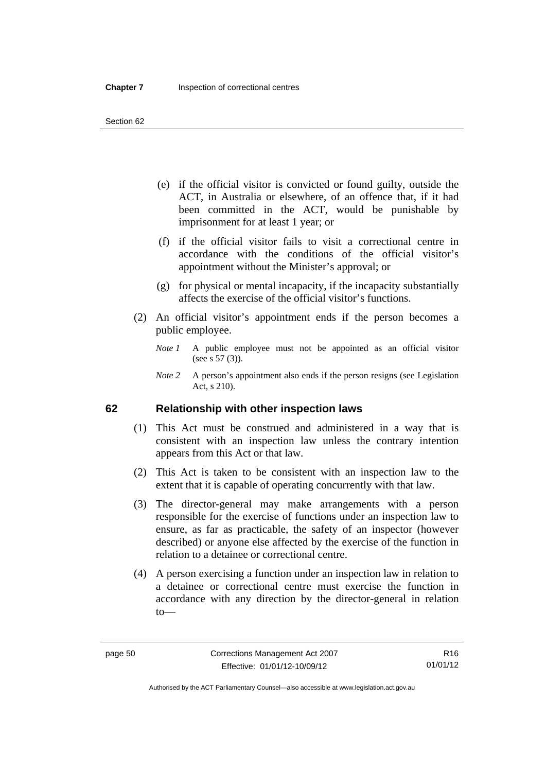(e) if the official visitor is convicted or found guilty, outside the ACT, in Australia or elsewhere, of an offence that, if it had been committed in the ACT, would be punishable by imprisonment for at least 1 year; or

(f) if the official visitor fails to visit a correctional centre in accordance with the conditions of the official visitor's appointment without the Minister's approval; or

(g) for physical or mental incapacity, if the incapacity substantially affects the exercise of the official visitor's functions.

(2) An official visitor's appointment ends if the person becomes a public employee.

*Note 1* A public employee must not be appointed as an official visitor (see s 57 (3)).

*Note 2* A person's appointment also ends if the person resigns (see Legislation Act, s 210).

## 62 Relationship with other inspection laws

(1) This Act must be construed and administered in a way that is consistent with an inspection law unless the contrary intention appears from this Act or that law.

(2) This Act is taken to be consistent with an inspection law to the extent that it is capable of operating concurrently with that law.

(3) The director-general may make arrangements with a person responsible for the exercise of functions under an inspection law to ensure, as far as practicable, the safety of an inspector (however described) or anyone else affected by the exercise of the function in relation to a detainee or correctional centre.

(4) A person exercising a function under an inspection law in relation to a detainee or correctional centre must exercise the function in accordance with any direction by the director-general in relation to—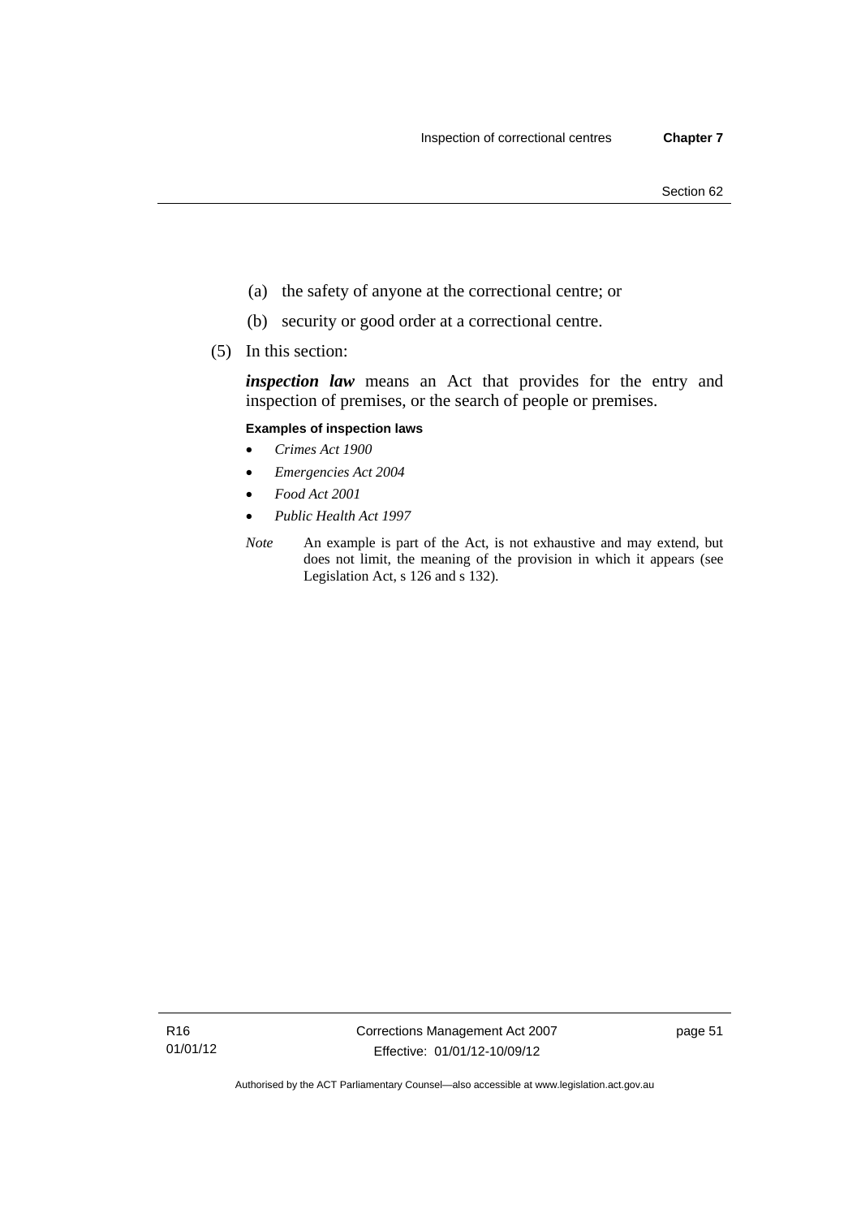(a) the safety of anyone at the correctional centre; or

(b) security or good order at a correctional centre.

(5) In this section:

***inspection law*** means an Act that provides for the entry and inspection of premises, or the search of people or premises.

**Examples of inspection laws**

- *Crimes Act 1900*
- *Emergencies Act 2004*
- *Food Act 2001*
- *Public Health Act 1997*

*Note* An example is part of the Act, is not exhaustive and may extend, but does not limit, the meaning of the provision in which it appears (see Legislation Act, s 126 and s 132).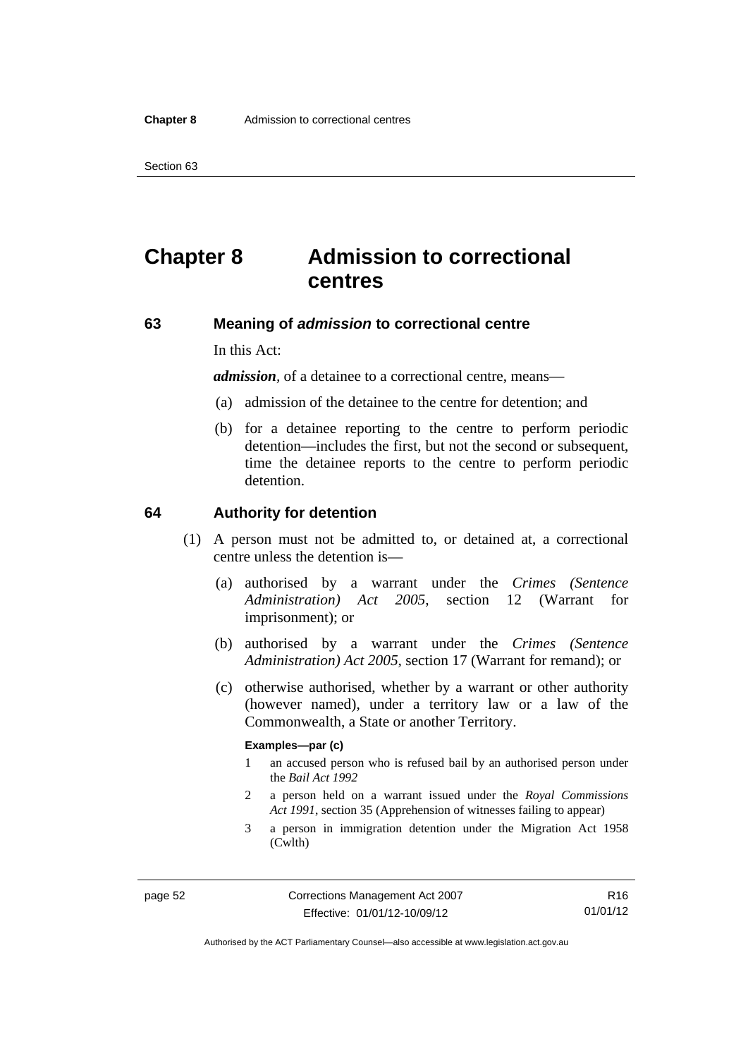# Chapter 8 Admission to correctional centres

## 63 Meaning of *admission* to correctional centre

In this Act:

***admission***, of a detainee to a correctional centre, means—

(a) admission of the detainee to the centre for detention; and

(b) for a detainee reporting to the centre to perform periodic detention—includes the first, but not the second or subsequent, time the detainee reports to the centre to perform periodic detention.

## 64 Authority for detention

(1) A person must not be admitted to, or detained at, a correctional centre unless the detention is—

(a) authorised by a warrant under the *Crimes (Sentence Administration) Act 2005*, section 12 (Warrant for imprisonment); or

(b) authorised by a warrant under the *Crimes (Sentence Administration) Act 2005*, section 17 (Warrant for remand); or

(c) otherwise authorised, whether by a warrant or other authority (however named), under a territory law or a law of the Commonwealth, a State or another Territory.

**Examples—par (c)**

1 an accused person who is refused bail by an authorised person under the *Bail Act 1992*

2 a person held on a warrant issued under the *Royal Commissions Act 1991*, section 35 (Apprehension of witnesses failing to appear)

3 a person in immigration detention under the Migration Act 1958 (Cwlth)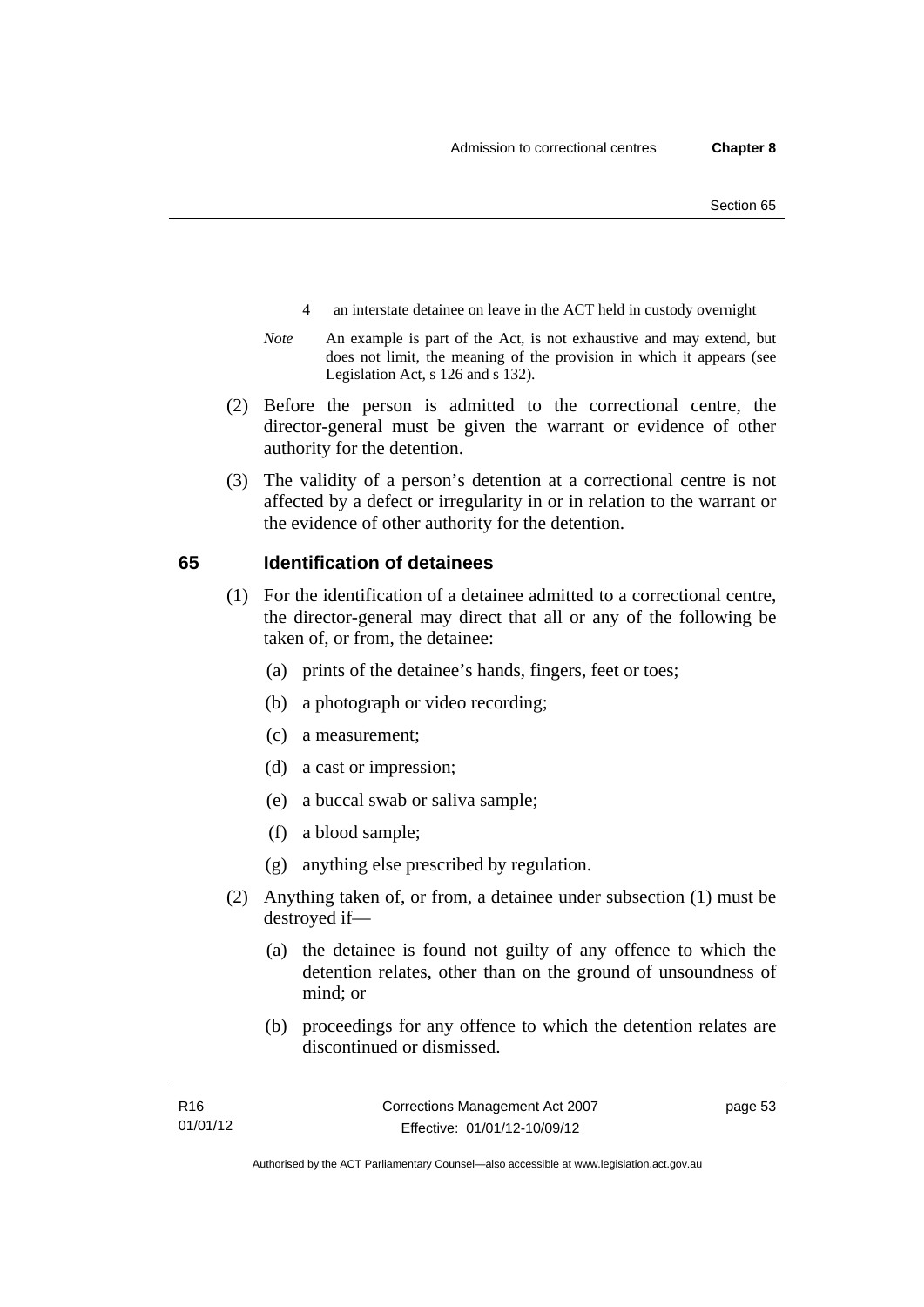4 an interstate detainee on leave in the ACT held in custody overnight

*Note* An example is part of the Act, is not exhaustive and may extend, but does not limit, the meaning of the provision in which it appears (see Legislation Act, s 126 and s 132).

(2) Before the person is admitted to the correctional centre, the director-general must be given the warrant or evidence of other authority for the detention.

(3) The validity of a person's detention at a correctional centre is not affected by a defect or irregularity in or in relation to the warrant or the evidence of other authority for the detention.

## 65 Identification of detainees

(1) For the identification of a detainee admitted to a correctional centre, the director-general may direct that all or any of the following be taken of, or from, the detainee:

(a) prints of the detainee's hands, fingers, feet or toes;

(b) a photograph or video recording;

(c) a measurement;

(d) a cast or impression;

(e) a buccal swab or saliva sample;

(f) a blood sample;

(g) anything else prescribed by regulation.

(2) Anything taken of, or from, a detainee under subsection (1) must be destroyed if—

(a) the detainee is found not guilty of any offence to which the detention relates, other than on the ground of unsoundness of mind; or

(b) proceedings for any offence to which the detention relates are discontinued or dismissed.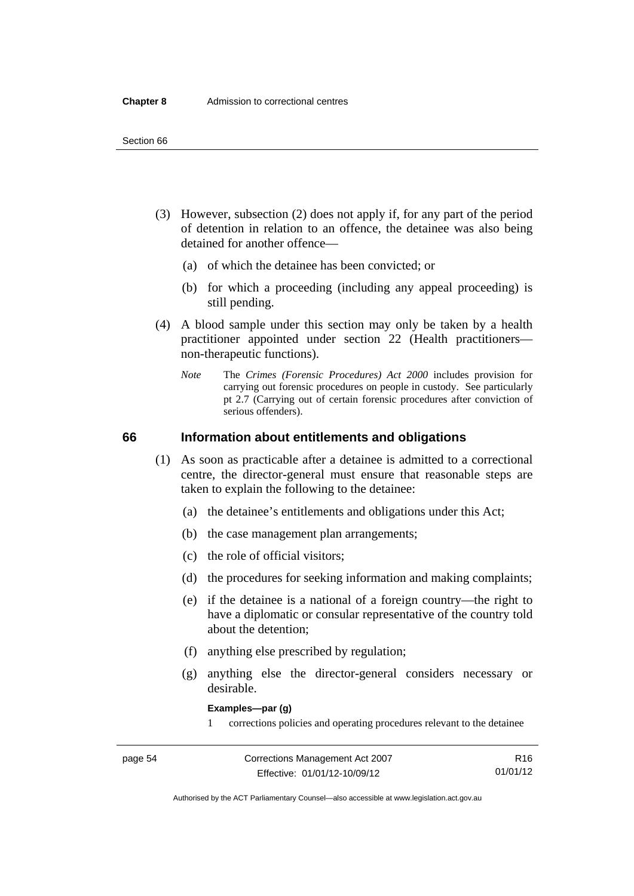(3) However, subsection (2) does not apply if, for any part of the period of detention in relation to an offence, the detainee was also being detained for another offence—

(a) of which the detainee has been convicted; or

(b) for which a proceeding (including any appeal proceeding) is still pending.

(4) A blood sample under this section may only be taken by a health practitioner appointed under section 22 (Health practitioners—non-therapeutic functions).

*Note* The *Crimes (Forensic Procedures) Act 2000* includes provision for carrying out forensic procedures on people in custody. See particularly pt 2.7 (Carrying out of certain forensic procedures after conviction of serious offenders).

## 66 Information about entitlements and obligations

(1) As soon as practicable after a detainee is admitted to a correctional centre, the director-general must ensure that reasonable steps are taken to explain the following to the detainee:

(a) the detainee's entitlements and obligations under this Act;

(b) the case management plan arrangements;

(c) the role of official visitors;

(d) the procedures for seeking information and making complaints;

(e) if the detainee is a national of a foreign country—the right to have a diplomatic or consular representative of the country told about the detention;

(f) anything else prescribed by regulation;

(g) anything else the director-general considers necessary or desirable.

**Examples—par (g)**

1 corrections policies and operating procedures relevant to the detainee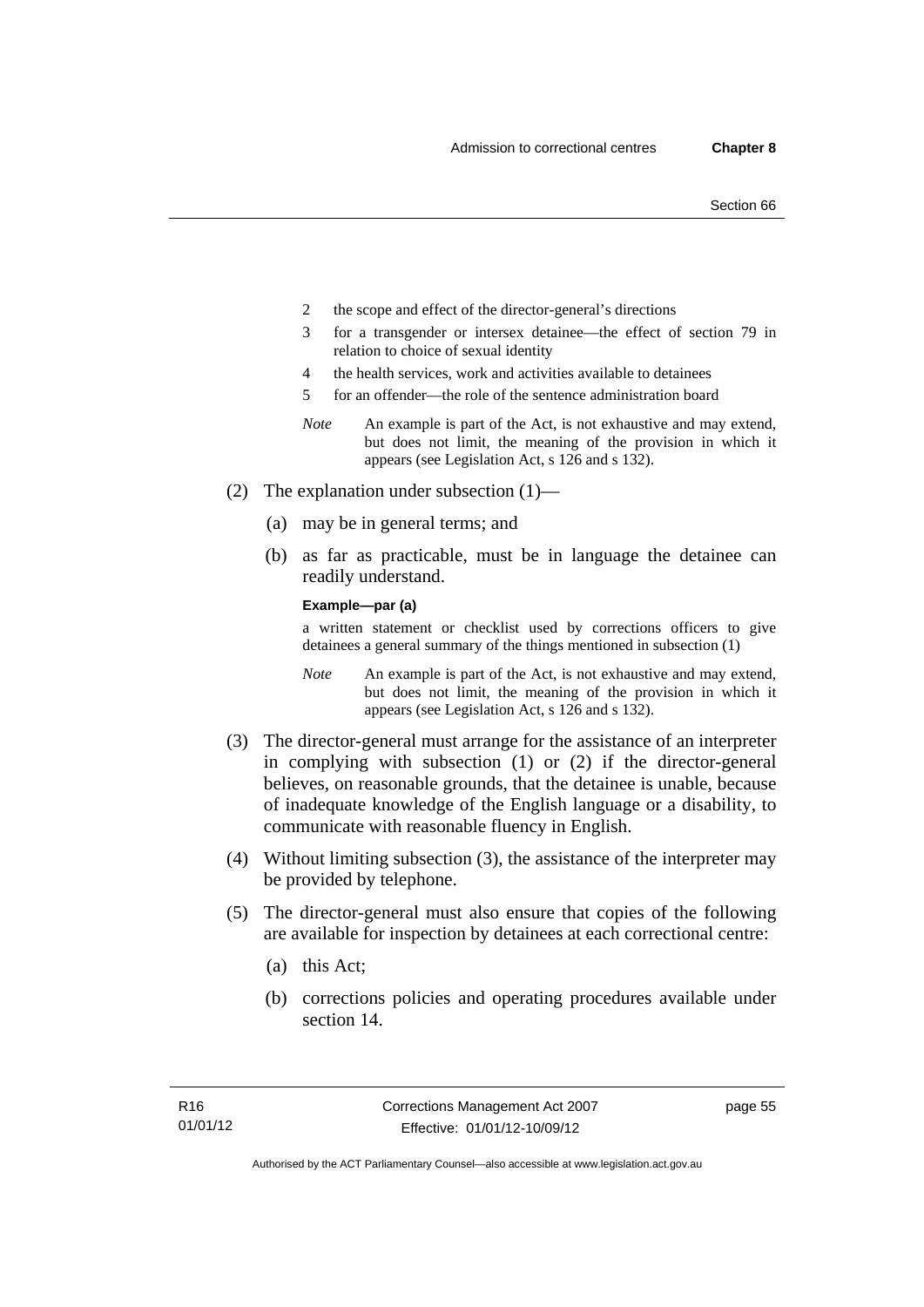2 the scope and effect of the director-general's directions

3 for a transgender or intersex detainee—the effect of section 79 in relation to choice of sexual identity

4 the health services, work and activities available to detainees

5 for an offender—the role of the sentence administration board

*Note* An example is part of the Act, is not exhaustive and may extend, but does not limit, the meaning of the provision in which it appears (see Legislation Act, s 126 and s 132).

(2) The explanation under subsection (1)—

(a) may be in general terms; and

(b) as far as practicable, must be in language the detainee can readily understand.

**Example—par (a)**

a written statement or checklist used by corrections officers to give detainees a general summary of the things mentioned in subsection (1)

*Note* An example is part of the Act, is not exhaustive and may extend, but does not limit, the meaning of the provision in which it appears (see Legislation Act, s 126 and s 132).

(3) The director-general must arrange for the assistance of an interpreter in complying with subsection (1) or (2) if the director-general believes, on reasonable grounds, that the detainee is unable, because of inadequate knowledge of the English language or a disability, to communicate with reasonable fluency in English.

(4) Without limiting subsection (3), the assistance of the interpreter may be provided by telephone.

(5) The director-general must also ensure that copies of the following are available for inspection by detainees at each correctional centre:

(a) this Act;

(b) corrections policies and operating procedures available under section 14.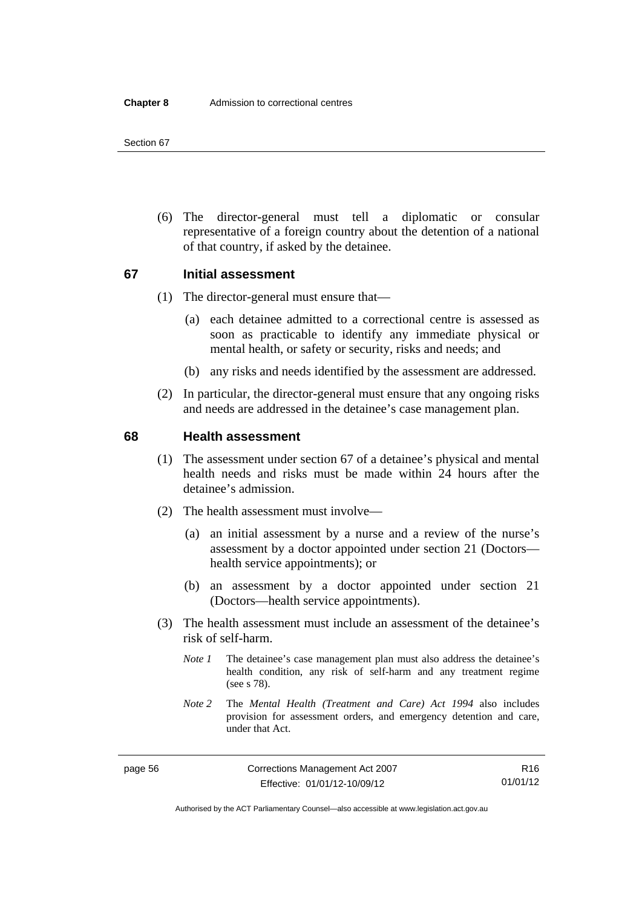(6) The director-general must tell a diplomatic or consular representative of a foreign country about the detention of a national of that country, if asked by the detainee.

## 67 Initial assessment

(1) The director-general must ensure that—

(a) each detainee admitted to a correctional centre is assessed as soon as practicable to identify any immediate physical or mental health, or safety or security, risks and needs; and

(b) any risks and needs identified by the assessment are addressed.

(2) In particular, the director-general must ensure that any ongoing risks and needs are addressed in the detainee's case management plan.

## 68 Health assessment

(1) The assessment under section 67 of a detainee's physical and mental health needs and risks must be made within 24 hours after the detainee's admission.

(2) The health assessment must involve—

(a) an initial assessment by a nurse and a review of the nurse's assessment by a doctor appointed under section 21 (Doctors—health service appointments); or

(b) an assessment by a doctor appointed under section 21 (Doctors—health service appointments).

(3) The health assessment must include an assessment of the detainee's risk of self-harm.

*Note 1* The detainee's case management plan must also address the detainee's health condition, any risk of self-harm and any treatment regime (see s 78).

*Note 2* The *Mental Health (Treatment and Care) Act 1994* also includes provision for assessment orders, and emergency detention and care, under that Act.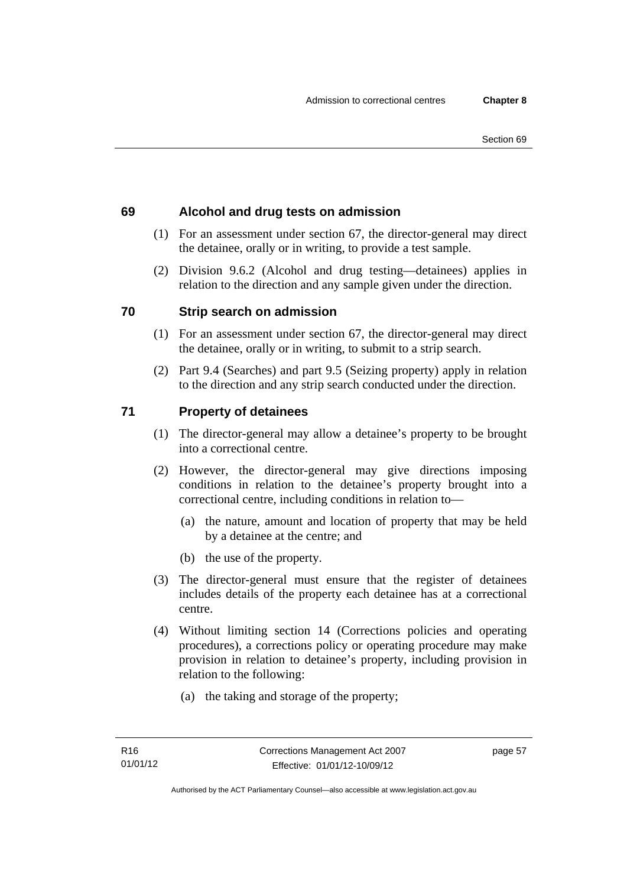## 69 Alcohol and drug tests on admission

(1) For an assessment under section 67, the director-general may direct the detainee, orally or in writing, to provide a test sample.

(2) Division 9.6.2 (Alcohol and drug testing—detainees) applies in relation to the direction and any sample given under the direction.

## 70 Strip search on admission

(1) For an assessment under section 67, the director-general may direct the detainee, orally or in writing, to submit to a strip search.

(2) Part 9.4 (Searches) and part 9.5 (Seizing property) apply in relation to the direction and any strip search conducted under the direction.

## 71 Property of detainees

(1) The director-general may allow a detainee's property to be brought into a correctional centre.

(2) However, the director-general may give directions imposing conditions in relation to the detainee's property brought into a correctional centre, including conditions in relation to—

- (a) the nature, amount and location of property that may be held by a detainee at the centre; and
- (b) the use of the property.

(3) The director-general must ensure that the register of detainees includes details of the property each detainee has at a correctional centre.

(4) Without limiting section 14 (Corrections policies and operating procedures), a corrections policy or operating procedure may make provision in relation to detainee's property, including provision in relation to the following:

- (a) the taking and storage of the property;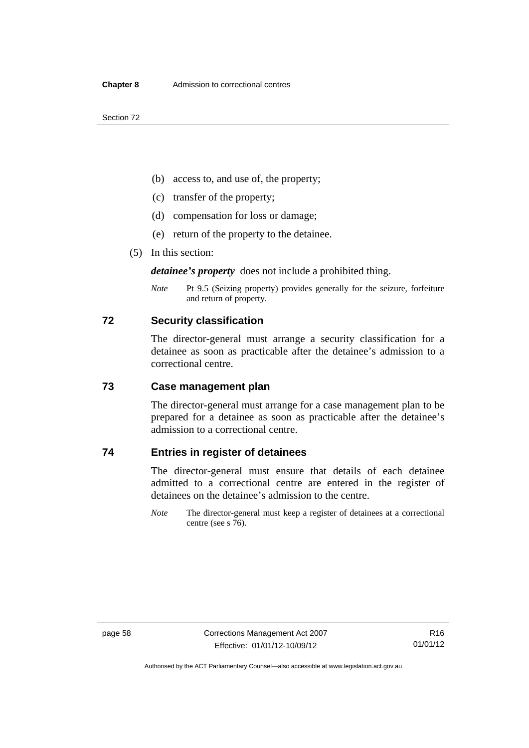(b) access to, and use of, the property;

(c) transfer of the property;

(d) compensation for loss or damage;

(e) return of the property to the detainee.

(5) In this section:

***detainee's property*** does not include a prohibited thing.

*Note* Pt 9.5 (Seizing property) provides generally for the seizure, forfeiture and return of property.

## 72 Security classification

The director-general must arrange a security classification for a detainee as soon as practicable after the detainee's admission to a correctional centre.

## 73 Case management plan

The director-general must arrange for a case management plan to be prepared for a detainee as soon as practicable after the detainee's admission to a correctional centre.

## 74 Entries in register of detainees

The director-general must ensure that details of each detainee admitted to a correctional centre are entered in the register of detainees on the detainee's admission to the centre.

*Note* The director-general must keep a register of detainees at a correctional centre (see s 76).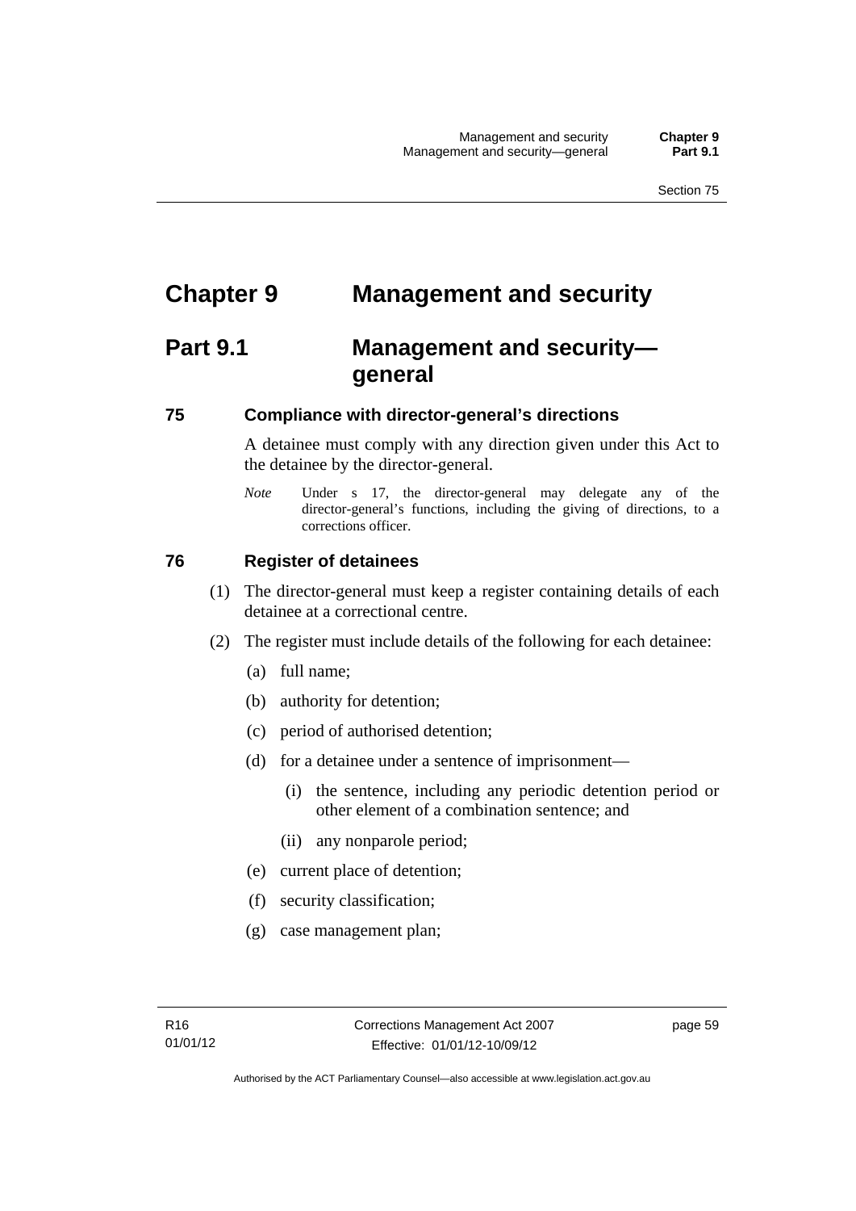# Chapter 9 Management and security

## Part 9.1 Management and security—general

### 75 Compliance with director-general's directions

A detainee must comply with any direction given under this Act to the detainee by the director-general.

*Note* Under s 17, the director-general may delegate any of the director-general's functions, including the giving of directions, to a corrections officer.

### 76 Register of detainees

(1) The director-general must keep a register containing details of each detainee at a correctional centre.

(2) The register must include details of the following for each detainee:

(a) full name;

(b) authority for detention;

(c) period of authorised detention;

(d) for a detainee under a sentence of imprisonment—

(i) the sentence, including any periodic detention period or other element of a combination sentence; and

(ii) any nonparole period;

(e) current place of detention;

(f) security classification;

(g) case management plan;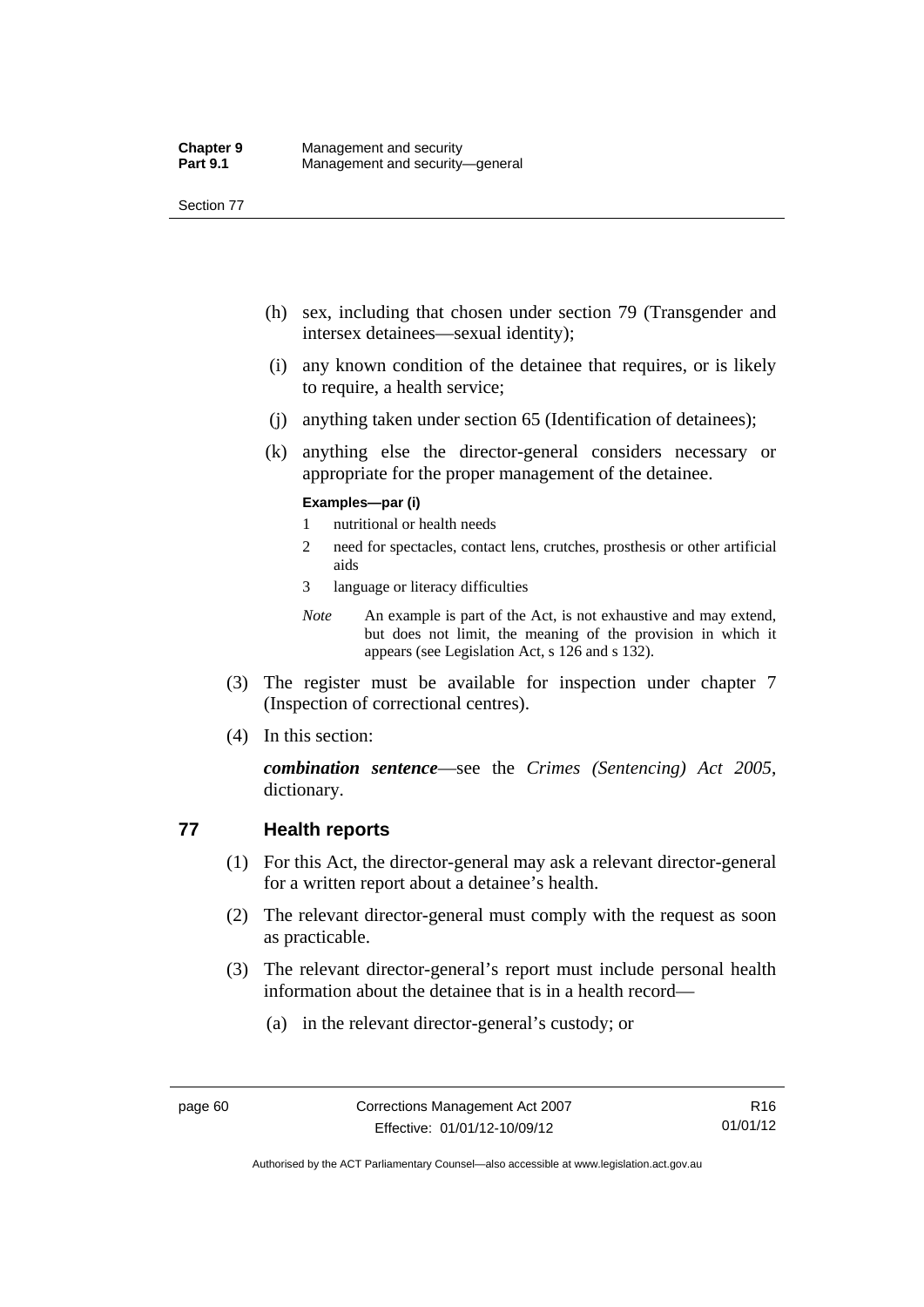(h) sex, including that chosen under section 79 (Transgender and intersex detainees—sexual identity);

(i) any known condition of the detainee that requires, or is likely to require, a health service;

(j) anything taken under section 65 (Identification of detainees);

(k) anything else the director-general considers necessary or appropriate for the proper management of the detainee.

**Examples—par (i)**

1 nutritional or health needs

2 need for spectacles, contact lens, crutches, prosthesis or other artificial aids

3 language or literacy difficulties

*Note* An example is part of the Act, is not exhaustive and may extend, but does not limit, the meaning of the provision in which it appears (see Legislation Act, s 126 and s 132).

(3) The register must be available for inspection under chapter 7 (Inspection of correctional centres).

(4) In this section:

***combination sentence***—see the *Crimes (Sentencing) Act 2005*, dictionary.

## 77 Health reports

(1) For this Act, the director-general may ask a relevant director-general for a written report about a detainee's health.

(2) The relevant director-general must comply with the request as soon as practicable.

(3) The relevant director-general's report must include personal health information about the detainee that is in a health record—

(a) in the relevant director-general's custody; or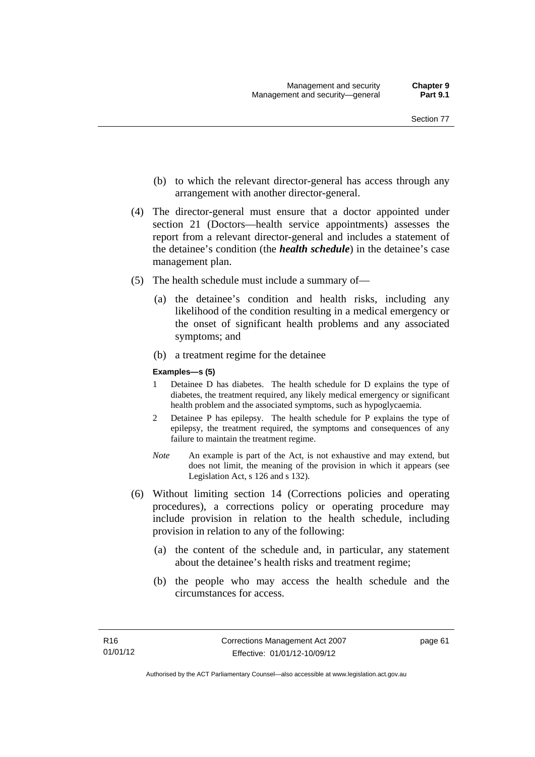(b) to which the relevant director-general has access through any arrangement with another director-general.

(4) The director-general must ensure that a doctor appointed under section 21 (Doctors—health service appointments) assesses the report from a relevant director-general and includes a statement of the detainee's condition (the ***health schedule***) in the detainee's case management plan.

(5) The health schedule must include a summary of—

(a) the detainee's condition and health risks, including any likelihood of the condition resulting in a medical emergency or the onset of significant health problems and any associated symptoms; and

(b) a treatment regime for the detainee

**Examples—s (5)**

1 Detainee D has diabetes. The health schedule for D explains the type of diabetes, the treatment required, any likely medical emergency or significant health problem and the associated symptoms, such as hypoglycaemia.

2 Detainee P has epilepsy. The health schedule for P explains the type of epilepsy, the treatment required, the symptoms and consequences of any failure to maintain the treatment regime.

*Note* An example is part of the Act, is not exhaustive and may extend, but does not limit, the meaning of the provision in which it appears (see Legislation Act, s 126 and s 132).

(6) Without limiting section 14 (Corrections policies and operating procedures), a corrections policy or operating procedure may include provision in relation to the health schedule, including provision in relation to any of the following:

(a) the content of the schedule and, in particular, any statement about the detainee's health risks and treatment regime;

(b) the people who may access the health schedule and the circumstances for access.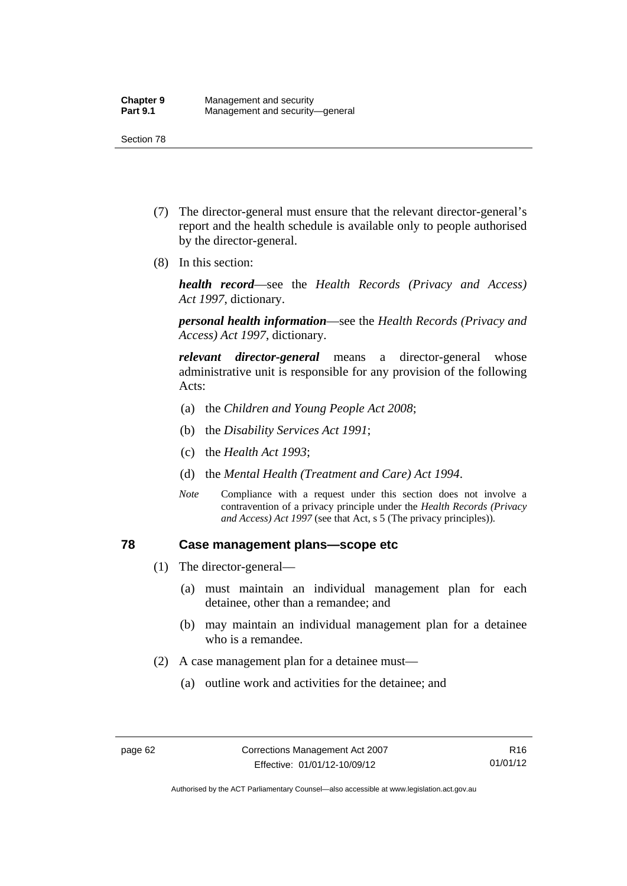(7) The director-general must ensure that the relevant director-general's report and the health schedule is available only to people authorised by the director-general.

(8) In this section:

***health record***—see the *Health Records (Privacy and Access) Act 1997*, dictionary.

***personal health information***—see the *Health Records (Privacy and Access) Act 1997*, dictionary.

***relevant director-general*** means a director-general whose administrative unit is responsible for any provision of the following Acts:

(a) the *Children and Young People Act 2008*;

(b) the *Disability Services Act 1991*;

(c) the *Health Act 1993*;

(d) the *Mental Health (Treatment and Care) Act 1994*.

*Note* Compliance with a request under this section does not involve a contravention of a privacy principle under the *Health Records (Privacy and Access) Act 1997* (see that Act, s 5 (The privacy principles)).

## 78 Case management plans—scope etc

(1) The director-general—

(a) must maintain an individual management plan for each detainee, other than a remandee; and

(b) may maintain an individual management plan for a detainee who is a remandee.

(2) A case management plan for a detainee must—

(a) outline work and activities for the detainee; and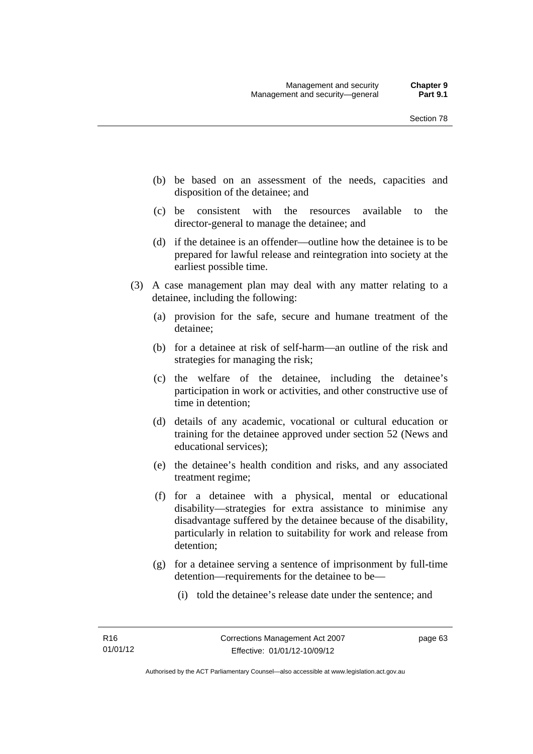(b) be based on an assessment of the needs, capacities and disposition of the detainee; and

(c) be consistent with the resources available to the director-general to manage the detainee; and

(d) if the detainee is an offender—outline how the detainee is to be prepared for lawful release and reintegration into society at the earliest possible time.

(3) A case management plan may deal with any matter relating to a detainee, including the following:

(a) provision for the safe, secure and humane treatment of the detainee;

(b) for a detainee at risk of self-harm—an outline of the risk and strategies for managing the risk;

(c) the welfare of the detainee, including the detainee's participation in work or activities, and other constructive use of time in detention;

(d) details of any academic, vocational or cultural education or training for the detainee approved under section 52 (News and educational services);

(e) the detainee's health condition and risks, and any associated treatment regime;

(f) for a detainee with a physical, mental or educational disability—strategies for extra assistance to minimise any disadvantage suffered by the detainee because of the disability, particularly in relation to suitability for work and release from detention;

(g) for a detainee serving a sentence of imprisonment by full-time detention—requirements for the detainee to be—

(i) told the detainee's release date under the sentence; and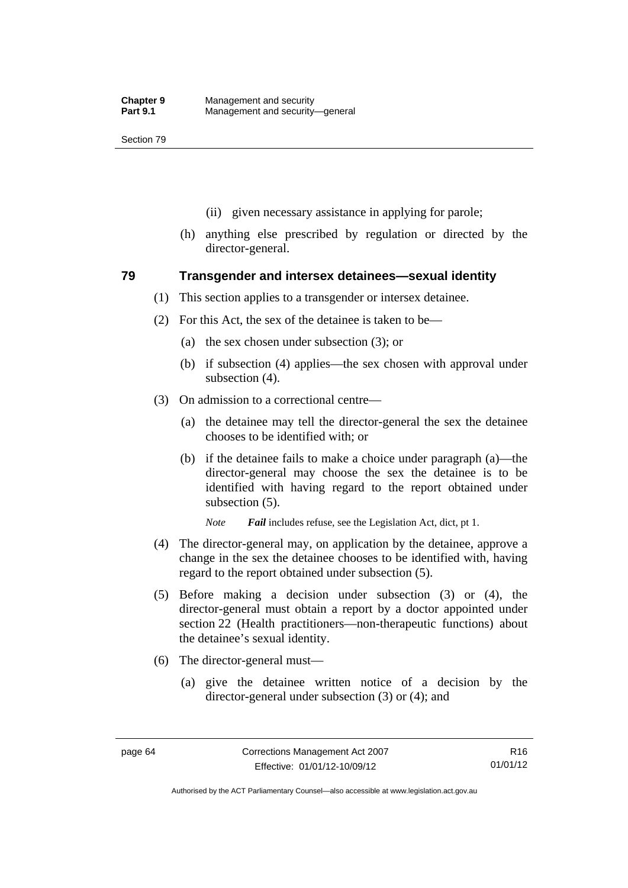(ii) given necessary assistance in applying for parole;

(h) anything else prescribed by regulation or directed by the director-general.

## 79 Transgender and intersex detainees—sexual identity

(1) This section applies to a transgender or intersex detainee.

(2) For this Act, the sex of the detainee is taken to be—

(a) the sex chosen under subsection (3); or

(b) if subsection (4) applies—the sex chosen with approval under subsection (4).

(3) On admission to a correctional centre—

(a) the detainee may tell the director-general the sex the detainee chooses to be identified with; or

(b) if the detainee fails to make a choice under paragraph (a)—the director-general may choose the sex the detainee is to be identified with having regard to the report obtained under subsection (5).

*Note* ***Fail*** includes refuse, see the Legislation Act, dict, pt 1.

(4) The director-general may, on application by the detainee, approve a change in the sex the detainee chooses to be identified with, having regard to the report obtained under subsection (5).

(5) Before making a decision under subsection (3) or (4), the director-general must obtain a report by a doctor appointed under section 22 (Health practitioners—non-therapeutic functions) about the detainee's sexual identity.

(6) The director-general must—

(a) give the detainee written notice of a decision by the director-general under subsection (3) or (4); and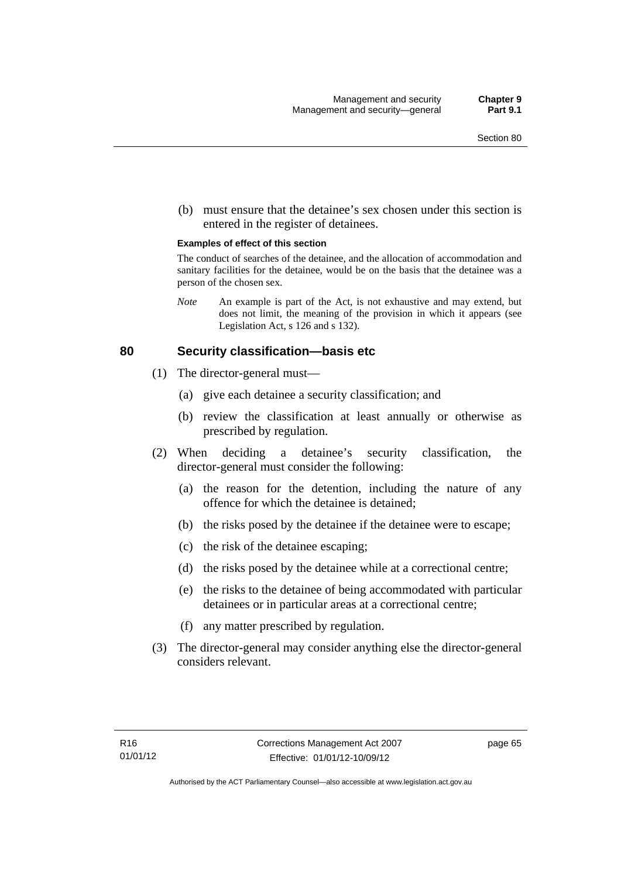(b) must ensure that the detainee's sex chosen under this section is entered in the register of detainees.

**Examples of effect of this section**

The conduct of searches of the detainee, and the allocation of accommodation and sanitary facilities for the detainee, would be on the basis that the detainee was a person of the chosen sex.

*Note* An example is part of the Act, is not exhaustive and may extend, but does not limit, the meaning of the provision in which it appears (see Legislation Act, s 126 and s 132).

### 80 Security classification—basis etc

(1) The director-general must—

(a) give each detainee a security classification; and

(b) review the classification at least annually or otherwise as prescribed by regulation.

(2) When deciding a detainee's security classification, the director-general must consider the following:

(a) the reason for the detention, including the nature of any offence for which the detainee is detained;

(b) the risks posed by the detainee if the detainee were to escape;

(c) the risk of the detainee escaping;

(d) the risks posed by the detainee while at a correctional centre;

(e) the risks to the detainee of being accommodated with particular detainees or in particular areas at a correctional centre;

(f) any matter prescribed by regulation.

(3) The director-general may consider anything else the director-general considers relevant.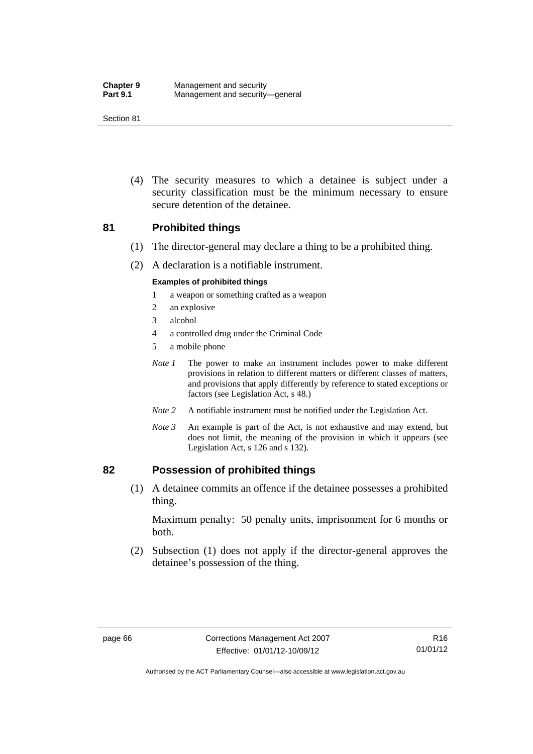(4) The security measures to which a detainee is subject under a security classification must be the minimum necessary to ensure secure detention of the detainee.

## 81 Prohibited things

(1) The director-general may declare a thing to be a prohibited thing.

(2) A declaration is a notifiable instrument.

**Examples of prohibited things**

1 a weapon or something crafted as a weapon
2 an explosive
3 alcohol
4 a controlled drug under the Criminal Code
5 a mobile phone

*Note 1* The power to make an instrument includes power to make different provisions in relation to different matters or different classes of matters, and provisions that apply differently by reference to stated exceptions or factors (see Legislation Act, s 48.)

*Note 2* A notifiable instrument must be notified under the Legislation Act.

*Note 3* An example is part of the Act, is not exhaustive and may extend, but does not limit, the meaning of the provision in which it appears (see Legislation Act, s 126 and s 132).

## 82 Possession of prohibited things

(1) A detainee commits an offence if the detainee possesses a prohibited thing.

Maximum penalty: 50 penalty units, imprisonment for 6 months or both.

(2) Subsection (1) does not apply if the director-general approves the detainee's possession of the thing.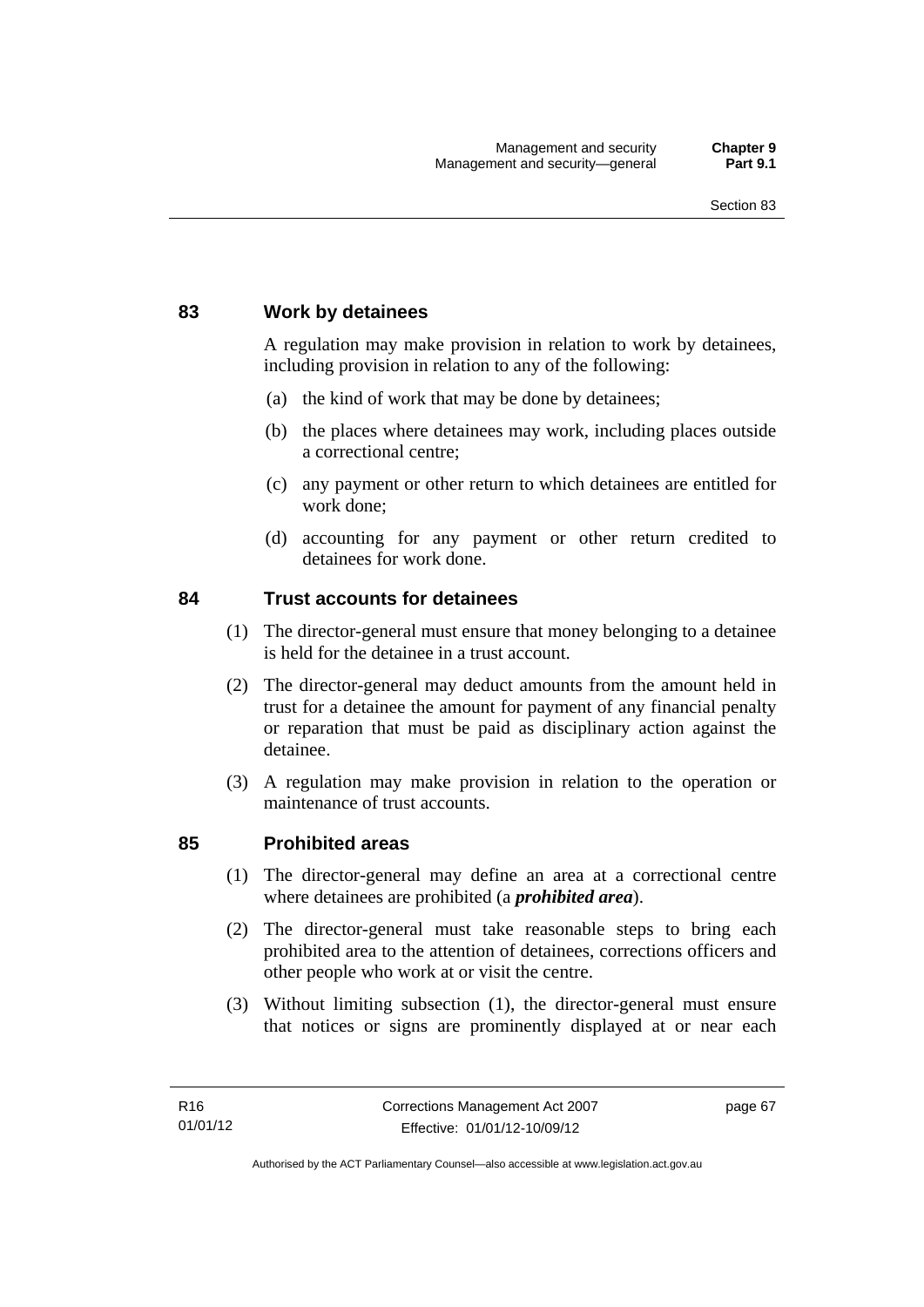## 83 Work by detainees

A regulation may make provision in relation to work by detainees, including provision in relation to any of the following:

(a) the kind of work that may be done by detainees;

(b) the places where detainees may work, including places outside a correctional centre;

(c) any payment or other return to which detainees are entitled for work done;

(d) accounting for any payment or other return credited to detainees for work done.

## 84 Trust accounts for detainees

(1) The director-general must ensure that money belonging to a detainee is held for the detainee in a trust account.

(2) The director-general may deduct amounts from the amount held in trust for a detainee the amount for payment of any financial penalty or reparation that must be paid as disciplinary action against the detainee.

(3) A regulation may make provision in relation to the operation or maintenance of trust accounts.

## 85 Prohibited areas

(1) The director-general may define an area at a correctional centre where detainees are prohibited (a ***prohibited area***).

(2) The director-general must take reasonable steps to bring each prohibited area to the attention of detainees, corrections officers and other people who work at or visit the centre.

(3) Without limiting subsection (1), the director-general must ensure that notices or signs are prominently displayed at or near each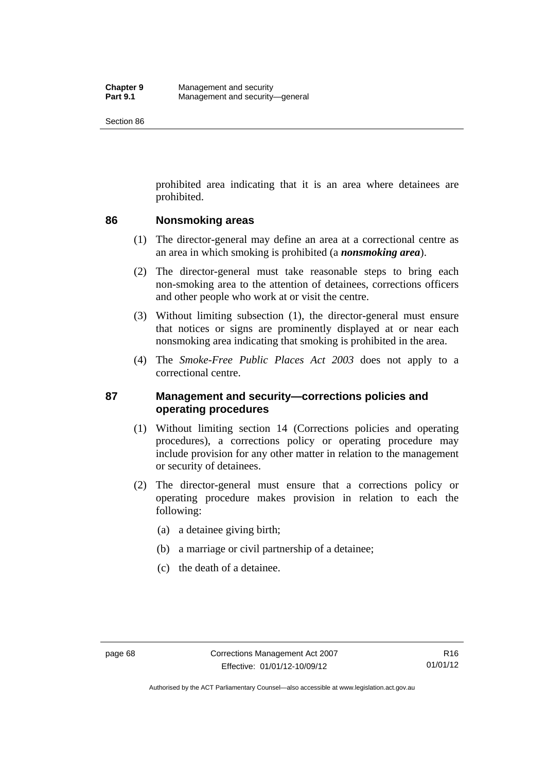prohibited area indicating that it is an area where detainees are prohibited.

## 86 Nonsmoking areas

(1) The director-general may define an area at a correctional centre as an area in which smoking is prohibited (a ***nonsmoking area***).

(2) The director-general must take reasonable steps to bring each non-smoking area to the attention of detainees, corrections officers and other people who work at or visit the centre.

(3) Without limiting subsection (1), the director-general must ensure that notices or signs are prominently displayed at or near each nonsmoking area indicating that smoking is prohibited in the area.

(4) The *Smoke-Free Public Places Act 2003* does not apply to a correctional centre.

## 87 Management and security—corrections policies and operating procedures

(1) Without limiting section 14 (Corrections policies and operating procedures), a corrections policy or operating procedure may include provision for any other matter in relation to the management or security of detainees.

(2) The director-general must ensure that a corrections policy or operating procedure makes provision in relation to each the following:

(a) a detainee giving birth;

(b) a marriage or civil partnership of a detainee;

(c) the death of a detainee.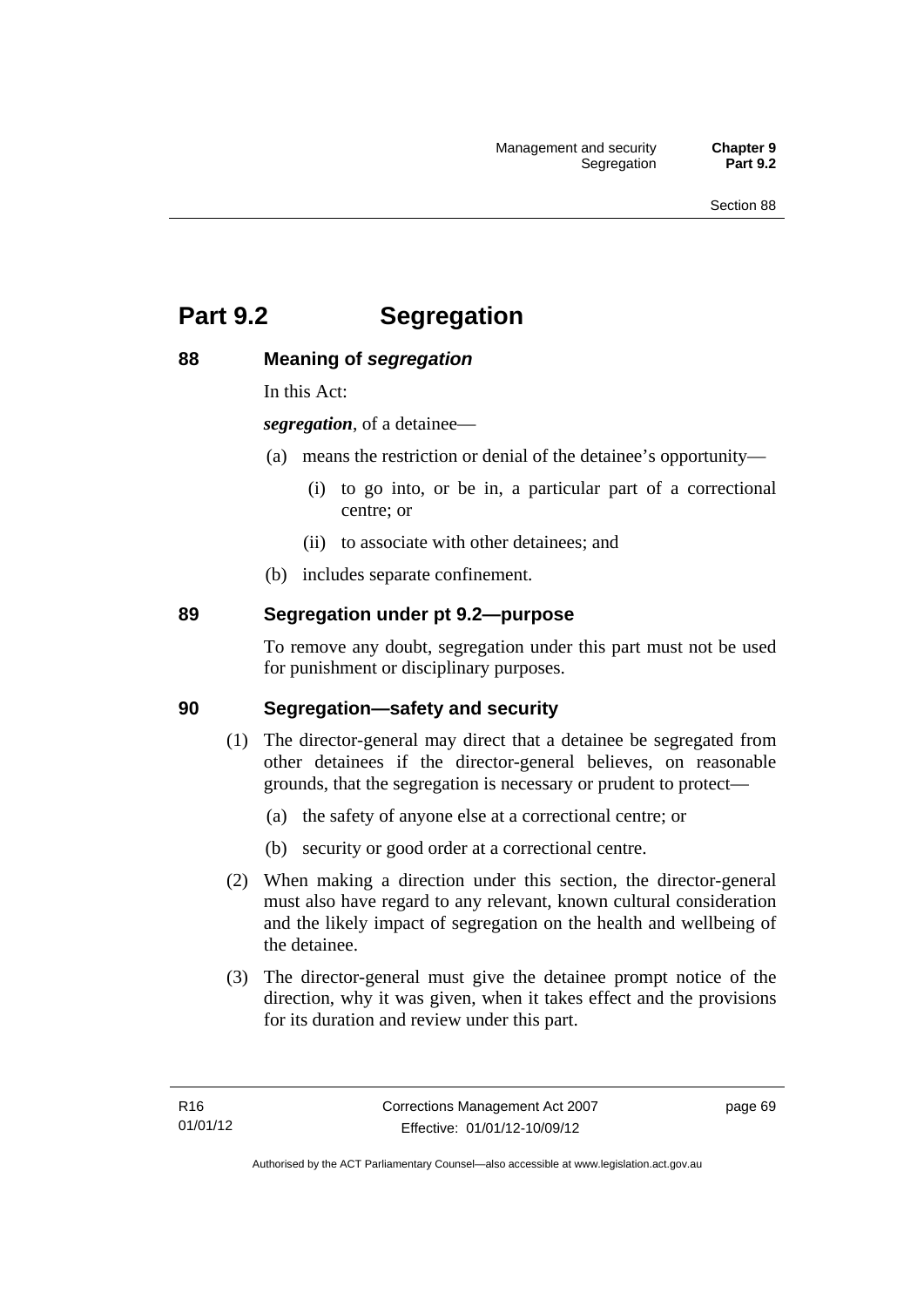# Part 9.2 Segregation

## 88 Meaning of *segregation*

In this Act:

***segregation***, of a detainee—

(a) means the restriction or denial of the detainee's opportunity—

   (i) to go into, or be in, a particular part of a correctional centre; or

   (ii) to associate with other detainees; and

(b) includes separate confinement.

## 89 Segregation under pt 9.2—purpose

To remove any doubt, segregation under this part must not be used for punishment or disciplinary purposes.

## 90 Segregation—safety and security

(1) The director-general may direct that a detainee be segregated from other detainees if the director-general believes, on reasonable grounds, that the segregation is necessary or prudent to protect—

   (a) the safety of anyone else at a correctional centre; or

   (b) security or good order at a correctional centre.

(2) When making a direction under this section, the director-general must also have regard to any relevant, known cultural consideration and the likely impact of segregation on the health and wellbeing of the detainee.

(3) The director-general must give the detainee prompt notice of the direction, why it was given, when it takes effect and the provisions for its duration and review under this part.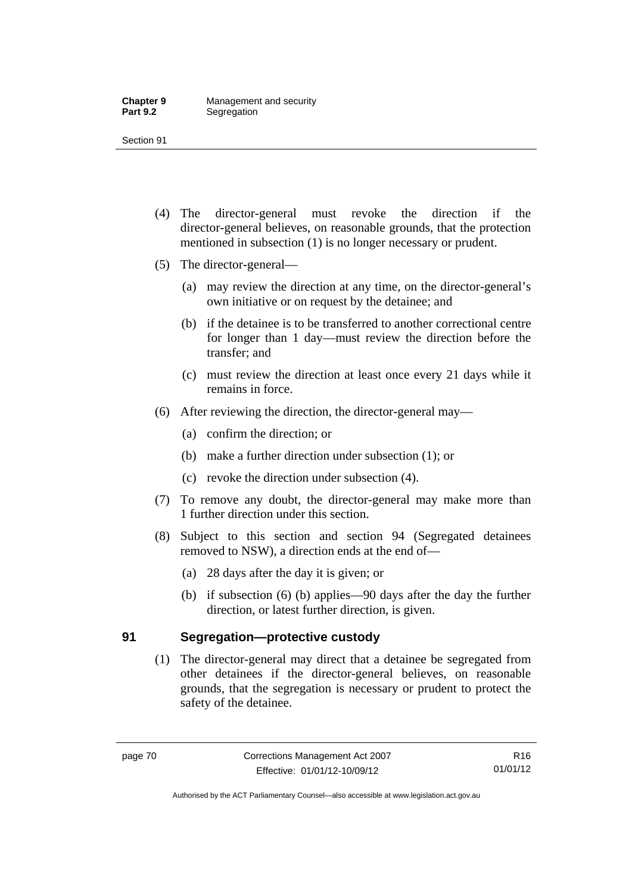(4) The director-general must revoke the direction if the director-general believes, on reasonable grounds, that the protection mentioned in subsection (1) is no longer necessary or prudent.

(5) The director-general—

(a) may review the direction at any time, on the director-general's own initiative or on request by the detainee; and

(b) if the detainee is to be transferred to another correctional centre for longer than 1 day—must review the direction before the transfer; and

(c) must review the direction at least once every 21 days while it remains in force.

(6) After reviewing the direction, the director-general may—

(a) confirm the direction; or

(b) make a further direction under subsection (1); or

(c) revoke the direction under subsection (4).

(7) To remove any doubt, the director-general may make more than 1 further direction under this section.

(8) Subject to this section and section 94 (Segregated detainees removed to NSW), a direction ends at the end of—

(a) 28 days after the day it is given; or

(b) if subsection (6) (b) applies—90 days after the day the further direction, or latest further direction, is given.

## 91 Segregation—protective custody

(1) The director-general may direct that a detainee be segregated from other detainees if the director-general believes, on reasonable grounds, that the segregation is necessary or prudent to protect the safety of the detainee.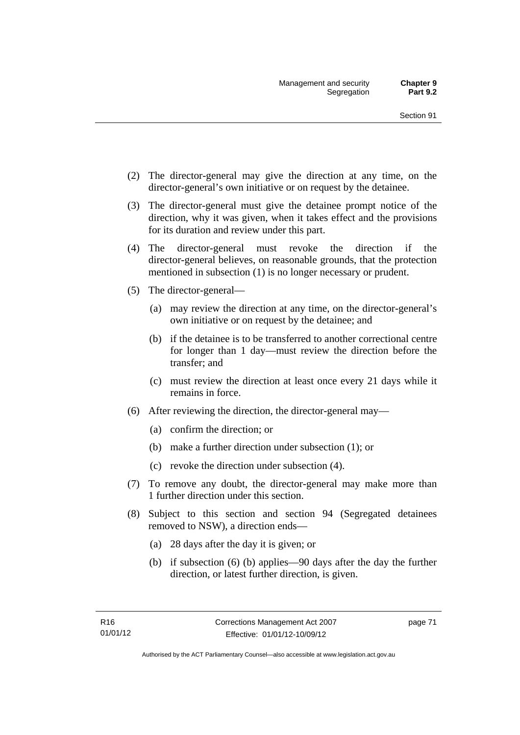(2) The director-general may give the direction at any time, on the director-general's own initiative or on request by the detainee.

(3) The director-general must give the detainee prompt notice of the direction, why it was given, when it takes effect and the provisions for its duration and review under this part.

(4) The director-general must revoke the direction if the director-general believes, on reasonable grounds, that the protection mentioned in subsection (1) is no longer necessary or prudent.

(5) The director-general—

  (a) may review the direction at any time, on the director-general's own initiative or on request by the detainee; and

  (b) if the detainee is to be transferred to another correctional centre for longer than 1 day—must review the direction before the transfer; and

  (c) must review the direction at least once every 21 days while it remains in force.

(6) After reviewing the direction, the director-general may—

  (a) confirm the direction; or

  (b) make a further direction under subsection (1); or

  (c) revoke the direction under subsection (4).

(7) To remove any doubt, the director-general may make more than 1 further direction under this section.

(8) Subject to this section and section 94 (Segregated detainees removed to NSW), a direction ends—

  (a) 28 days after the day it is given; or

  (b) if subsection (6) (b) applies—90 days after the day the further direction, or latest further direction, is given.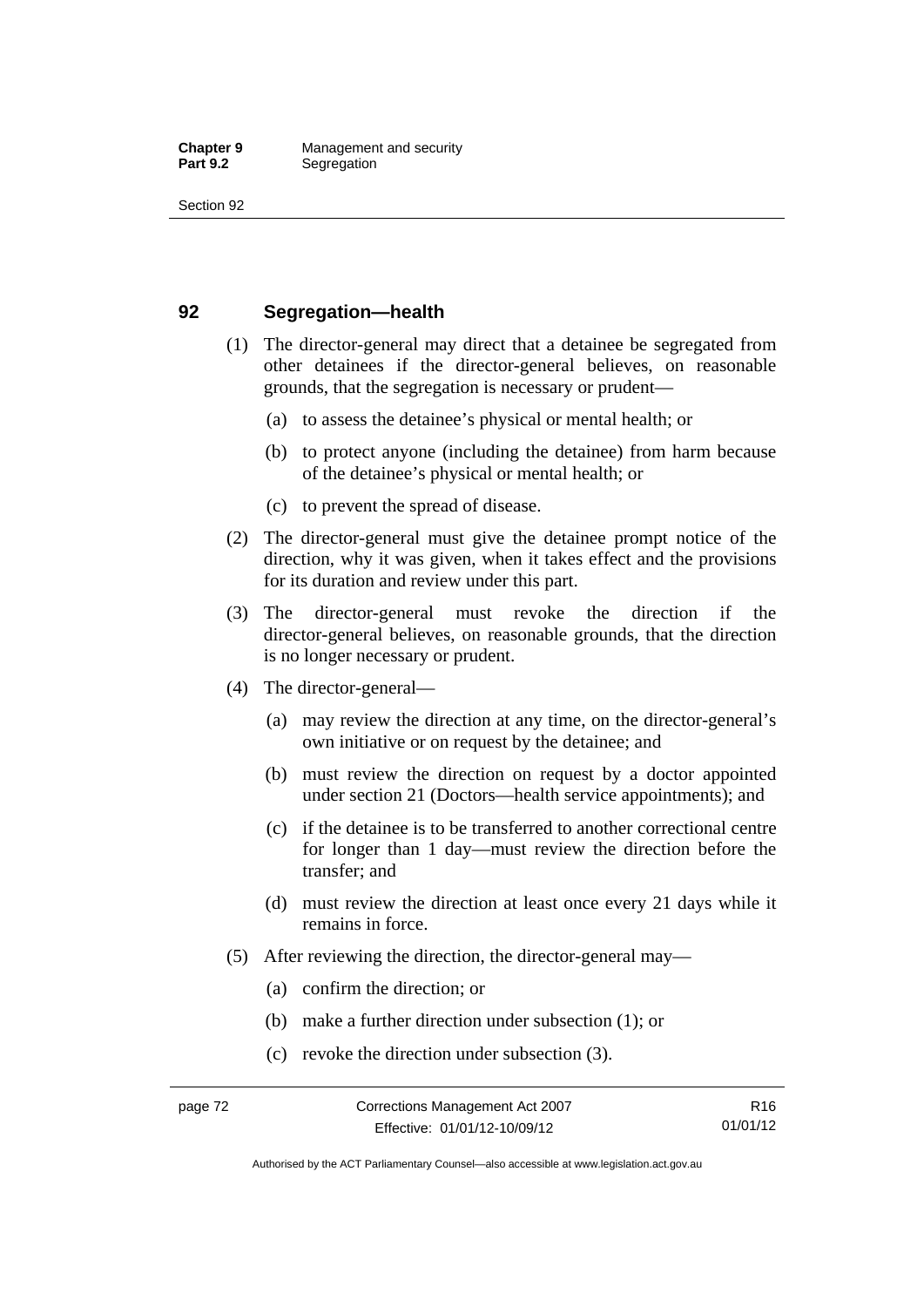## 92 Segregation—health

(1) The director-general may direct that a detainee be segregated from other detainees if the director-general believes, on reasonable grounds, that the segregation is necessary or prudent—

(a) to assess the detainee's physical or mental health; or

(b) to protect anyone (including the detainee) from harm because of the detainee's physical or mental health; or

(c) to prevent the spread of disease.

(2) The director-general must give the detainee prompt notice of the direction, why it was given, when it takes effect and the provisions for its duration and review under this part.

(3) The director-general must revoke the direction if the director-general believes, on reasonable grounds, that the direction is no longer necessary or prudent.

(4) The director-general—

(a) may review the direction at any time, on the director-general's own initiative or on request by the detainee; and

(b) must review the direction on request by a doctor appointed under section 21 (Doctors—health service appointments); and

(c) if the detainee is to be transferred to another correctional centre for longer than 1 day—must review the direction before the transfer; and

(d) must review the direction at least once every 21 days while it remains in force.

(5) After reviewing the direction, the director-general may—

(a) confirm the direction; or

(b) make a further direction under subsection (1); or

(c) revoke the direction under subsection (3).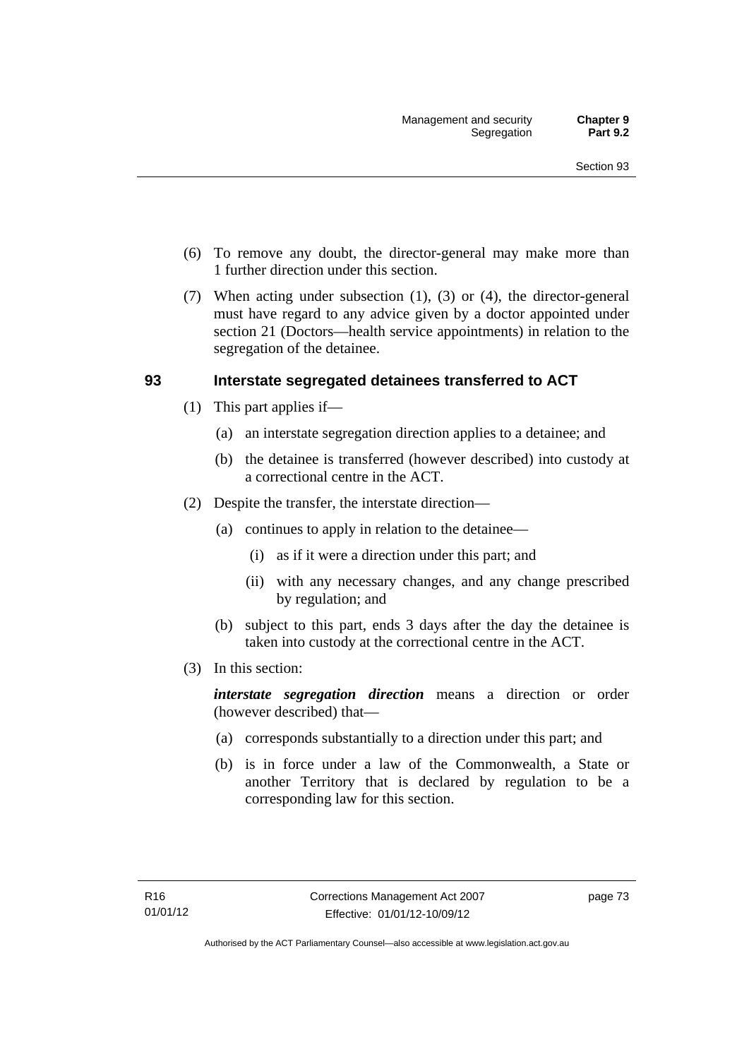(6) To remove any doubt, the director-general may make more than 1 further direction under this section.

(7) When acting under subsection (1), (3) or (4), the director-general must have regard to any advice given by a doctor appointed under section 21 (Doctors—health service appointments) in relation to the segregation of the detainee.

## 93 Interstate segregated detainees transferred to ACT

(1) This part applies if—

(a) an interstate segregation direction applies to a detainee; and

(b) the detainee is transferred (however described) into custody at a correctional centre in the ACT.

(2) Despite the transfer, the interstate direction—

(a) continues to apply in relation to the detainee—

(i) as if it were a direction under this part; and

(ii) with any necessary changes, and any change prescribed by regulation; and

(b) subject to this part, ends 3 days after the day the detainee is taken into custody at the correctional centre in the ACT.

(3) In this section:

***interstate segregation direction*** means a direction or order (however described) that—

(a) corresponds substantially to a direction under this part; and

(b) is in force under a law of the Commonwealth, a State or another Territory that is declared by regulation to be a corresponding law for this section.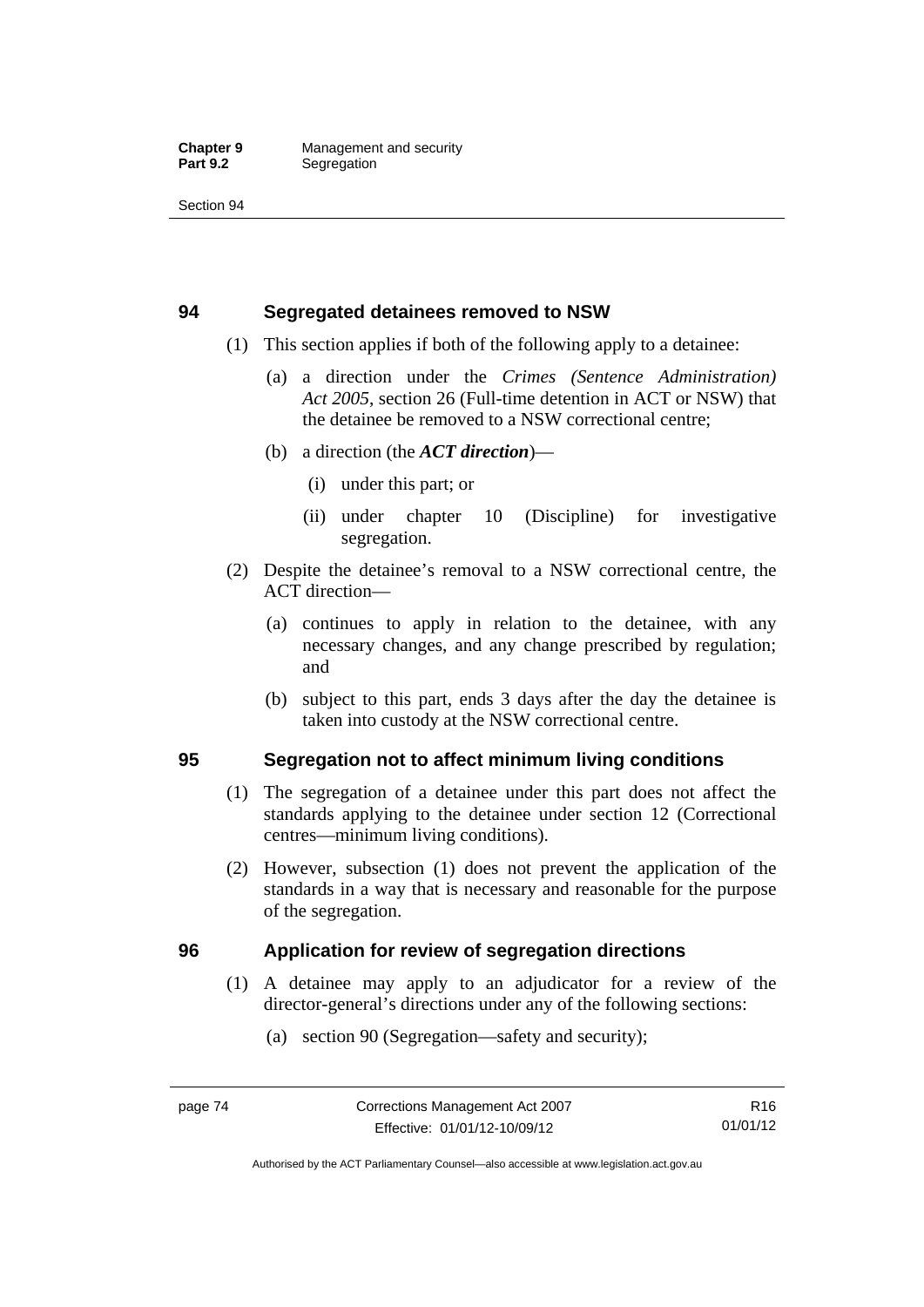## 94 Segregated detainees removed to NSW

(1) This section applies if both of the following apply to a detainee:

(a) a direction under the *Crimes (Sentence Administration) Act 2005*, section 26 (Full-time detention in ACT or NSW) that the detainee be removed to a NSW correctional centre;

(b) a direction (the ***ACT direction***)—

(i) under this part; or

(ii) under chapter 10 (Discipline) for investigative segregation.

(2) Despite the detainee's removal to a NSW correctional centre, the ACT direction—

(a) continues to apply in relation to the detainee, with any necessary changes, and any change prescribed by regulation; and

(b) subject to this part, ends 3 days after the day the detainee is taken into custody at the NSW correctional centre.

## 95 Segregation not to affect minimum living conditions

(1) The segregation of a detainee under this part does not affect the standards applying to the detainee under section 12 (Correctional centres—minimum living conditions).

(2) However, subsection (1) does not prevent the application of the standards in a way that is necessary and reasonable for the purpose of the segregation.

## 96 Application for review of segregation directions

(1) A detainee may apply to an adjudicator for a review of the director-general's directions under any of the following sections:

(a) section 90 (Segregation—safety and security);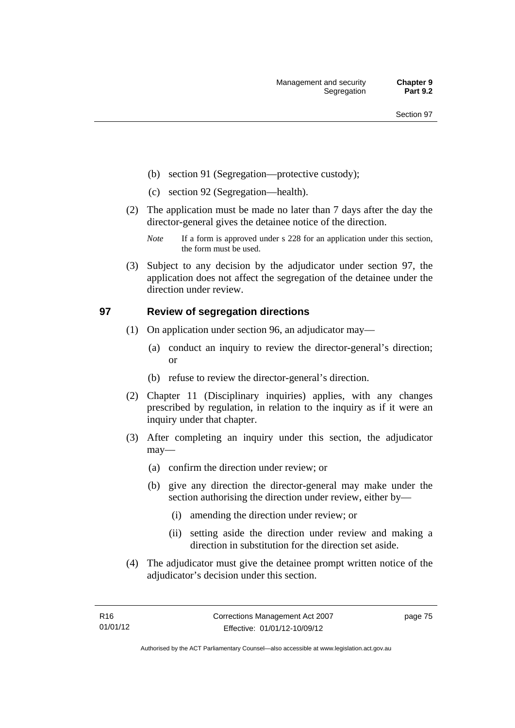(b) section 91 (Segregation—protective custody);

(c) section 92 (Segregation—health).

(2) The application must be made no later than 7 days after the day the director-general gives the detainee notice of the direction.

*Note* If a form is approved under s 228 for an application under this section, the form must be used.

(3) Subject to any decision by the adjudicator under section 97, the application does not affect the segregation of the detainee under the direction under review.

## 97 Review of segregation directions

(1) On application under section 96, an adjudicator may—

(a) conduct an inquiry to review the director-general's direction; or

(b) refuse to review the director-general's direction.

(2) Chapter 11 (Disciplinary inquiries) applies, with any changes prescribed by regulation, in relation to the inquiry as if it were an inquiry under that chapter.

(3) After completing an inquiry under this section, the adjudicator may—

(a) confirm the direction under review; or

(b) give any direction the director-general may make under the section authorising the direction under review, either by—

(i) amending the direction under review; or

(ii) setting aside the direction under review and making a direction in substitution for the direction set aside.

(4) The adjudicator must give the detainee prompt written notice of the adjudicator's decision under this section.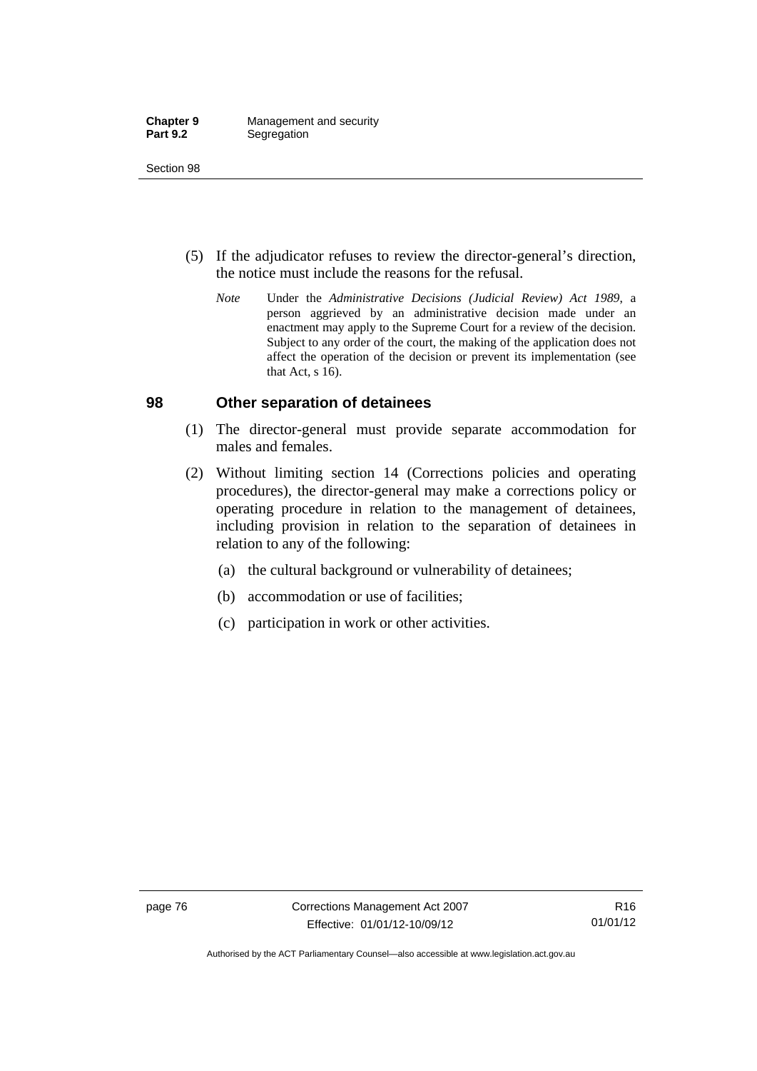(5) If the adjudicator refuses to review the director-general's direction, the notice must include the reasons for the refusal.

*Note* Under the *Administrative Decisions (Judicial Review) Act 1989*, a person aggrieved by an administrative decision made under an enactment may apply to the Supreme Court for a review of the decision. Subject to any order of the court, the making of the application does not affect the operation of the decision or prevent its implementation (see that Act, s 16).

## 98 Other separation of detainees

(1) The director-general must provide separate accommodation for males and females.

(2) Without limiting section 14 (Corrections policies and operating procedures), the director-general may make a corrections policy or operating procedure in relation to the management of detainees, including provision in relation to the separation of detainees in relation to any of the following:

(a) the cultural background or vulnerability of detainees;

(b) accommodation or use of facilities;

(c) participation in work or other activities.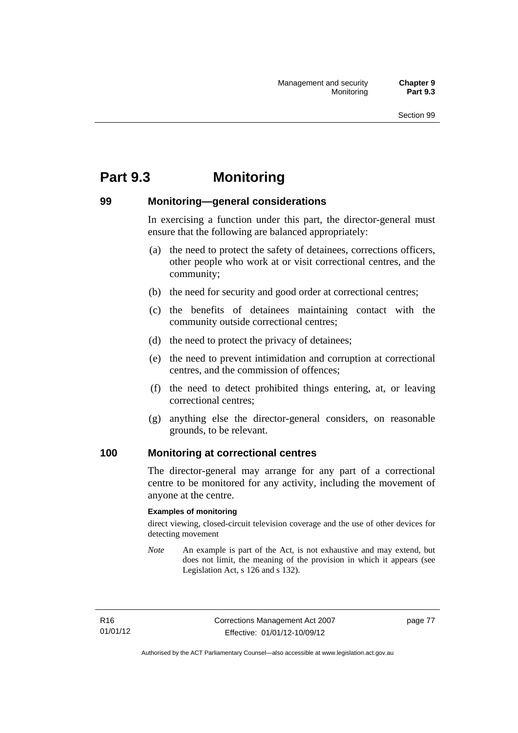# Part 9.3 Monitoring

## 99 Monitoring—general considerations

In exercising a function under this part, the director-general must ensure that the following are balanced appropriately:

(a) the need to protect the safety of detainees, corrections officers, other people who work at or visit correctional centres, and the community;

(b) the need for security and good order at correctional centres;

(c) the benefits of detainees maintaining contact with the community outside correctional centres;

(d) the need to protect the privacy of detainees;

(e) the need to prevent intimidation and corruption at correctional centres, and the commission of offences;

(f) the need to detect prohibited things entering, at, or leaving correctional centres;

(g) anything else the director-general considers, on reasonable grounds, to be relevant.

## 100 Monitoring at correctional centres

The director-general may arrange for any part of a correctional centre to be monitored for any activity, including the movement of anyone at the centre.

**Examples of monitoring**

direct viewing, closed-circuit television coverage and the use of other devices for detecting movement

*Note* An example is part of the Act, is not exhaustive and may extend, but does not limit, the meaning of the provision in which it appears (see Legislation Act, s 126 and s 132).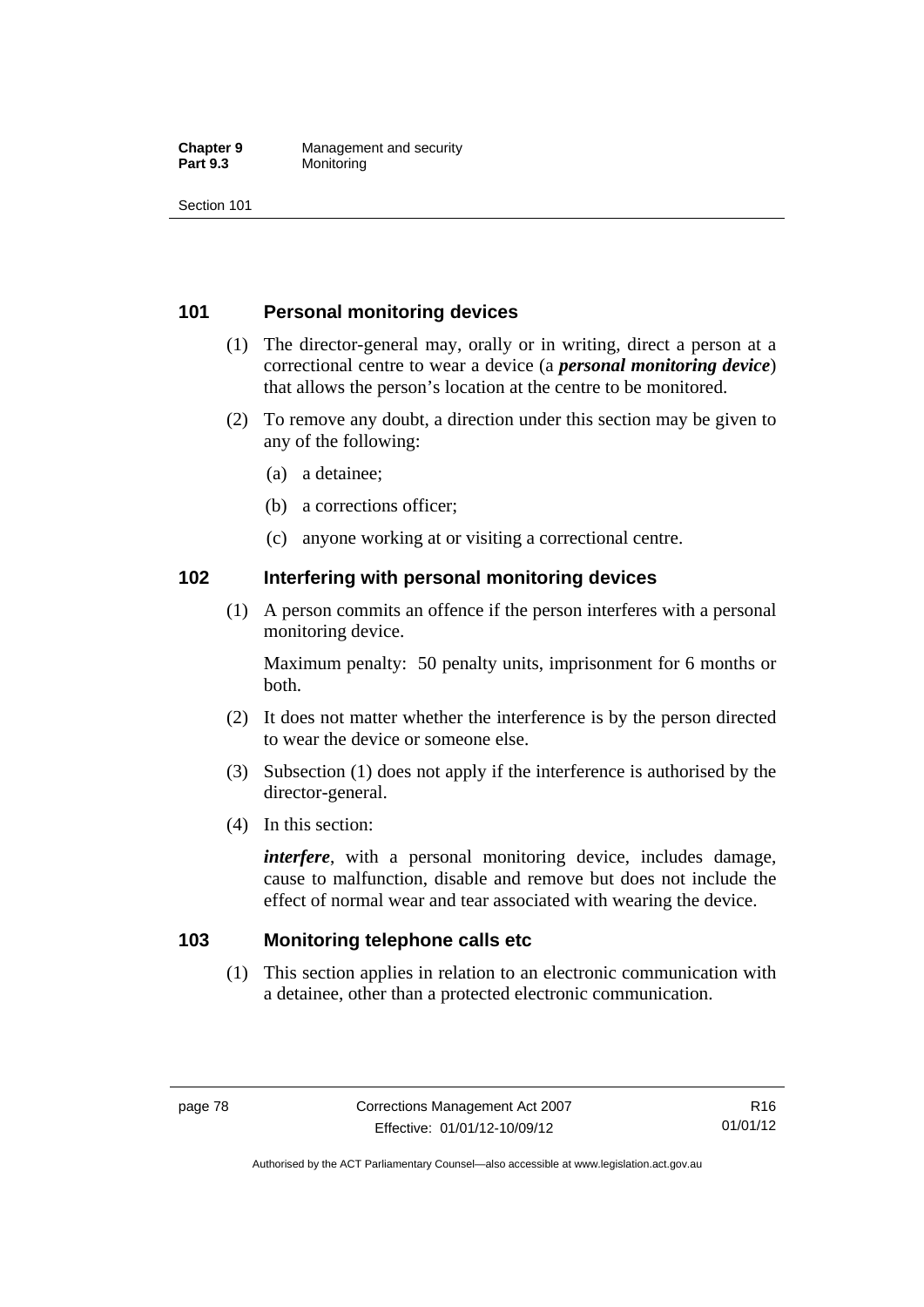## 101 Personal monitoring devices

(1) The director-general may, orally or in writing, direct a person at a correctional centre to wear a device (a ***personal monitoring device***) that allows the person's location at the centre to be monitored.

(2) To remove any doubt, a direction under this section may be given to any of the following:

(a) a detainee;

(b) a corrections officer;

(c) anyone working at or visiting a correctional centre.

## 102 Interfering with personal monitoring devices

(1) A person commits an offence if the person interferes with a personal monitoring device.

Maximum penalty: 50 penalty units, imprisonment for 6 months or both.

(2) It does not matter whether the interference is by the person directed to wear the device or someone else.

(3) Subsection (1) does not apply if the interference is authorised by the director-general.

(4) In this section:

***interfere***, with a personal monitoring device, includes damage, cause to malfunction, disable and remove but does not include the effect of normal wear and tear associated with wearing the device.

## 103 Monitoring telephone calls etc

(1) This section applies in relation to an electronic communication with a detainee, other than a protected electronic communication.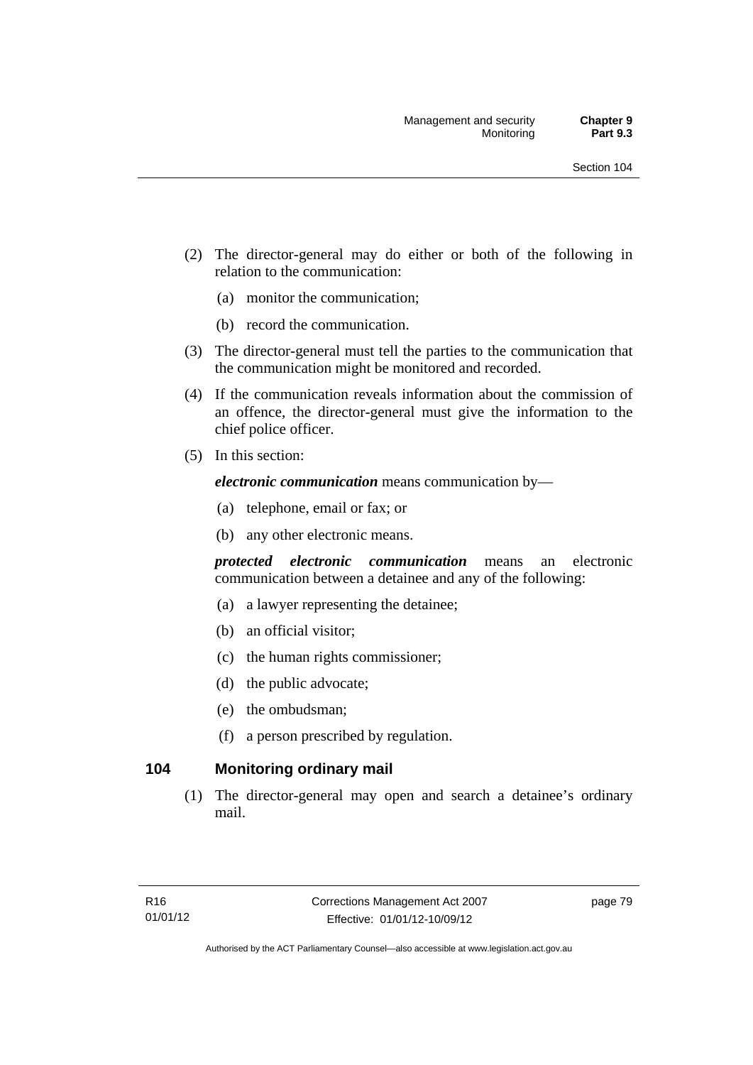(2) The director-general may do either or both of the following in relation to the communication:

(a) monitor the communication;

(b) record the communication.

(3) The director-general must tell the parties to the communication that the communication might be monitored and recorded.

(4) If the communication reveals information about the commission of an offence, the director-general must give the information to the chief police officer.

(5) In this section:

***electronic communication*** means communication by—

(a) telephone, email or fax; or

(b) any other electronic means.

***protected electronic communication*** means an electronic communication between a detainee and any of the following:

(a) a lawyer representing the detainee;

(b) an official visitor;

(c) the human rights commissioner;

(d) the public advocate;

(e) the ombudsman;

(f) a person prescribed by regulation.

## 104 Monitoring ordinary mail

(1) The director-general may open and search a detainee's ordinary mail.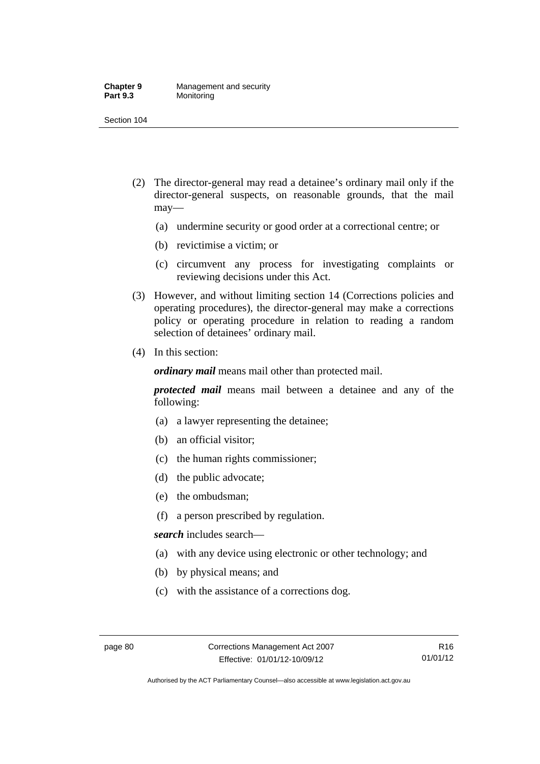(2) The director-general may read a detainee's ordinary mail only if the director-general suspects, on reasonable grounds, that the mail may—

  (a) undermine security or good order at a correctional centre; or

  (b) revictimise a victim; or

  (c) circumvent any process for investigating complaints or reviewing decisions under this Act.

(3) However, and without limiting section 14 (Corrections policies and operating procedures), the director-general may make a corrections policy or operating procedure in relation to reading a random selection of detainees' ordinary mail.

(4) In this section:

***ordinary mail*** means mail other than protected mail.

***protected mail*** means mail between a detainee and any of the following:

  (a) a lawyer representing the detainee;

  (b) an official visitor;

  (c) the human rights commissioner;

  (d) the public advocate;

  (e) the ombudsman;

  (f) a person prescribed by regulation.

***search*** includes search—

  (a) with any device using electronic or other technology; and

  (b) by physical means; and

  (c) with the assistance of a corrections dog.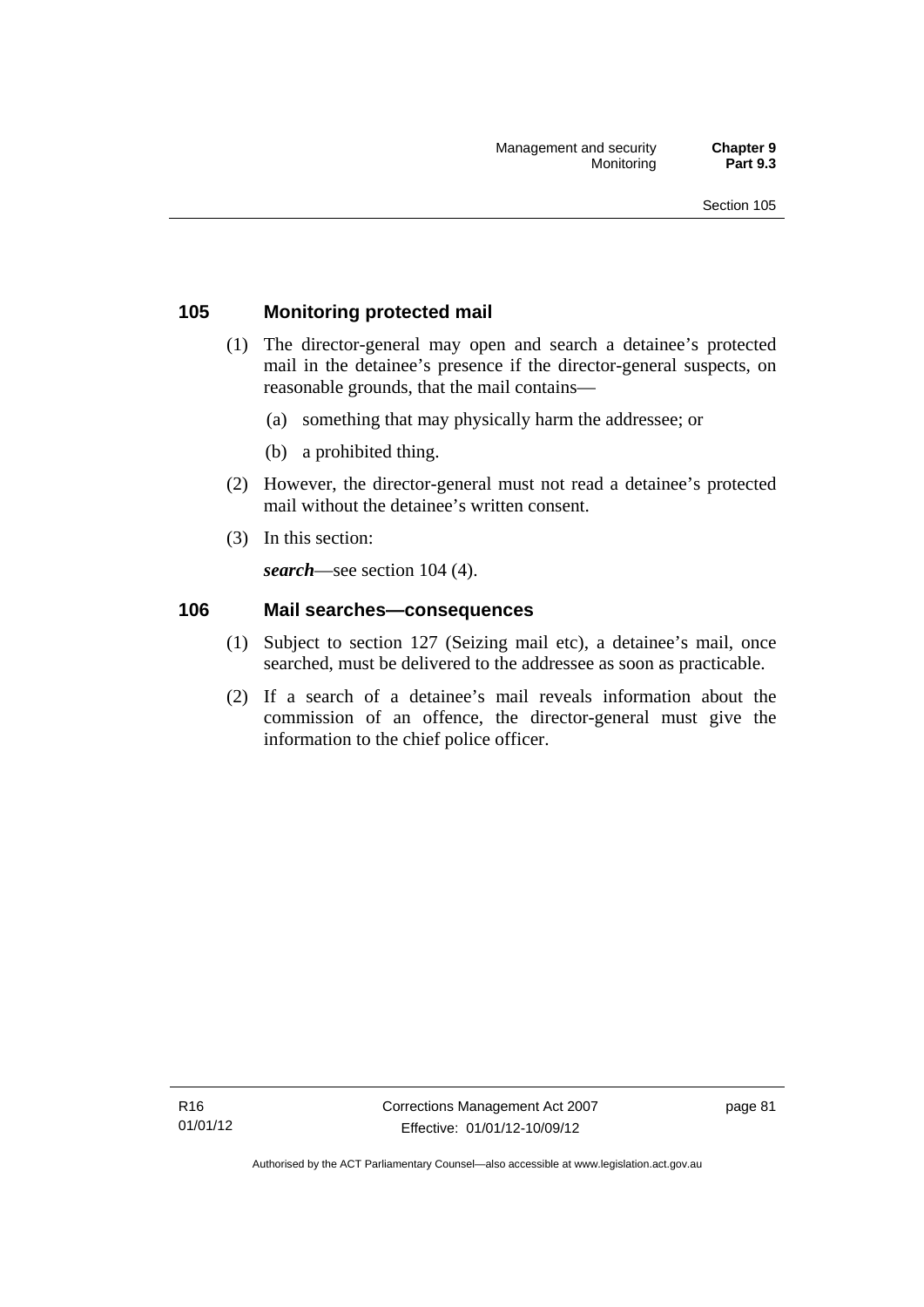## 105 Monitoring protected mail

(1) The director-general may open and search a detainee's protected mail in the detainee's presence if the director-general suspects, on reasonable grounds, that the mail contains—

(a) something that may physically harm the addressee; or

(b) a prohibited thing.

(2) However, the director-general must not read a detainee's protected mail without the detainee's written consent.

(3) In this section:

***search***—see section 104 (4).

## 106 Mail searches—consequences

(1) Subject to section 127 (Seizing mail etc), a detainee's mail, once searched, must be delivered to the addressee as soon as practicable.

(2) If a search of a detainee's mail reveals information about the commission of an offence, the director-general must give the information to the chief police officer.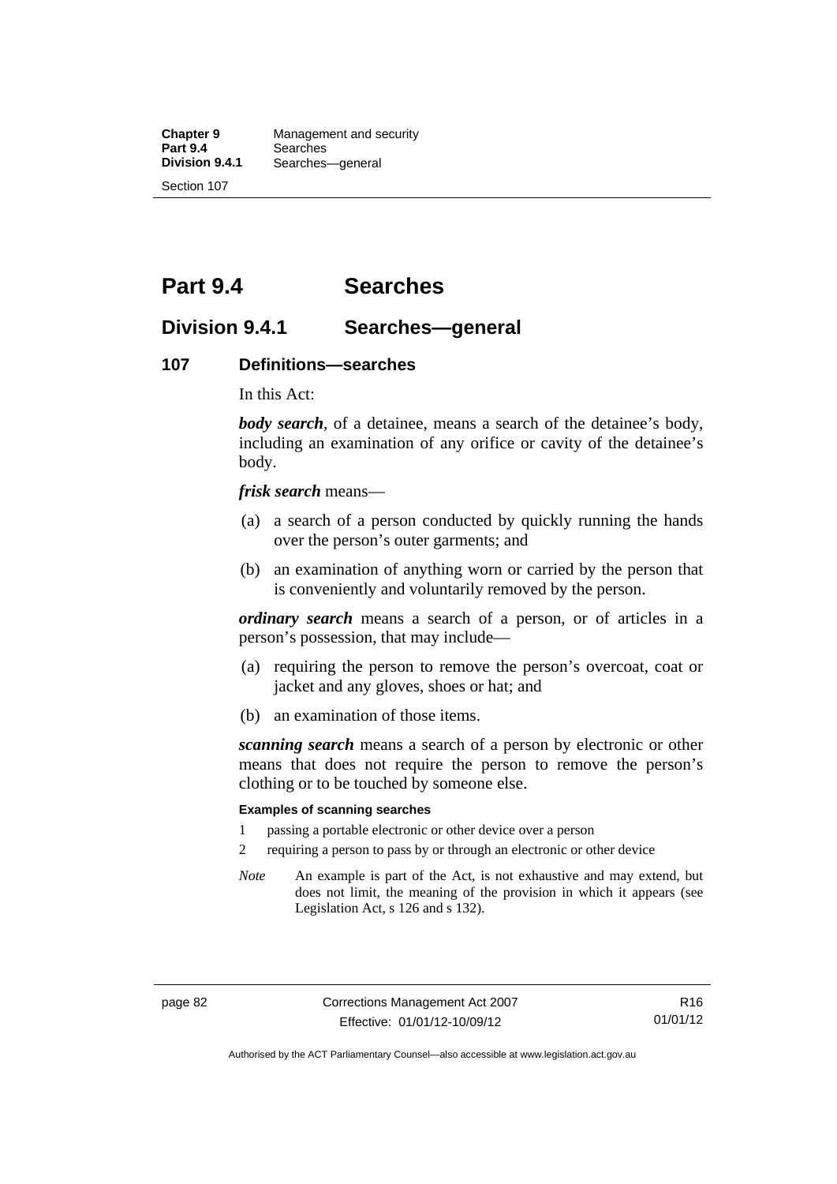# Part 9.4 Searches

## Division 9.4.1 Searches—general

### 107 Definitions—searches

In this Act:

***body search***, of a detainee, means a search of the detainee's body, including an examination of any orifice or cavity of the detainee's body.

***frisk search*** means—

(a) a search of a person conducted by quickly running the hands over the person's outer garments; and

(b) an examination of anything worn or carried by the person that is conveniently and voluntarily removed by the person.

***ordinary search*** means a search of a person, or of articles in a person's possession, that may include—

(a) requiring the person to remove the person's overcoat, coat or jacket and any gloves, shoes or hat; and

(b) an examination of those items.

***scanning search*** means a search of a person by electronic or other means that does not require the person to remove the person's clothing or to be touched by someone else.

**Examples of scanning searches**

1 passing a portable electronic or other device over a person

2 requiring a person to pass by or through an electronic or other device

*Note* An example is part of the Act, is not exhaustive and may extend, but does not limit, the meaning of the provision in which it appears (see Legislation Act, s 126 and s 132).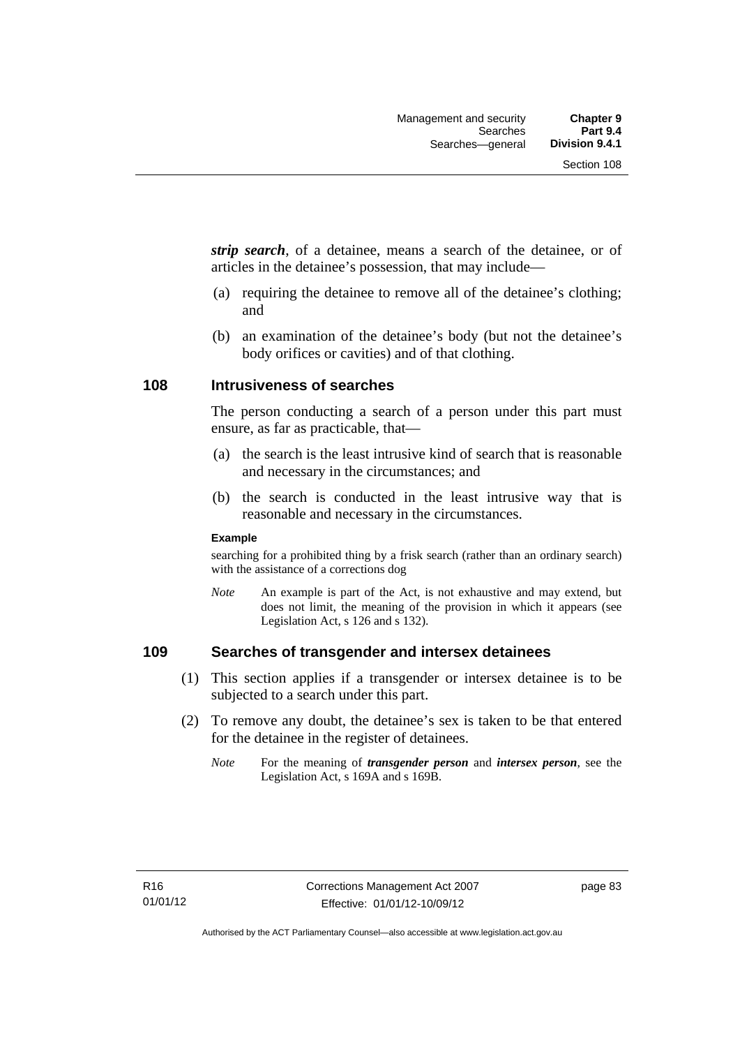***strip search***, of a detainee, means a search of the detainee, or of articles in the detainee's possession, that may include—

(a) requiring the detainee to remove all of the detainee's clothing; and

(b) an examination of the detainee's body (but not the detainee's body orifices or cavities) and of that clothing.

## 108 Intrusiveness of searches

The person conducting a search of a person under this part must ensure, as far as practicable, that—

(a) the search is the least intrusive kind of search that is reasonable and necessary in the circumstances; and

(b) the search is conducted in the least intrusive way that is reasonable and necessary in the circumstances.

**Example**

searching for a prohibited thing by a frisk search (rather than an ordinary search) with the assistance of a corrections dog

*Note* An example is part of the Act, is not exhaustive and may extend, but does not limit, the meaning of the provision in which it appears (see Legislation Act, s 126 and s 132).

## 109 Searches of transgender and intersex detainees

(1) This section applies if a transgender or intersex detainee is to be subjected to a search under this part.

(2) To remove any doubt, the detainee's sex is taken to be that entered for the detainee in the register of detainees.

*Note* For the meaning of ***transgender person*** and ***intersex person***, see the Legislation Act, s 169A and s 169B.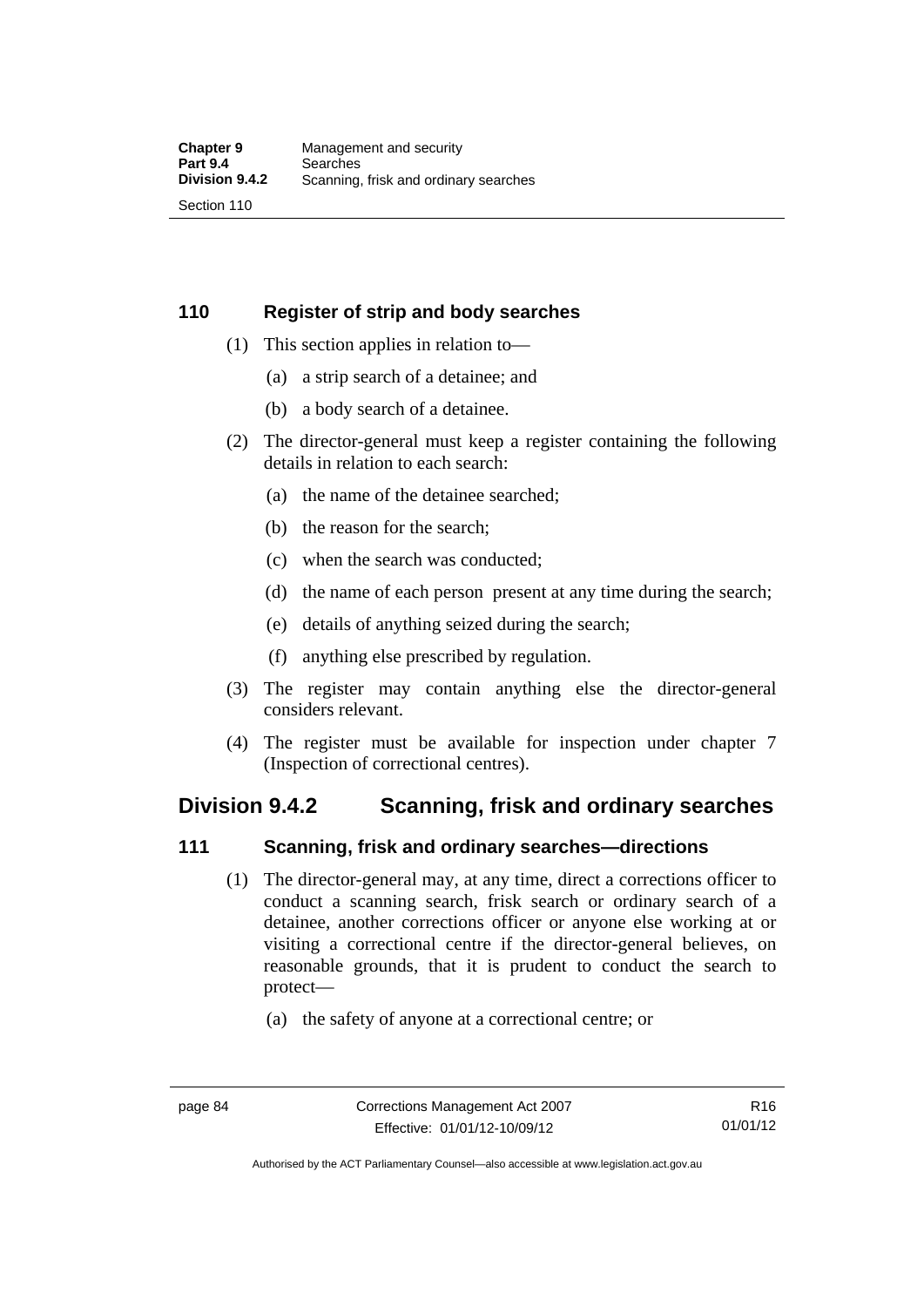### 110 Register of strip and body searches

(1) This section applies in relation to—

(a) a strip search of a detainee; and

(b) a body search of a detainee.

(2) The director-general must keep a register containing the following details in relation to each search:

(a) the name of the detainee searched;

(b) the reason for the search;

(c) when the search was conducted;

(d) the name of each person present at any time during the search;

(e) details of anything seized during the search;

(f) anything else prescribed by regulation.

(3) The register may contain anything else the director-general considers relevant.

(4) The register must be available for inspection under chapter 7 (Inspection of correctional centres).

## Division 9.4.2 Scanning, frisk and ordinary searches

### 111 Scanning, frisk and ordinary searches—directions

(1) The director-general may, at any time, direct a corrections officer to conduct a scanning search, frisk search or ordinary search of a detainee, another corrections officer or anyone else working at or visiting a correctional centre if the director-general believes, on reasonable grounds, that it is prudent to conduct the search to protect—

(a) the safety of anyone at a correctional centre; or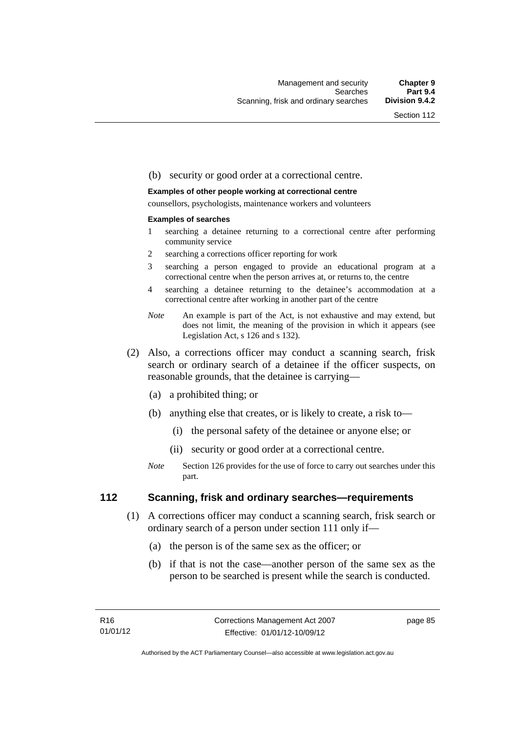(b) security or good order at a correctional centre.

**Examples of other people working at correctional centre**

counsellors, psychologists, maintenance workers and volunteers

**Examples of searches**

1 searching a detainee returning to a correctional centre after performing community service
2 searching a corrections officer reporting for work
3 searching a person engaged to provide an educational program at a correctional centre when the person arrives at, or returns to, the centre
4 searching a detainee returning to the detainee's accommodation at a correctional centre after working in another part of the centre

*Note* An example is part of the Act, is not exhaustive and may extend, but does not limit, the meaning of the provision in which it appears (see Legislation Act, s 126 and s 132).

(2) Also, a corrections officer may conduct a scanning search, frisk search or ordinary search of a detainee if the officer suspects, on reasonable grounds, that the detainee is carrying—

(a) a prohibited thing; or

(b) anything else that creates, or is likely to create, a risk to—

(i) the personal safety of the detainee or anyone else; or

(ii) security or good order at a correctional centre.

*Note* Section 126 provides for the use of force to carry out searches under this part.

## 112 Scanning, frisk and ordinary searches—requirements

(1) A corrections officer may conduct a scanning search, frisk search or ordinary search of a person under section 111 only if—

(a) the person is of the same sex as the officer; or

(b) if that is not the case—another person of the same sex as the person to be searched is present while the search is conducted.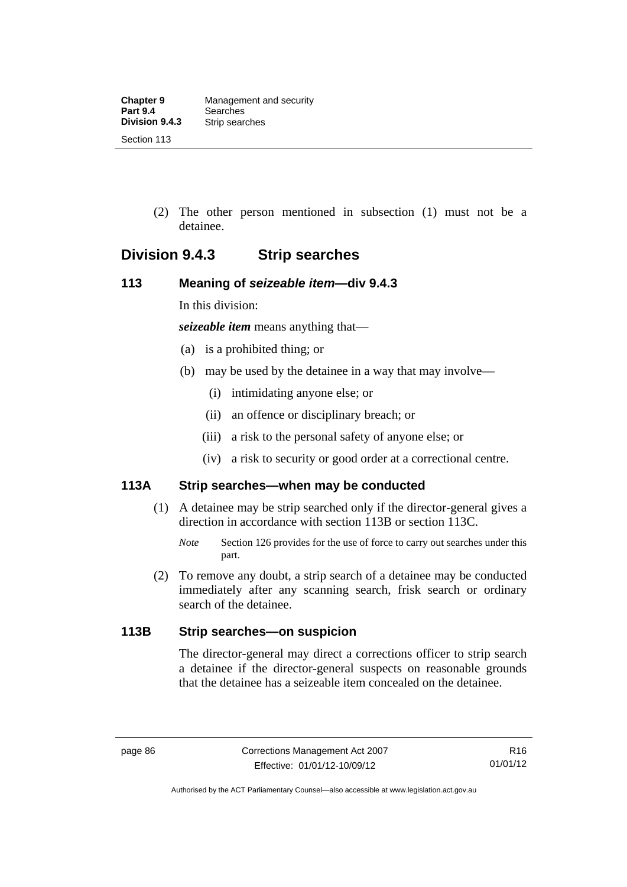(2) The other person mentioned in subsection (1) must not be a detainee.

## Division 9.4.3 Strip searches

### 113 Meaning of *seizeable item*—div 9.4.3

In this division:

***seizeable item*** means anything that—

(a) is a prohibited thing; or

(b) may be used by the detainee in a way that may involve—

(i) intimidating anyone else; or

(ii) an offence or disciplinary breach; or

(iii) a risk to the personal safety of anyone else; or

(iv) a risk to security or good order at a correctional centre.

### 113A Strip searches—when may be conducted

(1) A detainee may be strip searched only if the director-general gives a direction in accordance with section 113B or section 113C.

*Note* Section 126 provides for the use of force to carry out searches under this part.

(2) To remove any doubt, a strip search of a detainee may be conducted immediately after any scanning search, frisk search or ordinary search of the detainee.

### 113B Strip searches—on suspicion

The director-general may direct a corrections officer to strip search a detainee if the director-general suspects on reasonable grounds that the detainee has a seizeable item concealed on the detainee.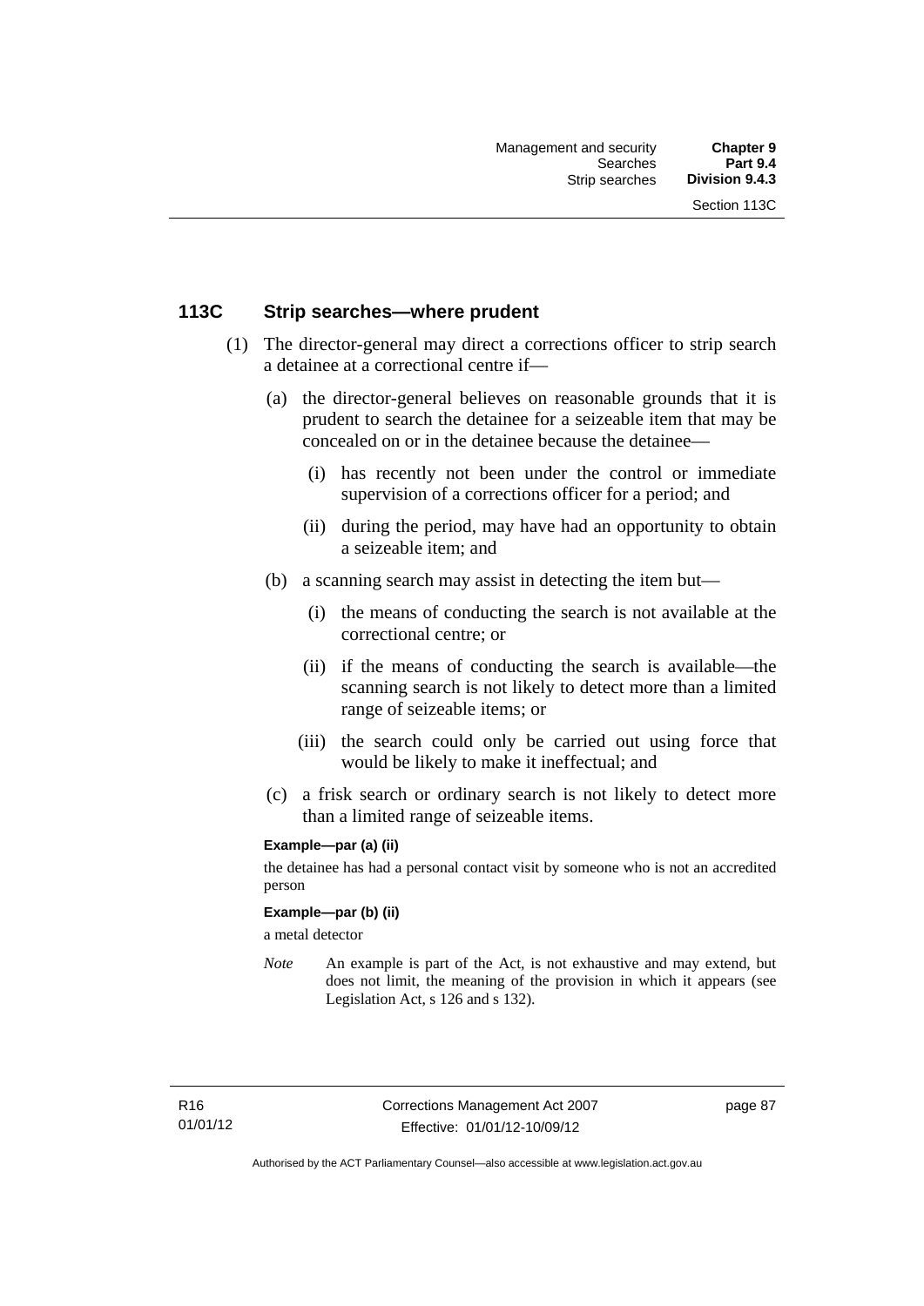## 113C Strip searches—where prudent

(1) The director-general may direct a corrections officer to strip search a detainee at a correctional centre if—

(a) the director-general believes on reasonable grounds that it is prudent to search the detainee for a seizeable item that may be concealed on or in the detainee because the detainee—

(i) has recently not been under the control or immediate supervision of a corrections officer for a period; and

(ii) during the period, may have had an opportunity to obtain a seizeable item; and

(b) a scanning search may assist in detecting the item but—

(i) the means of conducting the search is not available at the correctional centre; or

(ii) if the means of conducting the search is available—the scanning search is not likely to detect more than a limited range of seizeable items; or

(iii) the search could only be carried out using force that would be likely to make it ineffectual; and

(c) a frisk search or ordinary search is not likely to detect more than a limited range of seizeable items.

**Example—par (a) (ii)**

the detainee has had a personal contact visit by someone who is not an accredited person

**Example—par (b) (ii)**

a metal detector

*Note* An example is part of the Act, is not exhaustive and may extend, but does not limit, the meaning of the provision in which it appears (see Legislation Act, s 126 and s 132).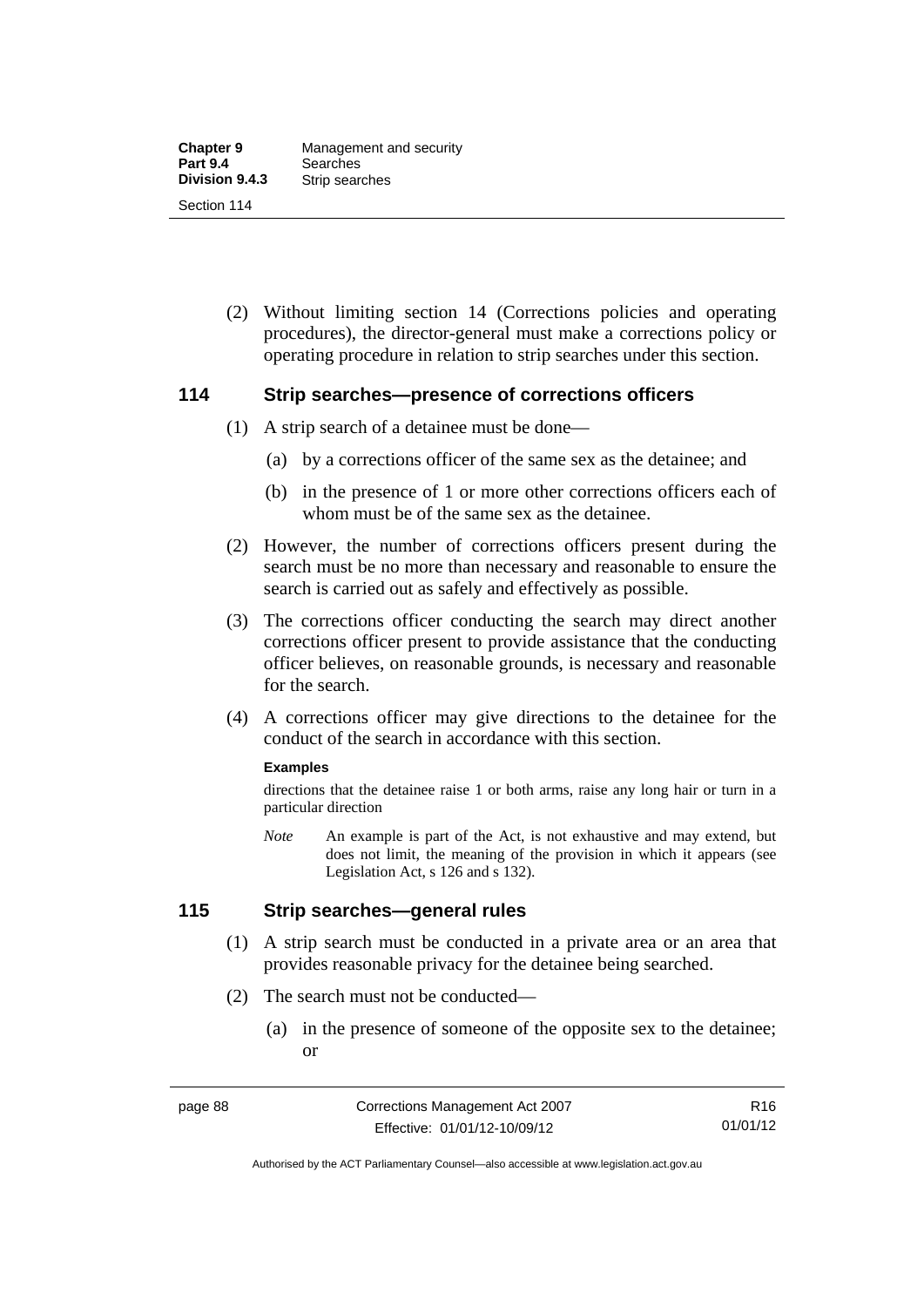(2) Without limiting section 14 (Corrections policies and operating procedures), the director-general must make a corrections policy or operating procedure in relation to strip searches under this section.

## 114 Strip searches—presence of corrections officers

(1) A strip search of a detainee must be done—

(a) by a corrections officer of the same sex as the detainee; and

(b) in the presence of 1 or more other corrections officers each of whom must be of the same sex as the detainee.

(2) However, the number of corrections officers present during the search must be no more than necessary and reasonable to ensure the search is carried out as safely and effectively as possible.

(3) The corrections officer conducting the search may direct another corrections officer present to provide assistance that the conducting officer believes, on reasonable grounds, is necessary and reasonable for the search.

(4) A corrections officer may give directions to the detainee for the conduct of the search in accordance with this section.

**Examples**

directions that the detainee raise 1 or both arms, raise any long hair or turn in a particular direction

*Note* An example is part of the Act, is not exhaustive and may extend, but does not limit, the meaning of the provision in which it appears (see Legislation Act, s 126 and s 132).

## 115 Strip searches—general rules

(1) A strip search must be conducted in a private area or an area that provides reasonable privacy for the detainee being searched.

(2) The search must not be conducted—

(a) in the presence of someone of the opposite sex to the detainee; or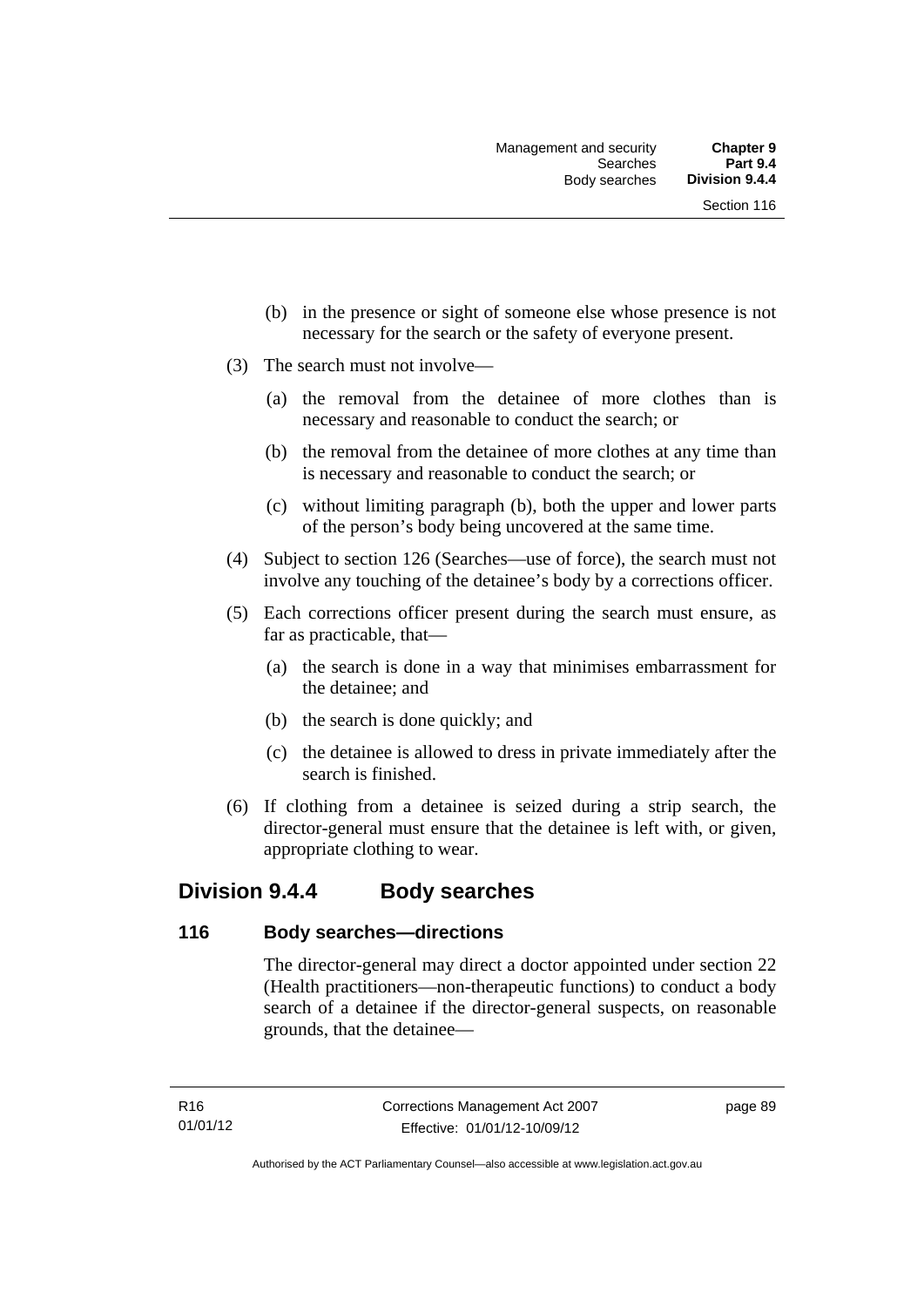(b) in the presence or sight of someone else whose presence is not necessary for the search or the safety of everyone present.

(3) The search must not involve—

(a) the removal from the detainee of more clothes than is necessary and reasonable to conduct the search; or

(b) the removal from the detainee of more clothes at any time than is necessary and reasonable to conduct the search; or

(c) without limiting paragraph (b), both the upper and lower parts of the person's body being uncovered at the same time.

(4) Subject to section 126 (Searches—use of force), the search must not involve any touching of the detainee's body by a corrections officer.

(5) Each corrections officer present during the search must ensure, as far as practicable, that—

(a) the search is done in a way that minimises embarrassment for the detainee; and

(b) the search is done quickly; and

(c) the detainee is allowed to dress in private immediately after the search is finished.

(6) If clothing from a detainee is seized during a strip search, the director-general must ensure that the detainee is left with, or given, appropriate clothing to wear.

## Division 9.4.4 Body searches

### 116 Body searches—directions

The director-general may direct a doctor appointed under section 22 (Health practitioners—non-therapeutic functions) to conduct a body search of a detainee if the director-general suspects, on reasonable grounds, that the detainee—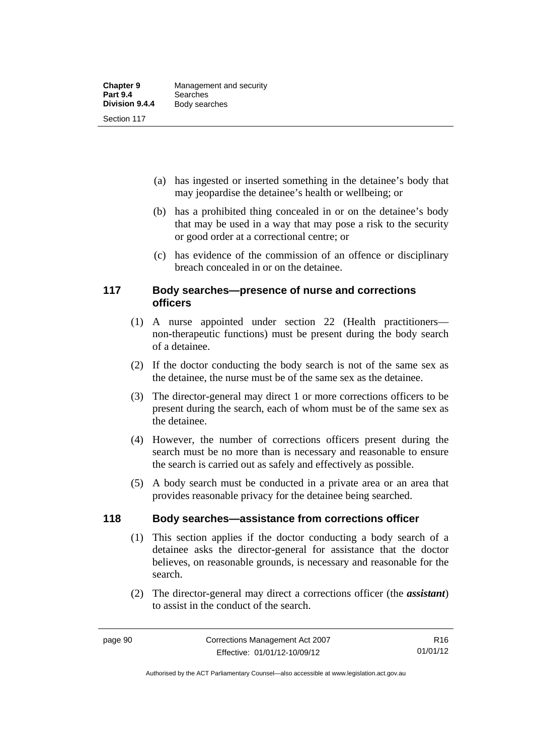(a) has ingested or inserted something in the detainee's body that may jeopardise the detainee's health or wellbeing; or

(b) has a prohibited thing concealed in or on the detainee's body that may be used in a way that may pose a risk to the security or good order at a correctional centre; or

(c) has evidence of the commission of an offence or disciplinary breach concealed in or on the detainee.

## 117 Body searches—presence of nurse and corrections officers

(1) A nurse appointed under section 22 (Health practitioners—non-therapeutic functions) must be present during the body search of a detainee.

(2) If the doctor conducting the body search is not of the same sex as the detainee, the nurse must be of the same sex as the detainee.

(3) The director-general may direct 1 or more corrections officers to be present during the search, each of whom must be of the same sex as the detainee.

(4) However, the number of corrections officers present during the search must be no more than is necessary and reasonable to ensure the search is carried out as safely and effectively as possible.

(5) A body search must be conducted in a private area or an area that provides reasonable privacy for the detainee being searched.

## 118 Body searches—assistance from corrections officer

(1) This section applies if the doctor conducting a body search of a detainee asks the director-general for assistance that the doctor believes, on reasonable grounds, is necessary and reasonable for the search.

(2) The director-general may direct a corrections officer (the ***assistant***) to assist in the conduct of the search.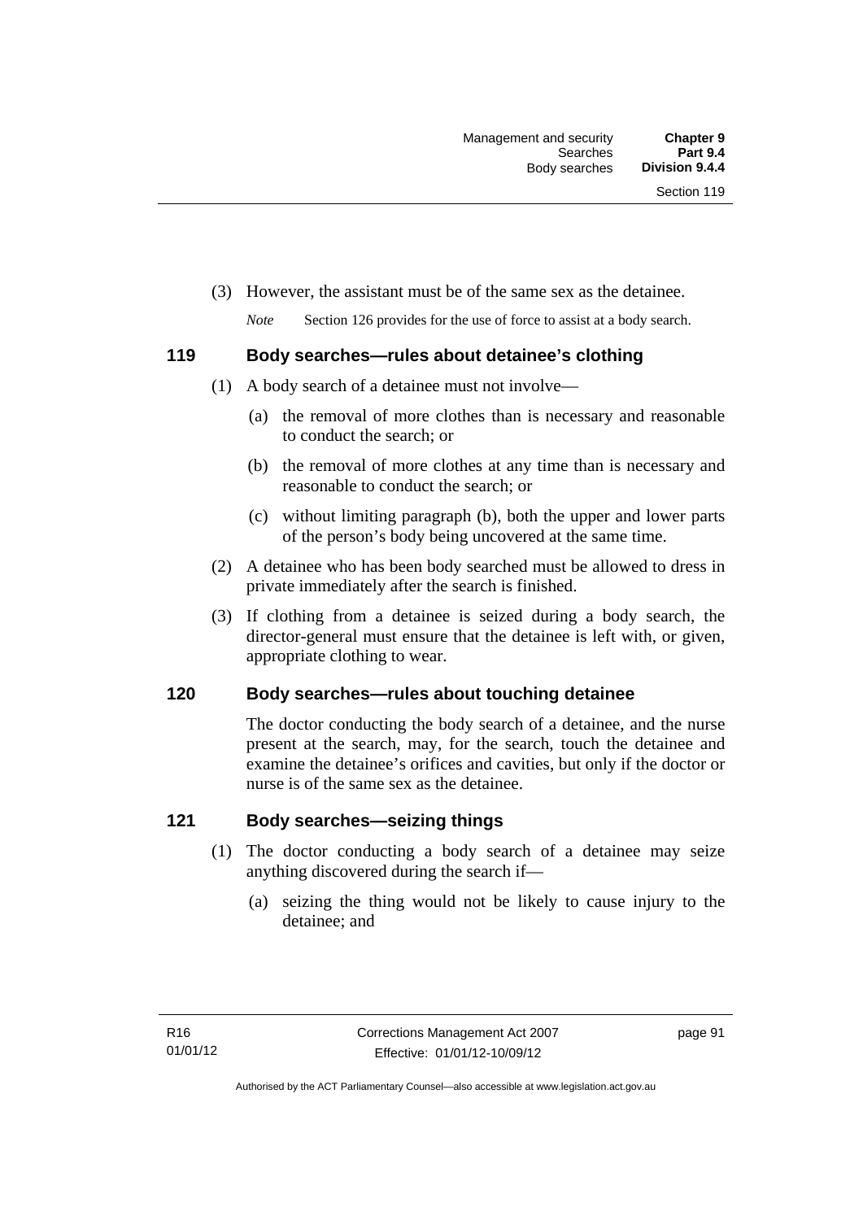(3) However, the assistant must be of the same sex as the detainee.

*Note* Section 126 provides for the use of force to assist at a body search.

## 119 Body searches—rules about detainee's clothing

(1) A body search of a detainee must not involve—

(a) the removal of more clothes than is necessary and reasonable to conduct the search; or

(b) the removal of more clothes at any time than is necessary and reasonable to conduct the search; or

(c) without limiting paragraph (b), both the upper and lower parts of the person's body being uncovered at the same time.

(2) A detainee who has been body searched must be allowed to dress in private immediately after the search is finished.

(3) If clothing from a detainee is seized during a body search, the director-general must ensure that the detainee is left with, or given, appropriate clothing to wear.

## 120 Body searches—rules about touching detainee

The doctor conducting the body search of a detainee, and the nurse present at the search, may, for the search, touch the detainee and examine the detainee's orifices and cavities, but only if the doctor or nurse is of the same sex as the detainee.

## 121 Body searches—seizing things

(1) The doctor conducting a body search of a detainee may seize anything discovered during the search if—

(a) seizing the thing would not be likely to cause injury to the detainee; and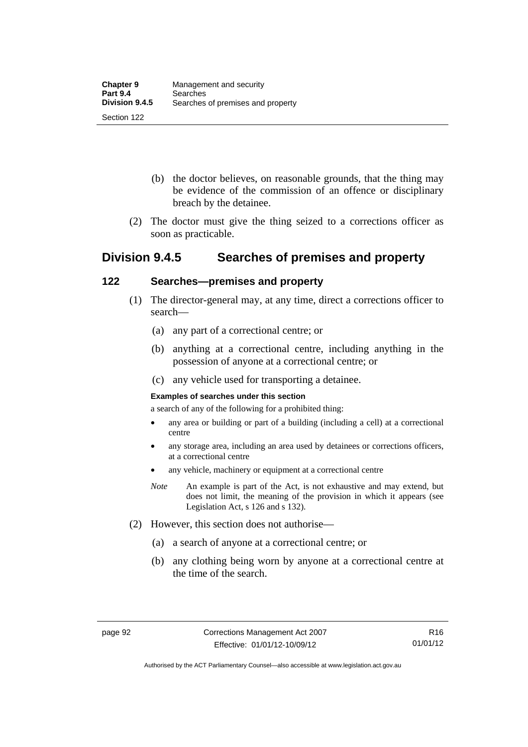(b) the doctor believes, on reasonable grounds, that the thing may be evidence of the commission of an offence or disciplinary breach by the detainee.

(2) The doctor must give the thing seized to a corrections officer as soon as practicable.

## Division 9.4.5 Searches of premises and property

### 122 Searches—premises and property

(1) The director-general may, at any time, direct a corrections officer to search—

(a) any part of a correctional centre; or

(b) anything at a correctional centre, including anything in the possession of anyone at a correctional centre; or

(c) any vehicle used for transporting a detainee.

**Examples of searches under this section**

a search of any of the following for a prohibited thing:

- any area or building or part of a building (including a cell) at a correctional centre
- any storage area, including an area used by detainees or corrections officers, at a correctional centre
- any vehicle, machinery or equipment at a correctional centre

*Note* An example is part of the Act, is not exhaustive and may extend, but does not limit, the meaning of the provision in which it appears (see Legislation Act, s 126 and s 132).

(2) However, this section does not authorise—

(a) a search of anyone at a correctional centre; or

(b) any clothing being worn by anyone at a correctional centre at the time of the search.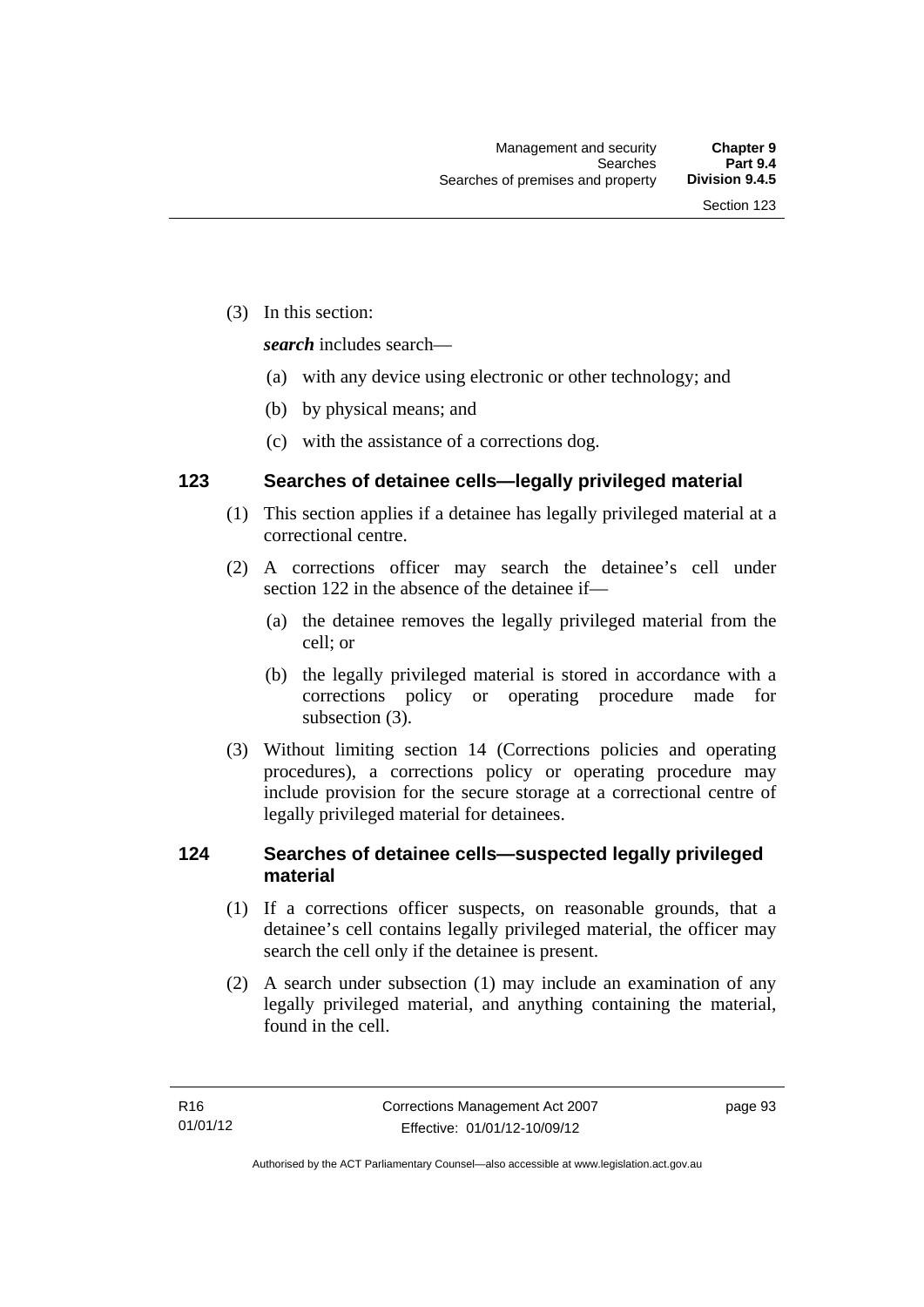(3) In this section:

***search*** includes search—

(a) with any device using electronic or other technology; and

(b) by physical means; and

(c) with the assistance of a corrections dog.

### 123 Searches of detainee cells—legally privileged material

(1) This section applies if a detainee has legally privileged material at a correctional centre.

(2) A corrections officer may search the detainee's cell under section 122 in the absence of the detainee if—

(a) the detainee removes the legally privileged material from the cell; or

(b) the legally privileged material is stored in accordance with a corrections policy or operating procedure made for subsection (3).

(3) Without limiting section 14 (Corrections policies and operating procedures), a corrections policy or operating procedure may include provision for the secure storage at a correctional centre of legally privileged material for detainees.

### 124 Searches of detainee cells—suspected legally privileged material

(1) If a corrections officer suspects, on reasonable grounds, that a detainee's cell contains legally privileged material, the officer may search the cell only if the detainee is present.

(2) A search under subsection (1) may include an examination of any legally privileged material, and anything containing the material, found in the cell.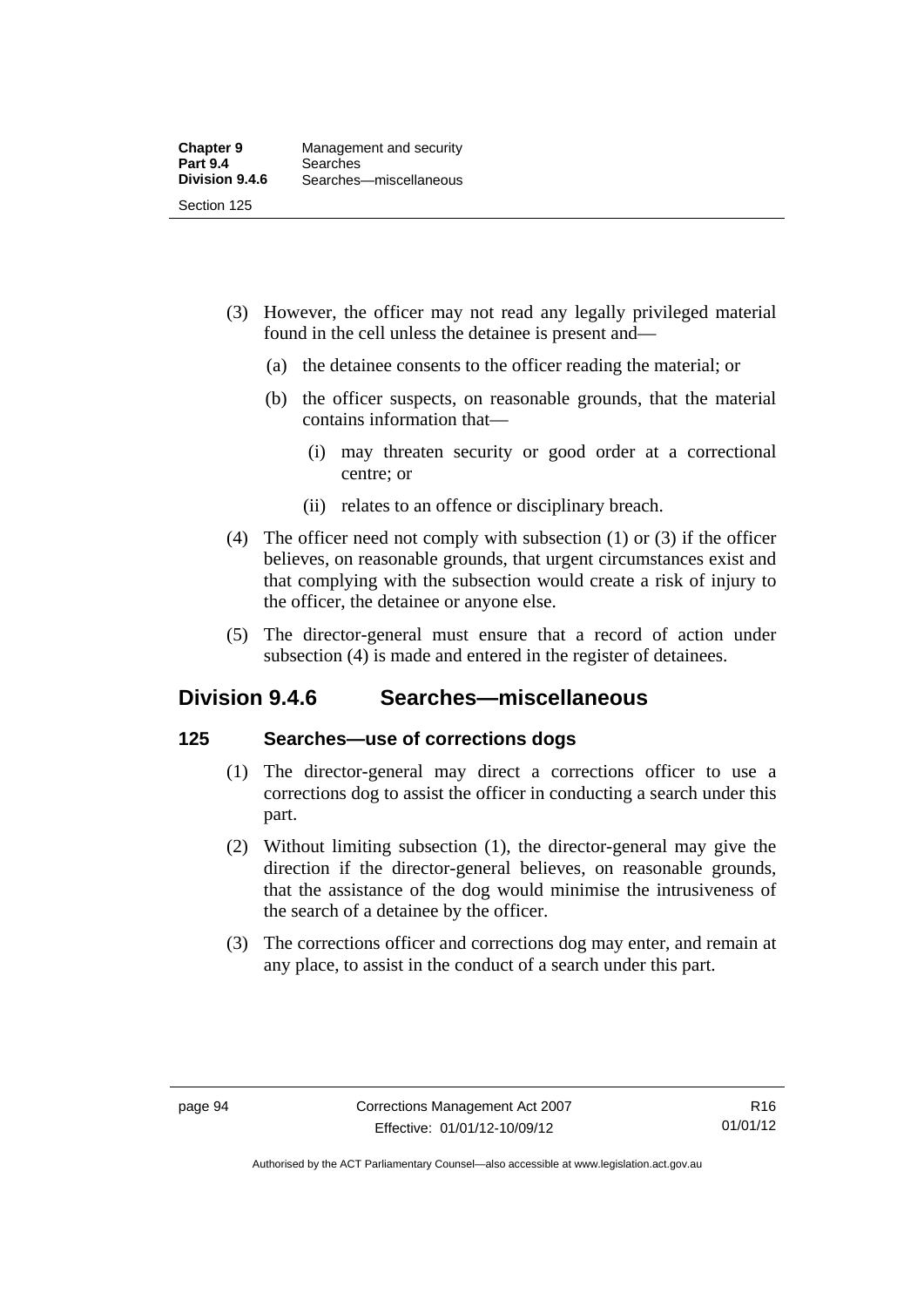(3) However, the officer may not read any legally privileged material found in the cell unless the detainee is present and—

(a) the detainee consents to the officer reading the material; or

(b) the officer suspects, on reasonable grounds, that the material contains information that—

(i) may threaten security or good order at a correctional centre; or

(ii) relates to an offence or disciplinary breach.

(4) The officer need not comply with subsection (1) or (3) if the officer believes, on reasonable grounds, that urgent circumstances exist and that complying with the subsection would create a risk of injury to the officer, the detainee or anyone else.

(5) The director-general must ensure that a record of action under subsection (4) is made and entered in the register of detainees.

## Division 9.4.6 Searches—miscellaneous

### 125 Searches—use of corrections dogs

(1) The director-general may direct a corrections officer to use a corrections dog to assist the officer in conducting a search under this part.

(2) Without limiting subsection (1), the director-general may give the direction if the director-general believes, on reasonable grounds, that the assistance of the dog would minimise the intrusiveness of the search of a detainee by the officer.

(3) The corrections officer and corrections dog may enter, and remain at any place, to assist in the conduct of a search under this part.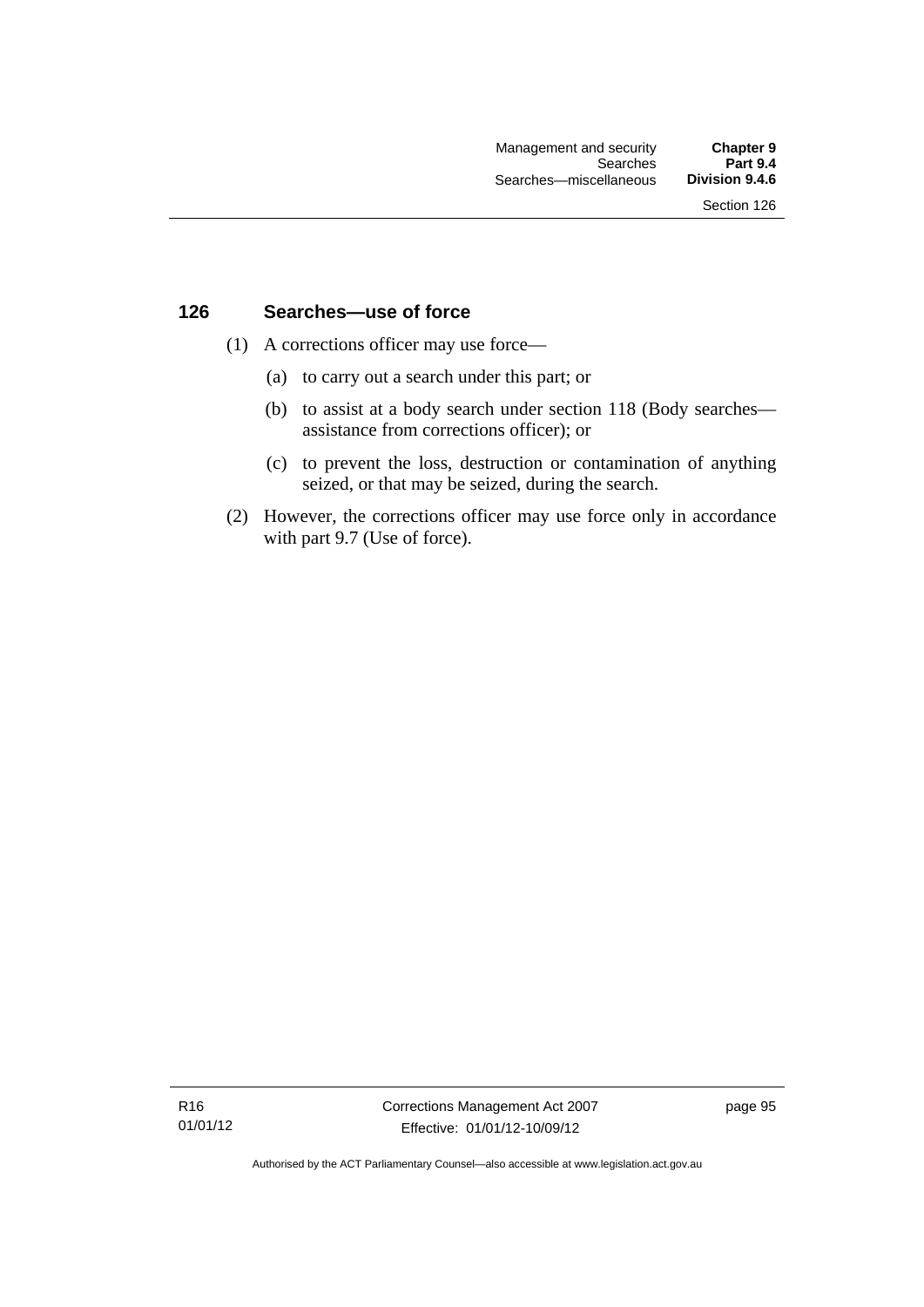## 126 Searches—use of force

(1) A corrections officer may use force—

(a) to carry out a search under this part; or

(b) to assist at a body search under section 118 (Body searches—assistance from corrections officer); or

(c) to prevent the loss, destruction or contamination of anything seized, or that may be seized, during the search.

(2) However, the corrections officer may use force only in accordance with part 9.7 (Use of force).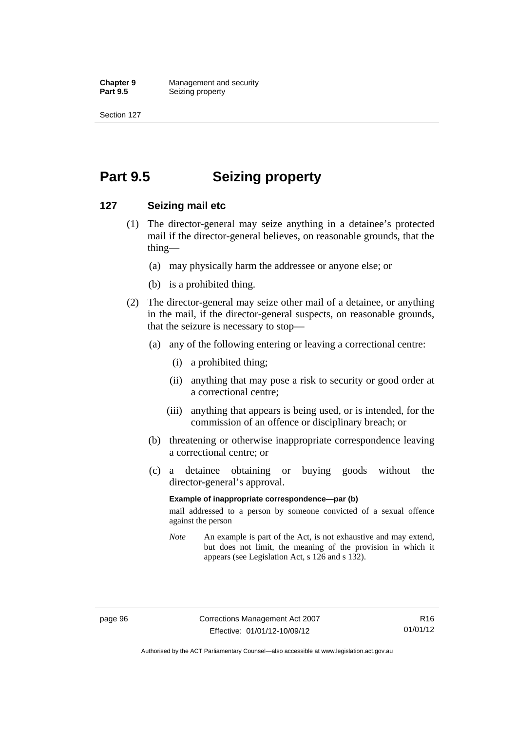# Part 9.5 Seizing property

## 127 Seizing mail etc

(1) The director-general may seize anything in a detainee's protected mail if the director-general believes, on reasonable grounds, that the thing—

(a) may physically harm the addressee or anyone else; or

(b) is a prohibited thing.

(2) The director-general may seize other mail of a detainee, or anything in the mail, if the director-general suspects, on reasonable grounds, that the seizure is necessary to stop—

(a) any of the following entering or leaving a correctional centre:

(i) a prohibited thing;

(ii) anything that may pose a risk to security or good order at a correctional centre;

(iii) anything that appears is being used, or is intended, for the commission of an offence or disciplinary breach; or

(b) threatening or otherwise inappropriate correspondence leaving a correctional centre; or

(c) a detainee obtaining or buying goods without the director-general's approval.

**Example of inappropriate correspondence—par (b)**

mail addressed to a person by someone convicted of a sexual offence against the person

*Note* An example is part of the Act, is not exhaustive and may extend, but does not limit, the meaning of the provision in which it appears (see Legislation Act, s 126 and s 132).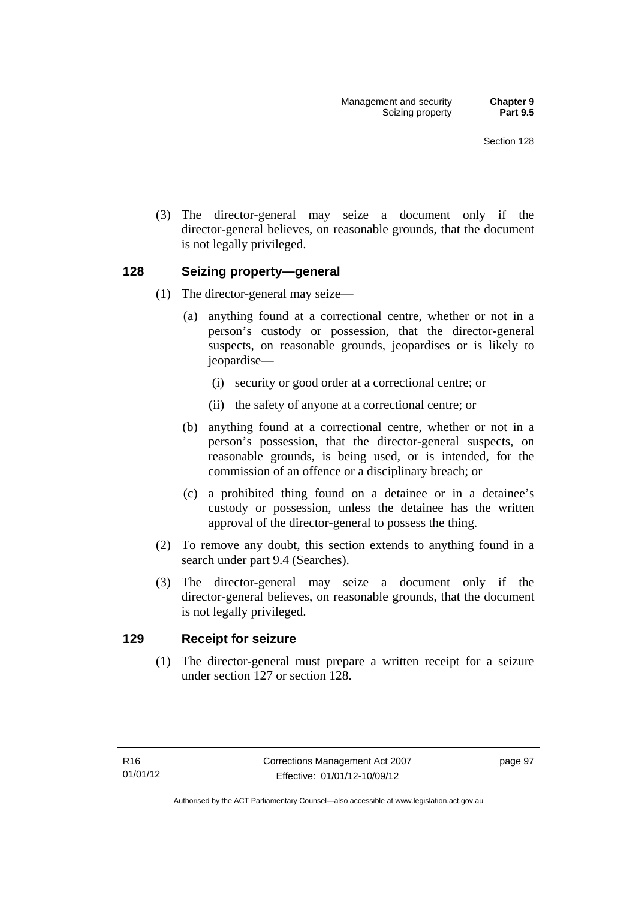(3) The director-general may seize a document only if the director-general believes, on reasonable grounds, that the document is not legally privileged.

## 128 Seizing property—general

(1) The director-general may seize—

(a) anything found at a correctional centre, whether or not in a person's custody or possession, that the director-general suspects, on reasonable grounds, jeopardises or is likely to jeopardise—

(i) security or good order at a correctional centre; or

(ii) the safety of anyone at a correctional centre; or

(b) anything found at a correctional centre, whether or not in a person's possession, that the director-general suspects, on reasonable grounds, is being used, or is intended, for the commission of an offence or a disciplinary breach; or

(c) a prohibited thing found on a detainee or in a detainee's custody or possession, unless the detainee has the written approval of the director-general to possess the thing.

(2) To remove any doubt, this section extends to anything found in a search under part 9.4 (Searches).

(3) The director-general may seize a document only if the director-general believes, on reasonable grounds, that the document is not legally privileged.

## 129 Receipt for seizure

(1) The director-general must prepare a written receipt for a seizure under section 127 or section 128.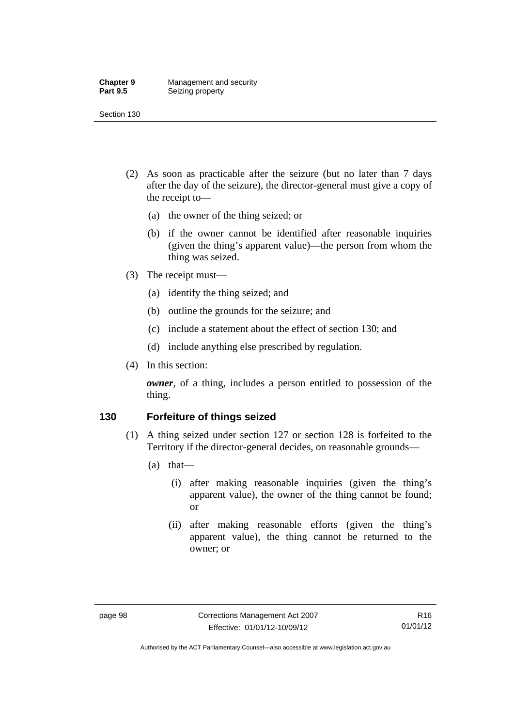(2) As soon as practicable after the seizure (but no later than 7 days after the day of the seizure), the director-general must give a copy of the receipt to—

   (a) the owner of the thing seized; or

   (b) if the owner cannot be identified after reasonable inquiries (given the thing's apparent value)—the person from whom the thing was seized.

(3) The receipt must—

   (a) identify the thing seized; and

   (b) outline the grounds for the seizure; and

   (c) include a statement about the effect of section 130; and

   (d) include anything else prescribed by regulation.

(4) In this section:

   ***owner***, of a thing, includes a person entitled to possession of the thing.

### 130 Forfeiture of things seized

(1) A thing seized under section 127 or section 128 is forfeited to the Territory if the director-general decides, on reasonable grounds—

   (a) that—

      (i) after making reasonable inquiries (given the thing's apparent value), the owner of the thing cannot be found; or

      (ii) after making reasonable efforts (given the thing's apparent value), the thing cannot be returned to the owner; or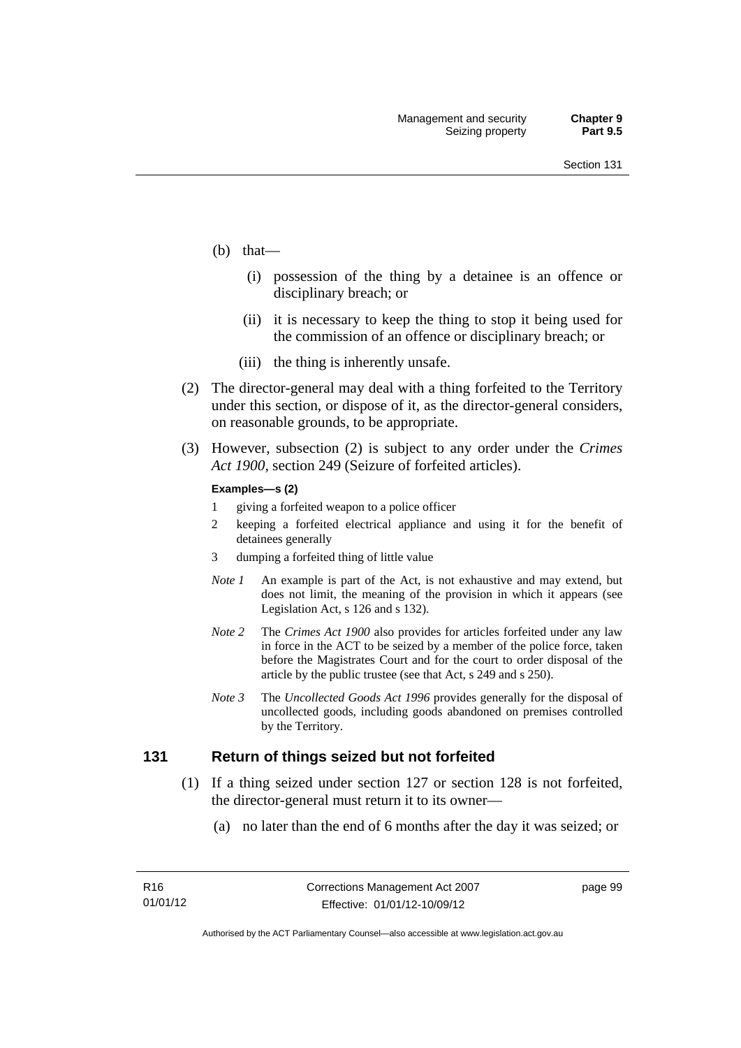(b) that—

(i) possession of the thing by a detainee is an offence or disciplinary breach; or

(ii) it is necessary to keep the thing to stop it being used for the commission of an offence or disciplinary breach; or

(iii) the thing is inherently unsafe.

(2) The director-general may deal with a thing forfeited to the Territory under this section, or dispose of it, as the director-general considers, on reasonable grounds, to be appropriate.

(3) However, subsection (2) is subject to any order under the *Crimes Act 1900*, section 249 (Seizure of forfeited articles).

**Examples—s (2)**

1 giving a forfeited weapon to a police officer

2 keeping a forfeited electrical appliance and using it for the benefit of detainees generally

3 dumping a forfeited thing of little value

*Note 1* An example is part of the Act, is not exhaustive and may extend, but does not limit, the meaning of the provision in which it appears (see Legislation Act, s 126 and s 132).

*Note 2* The *Crimes Act 1900* also provides for articles forfeited under any law in force in the ACT to be seized by a member of the police force, taken before the Magistrates Court and for the court to order disposal of the article by the public trustee (see that Act, s 249 and s 250).

*Note 3* The *Uncollected Goods Act 1996* provides generally for the disposal of uncollected goods, including goods abandoned on premises controlled by the Territory.

## 131 Return of things seized but not forfeited

(1) If a thing seized under section 127 or section 128 is not forfeited, the director-general must return it to its owner—

(a) no later than the end of 6 months after the day it was seized; or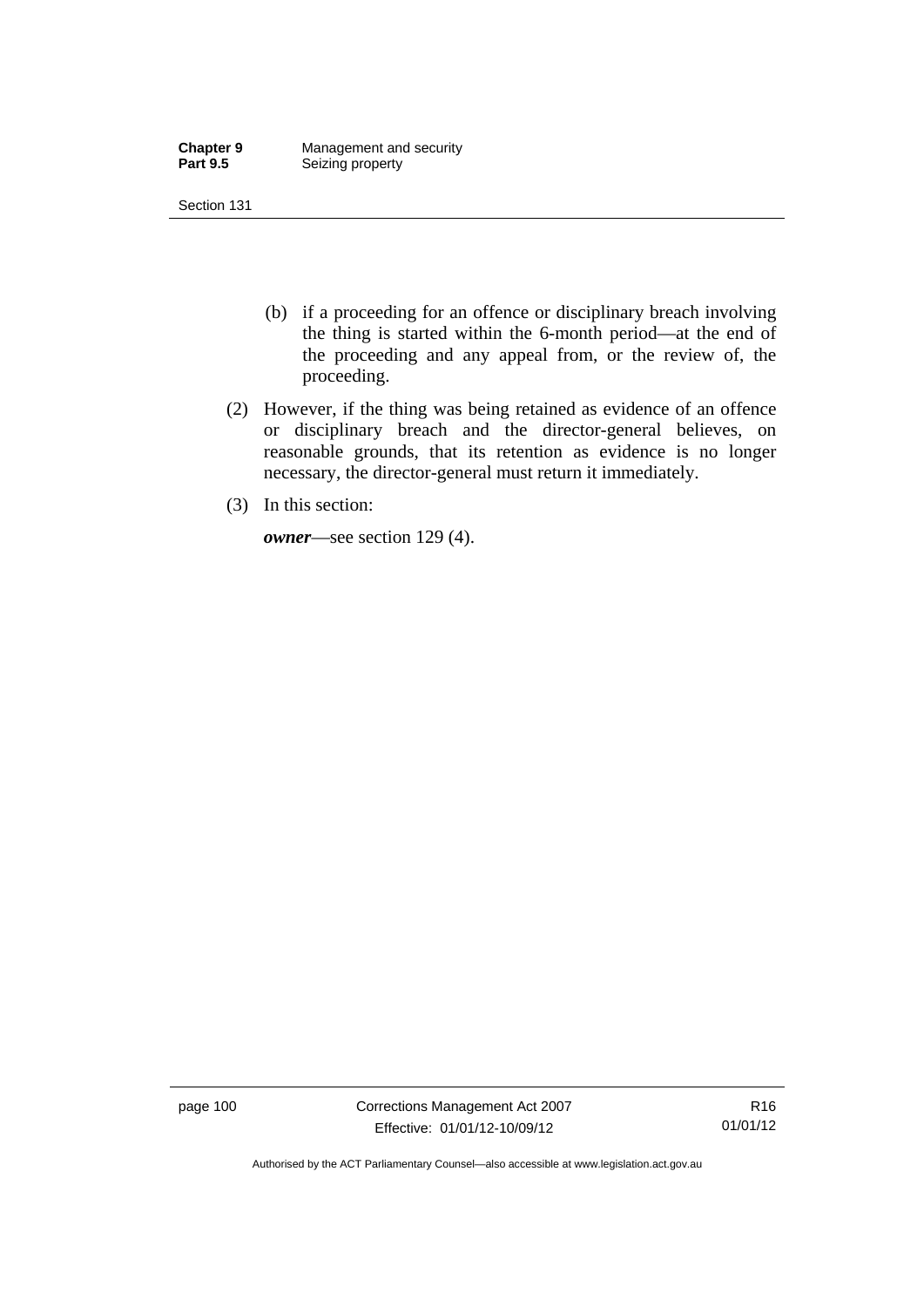(b) if a proceeding for an offence or disciplinary breach involving the thing is started within the 6-month period—at the end of the proceeding and any appeal from, or the review of, the proceeding.

(2) However, if the thing was being retained as evidence of an offence or disciplinary breach and the director-general believes, on reasonable grounds, that its retention as evidence is no longer necessary, the director-general must return it immediately.

(3) In this section:

***owner***—see section 129 (4).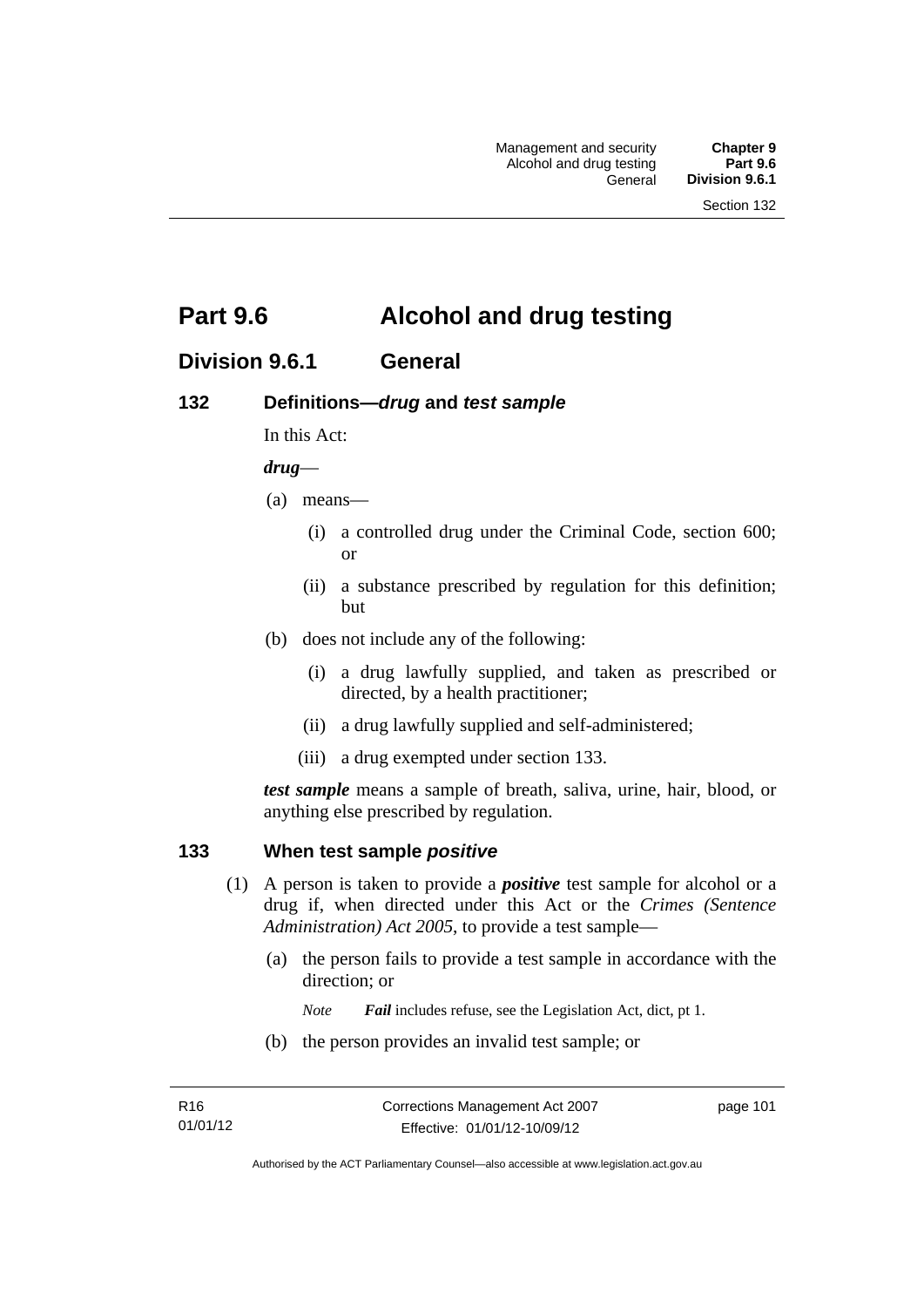# Part 9.6 Alcohol and drug testing

## Division 9.6.1 General

### 132 Definitions—*drug* and *test sample*

In this Act:

***drug***—

(a) means—

(i) a controlled drug under the Criminal Code, section 600; or

(ii) a substance prescribed by regulation for this definition; but

(b) does not include any of the following:

(i) a drug lawfully supplied, and taken as prescribed or directed, by a health practitioner;

(ii) a drug lawfully supplied and self-administered;

(iii) a drug exempted under section 133.

***test sample*** means a sample of breath, saliva, urine, hair, blood, or anything else prescribed by regulation.

### 133 When test sample *positive*

(1) A person is taken to provide a ***positive*** test sample for alcohol or a drug if, when directed under this Act or the *Crimes (Sentence Administration) Act 2005*, to provide a test sample—

(a) the person fails to provide a test sample in accordance with the direction; or

*Note* ***Fail*** includes refuse, see the Legislation Act, dict, pt 1.

(b) the person provides an invalid test sample; or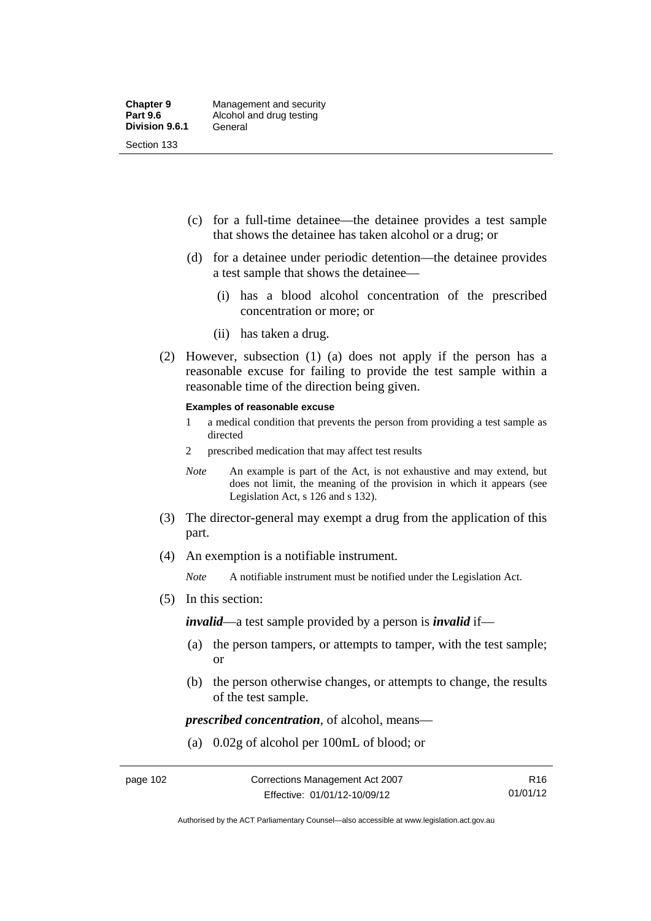(c) for a full-time detainee—the detainee provides a test sample that shows the detainee has taken alcohol or a drug; or

(d) for a detainee under periodic detention—the detainee provides a test sample that shows the detainee—

(i) has a blood alcohol concentration of the prescribed concentration or more; or

(ii) has taken a drug.

(2) However, subsection (1) (a) does not apply if the person has a reasonable excuse for failing to provide the test sample within a reasonable time of the direction being given.

**Examples of reasonable excuse**

1 a medical condition that prevents the person from providing a test sample as directed

2 prescribed medication that may affect test results

*Note* An example is part of the Act, is not exhaustive and may extend, but does not limit, the meaning of the provision in which it appears (see Legislation Act, s 126 and s 132).

(3) The director-general may exempt a drug from the application of this part.

(4) An exemption is a notifiable instrument.

*Note* A notifiable instrument must be notified under the Legislation Act.

(5) In this section:

***invalid***—a test sample provided by a person is ***invalid*** if—

(a) the person tampers, or attempts to tamper, with the test sample; or

(b) the person otherwise changes, or attempts to change, the results of the test sample.

***prescribed concentration***, of alcohol, means—

(a) 0.02g of alcohol per 100mL of blood; or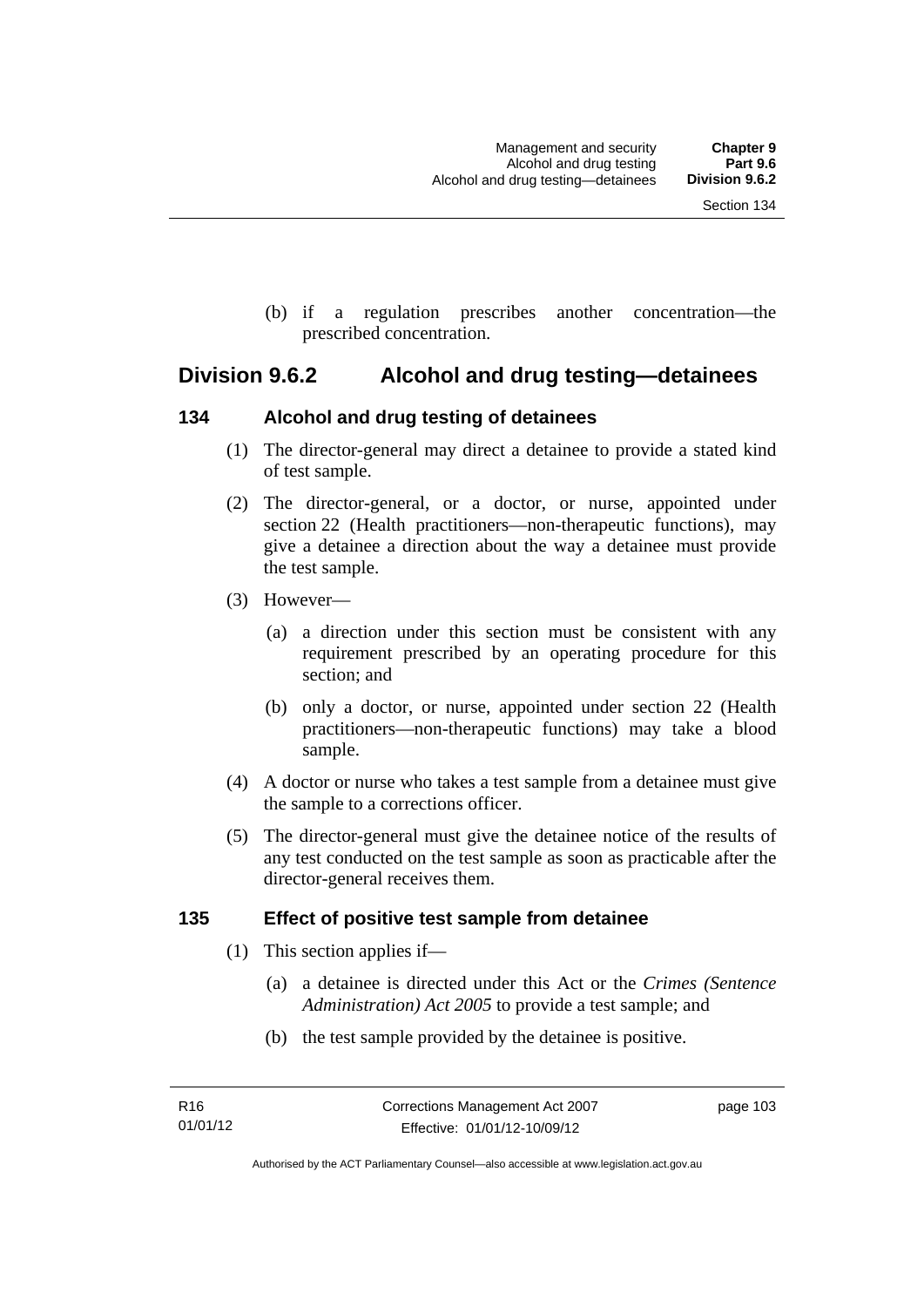(b) if a regulation prescribes another concentration—the prescribed concentration.

## Division 9.6.2 Alcohol and drug testing—detainees

### 134 Alcohol and drug testing of detainees

(1) The director-general may direct a detainee to provide a stated kind of test sample.

(2) The director-general, or a doctor, or nurse, appointed under section 22 (Health practitioners—non-therapeutic functions), may give a detainee a direction about the way a detainee must provide the test sample.

(3) However—

(a) a direction under this section must be consistent with any requirement prescribed by an operating procedure for this section; and

(b) only a doctor, or nurse, appointed under section 22 (Health practitioners—non-therapeutic functions) may take a blood sample.

(4) A doctor or nurse who takes a test sample from a detainee must give the sample to a corrections officer.

(5) The director-general must give the detainee notice of the results of any test conducted on the test sample as soon as practicable after the director-general receives them.

### 135 Effect of positive test sample from detainee

(1) This section applies if—

(a) a detainee is directed under this Act or the *Crimes (Sentence Administration) Act 2005* to provide a test sample; and

(b) the test sample provided by the detainee is positive.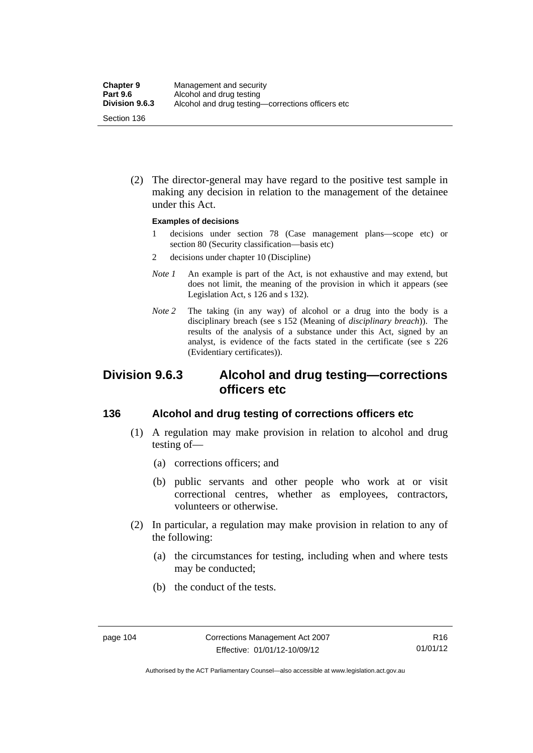(2) The director-general may have regard to the positive test sample in making any decision in relation to the management of the detainee under this Act.

**Examples of decisions**

1 decisions under section 78 (Case management plans—scope etc) or section 80 (Security classification—basis etc)

2 decisions under chapter 10 (Discipline)

*Note 1* An example is part of the Act, is not exhaustive and may extend, but does not limit, the meaning of the provision in which it appears (see Legislation Act, s 126 and s 132).

*Note 2* The taking (in any way) of alcohol or a drug into the body is a disciplinary breach (see s 152 (Meaning of *disciplinary breach*)). The results of the analysis of a substance under this Act, signed by an analyst, is evidence of the facts stated in the certificate (see s 226 (Evidentiary certificates)).

## Division 9.6.3 Alcohol and drug testing—corrections officers etc

### 136 Alcohol and drug testing of corrections officers etc

(1) A regulation may make provision in relation to alcohol and drug testing of—

(a) corrections officers; and

(b) public servants and other people who work at or visit correctional centres, whether as employees, contractors, volunteers or otherwise.

(2) In particular, a regulation may make provision in relation to any of the following:

(a) the circumstances for testing, including when and where tests may be conducted;

(b) the conduct of the tests.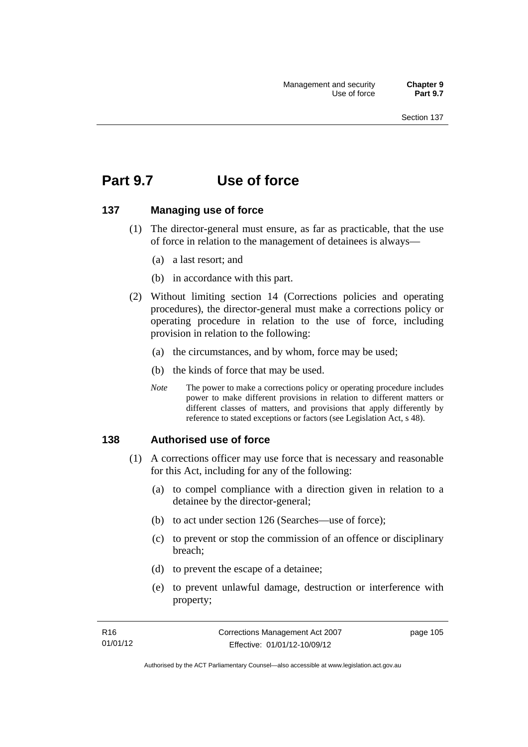# Part 9.7 Use of force

### 137 Managing use of force

(1) The director-general must ensure, as far as practicable, that the use of force in relation to the management of detainees is always—

(a) a last resort; and

(b) in accordance with this part.

(2) Without limiting section 14 (Corrections policies and operating procedures), the director-general must make a corrections policy or operating procedure in relation to the use of force, including provision in relation to the following:

(a) the circumstances, and by whom, force may be used;

(b) the kinds of force that may be used.

*Note* The power to make a corrections policy or operating procedure includes power to make different provisions in relation to different matters or different classes of matters, and provisions that apply differently by reference to stated exceptions or factors (see Legislation Act, s 48).

### 138 Authorised use of force

(1) A corrections officer may use force that is necessary and reasonable for this Act, including for any of the following:

(a) to compel compliance with a direction given in relation to a detainee by the director-general;

(b) to act under section 126 (Searches—use of force);

(c) to prevent or stop the commission of an offence or disciplinary breach;

(d) to prevent the escape of a detainee;

(e) to prevent unlawful damage, destruction or interference with property;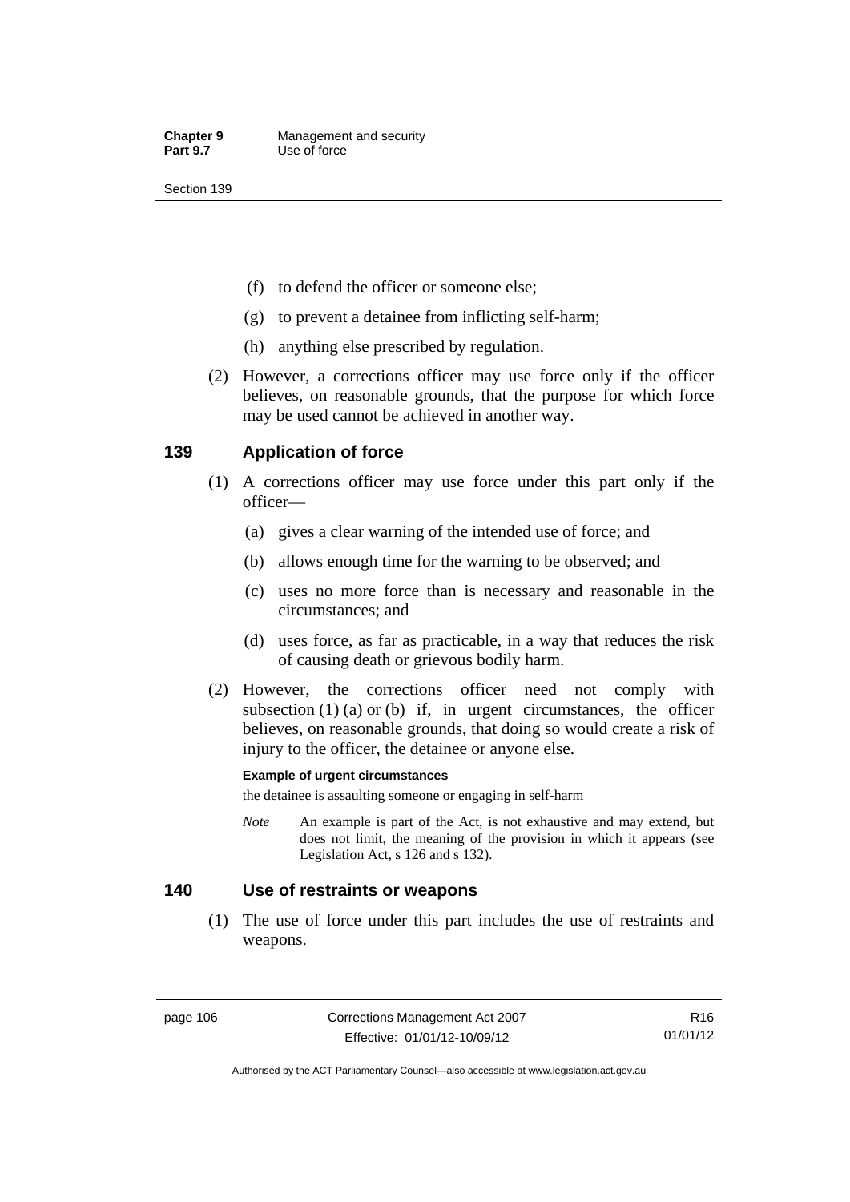(f) to defend the officer or someone else;

(g) to prevent a detainee from inflicting self-harm;

(h) anything else prescribed by regulation.

(2) However, a corrections officer may use force only if the officer believes, on reasonable grounds, that the purpose for which force may be used cannot be achieved in another way.

## 139 Application of force

(1) A corrections officer may use force under this part only if the officer—

(a) gives a clear warning of the intended use of force; and

(b) allows enough time for the warning to be observed; and

(c) uses no more force than is necessary and reasonable in the circumstances; and

(d) uses force, as far as practicable, in a way that reduces the risk of causing death or grievous bodily harm.

(2) However, the corrections officer need not comply with subsection (1) (a) or (b) if, in urgent circumstances, the officer believes, on reasonable grounds, that doing so would create a risk of injury to the officer, the detainee or anyone else.

**Example of urgent circumstances**

the detainee is assaulting someone or engaging in self-harm

*Note* An example is part of the Act, is not exhaustive and may extend, but does not limit, the meaning of the provision in which it appears (see Legislation Act, s 126 and s 132).

## 140 Use of restraints or weapons

(1) The use of force under this part includes the use of restraints and weapons.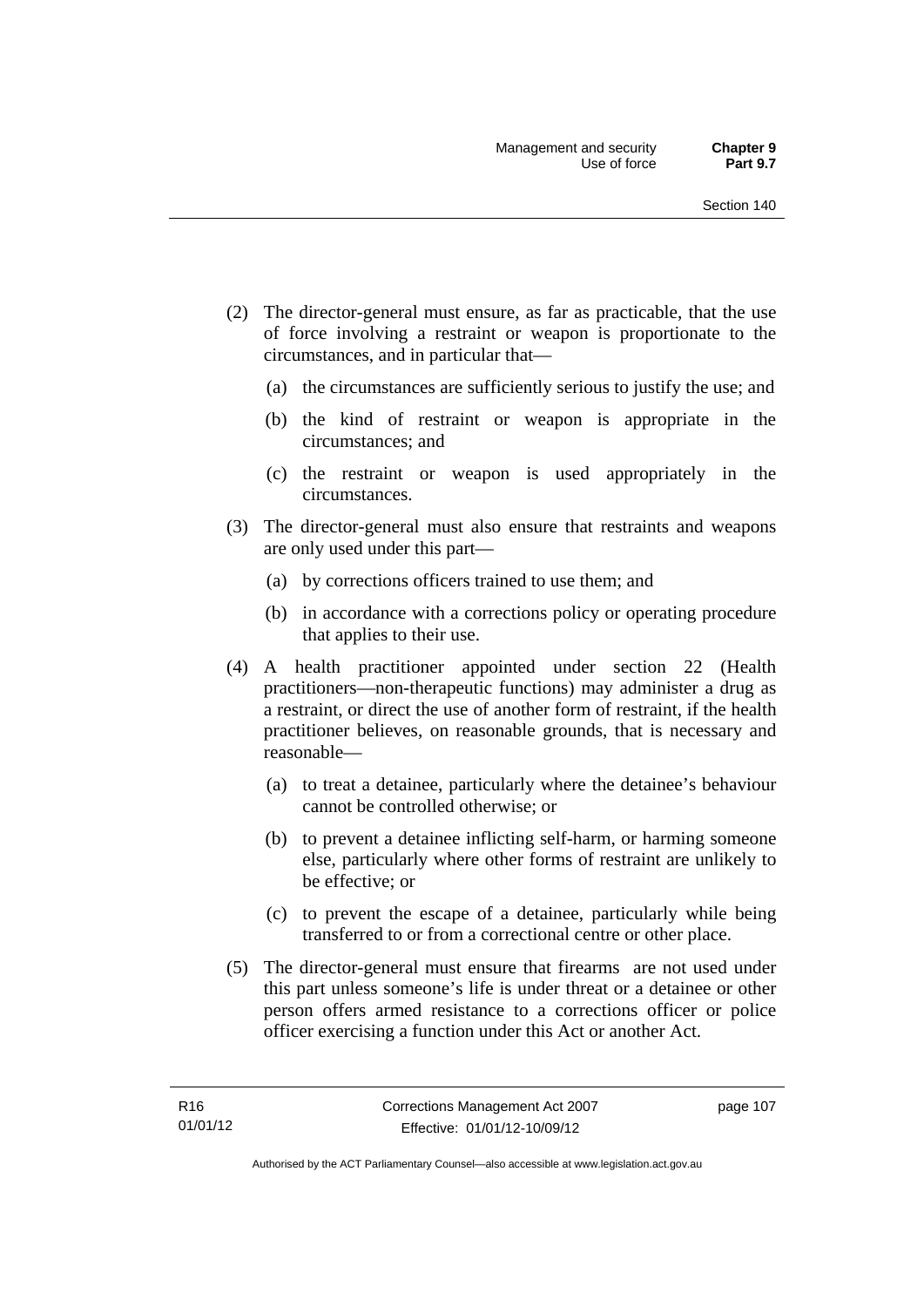(2) The director-general must ensure, as far as practicable, that the use of force involving a restraint or weapon is proportionate to the circumstances, and in particular that—

(a) the circumstances are sufficiently serious to justify the use; and

(b) the kind of restraint or weapon is appropriate in the circumstances; and

(c) the restraint or weapon is used appropriately in the circumstances.

(3) The director-general must also ensure that restraints and weapons are only used under this part—

(a) by corrections officers trained to use them; and

(b) in accordance with a corrections policy or operating procedure that applies to their use.

(4) A health practitioner appointed under section 22 (Health practitioners—non-therapeutic functions) may administer a drug as a restraint, or direct the use of another form of restraint, if the health practitioner believes, on reasonable grounds, that is necessary and reasonable—

(a) to treat a detainee, particularly where the detainee's behaviour cannot be controlled otherwise; or

(b) to prevent a detainee inflicting self-harm, or harming someone else, particularly where other forms of restraint are unlikely to be effective; or

(c) to prevent the escape of a detainee, particularly while being transferred to or from a correctional centre or other place.

(5) The director-general must ensure that firearms are not used under this part unless someone's life is under threat or a detainee or other person offers armed resistance to a corrections officer or police officer exercising a function under this Act or another Act.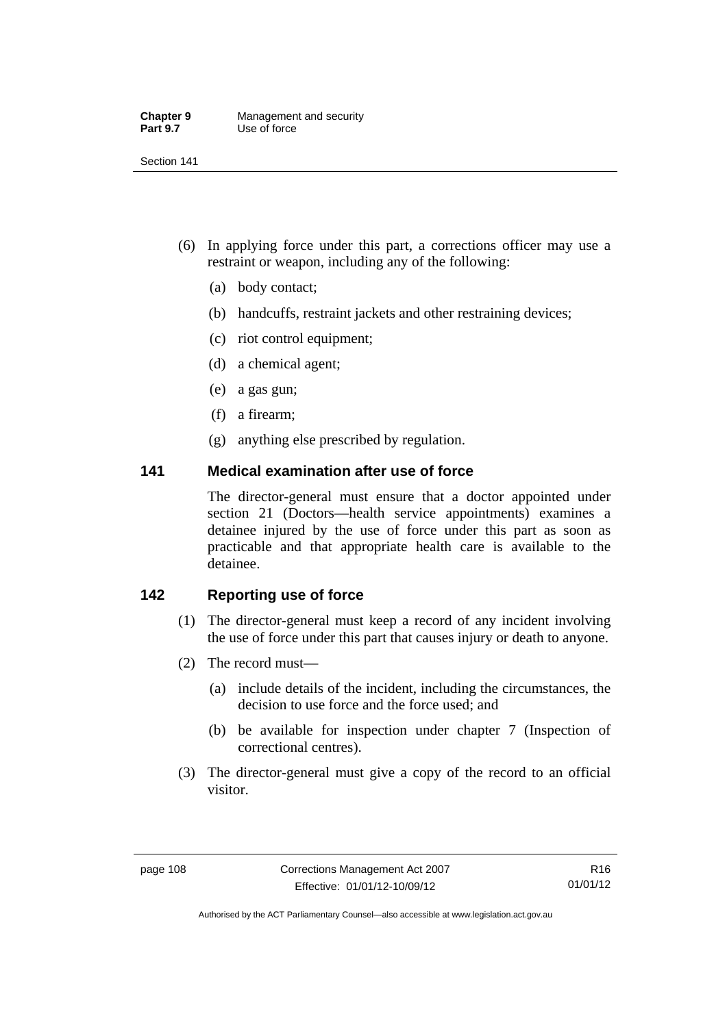(6) In applying force under this part, a corrections officer may use a restraint or weapon, including any of the following:

(a) body contact;

(b) handcuffs, restraint jackets and other restraining devices;

(c) riot control equipment;

(d) a chemical agent;

(e) a gas gun;

(f) a firearm;

(g) anything else prescribed by regulation.

## 141 Medical examination after use of force

The director-general must ensure that a doctor appointed under section 21 (Doctors—health service appointments) examines a detainee injured by the use of force under this part as soon as practicable and that appropriate health care is available to the detainee.

## 142 Reporting use of force

(1) The director-general must keep a record of any incident involving the use of force under this part that causes injury or death to anyone.

(2) The record must—

(a) include details of the incident, including the circumstances, the decision to use force and the force used; and

(b) be available for inspection under chapter 7 (Inspection of correctional centres).

(3) The director-general must give a copy of the record to an official visitor.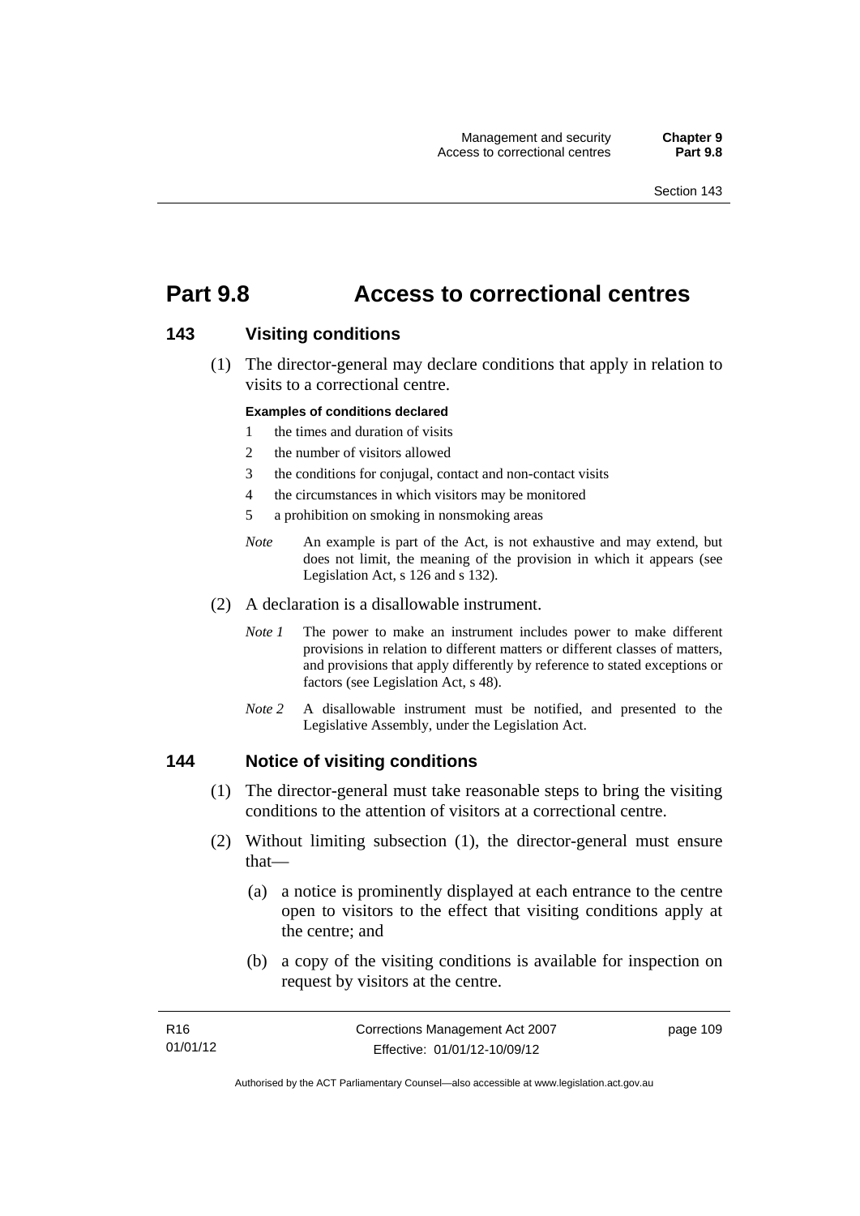# Part 9.8 Access to correctional centres

## 143 Visiting conditions

(1) The director-general may declare conditions that apply in relation to visits to a correctional centre.

**Examples of conditions declared**

1 the times and duration of visits

2 the number of visitors allowed

3 the conditions for conjugal, contact and non-contact visits

4 the circumstances in which visitors may be monitored

5 a prohibition on smoking in nonsmoking areas

*Note* An example is part of the Act, is not exhaustive and may extend, but does not limit, the meaning of the provision in which it appears (see Legislation Act, s 126 and s 132).

(2) A declaration is a disallowable instrument.

*Note 1* The power to make an instrument includes power to make different provisions in relation to different matters or different classes of matters, and provisions that apply differently by reference to stated exceptions or factors (see Legislation Act, s 48).

*Note 2* A disallowable instrument must be notified, and presented to the Legislative Assembly, under the Legislation Act.

## 144 Notice of visiting conditions

(1) The director-general must take reasonable steps to bring the visiting conditions to the attention of visitors at a correctional centre.

(2) Without limiting subsection (1), the director-general must ensure that—

(a) a notice is prominently displayed at each entrance to the centre open to visitors to the effect that visiting conditions apply at the centre; and

(b) a copy of the visiting conditions is available for inspection on request by visitors at the centre.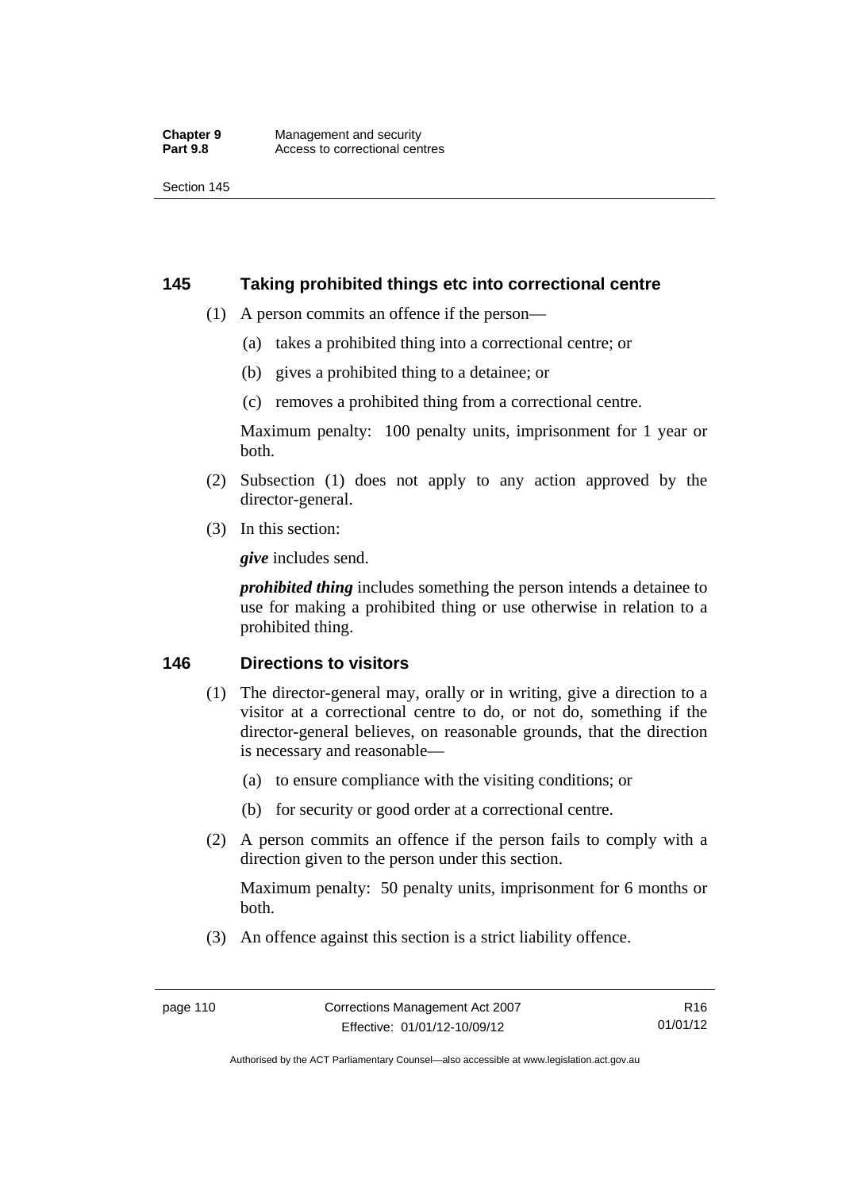## 145 Taking prohibited things etc into correctional centre

(1) A person commits an offence if the person—

(a) takes a prohibited thing into a correctional centre; or

(b) gives a prohibited thing to a detainee; or

(c) removes a prohibited thing from a correctional centre.

Maximum penalty: 100 penalty units, imprisonment for 1 year or both.

(2) Subsection (1) does not apply to any action approved by the director-general.

(3) In this section:

***give*** includes send.

***prohibited thing*** includes something the person intends a detainee to use for making a prohibited thing or use otherwise in relation to a prohibited thing.

## 146 Directions to visitors

(1) The director-general may, orally or in writing, give a direction to a visitor at a correctional centre to do, or not do, something if the director-general believes, on reasonable grounds, that the direction is necessary and reasonable—

(a) to ensure compliance with the visiting conditions; or

(b) for security or good order at a correctional centre.

(2) A person commits an offence if the person fails to comply with a direction given to the person under this section.

Maximum penalty: 50 penalty units, imprisonment for 6 months or both.

(3) An offence against this section is a strict liability offence.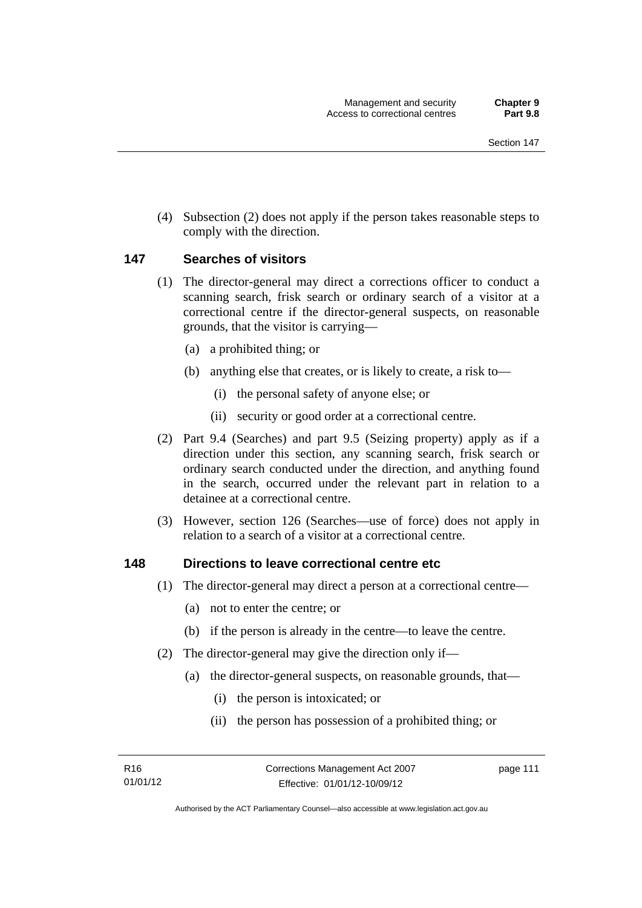(4) Subsection (2) does not apply if the person takes reasonable steps to comply with the direction.

## 147 Searches of visitors

(1) The director-general may direct a corrections officer to conduct a scanning search, frisk search or ordinary search of a visitor at a correctional centre if the director-general suspects, on reasonable grounds, that the visitor is carrying—

(a) a prohibited thing; or

(b) anything else that creates, or is likely to create, a risk to—

(i) the personal safety of anyone else; or

(ii) security or good order at a correctional centre.

(2) Part 9.4 (Searches) and part 9.5 (Seizing property) apply as if a direction under this section, any scanning search, frisk search or ordinary search conducted under the direction, and anything found in the search, occurred under the relevant part in relation to a detainee at a correctional centre.

(3) However, section 126 (Searches—use of force) does not apply in relation to a search of a visitor at a correctional centre.

## 148 Directions to leave correctional centre etc

(1) The director-general may direct a person at a correctional centre—

(a) not to enter the centre; or

(b) if the person is already in the centre—to leave the centre.

(2) The director-general may give the direction only if—

(a) the director-general suspects, on reasonable grounds, that—

(i) the person is intoxicated; or

(ii) the person has possession of a prohibited thing; or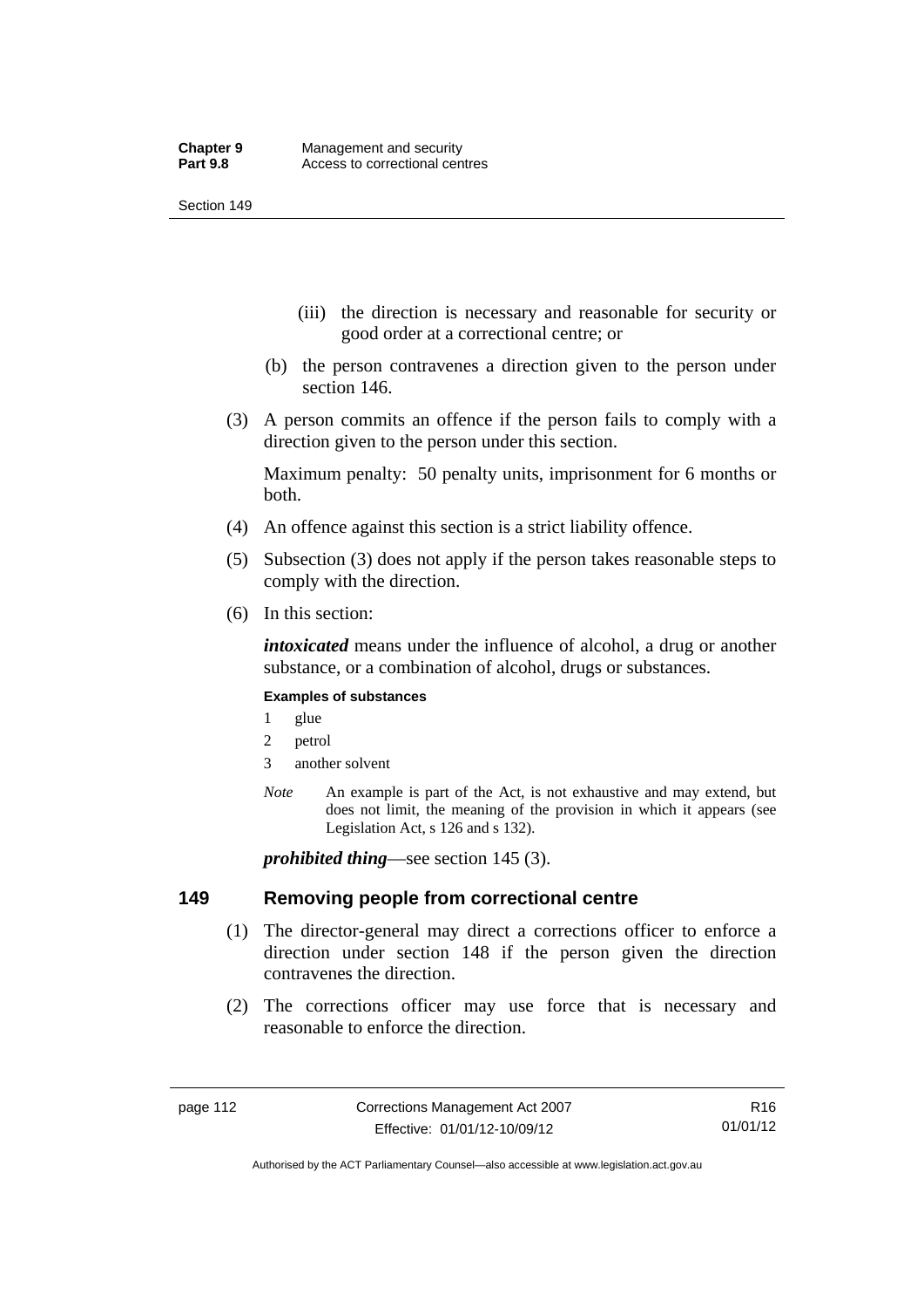(iii) the direction is necessary and reasonable for security or good order at a correctional centre; or

(b) the person contravenes a direction given to the person under section 146.

(3) A person commits an offence if the person fails to comply with a direction given to the person under this section.

Maximum penalty: 50 penalty units, imprisonment for 6 months or both.

(4) An offence against this section is a strict liability offence.

(5) Subsection (3) does not apply if the person takes reasonable steps to comply with the direction.

(6) In this section:

***intoxicated*** means under the influence of alcohol, a drug or another substance, or a combination of alcohol, drugs or substances.

**Examples of substances**

1 glue

2 petrol

3 another solvent

*Note* An example is part of the Act, is not exhaustive and may extend, but does not limit, the meaning of the provision in which it appears (see Legislation Act, s 126 and s 132).

***prohibited thing***—see section 145 (3).

## 149 Removing people from correctional centre

(1) The director-general may direct a corrections officer to enforce a direction under section 148 if the person given the direction contravenes the direction.

(2) The corrections officer may use force that is necessary and reasonable to enforce the direction.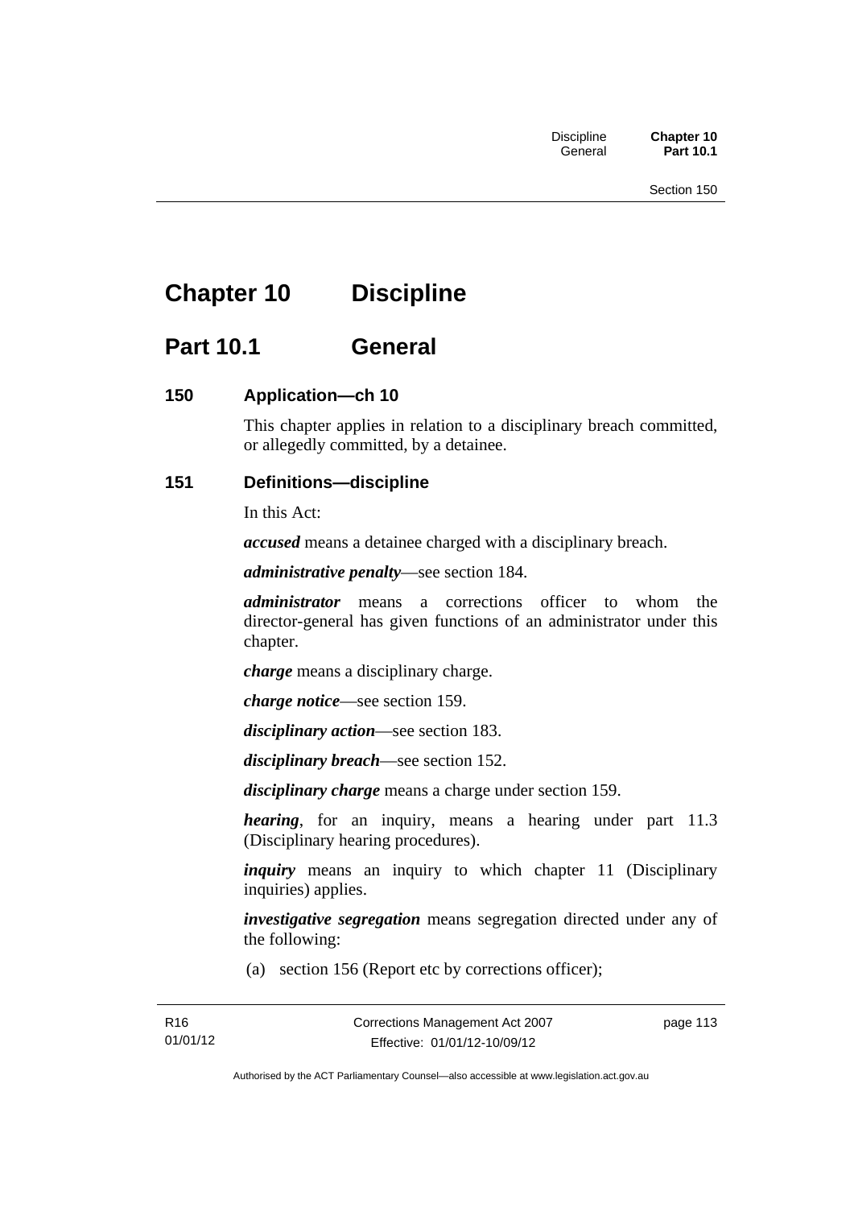# Chapter 10 Discipline

## Part 10.1 General

### 150 Application—ch 10

This chapter applies in relation to a disciplinary breach committed, or allegedly committed, by a detainee.

### 151 Definitions—discipline

In this Act:

***accused*** means a detainee charged with a disciplinary breach.

***administrative penalty***—see section 184.

***administrator*** means a corrections officer to whom the director-general has given functions of an administrator under this chapter.

***charge*** means a disciplinary charge.

***charge notice***—see section 159.

***disciplinary action***—see section 183.

***disciplinary breach***—see section 152.

***disciplinary charge*** means a charge under section 159.

***hearing***, for an inquiry, means a hearing under part 11.3 (Disciplinary hearing procedures).

***inquiry*** means an inquiry to which chapter 11 (Disciplinary inquiries) applies.

***investigative segregation*** means segregation directed under any of the following:

(a) section 156 (Report etc by corrections officer);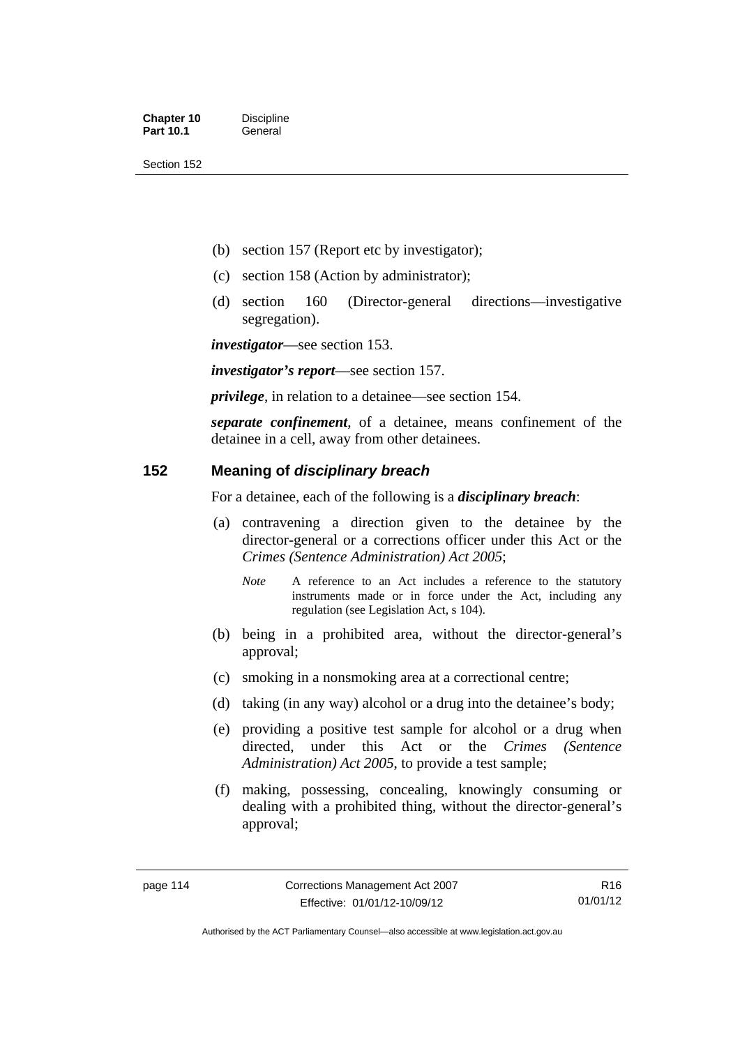(b) section 157 (Report etc by investigator);

(c) section 158 (Action by administrator);

(d) section 160 (Director-general directions—investigative segregation).

***investigator***—see section 153.

***investigator's report***—see section 157.

***privilege***, in relation to a detainee—see section 154.

***separate confinement***, of a detainee, means confinement of the detainee in a cell, away from other detainees.

## 152 Meaning of *disciplinary breach*

For a detainee, each of the following is a ***disciplinary breach***:

(a) contravening a direction given to the detainee by the director-general or a corrections officer under this Act or the *Crimes (Sentence Administration) Act 2005*;

*Note* A reference to an Act includes a reference to the statutory instruments made or in force under the Act, including any regulation (see Legislation Act, s 104).

(b) being in a prohibited area, without the director-general's approval;

(c) smoking in a nonsmoking area at a correctional centre;

(d) taking (in any way) alcohol or a drug into the detainee's body;

(e) providing a positive test sample for alcohol or a drug when directed, under this Act or the *Crimes (Sentence Administration) Act 2005*, to provide a test sample;

(f) making, possessing, concealing, knowingly consuming or dealing with a prohibited thing, without the director-general's approval;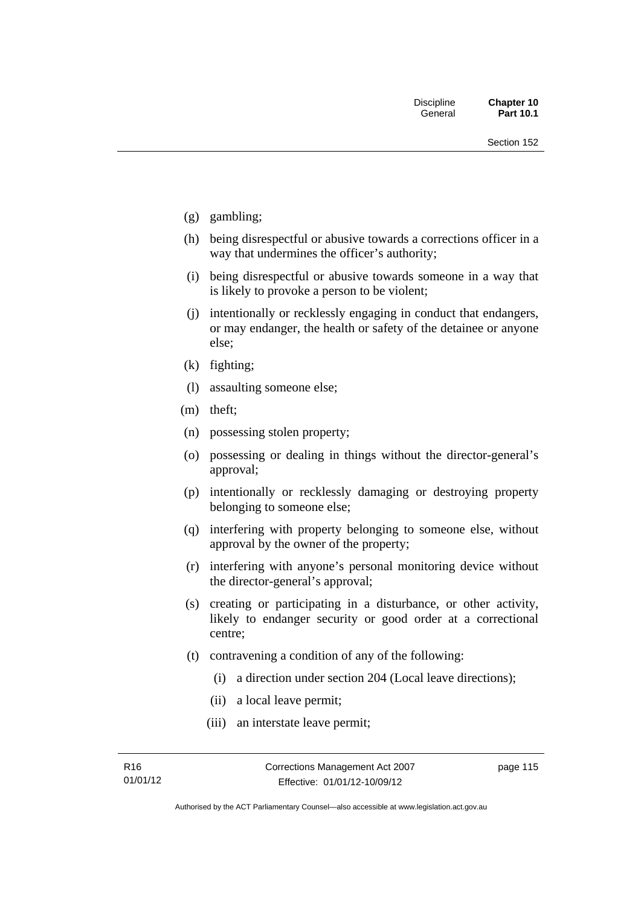- (g) gambling;
- (h) being disrespectful or abusive towards a corrections officer in a way that undermines the officer's authority;
- (i) being disrespectful or abusive towards someone in a way that is likely to provoke a person to be violent;
- (j) intentionally or recklessly engaging in conduct that endangers, or may endanger, the health or safety of the detainee or anyone else;
- (k) fighting;
- (l) assaulting someone else;
- (m) theft;
- (n) possessing stolen property;
- (o) possessing or dealing in things without the director-general's approval;
- (p) intentionally or recklessly damaging or destroying property belonging to someone else;
- (q) interfering with property belonging to someone else, without approval by the owner of the property;
- (r) interfering with anyone's personal monitoring device without the director-general's approval;
- (s) creating or participating in a disturbance, or other activity, likely to endanger security or good order at a correctional centre;
- (t) contravening a condition of any of the following:
  - (i) a direction under section 204 (Local leave directions);
  - (ii) a local leave permit;
  - (iii) an interstate leave permit;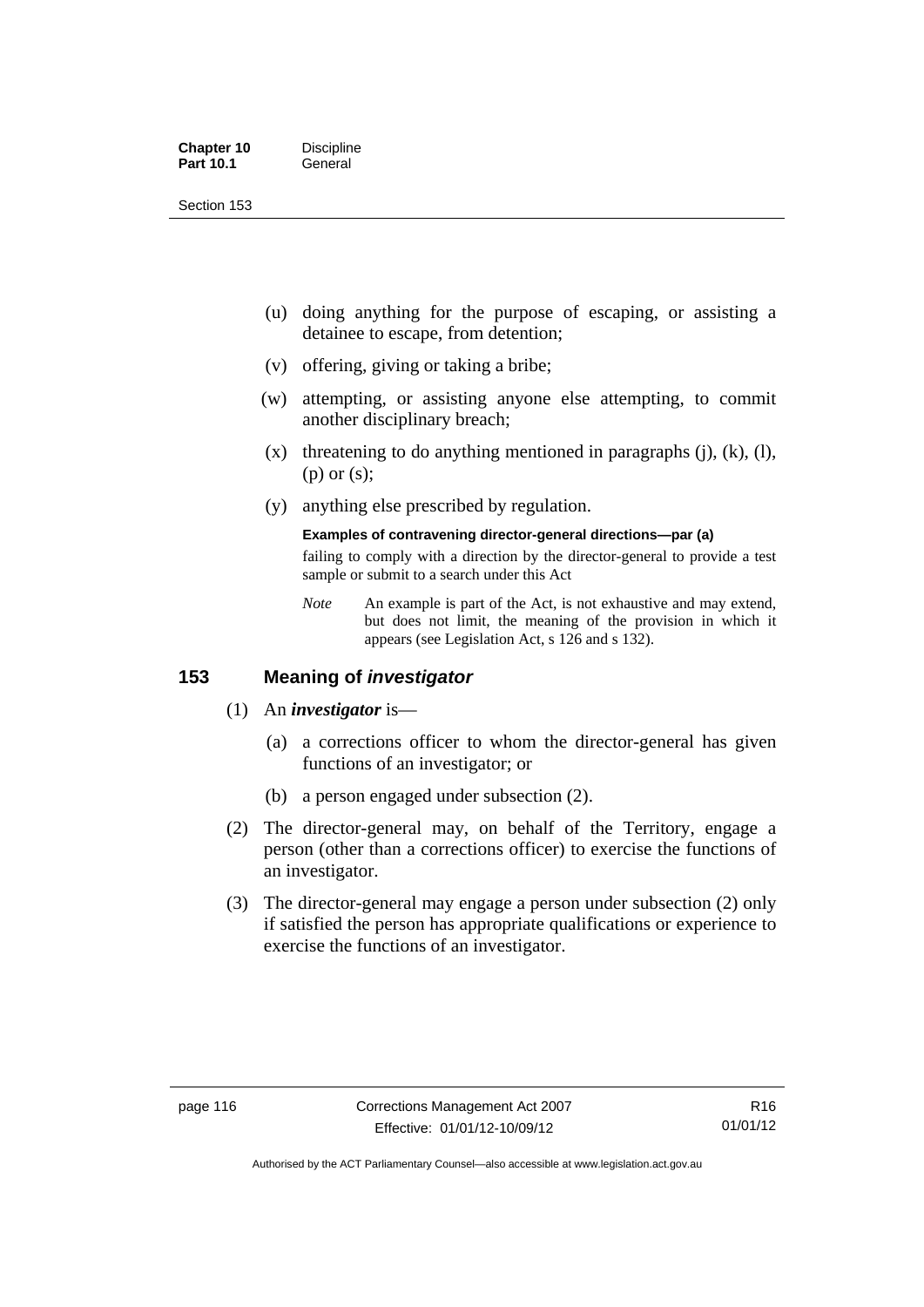(u) doing anything for the purpose of escaping, or assisting a detainee to escape, from detention;

(v) offering, giving or taking a bribe;

(w) attempting, or assisting anyone else attempting, to commit another disciplinary breach;

(x) threatening to do anything mentioned in paragraphs (j), (k), (l), (p) or (s);

(y) anything else prescribed by regulation.

**Examples of contravening director-general directions—par (a)**

failing to comply with a direction by the director-general to provide a test sample or submit to a search under this Act

*Note* An example is part of the Act, is not exhaustive and may extend, but does not limit, the meaning of the provision in which it appears (see Legislation Act, s 126 and s 132).

## 153 Meaning of *investigator*

(1) An ***investigator*** is—

(a) a corrections officer to whom the director-general has given functions of an investigator; or

(b) a person engaged under subsection (2).

(2) The director-general may, on behalf of the Territory, engage a person (other than a corrections officer) to exercise the functions of an investigator.

(3) The director-general may engage a person under subsection (2) only if satisfied the person has appropriate qualifications or experience to exercise the functions of an investigator.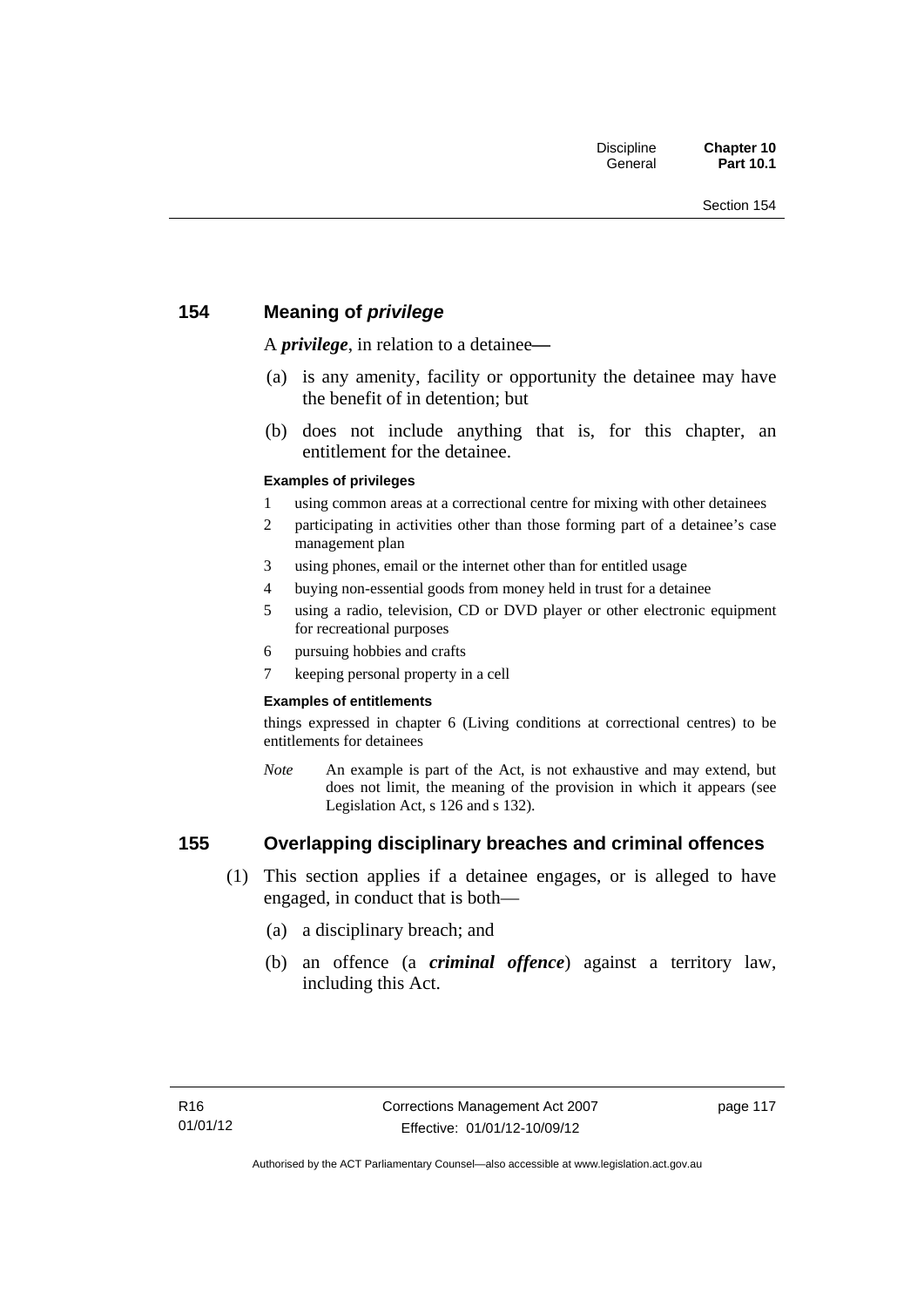## 154 Meaning of *privilege*

A ***privilege***, in relation to a detainee—

(a) is any amenity, facility or opportunity the detainee may have the benefit of in detention; but

(b) does not include anything that is, for this chapter, an entitlement for the detainee.

#### Examples of privileges

1 using common areas at a correctional centre for mixing with other detainees

2 participating in activities other than those forming part of a detainee's case management plan

3 using phones, email or the internet other than for entitled usage

4 buying non-essential goods from money held in trust for a detainee

5 using a radio, television, CD or DVD player or other electronic equipment for recreational purposes

6 pursuing hobbies and crafts

7 keeping personal property in a cell

#### Examples of entitlements

things expressed in chapter 6 (Living conditions at correctional centres) to be entitlements for detainees

*Note* An example is part of the Act, is not exhaustive and may extend, but does not limit, the meaning of the provision in which it appears (see Legislation Act, s 126 and s 132).

## 155 Overlapping disciplinary breaches and criminal offences

(1) This section applies if a detainee engages, or is alleged to have engaged, in conduct that is both—

(a) a disciplinary breach; and

(b) an offence (a ***criminal offence***) against a territory law, including this Act.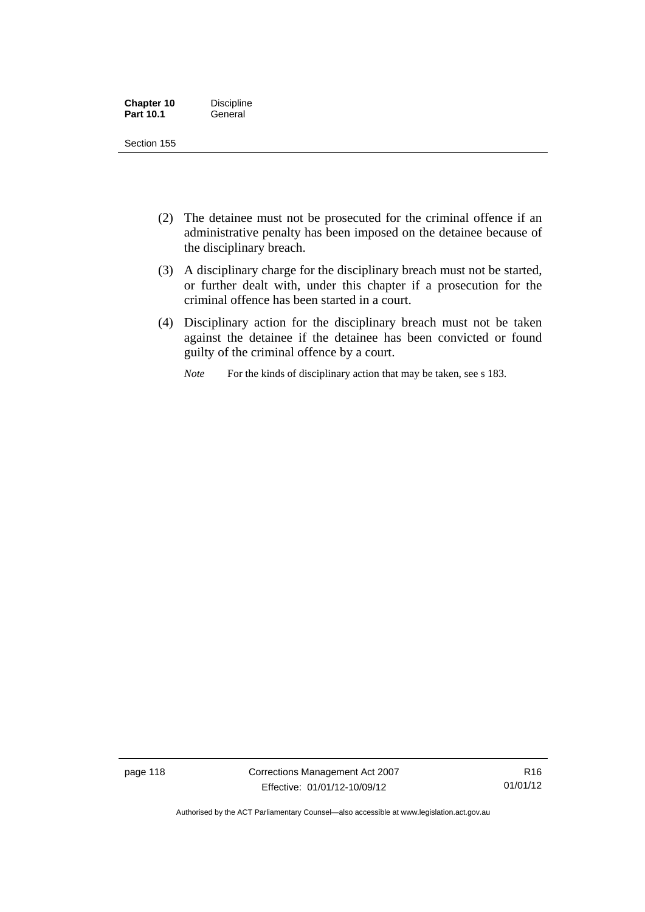(2) The detainee must not be prosecuted for the criminal offence if an administrative penalty has been imposed on the detainee because of the disciplinary breach.

(3) A disciplinary charge for the disciplinary breach must not be started, or further dealt with, under this chapter if a prosecution for the criminal offence has been started in a court.

(4) Disciplinary action for the disciplinary breach must not be taken against the detainee if the detainee has been convicted or found guilty of the criminal offence by a court.

*Note* For the kinds of disciplinary action that may be taken, see s 183.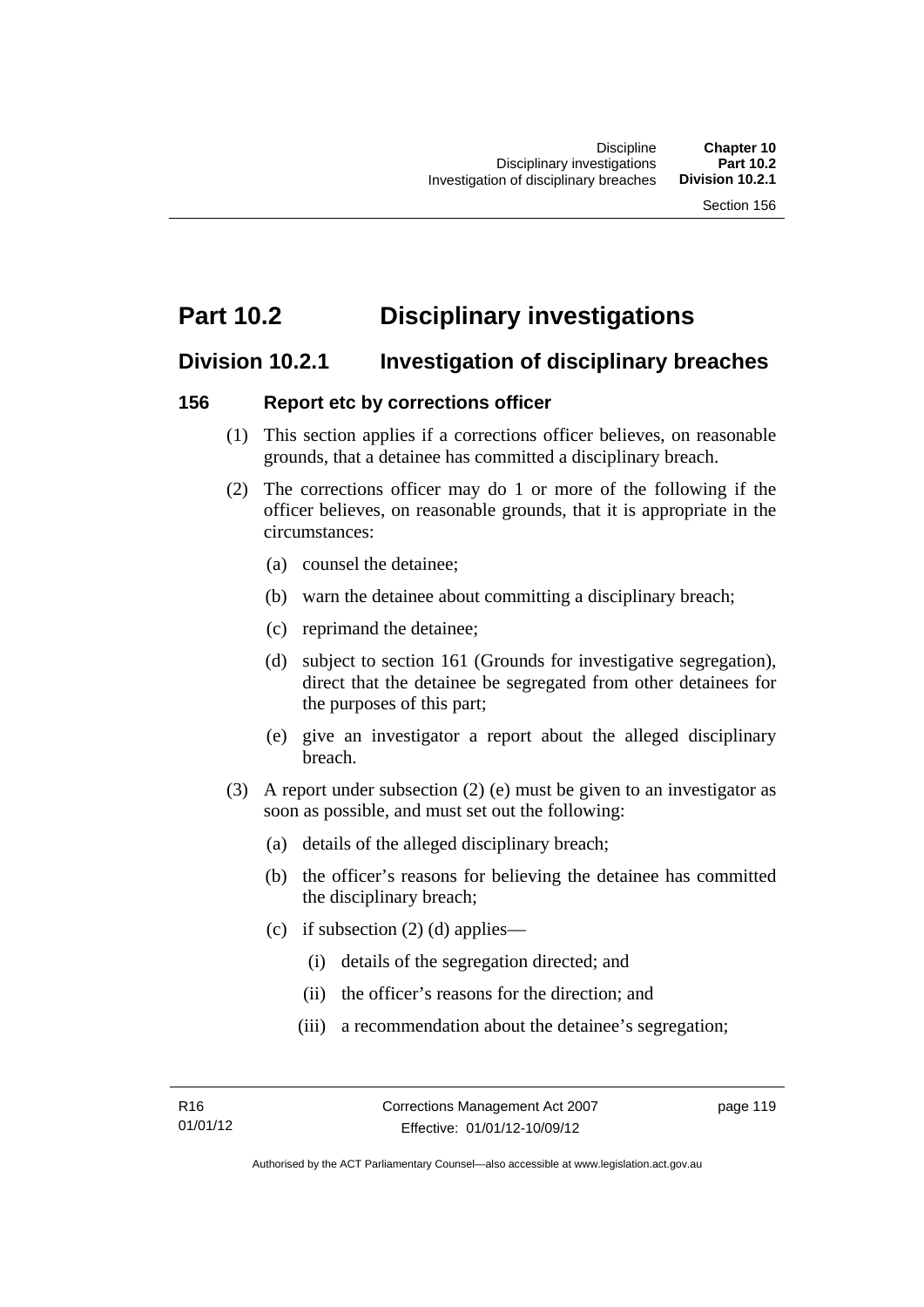# Part 10.2 Disciplinary investigations

## Division 10.2.1 Investigation of disciplinary breaches

### 156 Report etc by corrections officer

(1) This section applies if a corrections officer believes, on reasonable grounds, that a detainee has committed a disciplinary breach.

(2) The corrections officer may do 1 or more of the following if the officer believes, on reasonable grounds, that it is appropriate in the circumstances:

- (a) counsel the detainee;
- (b) warn the detainee about committing a disciplinary breach;
- (c) reprimand the detainee;
- (d) subject to section 161 (Grounds for investigative segregation), direct that the detainee be segregated from other detainees for the purposes of this part;
- (e) give an investigator a report about the alleged disciplinary breach.

(3) A report under subsection (2) (e) must be given to an investigator as soon as possible, and must set out the following:

- (a) details of the alleged disciplinary breach;
- (b) the officer's reasons for believing the detainee has committed the disciplinary breach;
- (c) if subsection (2) (d) applies—
  - (i) details of the segregation directed; and
  - (ii) the officer's reasons for the direction; and
  - (iii) a recommendation about the detainee's segregation;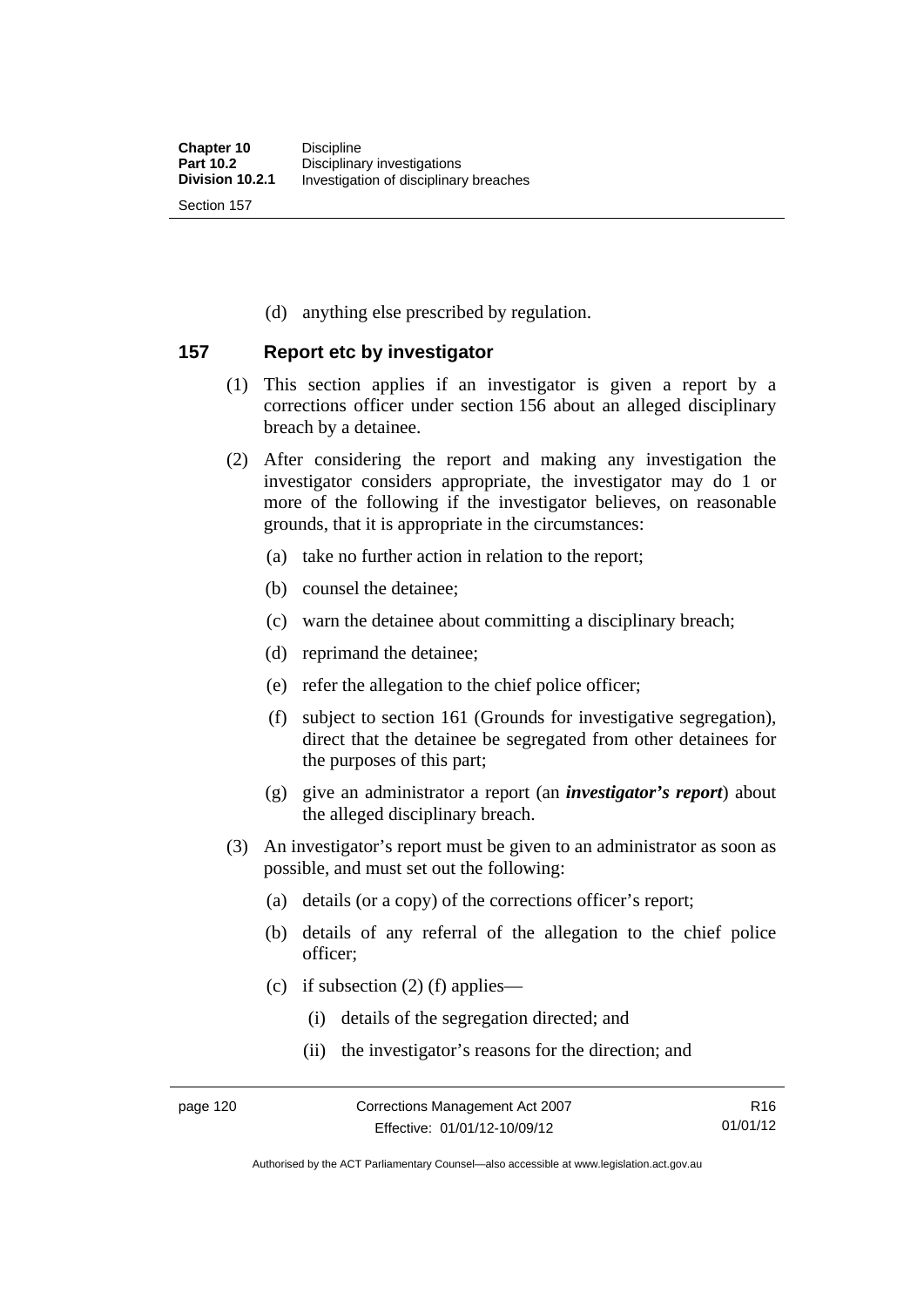(d) anything else prescribed by regulation.

## 157 Report etc by investigator

(1) This section applies if an investigator is given a report by a corrections officer under section 156 about an alleged disciplinary breach by a detainee.

(2) After considering the report and making any investigation the investigator considers appropriate, the investigator may do 1 or more of the following if the investigator believes, on reasonable grounds, that it is appropriate in the circumstances:

(a) take no further action in relation to the report;

(b) counsel the detainee;

(c) warn the detainee about committing a disciplinary breach;

(d) reprimand the detainee;

(e) refer the allegation to the chief police officer;

(f) subject to section 161 (Grounds for investigative segregation), direct that the detainee be segregated from other detainees for the purposes of this part;

(g) give an administrator a report (an ***investigator's report***) about the alleged disciplinary breach.

(3) An investigator's report must be given to an administrator as soon as possible, and must set out the following:

(a) details (or a copy) of the corrections officer's report;

(b) details of any referral of the allegation to the chief police officer;

(c) if subsection (2) (f) applies—

(i) details of the segregation directed; and

(ii) the investigator's reasons for the direction; and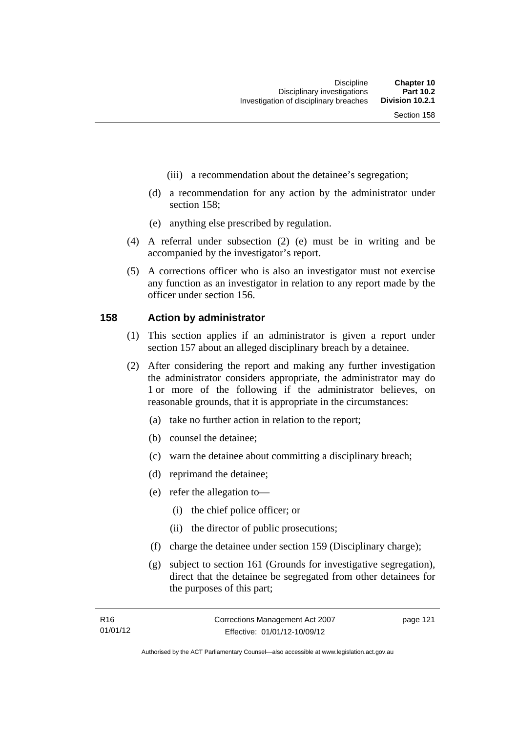(iii) a recommendation about the detainee's segregation;

(d) a recommendation for any action by the administrator under section 158;

(e) anything else prescribed by regulation.

(4) A referral under subsection (2) (e) must be in writing and be accompanied by the investigator's report.

(5) A corrections officer who is also an investigator must not exercise any function as an investigator in relation to any report made by the officer under section 156.

## 158 Action by administrator

(1) This section applies if an administrator is given a report under section 157 about an alleged disciplinary breach by a detainee.

(2) After considering the report and making any further investigation the administrator considers appropriate, the administrator may do 1 or more of the following if the administrator believes, on reasonable grounds, that it is appropriate in the circumstances:

(a) take no further action in relation to the report;

(b) counsel the detainee;

(c) warn the detainee about committing a disciplinary breach;

(d) reprimand the detainee;

(e) refer the allegation to—

(i) the chief police officer; or

(ii) the director of public prosecutions;

(f) charge the detainee under section 159 (Disciplinary charge);

(g) subject to section 161 (Grounds for investigative segregation), direct that the detainee be segregated from other detainees for the purposes of this part;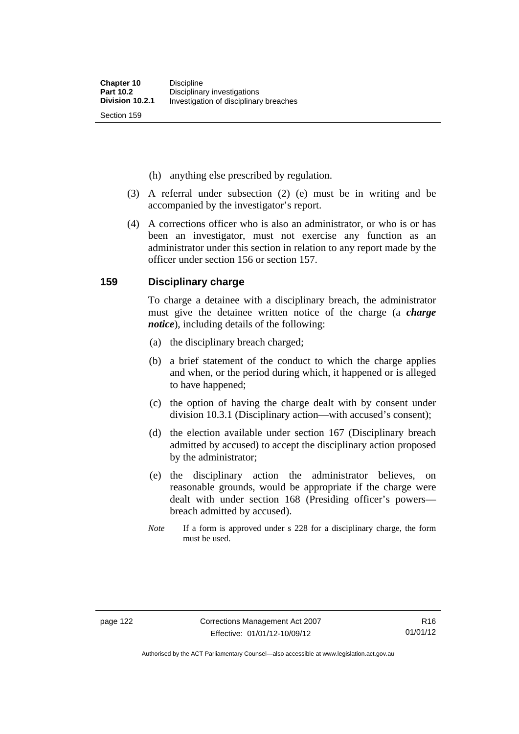(h) anything else prescribed by regulation.

(3) A referral under subsection (2) (e) must be in writing and be accompanied by the investigator's report.

(4) A corrections officer who is also an administrator, or who is or has been an investigator, must not exercise any function as an administrator under this section in relation to any report made by the officer under section 156 or section 157.

## 159 Disciplinary charge

To charge a detainee with a disciplinary breach, the administrator must give the detainee written notice of the charge (a ***charge notice***), including details of the following:

(a) the disciplinary breach charged;

(b) a brief statement of the conduct to which the charge applies and when, or the period during which, it happened or is alleged to have happened;

(c) the option of having the charge dealt with by consent under division 10.3.1 (Disciplinary action—with accused's consent);

(d) the election available under section 167 (Disciplinary breach admitted by accused) to accept the disciplinary action proposed by the administrator;

(e) the disciplinary action the administrator believes, on reasonable grounds, would be appropriate if the charge were dealt with under section 168 (Presiding officer's powers—breach admitted by accused).

*Note* If a form is approved under s 228 for a disciplinary charge, the form must be used.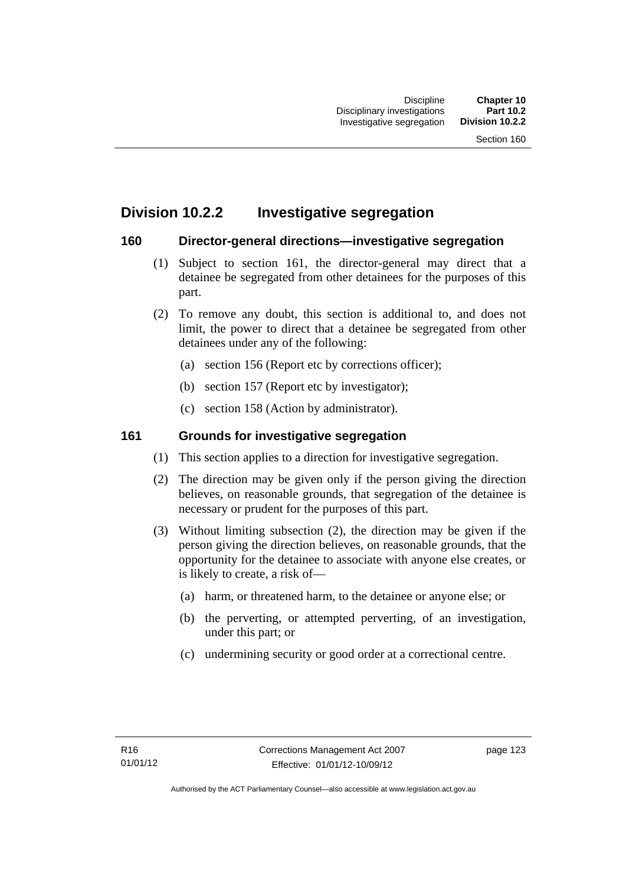## Division 10.2.2 Investigative segregation

### 160 Director-general directions—investigative segregation

(1) Subject to section 161, the director-general may direct that a detainee be segregated from other detainees for the purposes of this part.

(2) To remove any doubt, this section is additional to, and does not limit, the power to direct that a detainee be segregated from other detainees under any of the following:

(a) section 156 (Report etc by corrections officer);

(b) section 157 (Report etc by investigator);

(c) section 158 (Action by administrator).

### 161 Grounds for investigative segregation

(1) This section applies to a direction for investigative segregation.

(2) The direction may be given only if the person giving the direction believes, on reasonable grounds, that segregation of the detainee is necessary or prudent for the purposes of this part.

(3) Without limiting subsection (2), the direction may be given if the person giving the direction believes, on reasonable grounds, that the opportunity for the detainee to associate with anyone else creates, or is likely to create, a risk of—

(a) harm, or threatened harm, to the detainee or anyone else; or

(b) the perverting, or attempted perverting, of an investigation, under this part; or

(c) undermining security or good order at a correctional centre.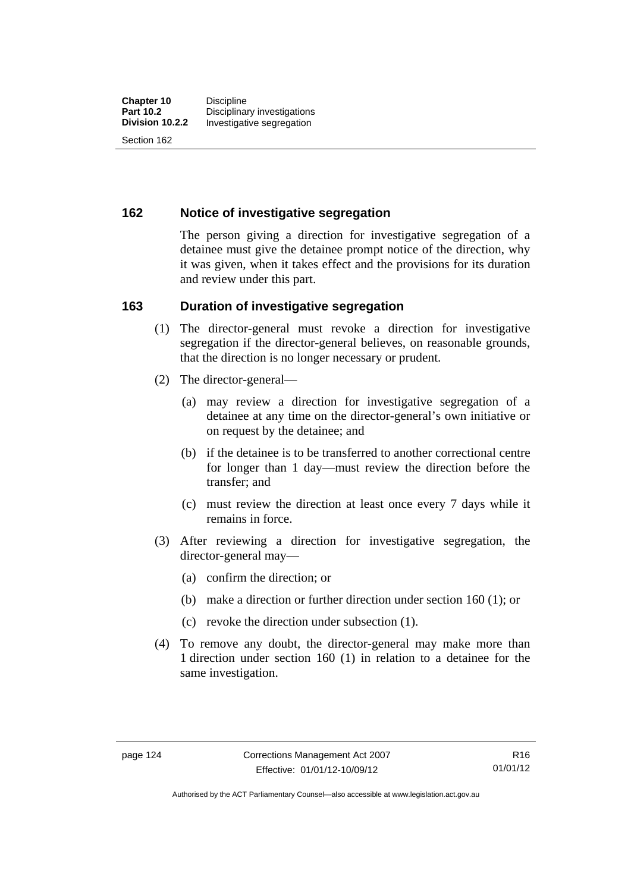## 162 Notice of investigative segregation

The person giving a direction for investigative segregation of a detainee must give the detainee prompt notice of the direction, why it was given, when it takes effect and the provisions for its duration and review under this part.

## 163 Duration of investigative segregation

(1) The director-general must revoke a direction for investigative segregation if the director-general believes, on reasonable grounds, that the direction is no longer necessary or prudent.

(2) The director-general—

(a) may review a direction for investigative segregation of a detainee at any time on the director-general's own initiative or on request by the detainee; and

(b) if the detainee is to be transferred to another correctional centre for longer than 1 day—must review the direction before the transfer; and

(c) must review the direction at least once every 7 days while it remains in force.

(3) After reviewing a direction for investigative segregation, the director-general may—

(a) confirm the direction; or

(b) make a direction or further direction under section 160 (1); or

(c) revoke the direction under subsection (1).

(4) To remove any doubt, the director-general may make more than 1 direction under section 160 (1) in relation to a detainee for the same investigation.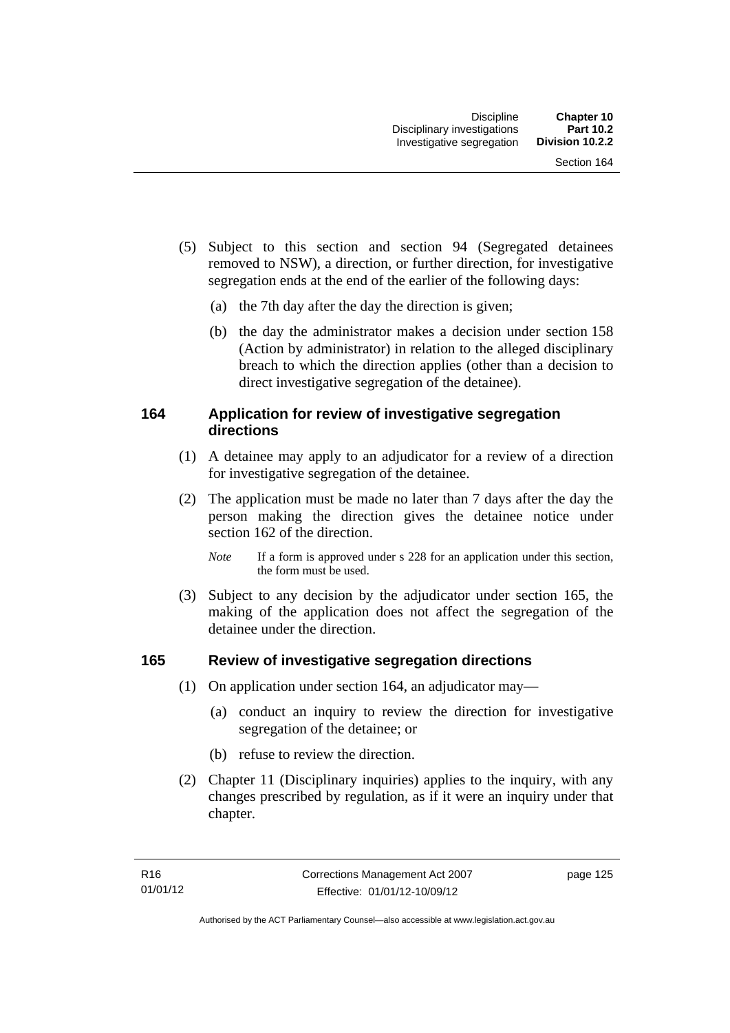(5) Subject to this section and section 94 (Segregated detainees removed to NSW), a direction, or further direction, for investigative segregation ends at the end of the earlier of the following days:

(a) the 7th day after the day the direction is given;

(b) the day the administrator makes a decision under section 158 (Action by administrator) in relation to the alleged disciplinary breach to which the direction applies (other than a decision to direct investigative segregation of the detainee).

## 164 Application for review of investigative segregation directions

(1) A detainee may apply to an adjudicator for a review of a direction for investigative segregation of the detainee.

(2) The application must be made no later than 7 days after the day the person making the direction gives the detainee notice under section 162 of the direction.

*Note* If a form is approved under s 228 for an application under this section, the form must be used.

(3) Subject to any decision by the adjudicator under section 165, the making of the application does not affect the segregation of the detainee under the direction.

## 165 Review of investigative segregation directions

(1) On application under section 164, an adjudicator may—

(a) conduct an inquiry to review the direction for investigative segregation of the detainee; or

(b) refuse to review the direction.

(2) Chapter 11 (Disciplinary inquiries) applies to the inquiry, with any changes prescribed by regulation, as if it were an inquiry under that chapter.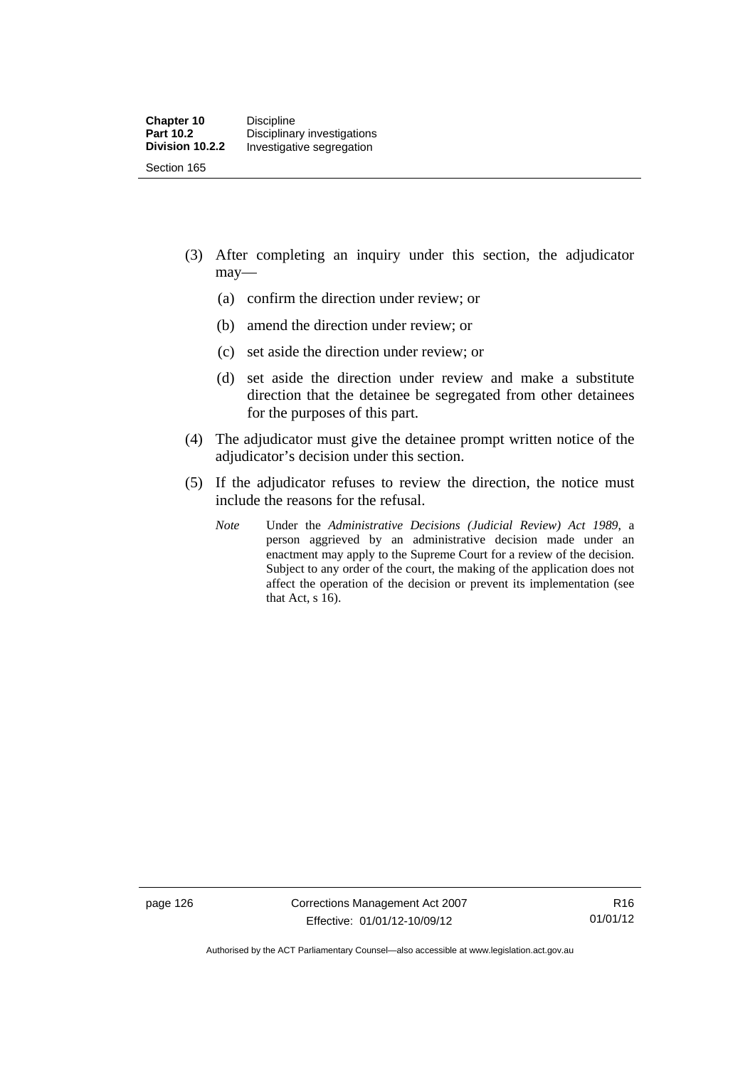(3) After completing an inquiry under this section, the adjudicator may—

(a) confirm the direction under review; or

(b) amend the direction under review; or

(c) set aside the direction under review; or

(d) set aside the direction under review and make a substitute direction that the detainee be segregated from other detainees for the purposes of this part.

(4) The adjudicator must give the detainee prompt written notice of the adjudicator's decision under this section.

(5) If the adjudicator refuses to review the direction, the notice must include the reasons for the refusal.

*Note* Under the *Administrative Decisions (Judicial Review) Act 1989*, a person aggrieved by an administrative decision made under an enactment may apply to the Supreme Court for a review of the decision. Subject to any order of the court, the making of the application does not affect the operation of the decision or prevent its implementation (see that Act, s 16).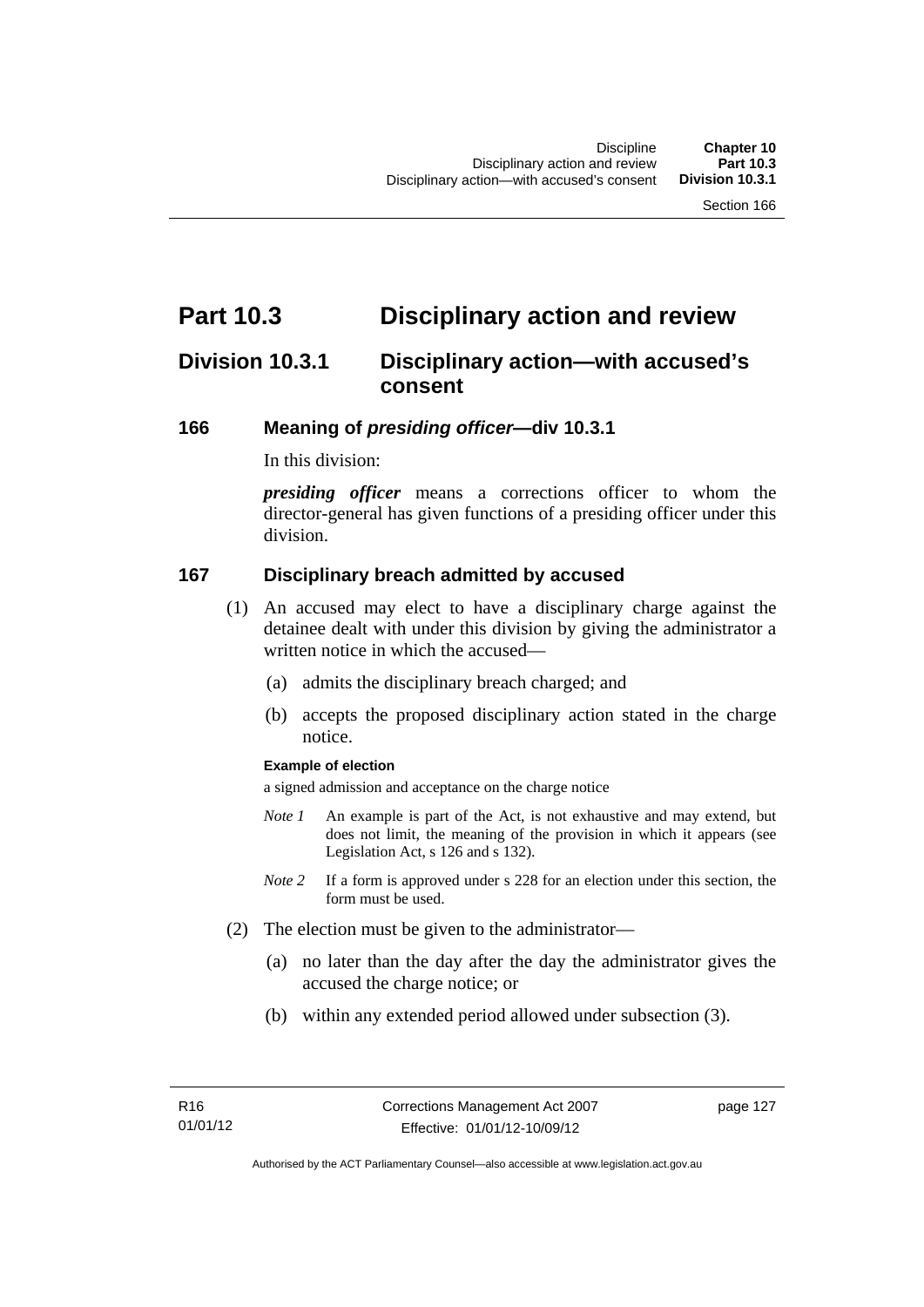# Part 10.3 Disciplinary action and review

## Division 10.3.1 Disciplinary action—with accused's consent

### 166 Meaning of *presiding officer*—div 10.3.1

In this division:

***presiding officer*** means a corrections officer to whom the director-general has given functions of a presiding officer under this division.

### 167 Disciplinary breach admitted by accused

(1) An accused may elect to have a disciplinary charge against the detainee dealt with under this division by giving the administrator a written notice in which the accused—

(a) admits the disciplinary breach charged; and

(b) accepts the proposed disciplinary action stated in the charge notice.

**Example of election**

a signed admission and acceptance on the charge notice

*Note 1* An example is part of the Act, is not exhaustive and may extend, but does not limit, the meaning of the provision in which it appears (see Legislation Act, s 126 and s 132).

*Note 2* If a form is approved under s 228 for an election under this section, the form must be used.

(2) The election must be given to the administrator—

(a) no later than the day after the day the administrator gives the accused the charge notice; or

(b) within any extended period allowed under subsection (3).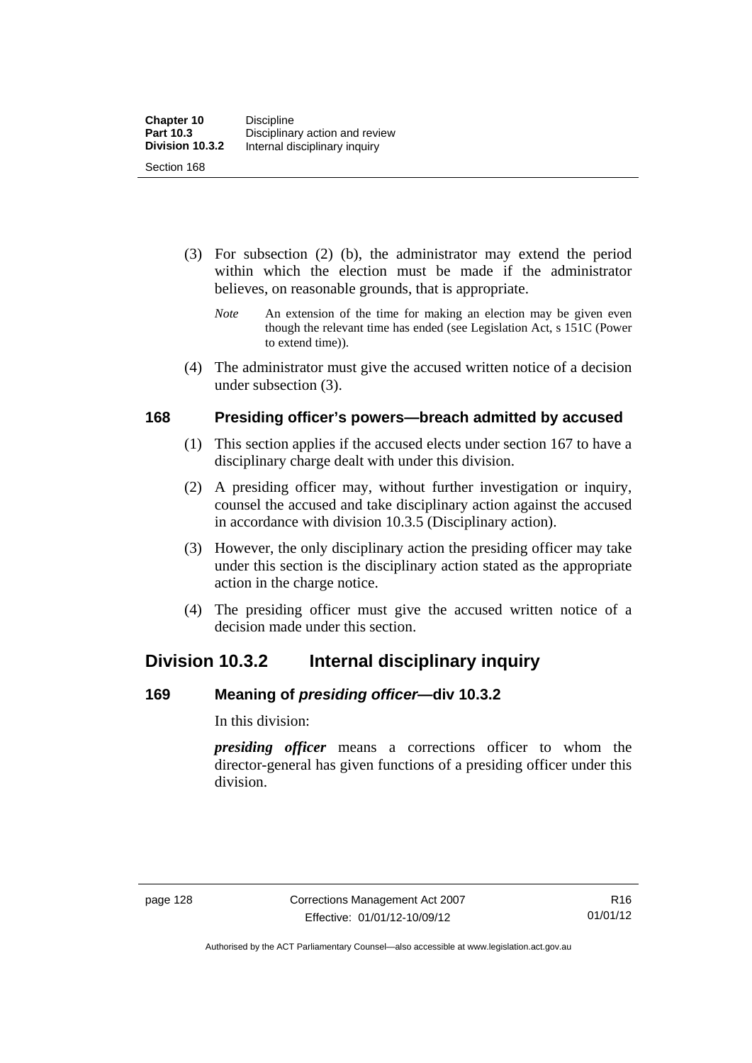(3) For subsection (2) (b), the administrator may extend the period within which the election must be made if the administrator believes, on reasonable grounds, that is appropriate.

*Note* An extension of the time for making an election may be given even though the relevant time has ended (see Legislation Act, s 151C (Power to extend time)).

(4) The administrator must give the accused written notice of a decision under subsection (3).

### 168 Presiding officer's powers—breach admitted by accused

(1) This section applies if the accused elects under section 167 to have a disciplinary charge dealt with under this division.

(2) A presiding officer may, without further investigation or inquiry, counsel the accused and take disciplinary action against the accused in accordance with division 10.3.5 (Disciplinary action).

(3) However, the only disciplinary action the presiding officer may take under this section is the disciplinary action stated as the appropriate action in the charge notice.

(4) The presiding officer must give the accused written notice of a decision made under this section.

## Division 10.3.2 Internal disciplinary inquiry

### 169 Meaning of *presiding officer*—div 10.3.2

In this division:

***presiding officer*** means a corrections officer to whom the director-general has given functions of a presiding officer under this division.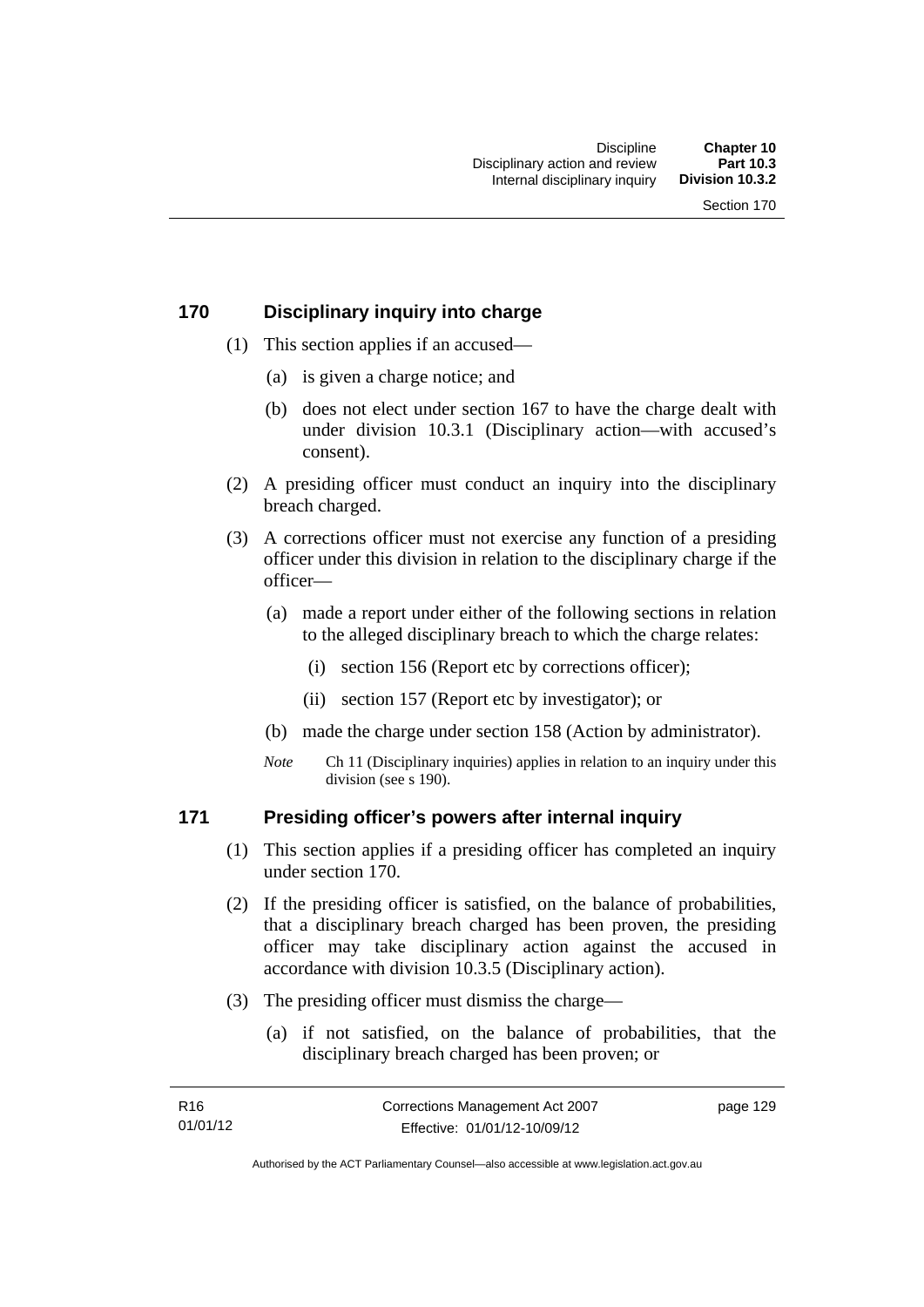## 170 Disciplinary inquiry into charge

(1) This section applies if an accused—

  (a) is given a charge notice; and

  (b) does not elect under section 167 to have the charge dealt with under division 10.3.1 (Disciplinary action—with accused's consent).

(2) A presiding officer must conduct an inquiry into the disciplinary breach charged.

(3) A corrections officer must not exercise any function of a presiding officer under this division in relation to the disciplinary charge if the officer—

  (a) made a report under either of the following sections in relation to the alleged disciplinary breach to which the charge relates:

    (i) section 156 (Report etc by corrections officer);

    (ii) section 157 (Report etc by investigator); or

  (b) made the charge under section 158 (Action by administrator).

*Note* Ch 11 (Disciplinary inquiries) applies in relation to an inquiry under this division (see s 190).

## 171 Presiding officer's powers after internal inquiry

(1) This section applies if a presiding officer has completed an inquiry under section 170.

(2) If the presiding officer is satisfied, on the balance of probabilities, that a disciplinary breach charged has been proven, the presiding officer may take disciplinary action against the accused in accordance with division 10.3.5 (Disciplinary action).

(3) The presiding officer must dismiss the charge—

  (a) if not satisfied, on the balance of probabilities, that the disciplinary breach charged has been proven; or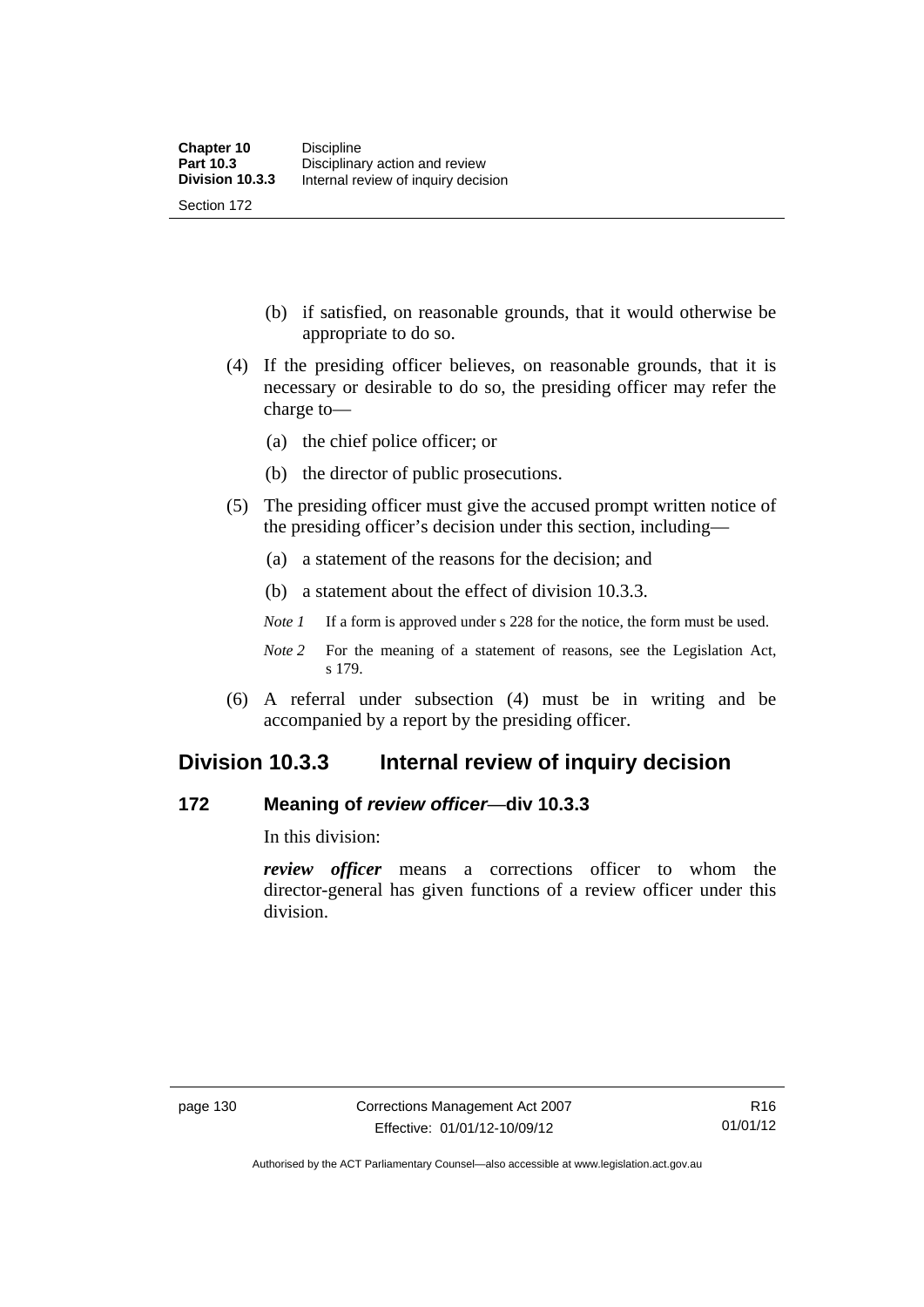(b) if satisfied, on reasonable grounds, that it would otherwise be appropriate to do so.

(4) If the presiding officer believes, on reasonable grounds, that it is necessary or desirable to do so, the presiding officer may refer the charge to—

(a) the chief police officer; or

(b) the director of public prosecutions.

(5) The presiding officer must give the accused prompt written notice of the presiding officer's decision under this section, including—

(a) a statement of the reasons for the decision; and

(b) a statement about the effect of division 10.3.3.

*Note 1* If a form is approved under s 228 for the notice, the form must be used.

*Note 2* For the meaning of a statement of reasons, see the Legislation Act, s 179.

(6) A referral under subsection (4) must be in writing and be accompanied by a report by the presiding officer.

## Division 10.3.3 Internal review of inquiry decision

### 172 Meaning of *review officer*—div 10.3.3

In this division:

***review officer*** means a corrections officer to whom the director-general has given functions of a review officer under this division.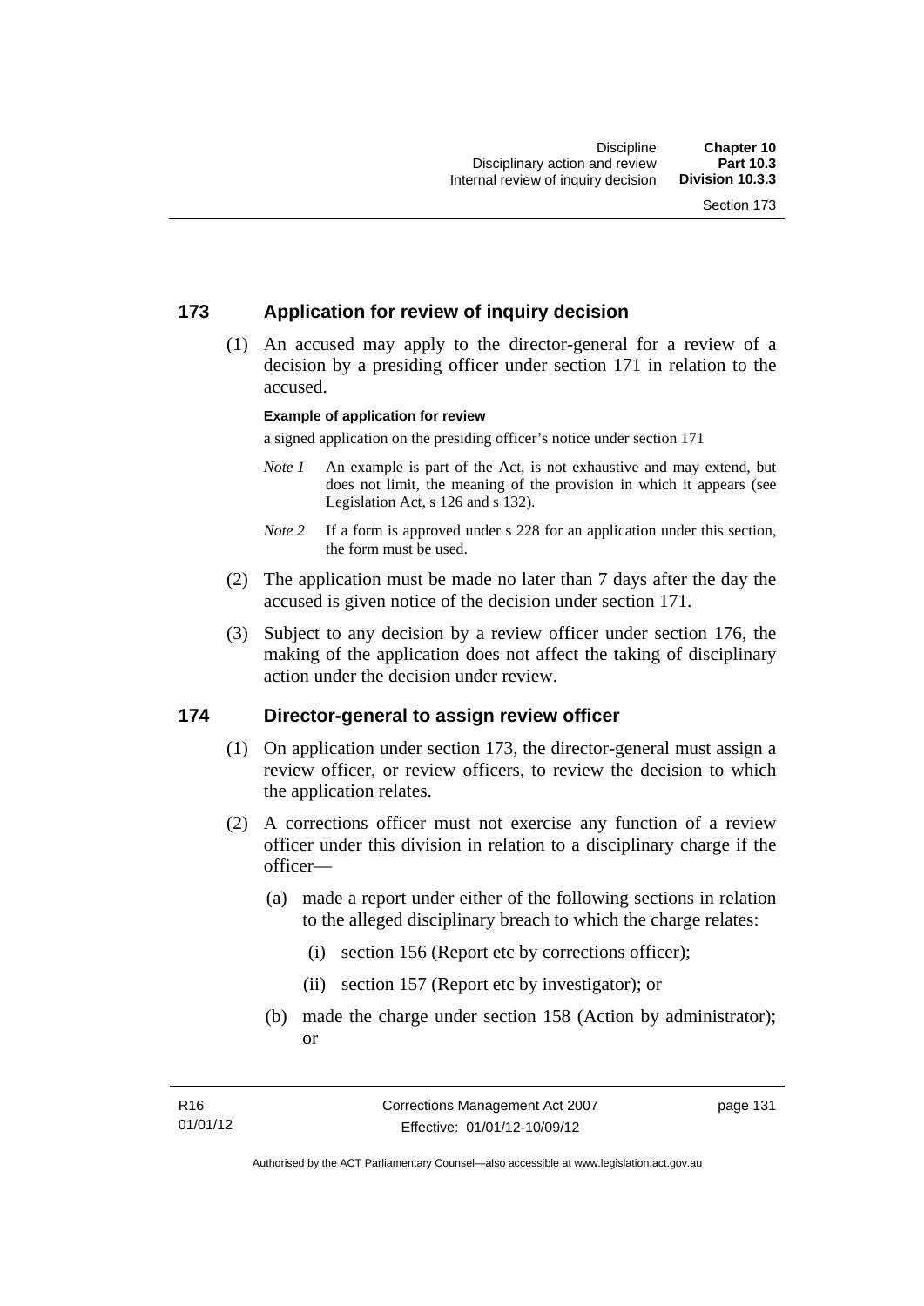## 173 Application for review of inquiry decision

(1) An accused may apply to the director-general for a review of a decision by a presiding officer under section 171 in relation to the accused.

**Example of application for review**

a signed application on the presiding officer's notice under section 171

*Note 1* An example is part of the Act, is not exhaustive and may extend, but does not limit, the meaning of the provision in which it appears (see Legislation Act, s 126 and s 132).

*Note 2* If a form is approved under s 228 for an application under this section, the form must be used.

(2) The application must be made no later than 7 days after the day the accused is given notice of the decision under section 171.

(3) Subject to any decision by a review officer under section 176, the making of the application does not affect the taking of disciplinary action under the decision under review.

## 174 Director-general to assign review officer

(1) On application under section 173, the director-general must assign a review officer, or review officers, to review the decision to which the application relates.

(2) A corrections officer must not exercise any function of a review officer under this division in relation to a disciplinary charge if the officer—

(a) made a report under either of the following sections in relation to the alleged disciplinary breach to which the charge relates:

(i) section 156 (Report etc by corrections officer);

(ii) section 157 (Report etc by investigator); or

(b) made the charge under section 158 (Action by administrator); or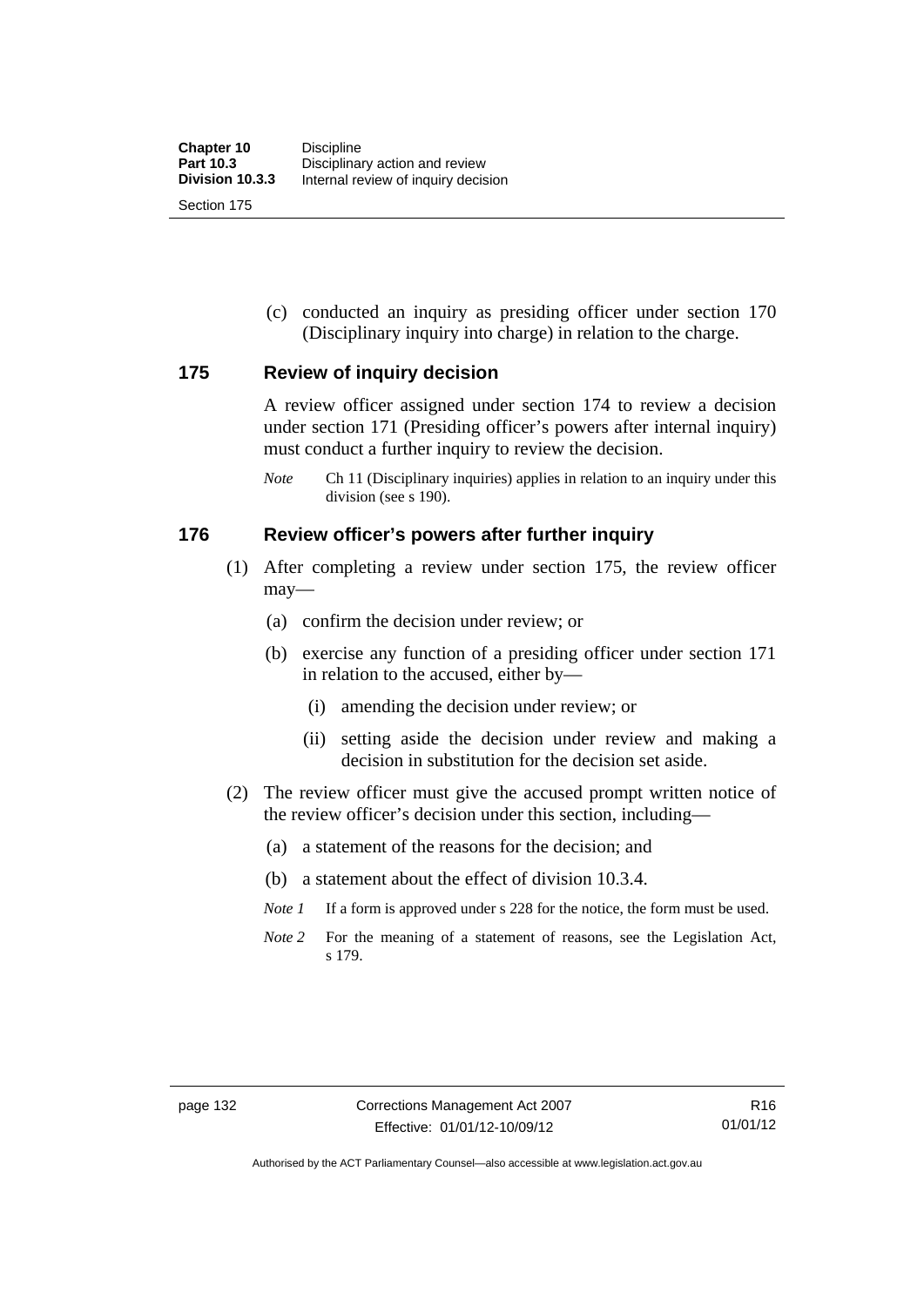(c) conducted an inquiry as presiding officer under section 170 (Disciplinary inquiry into charge) in relation to the charge.

## 175 Review of inquiry decision

A review officer assigned under section 174 to review a decision under section 171 (Presiding officer's powers after internal inquiry) must conduct a further inquiry to review the decision.

*Note* Ch 11 (Disciplinary inquiries) applies in relation to an inquiry under this division (see s 190).

## 176 Review officer's powers after further inquiry

(1) After completing a review under section 175, the review officer may—

  (a) confirm the decision under review; or

  (b) exercise any function of a presiding officer under section 171 in relation to the accused, either by—

    (i) amending the decision under review; or

    (ii) setting aside the decision under review and making a decision in substitution for the decision set aside.

(2) The review officer must give the accused prompt written notice of the review officer's decision under this section, including—

  (a) a statement of the reasons for the decision; and

  (b) a statement about the effect of division 10.3.4.

*Note 1* If a form is approved under s 228 for the notice, the form must be used.

*Note 2* For the meaning of a statement of reasons, see the Legislation Act, s 179.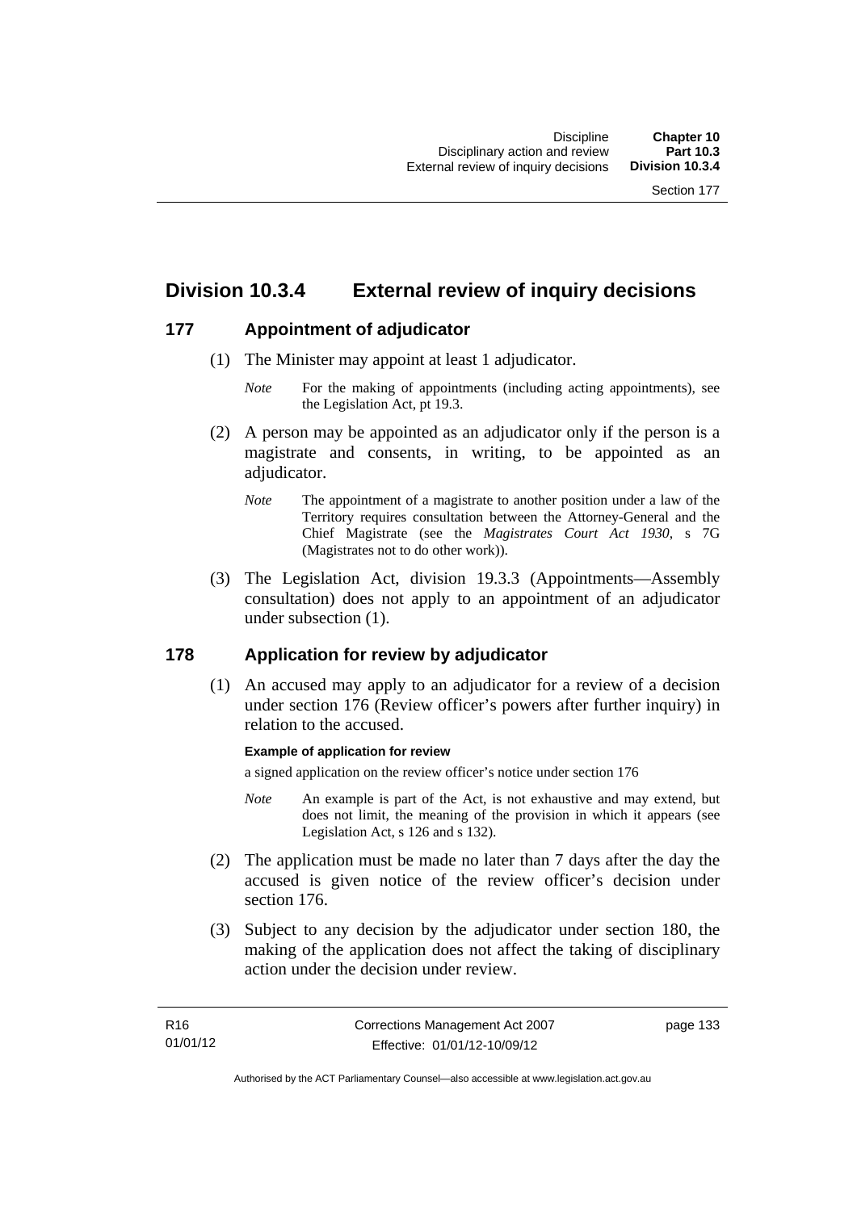## Division 10.3.4 External review of inquiry decisions

### 177 Appointment of adjudicator

(1) The Minister may appoint at least 1 adjudicator.

*Note* For the making of appointments (including acting appointments), see the Legislation Act, pt 19.3.

(2) A person may be appointed as an adjudicator only if the person is a magistrate and consents, in writing, to be appointed as an adjudicator.

*Note* The appointment of a magistrate to another position under a law of the Territory requires consultation between the Attorney-General and the Chief Magistrate (see the *Magistrates Court Act 1930*, s 7G (Magistrates not to do other work)).

(3) The Legislation Act, division 19.3.3 (Appointments—Assembly consultation) does not apply to an appointment of an adjudicator under subsection (1).

### 178 Application for review by adjudicator

(1) An accused may apply to an adjudicator for a review of a decision under section 176 (Review officer's powers after further inquiry) in relation to the accused.

**Example of application for review**

a signed application on the review officer's notice under section 176

*Note* An example is part of the Act, is not exhaustive and may extend, but does not limit, the meaning of the provision in which it appears (see Legislation Act, s 126 and s 132).

(2) The application must be made no later than 7 days after the day the accused is given notice of the review officer's decision under section 176.

(3) Subject to any decision by the adjudicator under section 180, the making of the application does not affect the taking of disciplinary action under the decision under review.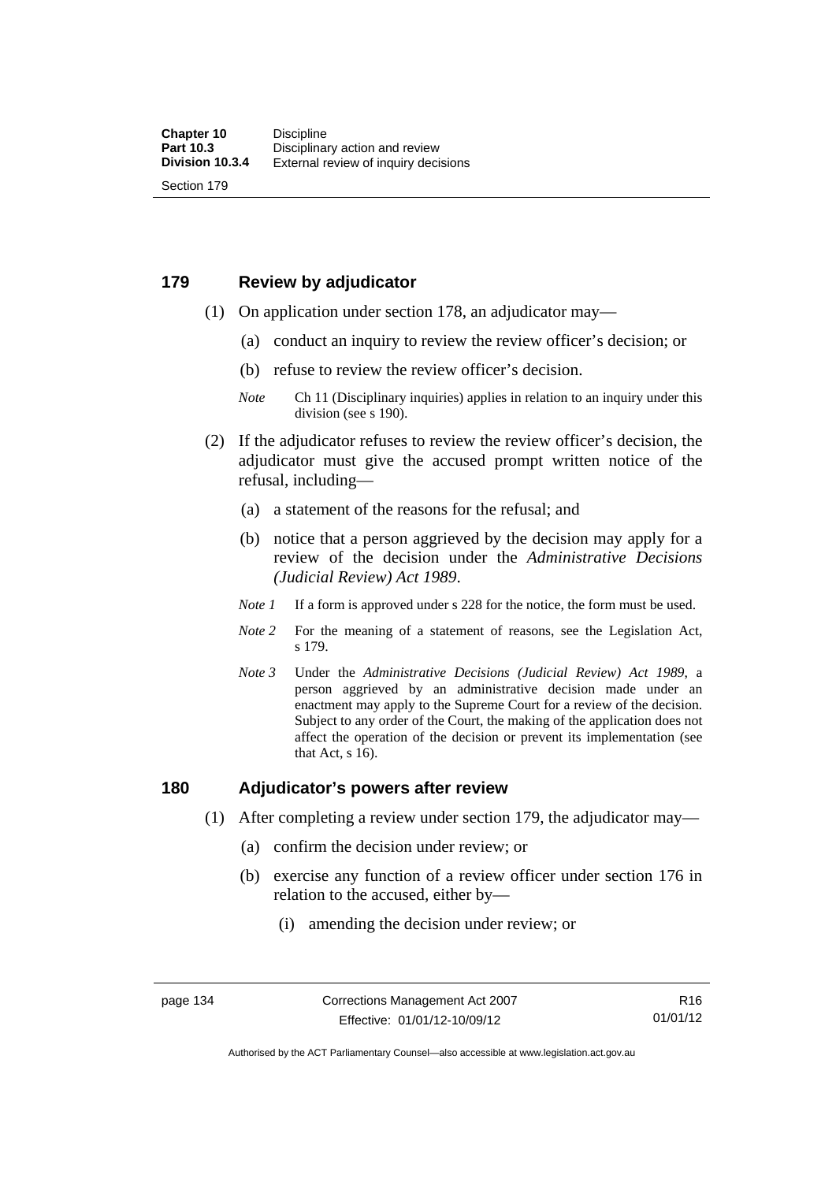## 179 Review by adjudicator

(1) On application under section 178, an adjudicator may—

(a) conduct an inquiry to review the review officer's decision; or

(b) refuse to review the review officer's decision.

*Note* Ch 11 (Disciplinary inquiries) applies in relation to an inquiry under this division (see s 190).

(2) If the adjudicator refuses to review the review officer's decision, the adjudicator must give the accused prompt written notice of the refusal, including—

(a) a statement of the reasons for the refusal; and

(b) notice that a person aggrieved by the decision may apply for a review of the decision under the *Administrative Decisions (Judicial Review) Act 1989*.

*Note 1* If a form is approved under s 228 for the notice, the form must be used.

*Note 2* For the meaning of a statement of reasons, see the Legislation Act, s 179.

*Note 3* Under the *Administrative Decisions (Judicial Review) Act 1989*, a person aggrieved by an administrative decision made under an enactment may apply to the Supreme Court for a review of the decision. Subject to any order of the Court, the making of the application does not affect the operation of the decision or prevent its implementation (see that Act, s 16).

## 180 Adjudicator's powers after review

(1) After completing a review under section 179, the adjudicator may—

(a) confirm the decision under review; or

(b) exercise any function of a review officer under section 176 in relation to the accused, either by—

(i) amending the decision under review; or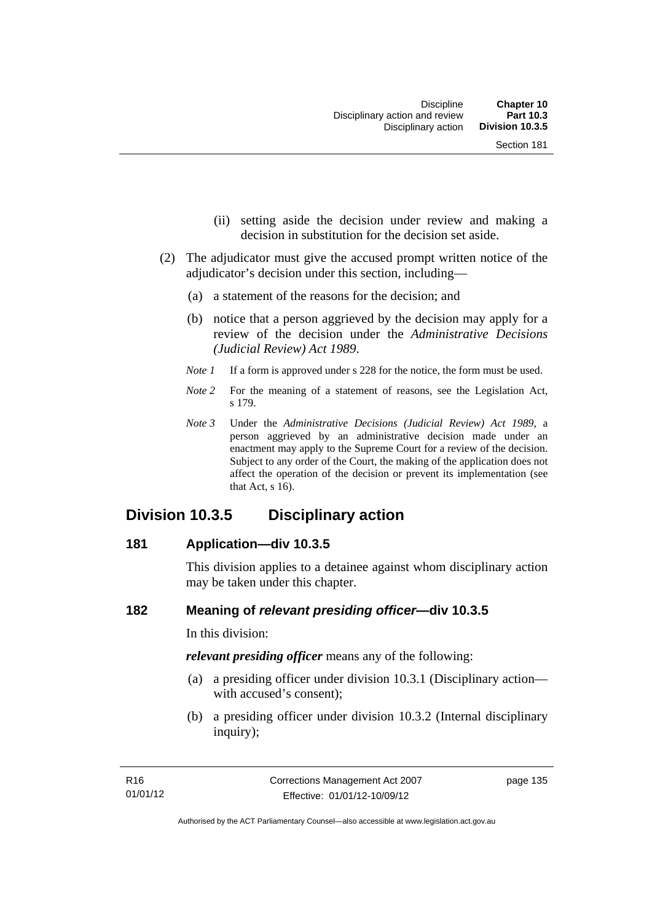(ii) setting aside the decision under review and making a decision in substitution for the decision set aside.

(2) The adjudicator must give the accused prompt written notice of the adjudicator's decision under this section, including—

(a) a statement of the reasons for the decision; and

(b) notice that a person aggrieved by the decision may apply for a review of the decision under the *Administrative Decisions (Judicial Review) Act 1989*.

*Note 1* If a form is approved under s 228 for the notice, the form must be used.

*Note 2* For the meaning of a statement of reasons, see the Legislation Act, s 179.

*Note 3* Under the *Administrative Decisions (Judicial Review) Act 1989*, a person aggrieved by an administrative decision made under an enactment may apply to the Supreme Court for a review of the decision. Subject to any order of the Court, the making of the application does not affect the operation of the decision or prevent its implementation (see that Act, s 16).

## Division 10.3.5 Disciplinary action

### 181 Application—div 10.3.5

This division applies to a detainee against whom disciplinary action may be taken under this chapter.

### 182 Meaning of *relevant presiding officer*—div 10.3.5

In this division:

***relevant presiding officer*** means any of the following:

(a) a presiding officer under division 10.3.1 (Disciplinary action—with accused's consent);

(b) a presiding officer under division 10.3.2 (Internal disciplinary inquiry);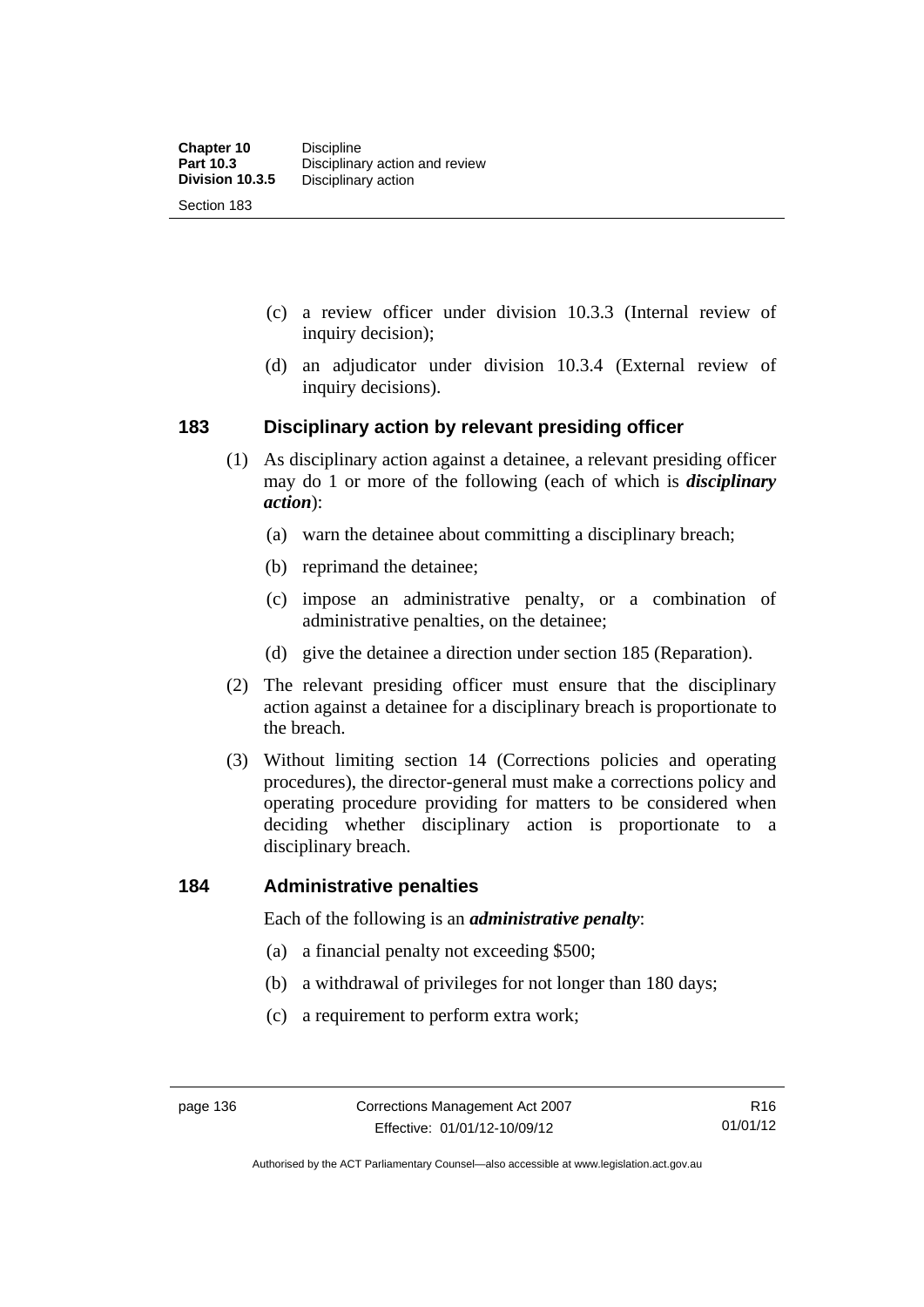(c) a review officer under division 10.3.3 (Internal review of inquiry decision);

(d) an adjudicator under division 10.3.4 (External review of inquiry decisions).

## 183 Disciplinary action by relevant presiding officer

(1) As disciplinary action against a detainee, a relevant presiding officer may do 1 or more of the following (each of which is ***disciplinary action***):

(a) warn the detainee about committing a disciplinary breach;

(b) reprimand the detainee;

(c) impose an administrative penalty, or a combination of administrative penalties, on the detainee;

(d) give the detainee a direction under section 185 (Reparation).

(2) The relevant presiding officer must ensure that the disciplinary action against a detainee for a disciplinary breach is proportionate to the breach.

(3) Without limiting section 14 (Corrections policies and operating procedures), the director-general must make a corrections policy and operating procedure providing for matters to be considered when deciding whether disciplinary action is proportionate to a disciplinary breach.

## 184 Administrative penalties

Each of the following is an ***administrative penalty***:

(a) a financial penalty not exceeding $500;

(b) a withdrawal of privileges for not longer than 180 days;

(c) a requirement to perform extra work;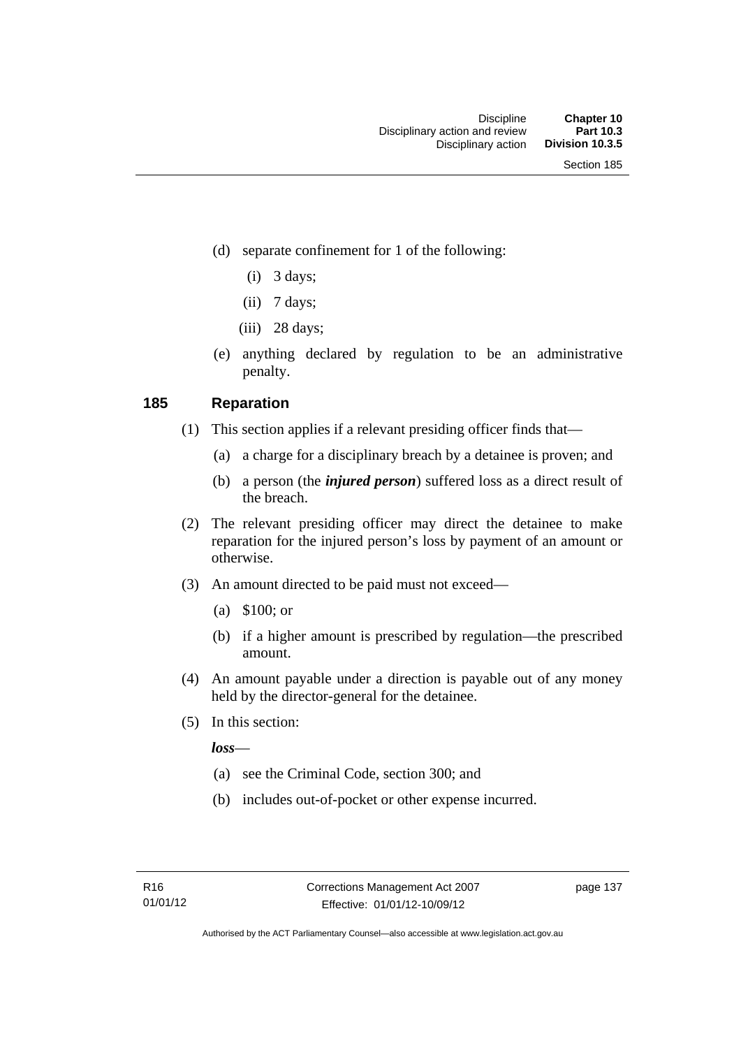(d) separate confinement for 1 of the following:

(i) 3 days;

(ii) 7 days;

(iii) 28 days;

(e) anything declared by regulation to be an administrative penalty.

## 185 Reparation

(1) This section applies if a relevant presiding officer finds that—

(a) a charge for a disciplinary breach by a detainee is proven; and

(b) a person (the ***injured person***) suffered loss as a direct result of the breach.

(2) The relevant presiding officer may direct the detainee to make reparation for the injured person's loss by payment of an amount or otherwise.

(3) An amount directed to be paid must not exceed—

(a) $100; or

(b) if a higher amount is prescribed by regulation—the prescribed amount.

(4) An amount payable under a direction is payable out of any money held by the director-general for the detainee.

(5) In this section:

***loss***—

(a) see the Criminal Code, section 300; and

(b) includes out-of-pocket or other expense incurred.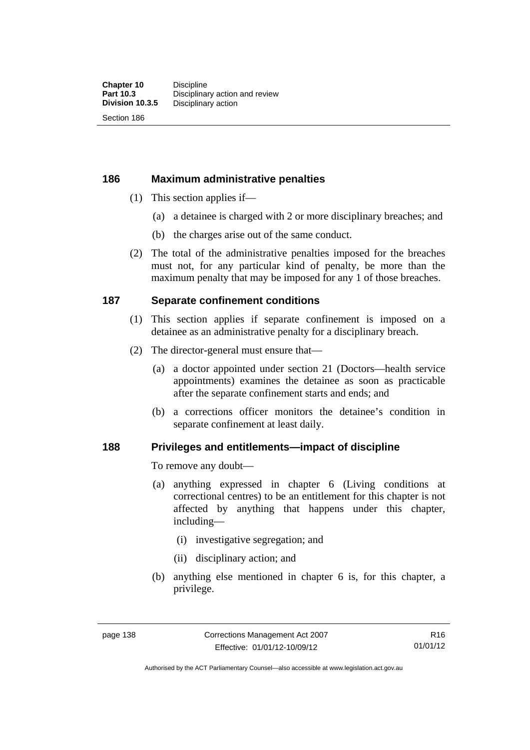## 186 Maximum administrative penalties

(1) This section applies if—

(a) a detainee is charged with 2 or more disciplinary breaches; and

(b) the charges arise out of the same conduct.

(2) The total of the administrative penalties imposed for the breaches must not, for any particular kind of penalty, be more than the maximum penalty that may be imposed for any 1 of those breaches.

## 187 Separate confinement conditions

(1) This section applies if separate confinement is imposed on a detainee as an administrative penalty for a disciplinary breach.

(2) The director-general must ensure that—

(a) a doctor appointed under section 21 (Doctors—health service appointments) examines the detainee as soon as practicable after the separate confinement starts and ends; and

(b) a corrections officer monitors the detainee's condition in separate confinement at least daily.

## 188 Privileges and entitlements—impact of discipline

To remove any doubt—

(a) anything expressed in chapter 6 (Living conditions at correctional centres) to be an entitlement for this chapter is not affected by anything that happens under this chapter, including—

(i) investigative segregation; and

(ii) disciplinary action; and

(b) anything else mentioned in chapter 6 is, for this chapter, a privilege.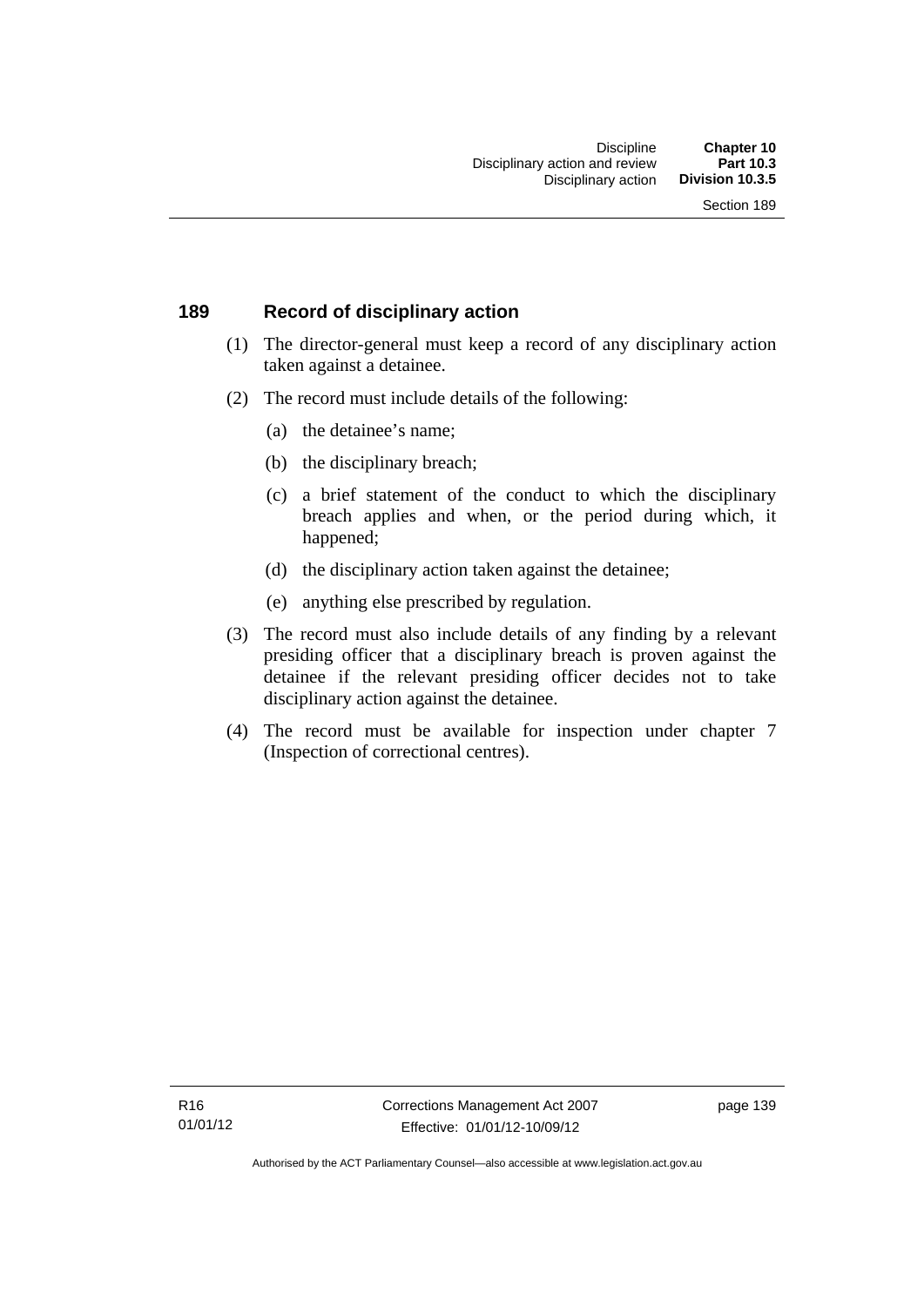## 189 Record of disciplinary action

(1) The director-general must keep a record of any disciplinary action taken against a detainee.

(2) The record must include details of the following:

  (a) the detainee's name;

  (b) the disciplinary breach;

  (c) a brief statement of the conduct to which the disciplinary breach applies and when, or the period during which, it happened;

  (d) the disciplinary action taken against the detainee;

  (e) anything else prescribed by regulation.

(3) The record must also include details of any finding by a relevant presiding officer that a disciplinary breach is proven against the detainee if the relevant presiding officer decides not to take disciplinary action against the detainee.

(4) The record must be available for inspection under chapter 7 (Inspection of correctional centres).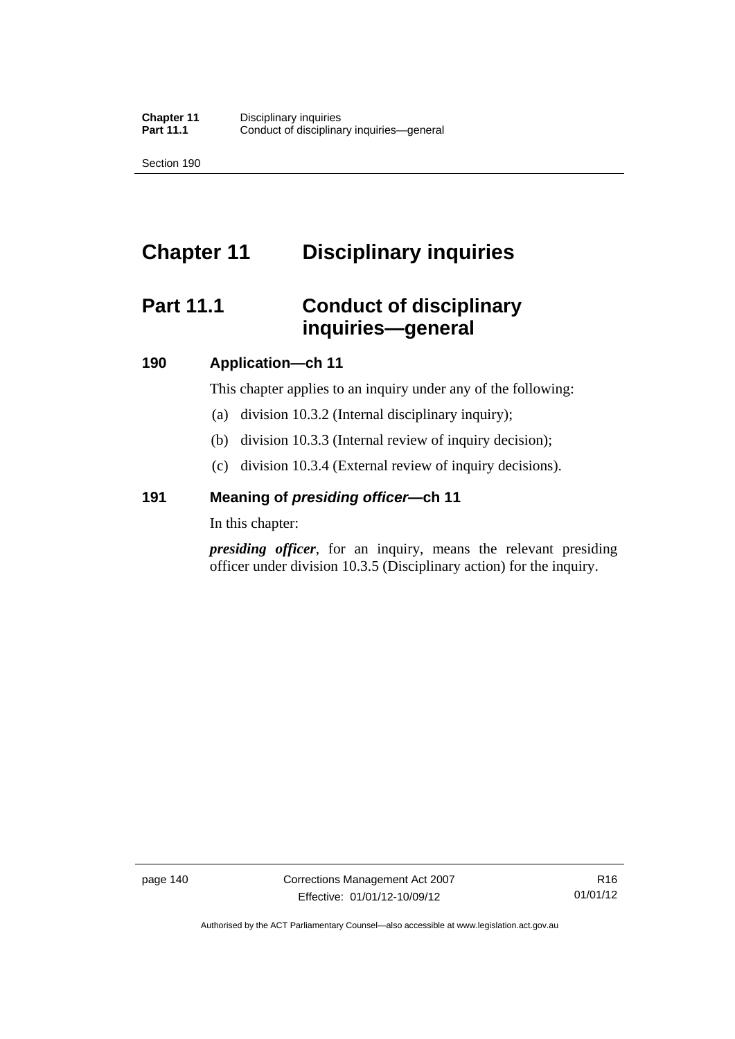# Chapter 11 Disciplinary inquiries

## Part 11.1 Conduct of disciplinary inquiries—general

### 190 Application—ch 11

This chapter applies to an inquiry under any of the following:

(a) division 10.3.2 (Internal disciplinary inquiry);

(b) division 10.3.3 (Internal review of inquiry decision);

(c) division 10.3.4 (External review of inquiry decisions).

### 191 Meaning of *presiding officer*—ch 11

In this chapter:

***presiding officer***, for an inquiry, means the relevant presiding officer under division 10.3.5 (Disciplinary action) for the inquiry.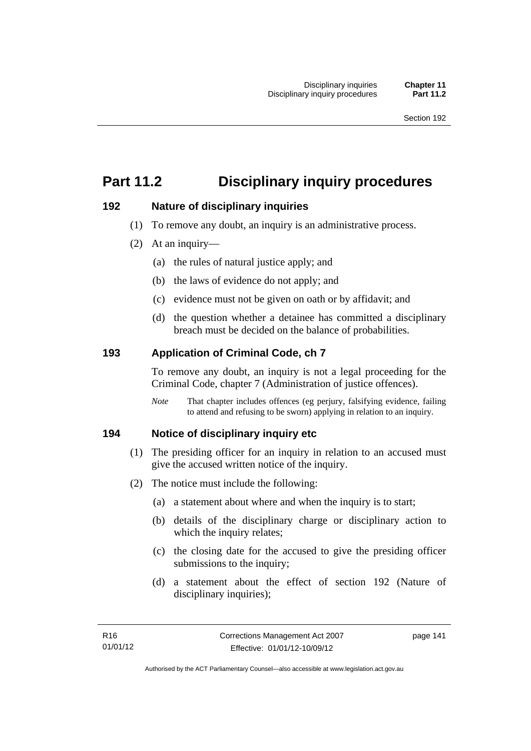# Part 11.2 Disciplinary inquiry procedures

## 192 Nature of disciplinary inquiries

(1) To remove any doubt, an inquiry is an administrative process.

(2) At an inquiry—

(a) the rules of natural justice apply; and

(b) the laws of evidence do not apply; and

(c) evidence must not be given on oath or by affidavit; and

(d) the question whether a detainee has committed a disciplinary breach must be decided on the balance of probabilities.

## 193 Application of Criminal Code, ch 7

To remove any doubt, an inquiry is not a legal proceeding for the Criminal Code, chapter 7 (Administration of justice offences).

*Note* That chapter includes offences (eg perjury, falsifying evidence, failing to attend and refusing to be sworn) applying in relation to an inquiry.

## 194 Notice of disciplinary inquiry etc

(1) The presiding officer for an inquiry in relation to an accused must give the accused written notice of the inquiry.

(2) The notice must include the following:

(a) a statement about where and when the inquiry is to start;

(b) details of the disciplinary charge or disciplinary action to which the inquiry relates;

(c) the closing date for the accused to give the presiding officer submissions to the inquiry;

(d) a statement about the effect of section 192 (Nature of disciplinary inquiries);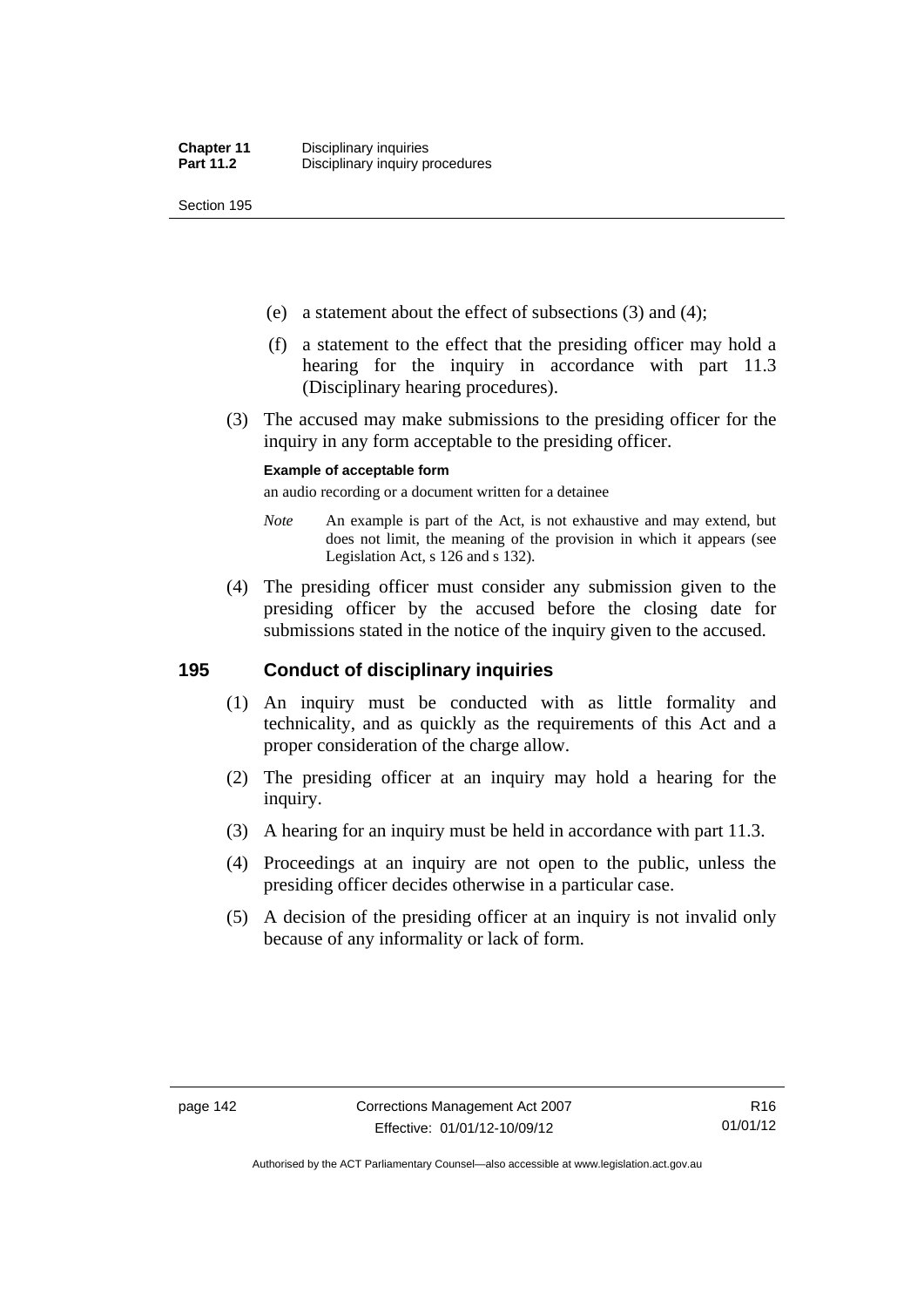(e) a statement about the effect of subsections (3) and (4);

(f) a statement to the effect that the presiding officer may hold a hearing for the inquiry in accordance with part 11.3 (Disciplinary hearing procedures).

(3) The accused may make submissions to the presiding officer for the inquiry in any form acceptable to the presiding officer.

**Example of acceptable form**

an audio recording or a document written for a detainee

*Note* An example is part of the Act, is not exhaustive and may extend, but does not limit, the meaning of the provision in which it appears (see Legislation Act, s 126 and s 132).

(4) The presiding officer must consider any submission given to the presiding officer by the accused before the closing date for submissions stated in the notice of the inquiry given to the accused.

## 195 Conduct of disciplinary inquiries

(1) An inquiry must be conducted with as little formality and technicality, and as quickly as the requirements of this Act and a proper consideration of the charge allow.

(2) The presiding officer at an inquiry may hold a hearing for the inquiry.

(3) A hearing for an inquiry must be held in accordance with part 11.3.

(4) Proceedings at an inquiry are not open to the public, unless the presiding officer decides otherwise in a particular case.

(5) A decision of the presiding officer at an inquiry is not invalid only because of any informality or lack of form.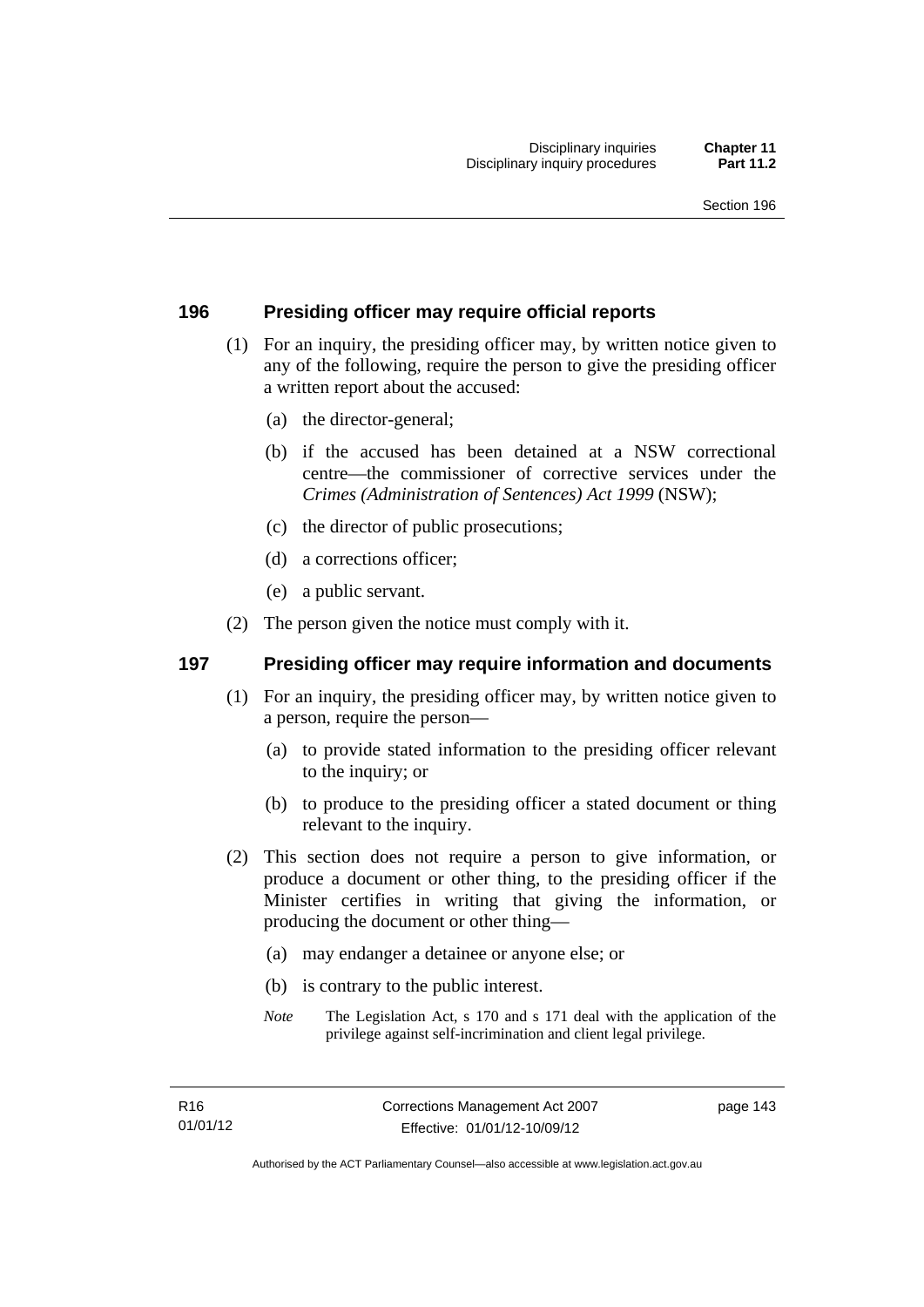## 196 Presiding officer may require official reports

(1) For an inquiry, the presiding officer may, by written notice given to any of the following, require the person to give the presiding officer a written report about the accused:

(a) the director-general;

(b) if the accused has been detained at a NSW correctional centre—the commissioner of corrective services under the *Crimes (Administration of Sentences) Act 1999* (NSW);

(c) the director of public prosecutions;

(d) a corrections officer;

(e) a public servant.

(2) The person given the notice must comply with it.

## 197 Presiding officer may require information and documents

(1) For an inquiry, the presiding officer may, by written notice given to a person, require the person—

(a) to provide stated information to the presiding officer relevant to the inquiry; or

(b) to produce to the presiding officer a stated document or thing relevant to the inquiry.

(2) This section does not require a person to give information, or produce a document or other thing, to the presiding officer if the Minister certifies in writing that giving the information, or producing the document or other thing—

(a) may endanger a detainee or anyone else; or

(b) is contrary to the public interest.

*Note* The Legislation Act, s 170 and s 171 deal with the application of the privilege against self-incrimination and client legal privilege.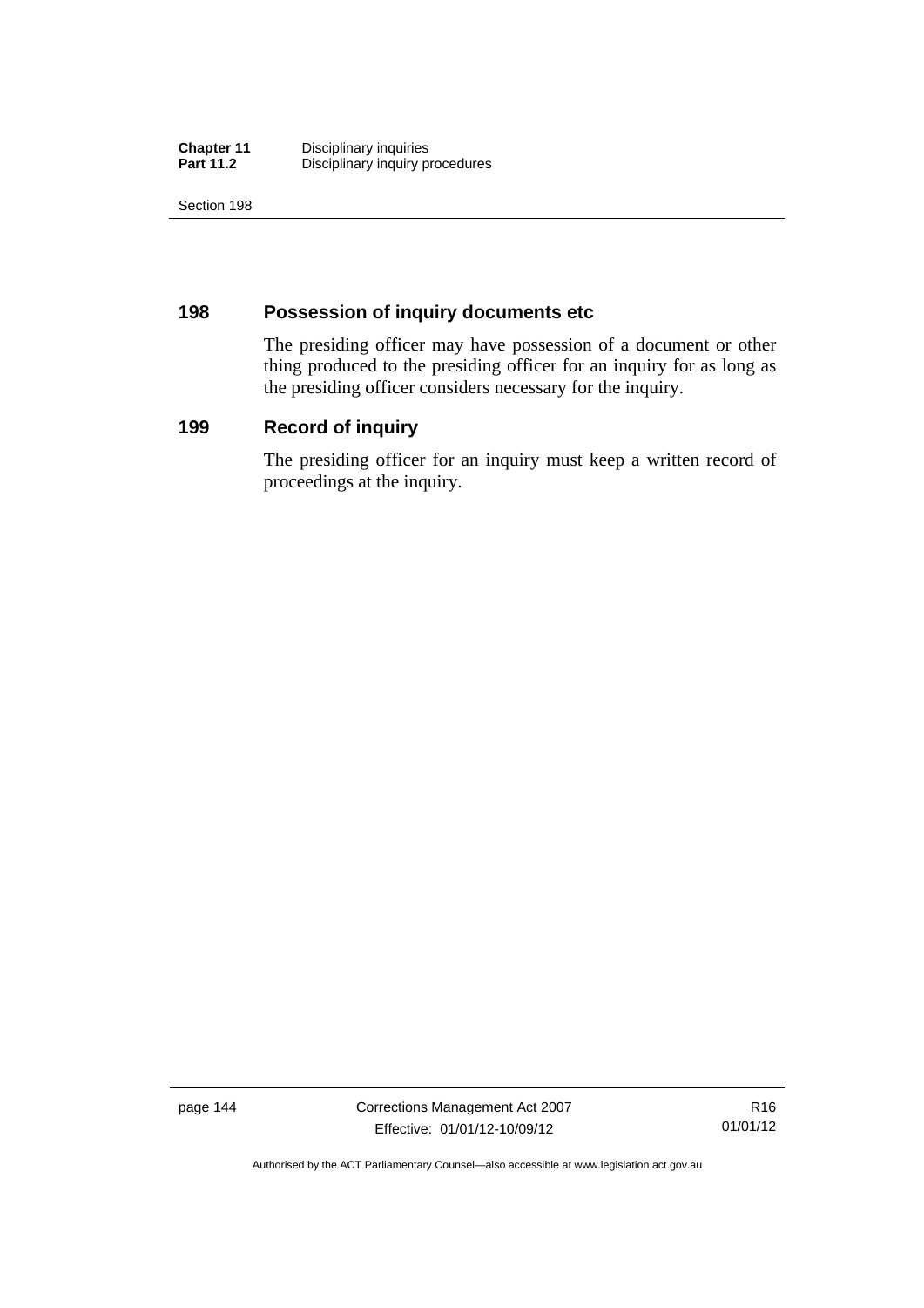## 198 Possession of inquiry documents etc

The presiding officer may have possession of a document or other thing produced to the presiding officer for an inquiry for as long as the presiding officer considers necessary for the inquiry.

## 199 Record of inquiry

The presiding officer for an inquiry must keep a written record of proceedings at the inquiry.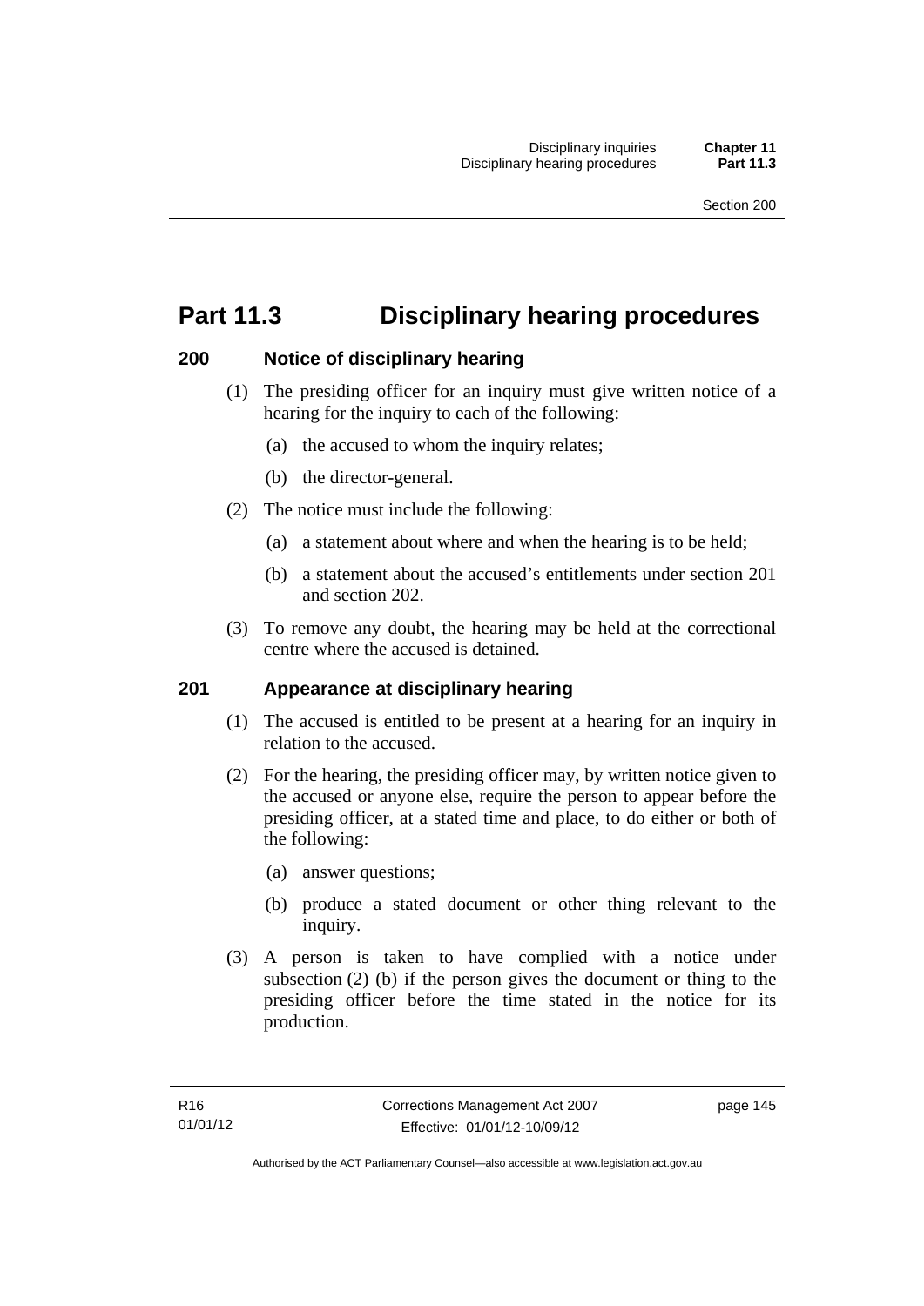# Part 11.3 Disciplinary hearing procedures

## 200 Notice of disciplinary hearing

(1) The presiding officer for an inquiry must give written notice of a hearing for the inquiry to each of the following:

(a) the accused to whom the inquiry relates;

(b) the director-general.

(2) The notice must include the following:

(a) a statement about where and when the hearing is to be held;

(b) a statement about the accused's entitlements under section 201 and section 202.

(3) To remove any doubt, the hearing may be held at the correctional centre where the accused is detained.

## 201 Appearance at disciplinary hearing

(1) The accused is entitled to be present at a hearing for an inquiry in relation to the accused.

(2) For the hearing, the presiding officer may, by written notice given to the accused or anyone else, require the person to appear before the presiding officer, at a stated time and place, to do either or both of the following:

(a) answer questions;

(b) produce a stated document or other thing relevant to the inquiry.

(3) A person is taken to have complied with a notice under subsection (2) (b) if the person gives the document or thing to the presiding officer before the time stated in the notice for its production.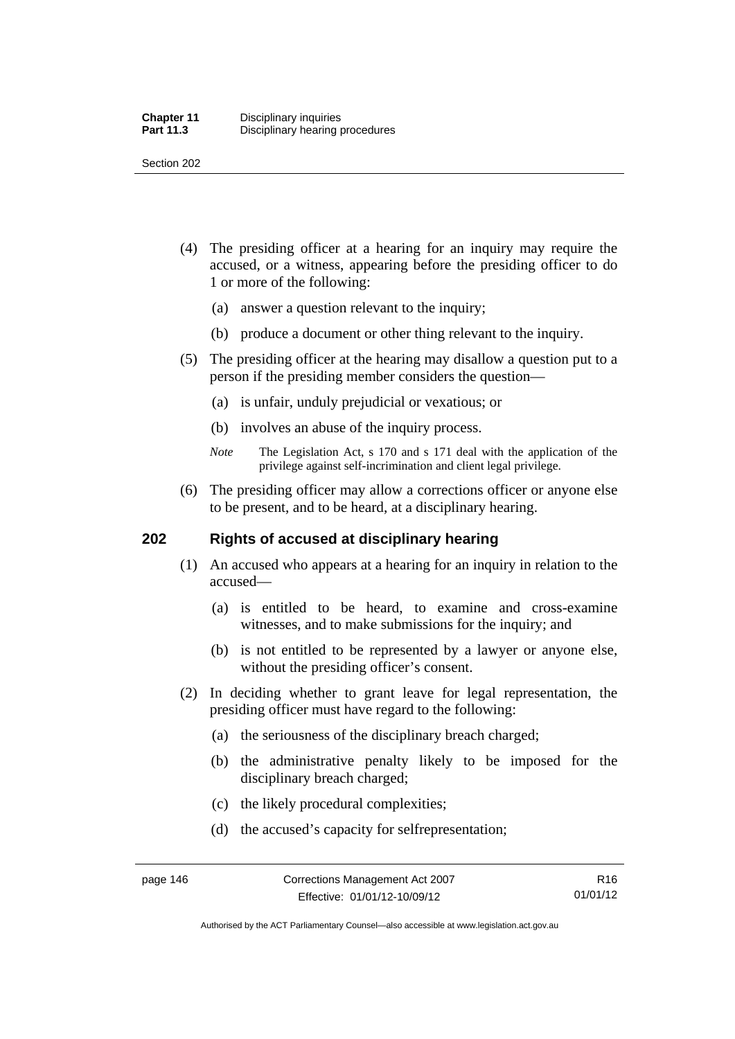(4) The presiding officer at a hearing for an inquiry may require the accused, or a witness, appearing before the presiding officer to do 1 or more of the following:

(a) answer a question relevant to the inquiry;

(b) produce a document or other thing relevant to the inquiry.

(5) The presiding officer at the hearing may disallow a question put to a person if the presiding member considers the question—

(a) is unfair, unduly prejudicial or vexatious; or

(b) involves an abuse of the inquiry process.

*Note* The Legislation Act, s 170 and s 171 deal with the application of the privilege against self-incrimination and client legal privilege.

(6) The presiding officer may allow a corrections officer or anyone else to be present, and to be heard, at a disciplinary hearing.

## 202 Rights of accused at disciplinary hearing

(1) An accused who appears at a hearing for an inquiry in relation to the accused—

(a) is entitled to be heard, to examine and cross-examine witnesses, and to make submissions for the inquiry; and

(b) is not entitled to be represented by a lawyer or anyone else, without the presiding officer's consent.

(2) In deciding whether to grant leave for legal representation, the presiding officer must have regard to the following:

(a) the seriousness of the disciplinary breach charged;

(b) the administrative penalty likely to be imposed for the disciplinary breach charged;

(c) the likely procedural complexities;

(d) the accused's capacity for selfrepresentation;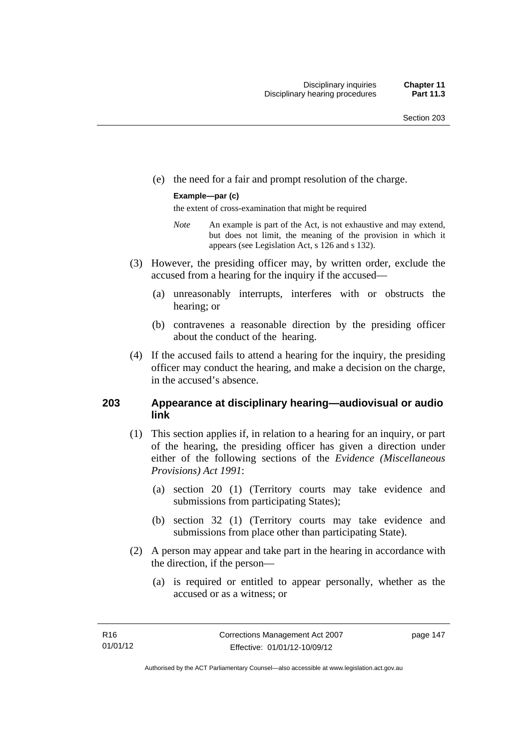(e) the need for a fair and prompt resolution of the charge.

**Example—par (c)**

the extent of cross-examination that might be required

*Note* An example is part of the Act, is not exhaustive and may extend, but does not limit, the meaning of the provision in which it appears (see Legislation Act, s 126 and s 132).

(3) However, the presiding officer may, by written order, exclude the accused from a hearing for the inquiry if the accused—

(a) unreasonably interrupts, interferes with or obstructs the hearing; or

(b) contravenes a reasonable direction by the presiding officer about the conduct of the hearing.

(4) If the accused fails to attend a hearing for the inquiry, the presiding officer may conduct the hearing, and make a decision on the charge, in the accused's absence.

## 203 Appearance at disciplinary hearing—audiovisual or audio link

(1) This section applies if, in relation to a hearing for an inquiry, or part of the hearing, the presiding officer has given a direction under either of the following sections of the *Evidence (Miscellaneous Provisions) Act 1991*:

(a) section 20 (1) (Territory courts may take evidence and submissions from participating States);

(b) section 32 (1) (Territory courts may take evidence and submissions from place other than participating State).

(2) A person may appear and take part in the hearing in accordance with the direction, if the person—

(a) is required or entitled to appear personally, whether as the accused or as a witness; or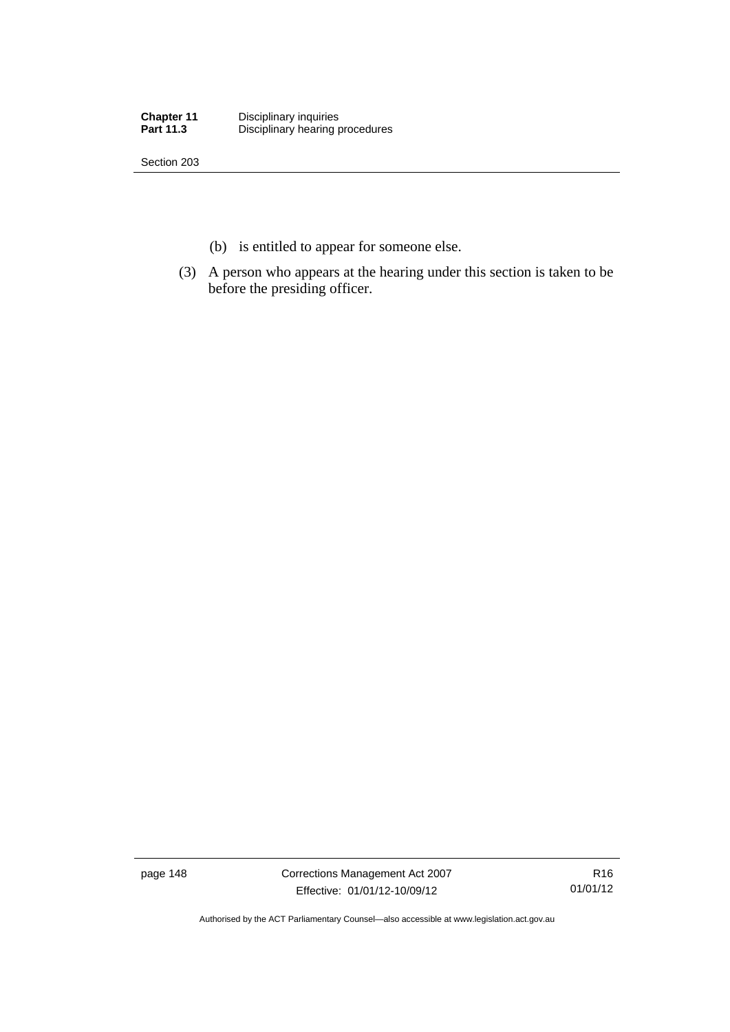(b) is entitled to appear for someone else.

(3) A person who appears at the hearing under this section is taken to be before the presiding officer.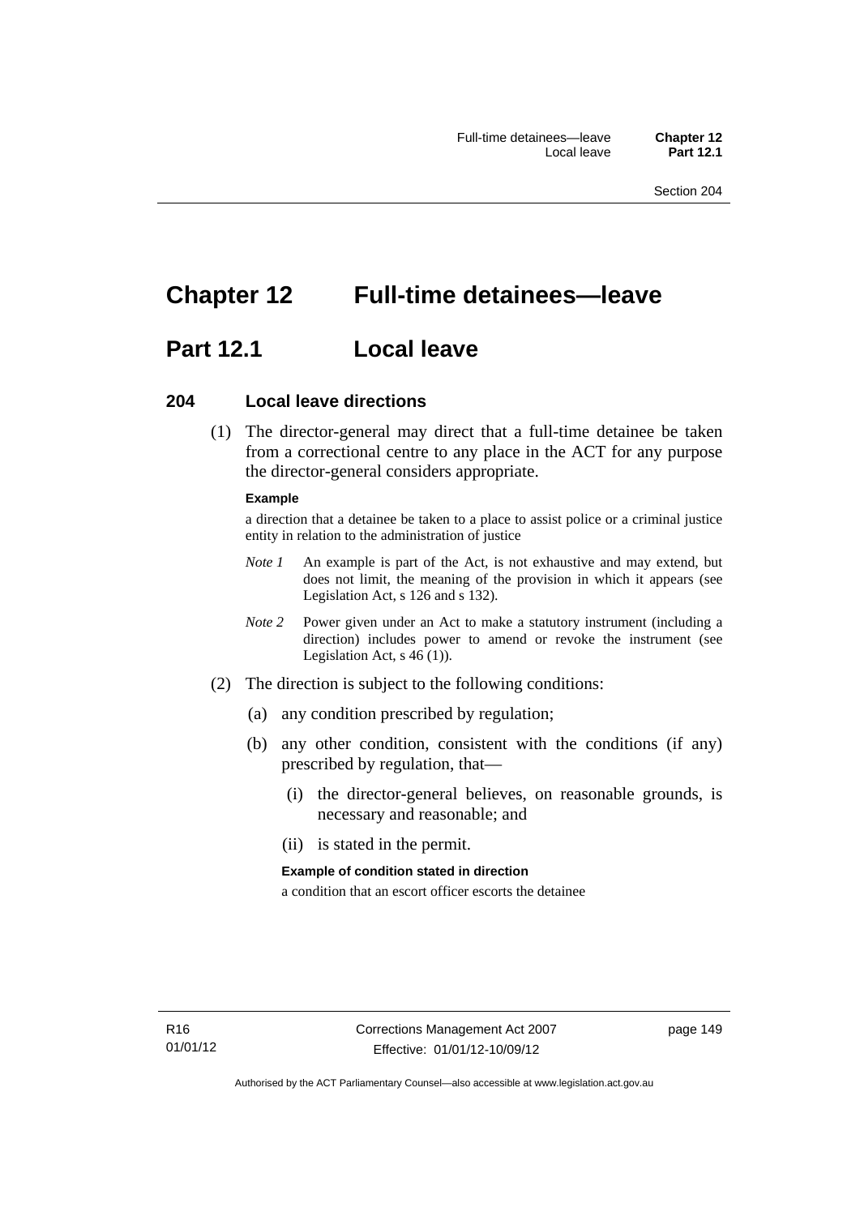# Chapter 12 Full-time detainees—leave

## Part 12.1 Local leave

### 204 Local leave directions

(1) The director-general may direct that a full-time detainee be taken from a correctional centre to any place in the ACT for any purpose the director-general considers appropriate.

**Example**

a direction that a detainee be taken to a place to assist police or a criminal justice entity in relation to the administration of justice

*Note 1* An example is part of the Act, is not exhaustive and may extend, but does not limit, the meaning of the provision in which it appears (see Legislation Act, s 126 and s 132).

*Note 2* Power given under an Act to make a statutory instrument (including a direction) includes power to amend or revoke the instrument (see Legislation Act, s 46 (1)).

(2) The direction is subject to the following conditions:

(a) any condition prescribed by regulation;

(b) any other condition, consistent with the conditions (if any) prescribed by regulation, that—

(i) the director-general believes, on reasonable grounds, is necessary and reasonable; and

(ii) is stated in the permit.

**Example of condition stated in direction**

a condition that an escort officer escorts the detainee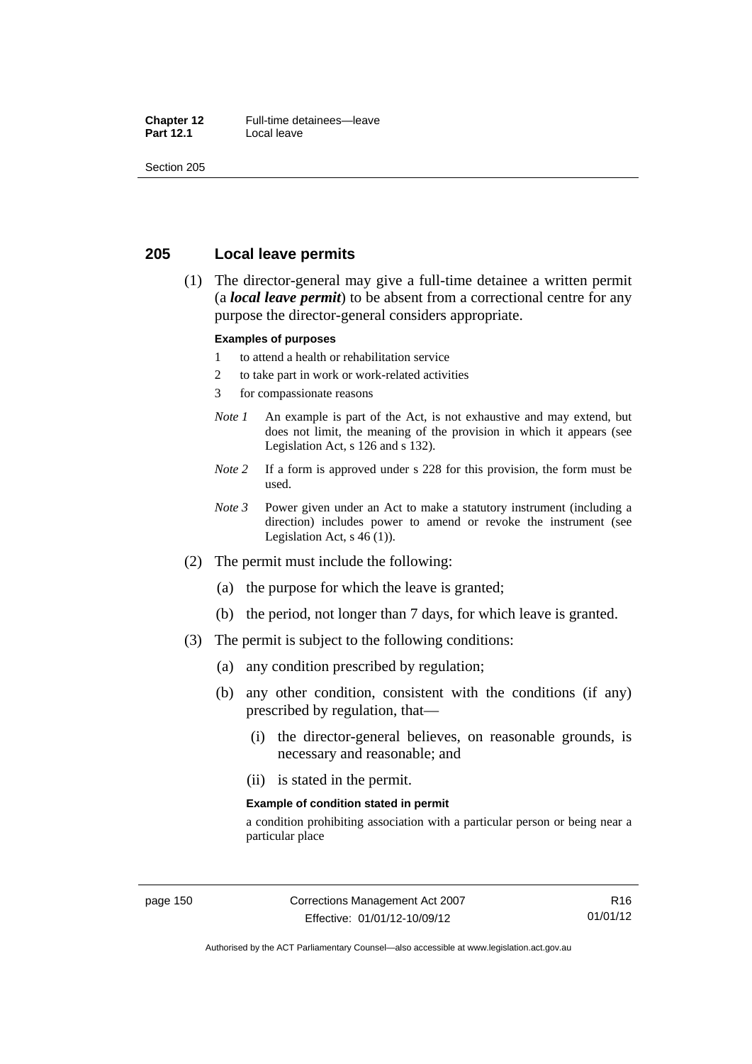## 205 Local leave permits

(1) The director-general may give a full-time detainee a written permit (a ***local leave permit***) to be absent from a correctional centre for any purpose the director-general considers appropriate.

**Examples of purposes**

1 to attend a health or rehabilitation service

2 to take part in work or work-related activities

3 for compassionate reasons

*Note 1* An example is part of the Act, is not exhaustive and may extend, but does not limit, the meaning of the provision in which it appears (see Legislation Act, s 126 and s 132).

*Note 2* If a form is approved under s 228 for this provision, the form must be used.

*Note 3* Power given under an Act to make a statutory instrument (including a direction) includes power to amend or revoke the instrument (see Legislation Act, s 46 (1)).

(2) The permit must include the following:

(a) the purpose for which the leave is granted;

(b) the period, not longer than 7 days, for which leave is granted.

(3) The permit is subject to the following conditions:

(a) any condition prescribed by regulation;

(b) any other condition, consistent with the conditions (if any) prescribed by regulation, that—

(i) the director-general believes, on reasonable grounds, is necessary and reasonable; and

(ii) is stated in the permit.

**Example of condition stated in permit**

a condition prohibiting association with a particular person or being near a particular place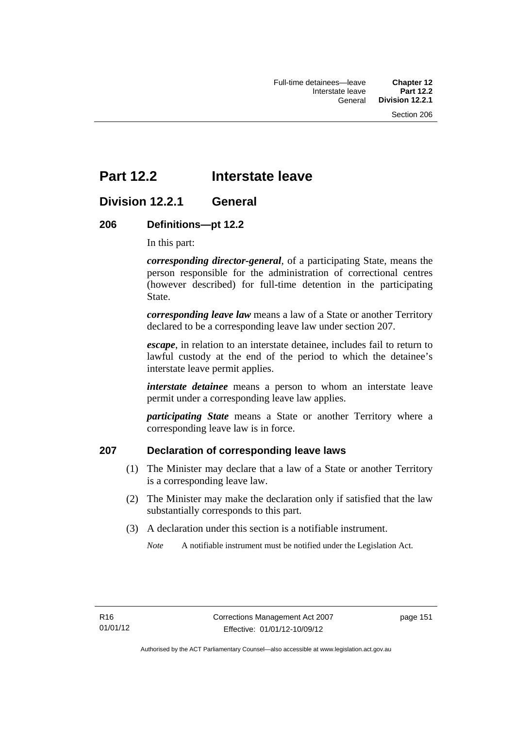# Part 12.2 Interstate leave

## Division 12.2.1 General

### 206 Definitions—pt 12.2

In this part:

***corresponding director-general***, of a participating State, means the person responsible for the administration of correctional centres (however described) for full-time detention in the participating State.

***corresponding leave law*** means a law of a State or another Territory declared to be a corresponding leave law under section 207.

***escape***, in relation to an interstate detainee, includes fail to return to lawful custody at the end of the period to which the detainee's interstate leave permit applies.

***interstate detainee*** means a person to whom an interstate leave permit under a corresponding leave law applies.

***participating State*** means a State or another Territory where a corresponding leave law is in force.

### 207 Declaration of corresponding leave laws

(1) The Minister may declare that a law of a State or another Territory is a corresponding leave law.

(2) The Minister may make the declaration only if satisfied that the law substantially corresponds to this part.

(3) A declaration under this section is a notifiable instrument.

*Note* A notifiable instrument must be notified under the Legislation Act.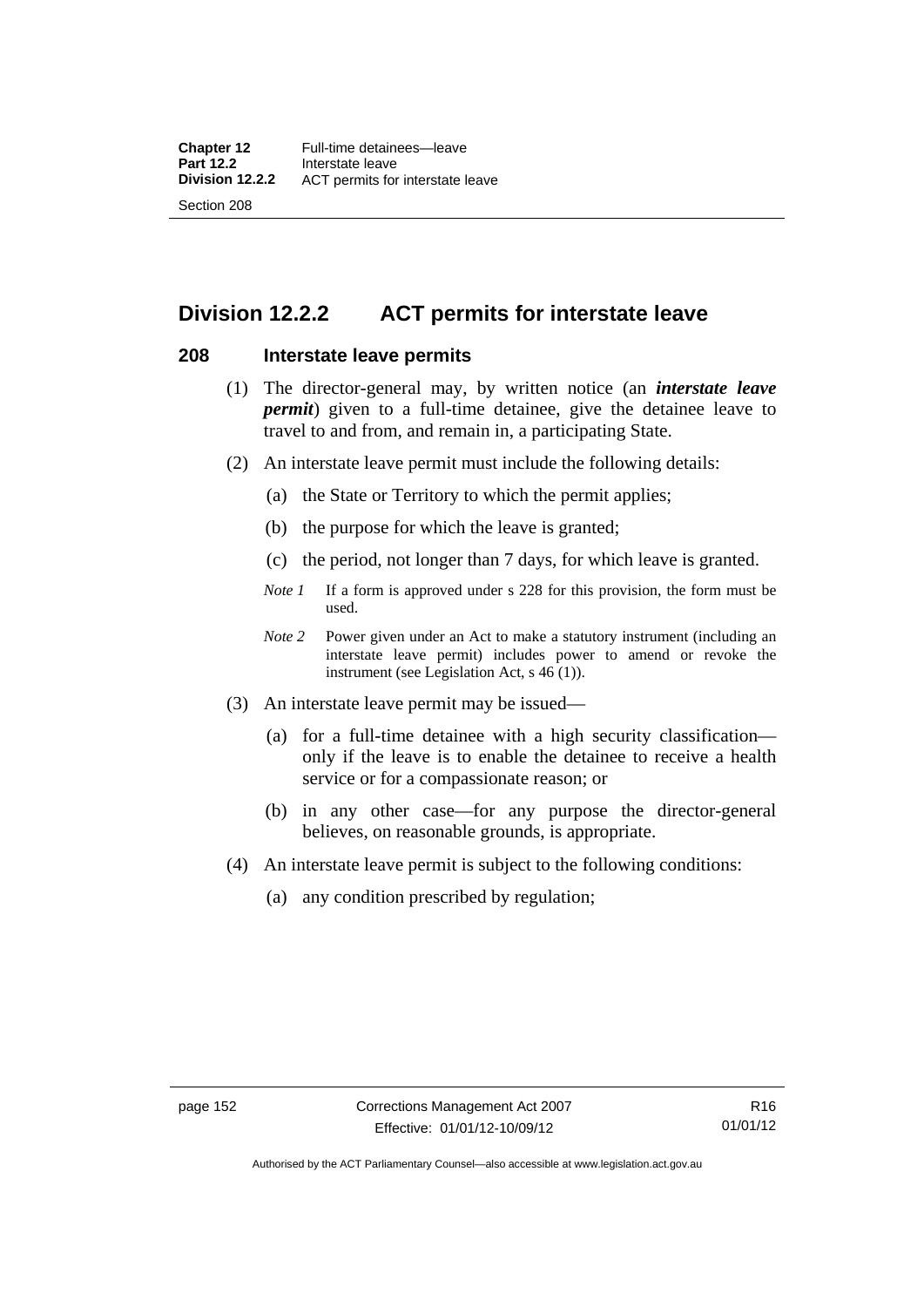## Division 12.2.2 ACT permits for interstate leave

### 208 Interstate leave permits

(1) The director-general may, by written notice (an ***interstate leave permit***) given to a full-time detainee, give the detainee leave to travel to and from, and remain in, a participating State.

(2) An interstate leave permit must include the following details:

(a) the State or Territory to which the permit applies;

(b) the purpose for which the leave is granted;

(c) the period, not longer than 7 days, for which leave is granted.

*Note 1* If a form is approved under s 228 for this provision, the form must be used.

*Note 2* Power given under an Act to make a statutory instrument (including an interstate leave permit) includes power to amend or revoke the instrument (see Legislation Act, s 46 (1)).

(3) An interstate leave permit may be issued—

(a) for a full-time detainee with a high security classification—only if the leave is to enable the detainee to receive a health service or for a compassionate reason; or

(b) in any other case—for any purpose the director-general believes, on reasonable grounds, is appropriate.

(4) An interstate leave permit is subject to the following conditions:

(a) any condition prescribed by regulation;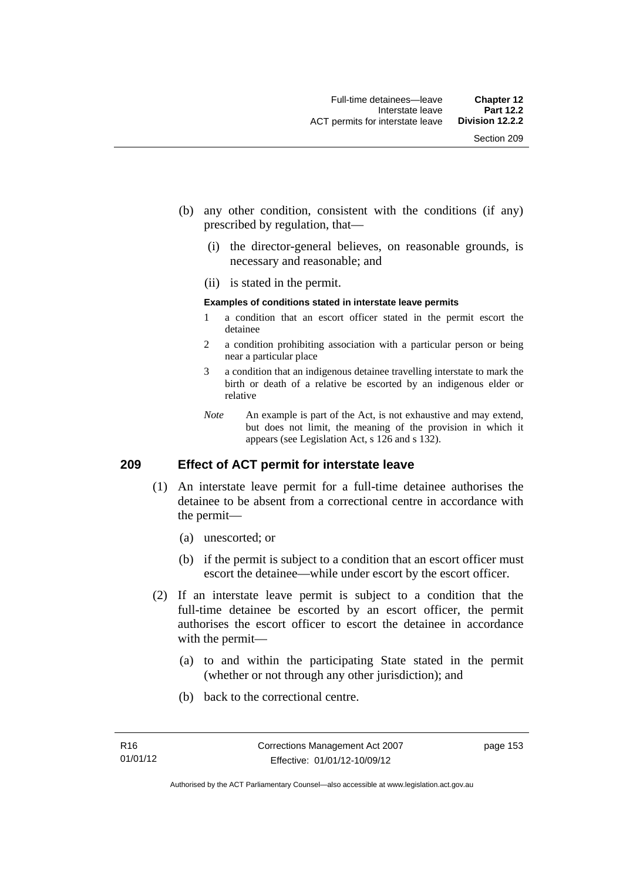(b) any other condition, consistent with the conditions (if any) prescribed by regulation, that—

   (i) the director-general believes, on reasonable grounds, is necessary and reasonable; and

   (ii) is stated in the permit.

**Examples of conditions stated in interstate leave permits**

1 a condition that an escort officer stated in the permit escort the detainee

2 a condition prohibiting association with a particular person or being near a particular place

3 a condition that an indigenous detainee travelling interstate to mark the birth or death of a relative be escorted by an indigenous elder or relative

*Note* An example is part of the Act, is not exhaustive and may extend, but does not limit, the meaning of the provision in which it appears (see Legislation Act, s 126 and s 132).

## 209 Effect of ACT permit for interstate leave

(1) An interstate leave permit for a full-time detainee authorises the detainee to be absent from a correctional centre in accordance with the permit—

   (a) unescorted; or

   (b) if the permit is subject to a condition that an escort officer must escort the detainee—while under escort by the escort officer.

(2) If an interstate leave permit is subject to a condition that the full-time detainee be escorted by an escort officer, the permit authorises the escort officer to escort the detainee in accordance with the permit—

   (a) to and within the participating State stated in the permit (whether or not through any other jurisdiction); and

   (b) back to the correctional centre.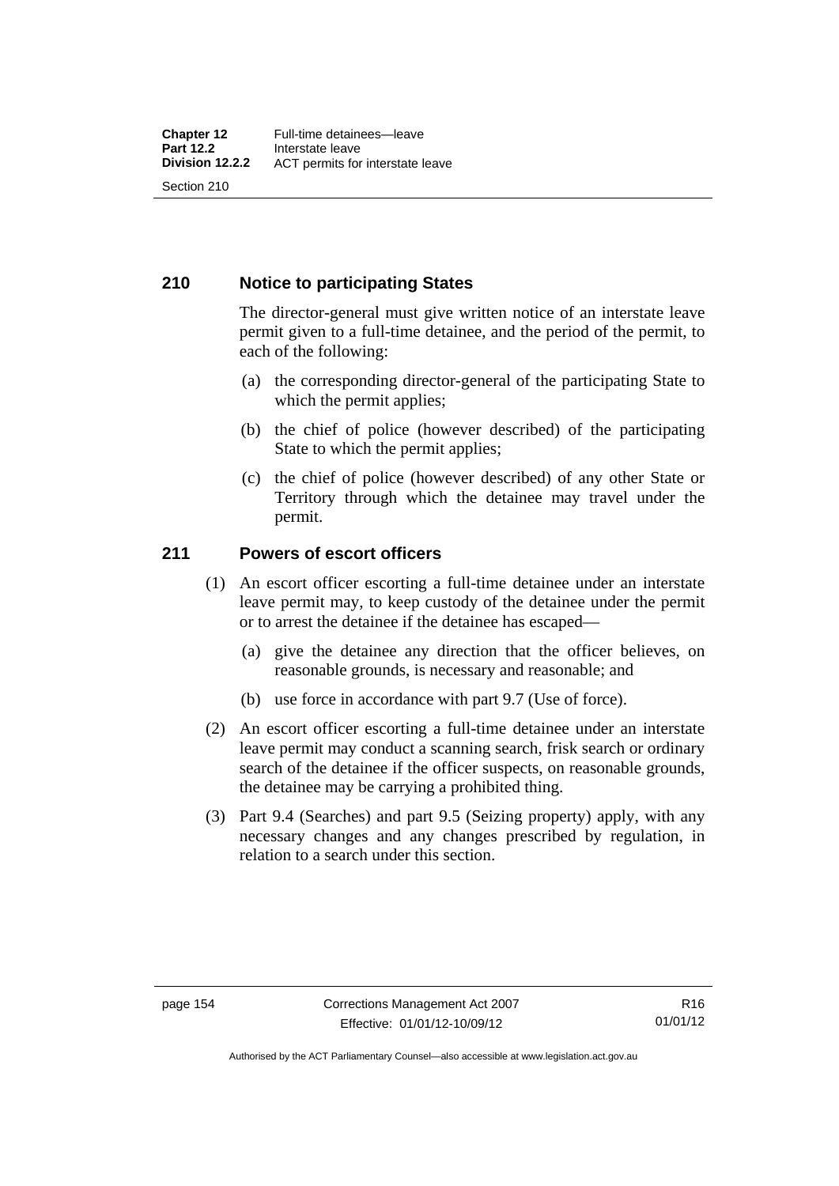## 210 Notice to participating States

The director-general must give written notice of an interstate leave permit given to a full-time detainee, and the period of the permit, to each of the following:

(a) the corresponding director-general of the participating State to which the permit applies;

(b) the chief of police (however described) of the participating State to which the permit applies;

(c) the chief of police (however described) of any other State or Territory through which the detainee may travel under the permit.

## 211 Powers of escort officers

(1) An escort officer escorting a full-time detainee under an interstate leave permit may, to keep custody of the detainee under the permit or to arrest the detainee if the detainee has escaped—

(a) give the detainee any direction that the officer believes, on reasonable grounds, is necessary and reasonable; and

(b) use force in accordance with part 9.7 (Use of force).

(2) An escort officer escorting a full-time detainee under an interstate leave permit may conduct a scanning search, frisk search or ordinary search of the detainee if the officer suspects, on reasonable grounds, the detainee may be carrying a prohibited thing.

(3) Part 9.4 (Searches) and part 9.5 (Seizing property) apply, with any necessary changes and any changes prescribed by regulation, in relation to a search under this section.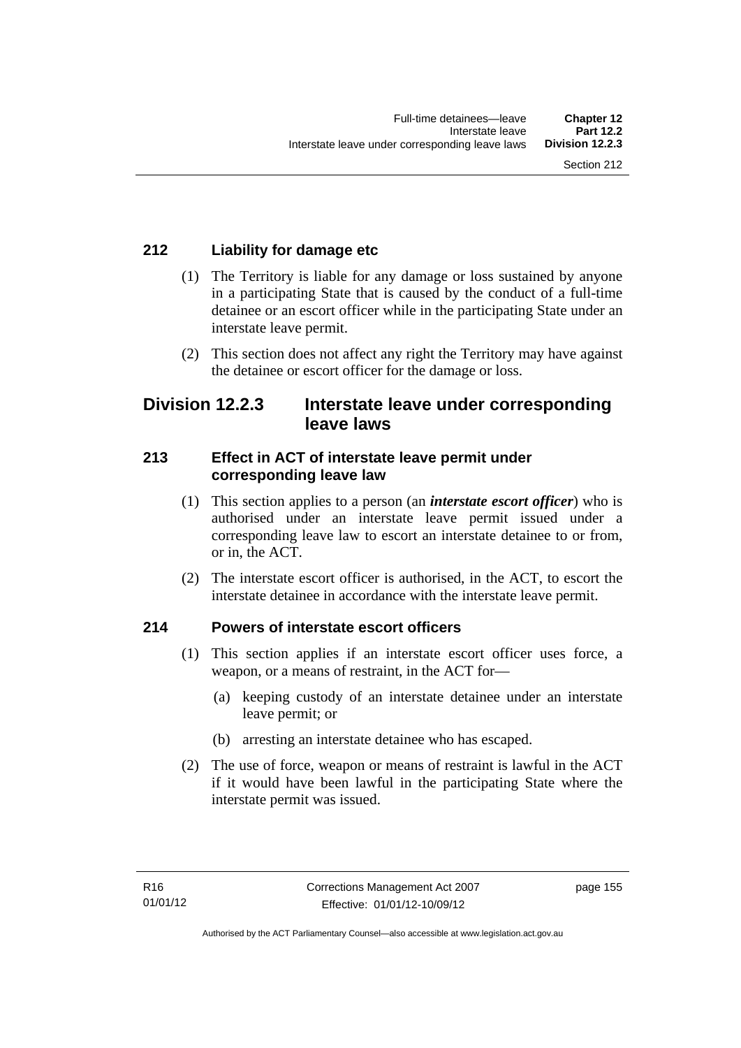### 212 Liability for damage etc

(1) The Territory is liable for any damage or loss sustained by anyone in a participating State that is caused by the conduct of a full-time detainee or an escort officer while in the participating State under an interstate leave permit.

(2) This section does not affect any right the Territory may have against the detainee or escort officer for the damage or loss.

## Division 12.2.3 Interstate leave under corresponding leave laws

### 213 Effect in ACT of interstate leave permit under corresponding leave law

(1) This section applies to a person (an ***interstate escort officer***) who is authorised under an interstate leave permit issued under a corresponding leave law to escort an interstate detainee to or from, or in, the ACT.

(2) The interstate escort officer is authorised, in the ACT, to escort the interstate detainee in accordance with the interstate leave permit.

### 214 Powers of interstate escort officers

(1) This section applies if an interstate escort officer uses force, a weapon, or a means of restraint, in the ACT for—

(a) keeping custody of an interstate detainee under an interstate leave permit; or

(b) arresting an interstate detainee who has escaped.

(2) The use of force, weapon or means of restraint is lawful in the ACT if it would have been lawful in the participating State where the interstate permit was issued.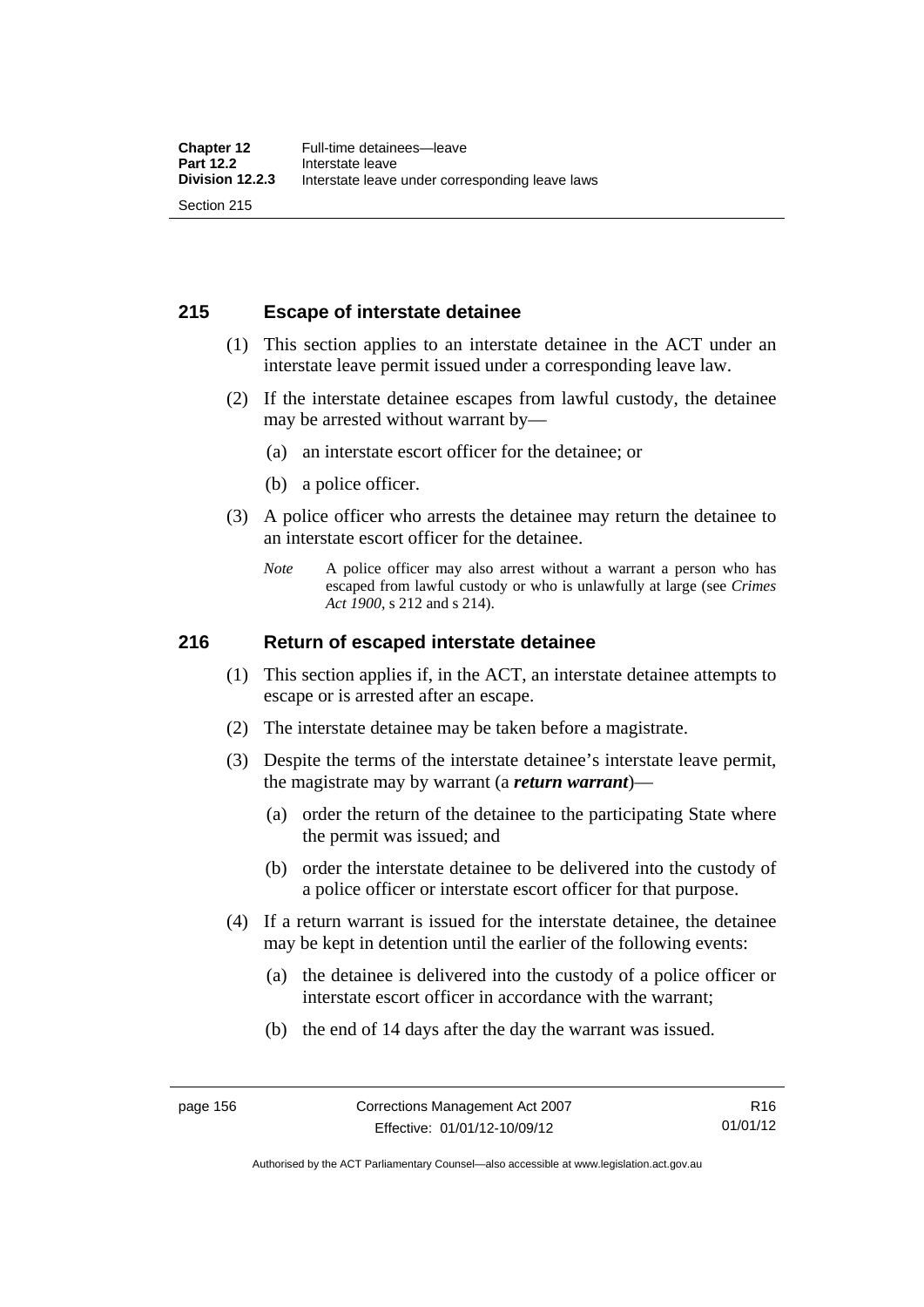## 215 Escape of interstate detainee

(1) This section applies to an interstate detainee in the ACT under an interstate leave permit issued under a corresponding leave law.

(2) If the interstate detainee escapes from lawful custody, the detainee may be arrested without warrant by—

  (a) an interstate escort officer for the detainee; or

  (b) a police officer.

(3) A police officer who arrests the detainee may return the detainee to an interstate escort officer for the detainee.

*Note* A police officer may also arrest without a warrant a person who has escaped from lawful custody or who is unlawfully at large (see *Crimes Act 1900*, s 212 and s 214).

## 216 Return of escaped interstate detainee

(1) This section applies if, in the ACT, an interstate detainee attempts to escape or is arrested after an escape.

(2) The interstate detainee may be taken before a magistrate.

(3) Despite the terms of the interstate detainee's interstate leave permit, the magistrate may by warrant (a ***return warrant***)—

  (a) order the return of the detainee to the participating State where the permit was issued; and

  (b) order the interstate detainee to be delivered into the custody of a police officer or interstate escort officer for that purpose.

(4) If a return warrant is issued for the interstate detainee, the detainee may be kept in detention until the earlier of the following events:

  (a) the detainee is delivered into the custody of a police officer or interstate escort officer in accordance with the warrant;

  (b) the end of 14 days after the day the warrant was issued.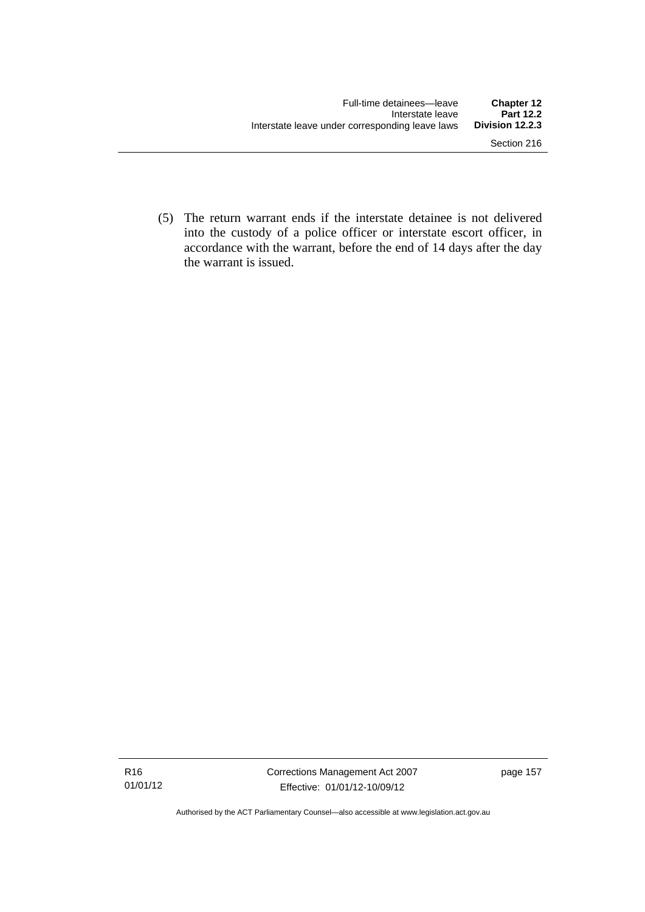(5) The return warrant ends if the interstate detainee is not delivered into the custody of a police officer or interstate escort officer, in accordance with the warrant, before the end of 14 days after the day the warrant is issued.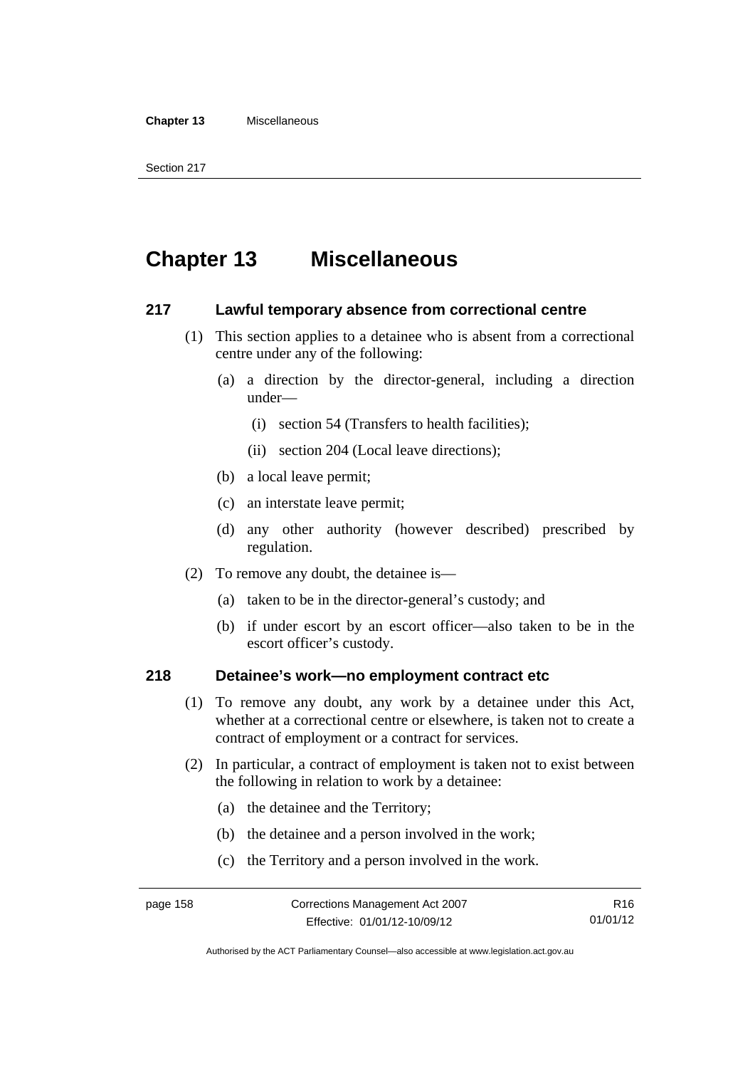# Chapter 13 Miscellaneous

## 217 Lawful temporary absence from correctional centre

(1) This section applies to a detainee who is absent from a correctional centre under any of the following:

(a) a direction by the director-general, including a direction under—

(i) section 54 (Transfers to health facilities);

(ii) section 204 (Local leave directions);

(b) a local leave permit;

(c) an interstate leave permit;

(d) any other authority (however described) prescribed by regulation.

(2) To remove any doubt, the detainee is—

(a) taken to be in the director-general's custody; and

(b) if under escort by an escort officer—also taken to be in the escort officer's custody.

## 218 Detainee's work—no employment contract etc

(1) To remove any doubt, any work by a detainee under this Act, whether at a correctional centre or elsewhere, is taken not to create a contract of employment or a contract for services.

(2) In particular, a contract of employment is taken not to exist between the following in relation to work by a detainee:

(a) the detainee and the Territory;

(b) the detainee and a person involved in the work;

(c) the Territory and a person involved in the work.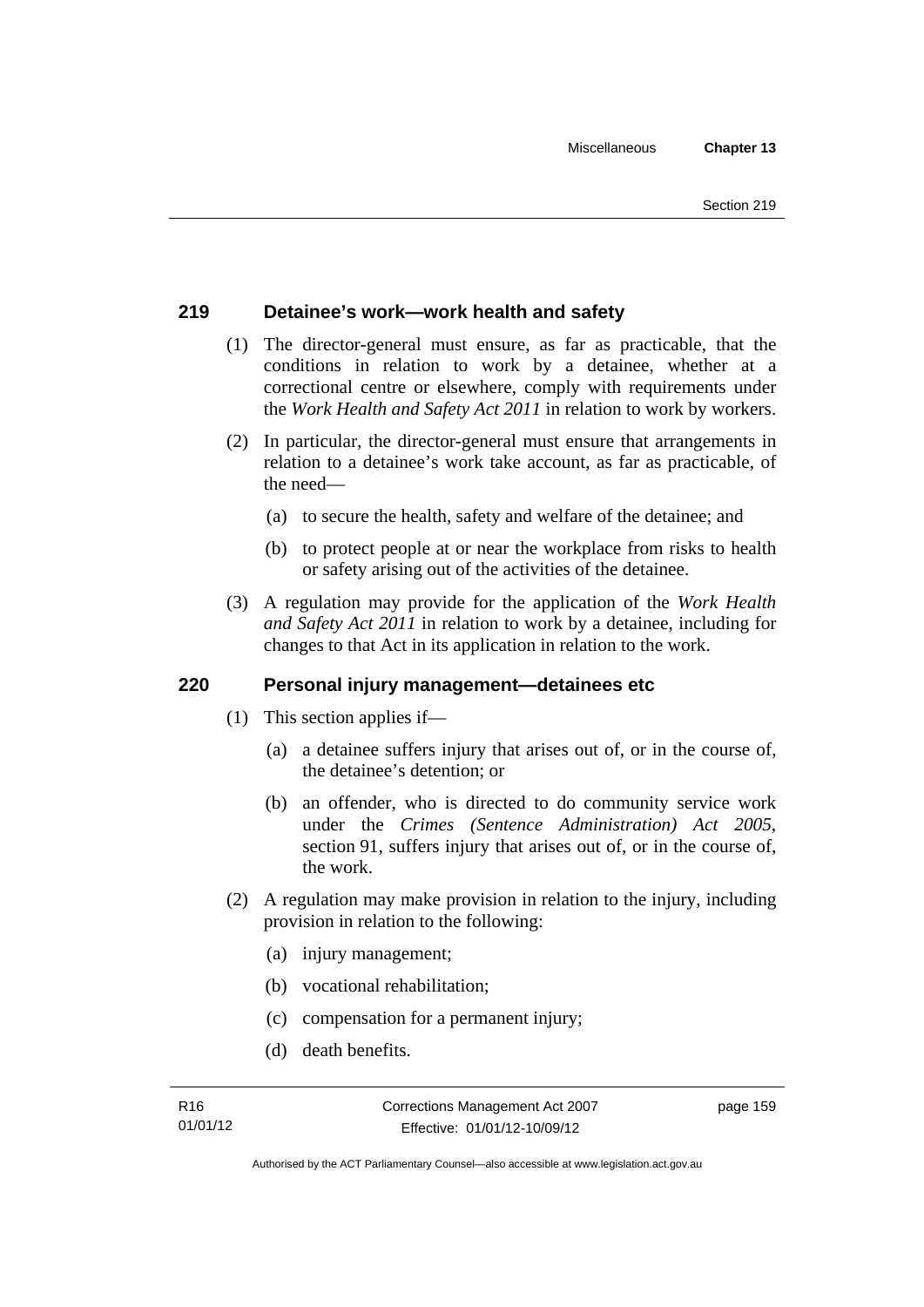## 219 Detainee's work—work health and safety

(1) The director-general must ensure, as far as practicable, that the conditions in relation to work by a detainee, whether at a correctional centre or elsewhere, comply with requirements under the *Work Health and Safety Act 2011* in relation to work by workers.

(2) In particular, the director-general must ensure that arrangements in relation to a detainee's work take account, as far as practicable, of the need—

- (a) to secure the health, safety and welfare of the detainee; and
- (b) to protect people at or near the workplace from risks to health or safety arising out of the activities of the detainee.

(3) A regulation may provide for the application of the *Work Health and Safety Act 2011* in relation to work by a detainee, including for changes to that Act in its application in relation to the work.

## 220 Personal injury management—detainees etc

(1) This section applies if—

- (a) a detainee suffers injury that arises out of, or in the course of, the detainee's detention; or
- (b) an offender, who is directed to do community service work under the *Crimes (Sentence Administration) Act 2005*, section 91, suffers injury that arises out of, or in the course of, the work.

(2) A regulation may make provision in relation to the injury, including provision in relation to the following:

- (a) injury management;
- (b) vocational rehabilitation;
- (c) compensation for a permanent injury;
- (d) death benefits.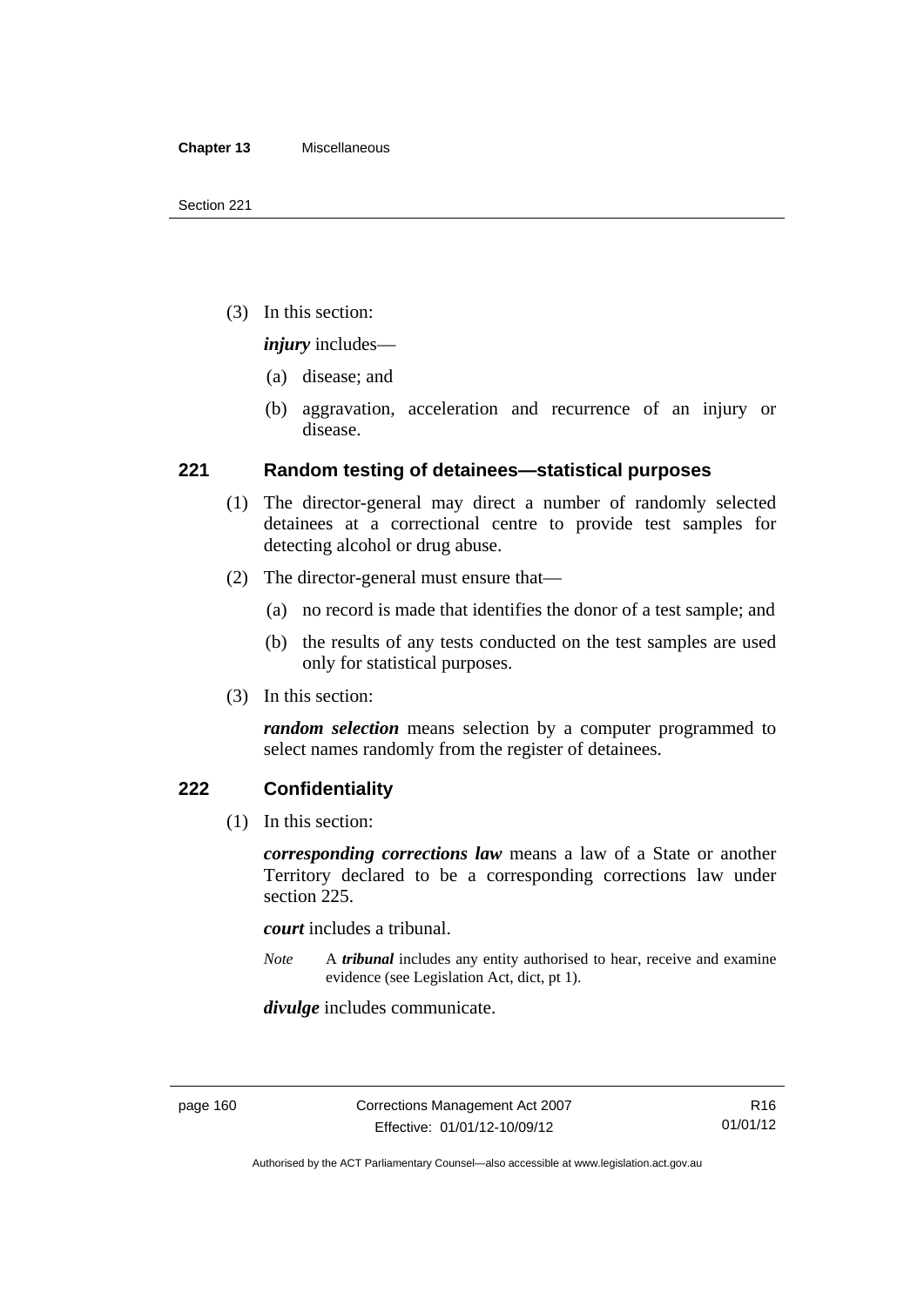(3) In this section:

*injury* includes—

(a) disease; and

(b) aggravation, acceleration and recurrence of an injury or disease.

## 221 Random testing of detainees—statistical purposes

(1) The director-general may direct a number of randomly selected detainees at a correctional centre to provide test samples for detecting alcohol or drug abuse.

(2) The director-general must ensure that—

(a) no record is made that identifies the donor of a test sample; and

(b) the results of any tests conducted on the test samples are used only for statistical purposes.

(3) In this section:

*random selection* means selection by a computer programmed to select names randomly from the register of detainees.

## 222 Confidentiality

(1) In this section:

*corresponding corrections law* means a law of a State or another Territory declared to be a corresponding corrections law under section 225.

*court* includes a tribunal.

*Note* A *tribunal* includes any entity authorised to hear, receive and examine evidence (see Legislation Act, dict, pt 1).

*divulge* includes communicate.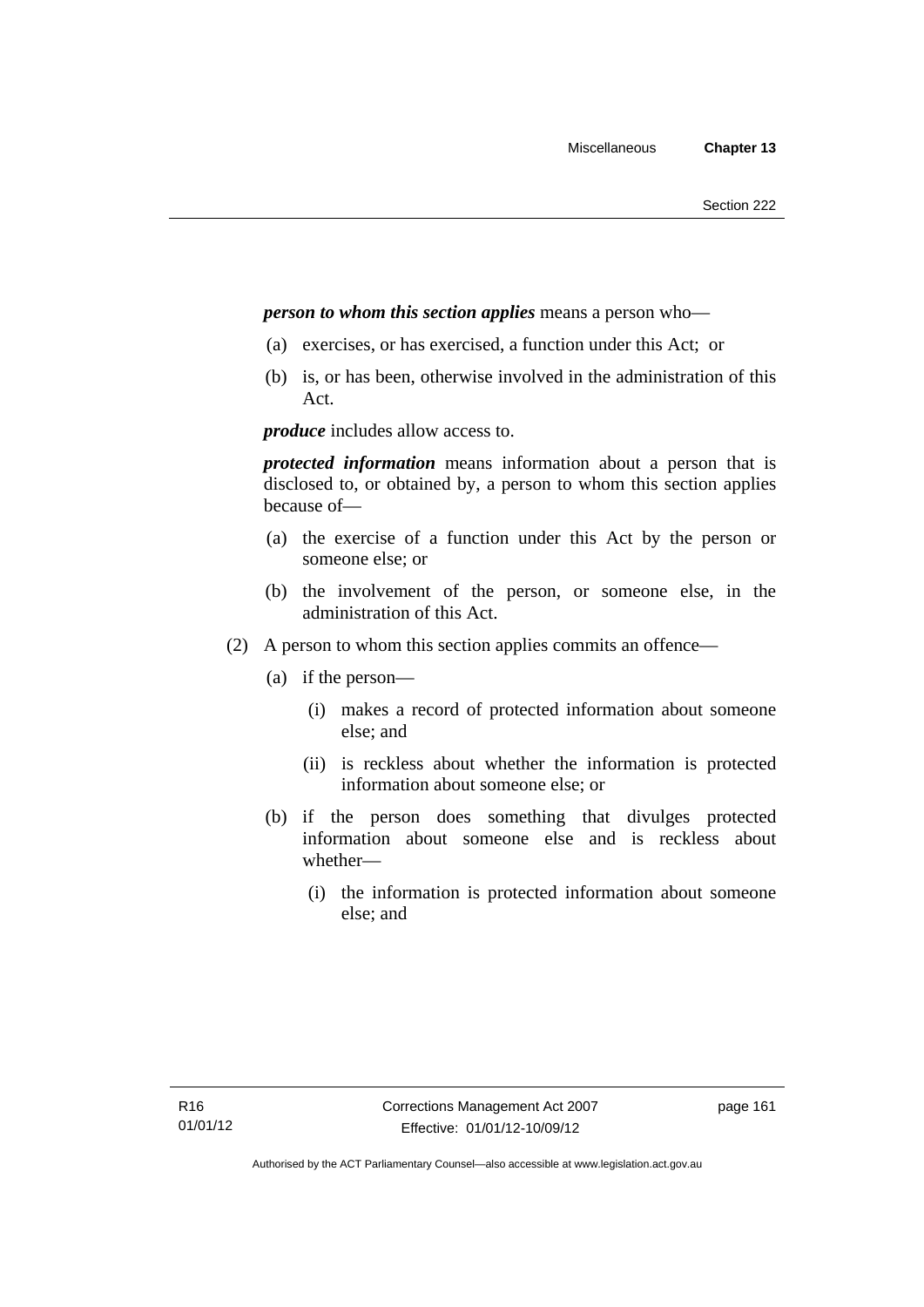***person to whom this section applies*** means a person who—

(a) exercises, or has exercised, a function under this Act; or

(b) is, or has been, otherwise involved in the administration of this Act.

***produce*** includes allow access to.

***protected information*** means information about a person that is disclosed to, or obtained by, a person to whom this section applies because of—

(a) the exercise of a function under this Act by the person or someone else; or

(b) the involvement of the person, or someone else, in the administration of this Act.

(2) A person to whom this section applies commits an offence—

(a) if the person—

(i) makes a record of protected information about someone else; and

(ii) is reckless about whether the information is protected information about someone else; or

(b) if the person does something that divulges protected information about someone else and is reckless about whether—

(i) the information is protected information about someone else; and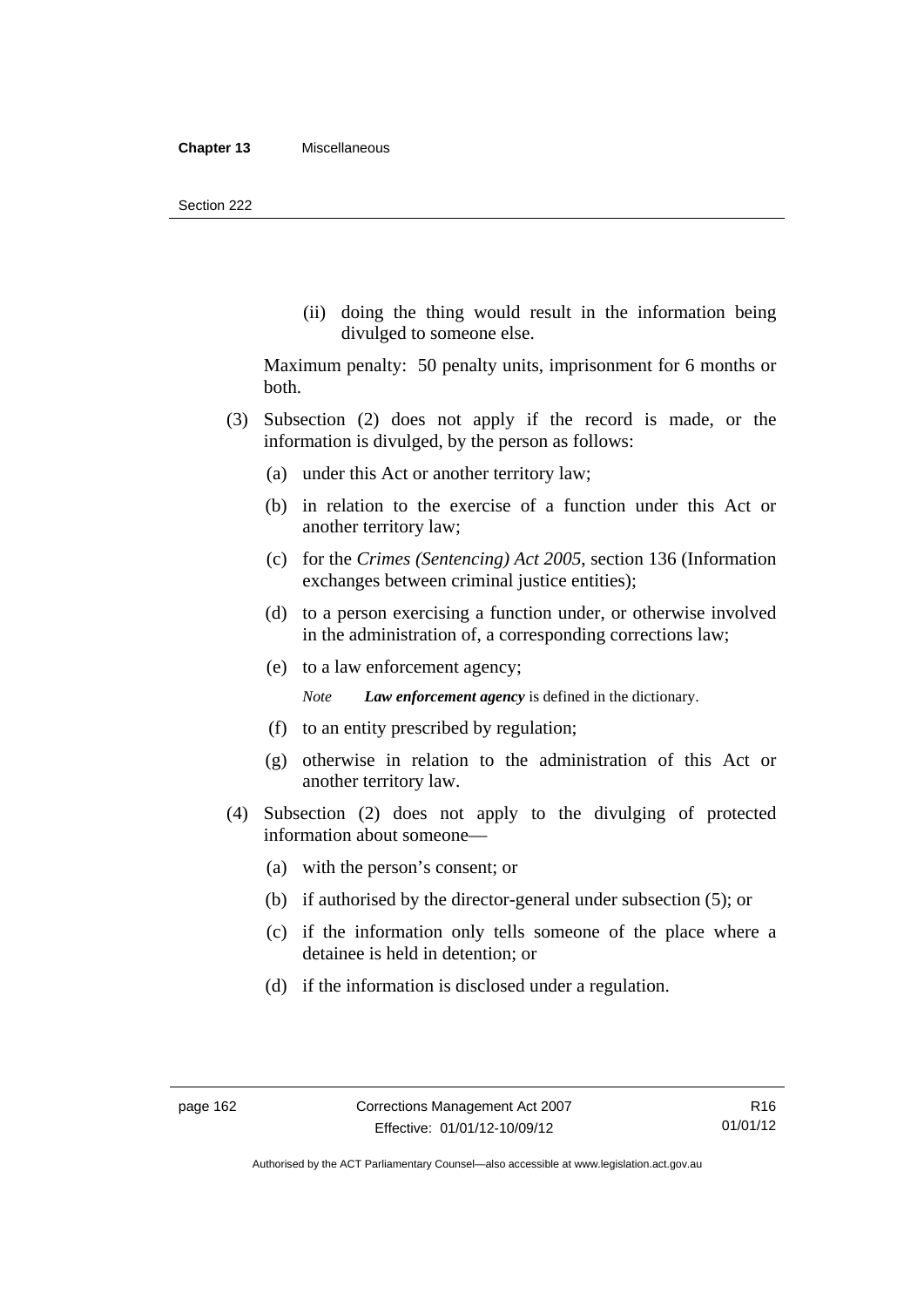(ii) doing the thing would result in the information being divulged to someone else.

Maximum penalty: 50 penalty units, imprisonment for 6 months or both.

(3) Subsection (2) does not apply if the record is made, or the information is divulged, by the person as follows:

(a) under this Act or another territory law;

(b) in relation to the exercise of a function under this Act or another territory law;

(c) for the *Crimes (Sentencing) Act 2005*, section 136 (Information exchanges between criminal justice entities);

(d) to a person exercising a function under, or otherwise involved in the administration of, a corresponding corrections law;

(e) to a law enforcement agency;

*Note* ***Law enforcement agency*** is defined in the dictionary.

(f) to an entity prescribed by regulation;

(g) otherwise in relation to the administration of this Act or another territory law.

(4) Subsection (2) does not apply to the divulging of protected information about someone—

(a) with the person's consent; or

(b) if authorised by the director-general under subsection (5); or

(c) if the information only tells someone of the place where a detainee is held in detention; or

(d) if the information is disclosed under a regulation.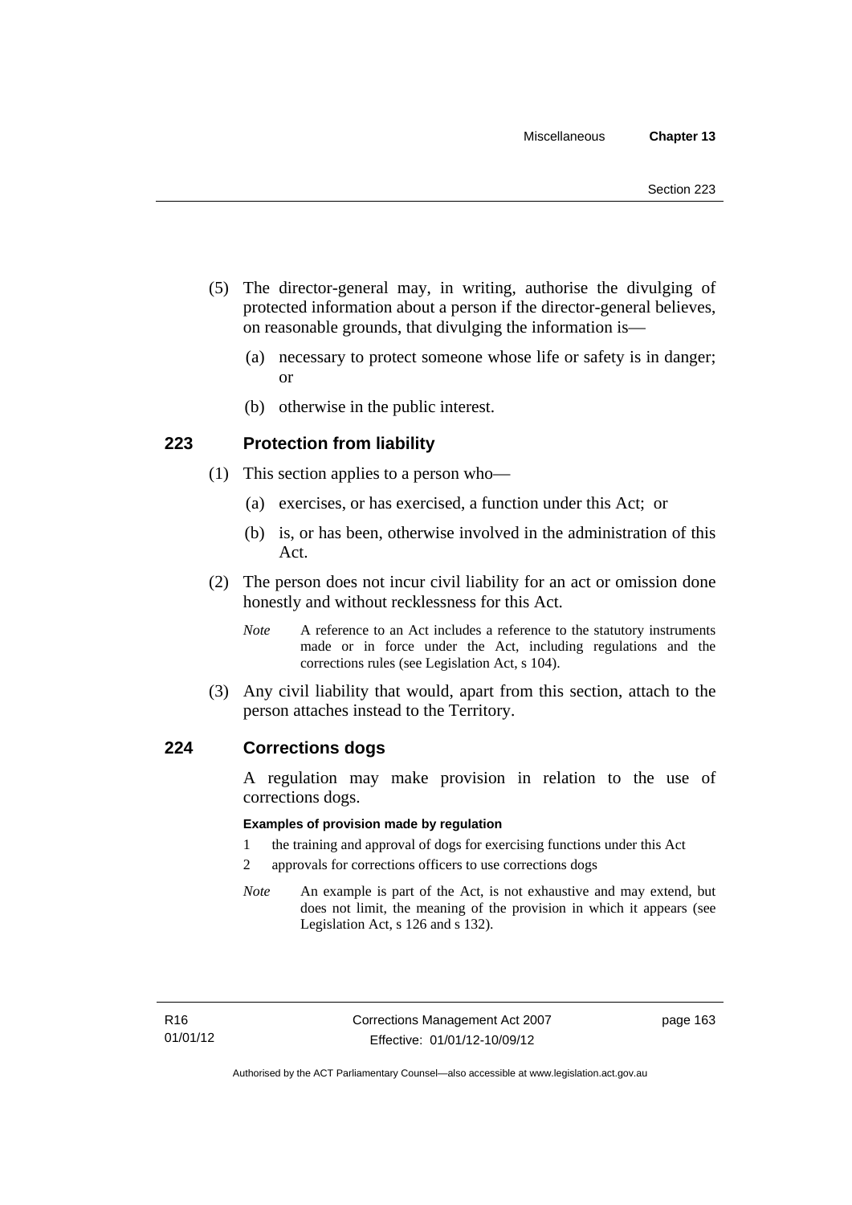(5) The director-general may, in writing, authorise the divulging of protected information about a person if the director-general believes, on reasonable grounds, that divulging the information is—

  (a) necessary to protect someone whose life or safety is in danger; or

  (b) otherwise in the public interest.

## 223 Protection from liability

(1) This section applies to a person who—

  (a) exercises, or has exercised, a function under this Act; or

  (b) is, or has been, otherwise involved in the administration of this Act.

(2) The person does not incur civil liability for an act or omission done honestly and without recklessness for this Act.

*Note* A reference to an Act includes a reference to the statutory instruments made or in force under the Act, including regulations and the corrections rules (see Legislation Act, s 104).

(3) Any civil liability that would, apart from this section, attach to the person attaches instead to the Territory.

## 224 Corrections dogs

A regulation may make provision in relation to the use of corrections dogs.

**Examples of provision made by regulation**

1 the training and approval of dogs for exercising functions under this Act

2 approvals for corrections officers to use corrections dogs

*Note* An example is part of the Act, is not exhaustive and may extend, but does not limit, the meaning of the provision in which it appears (see Legislation Act, s 126 and s 132).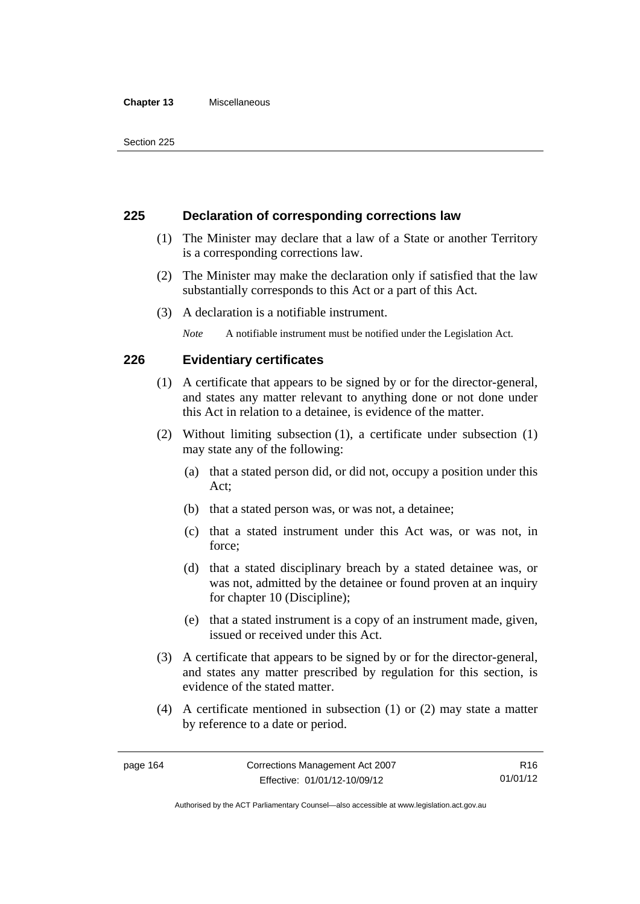## 225 Declaration of corresponding corrections law

(1) The Minister may declare that a law of a State or another Territory is a corresponding corrections law.

(2) The Minister may make the declaration only if satisfied that the law substantially corresponds to this Act or a part of this Act.

(3) A declaration is a notifiable instrument.

*Note* A notifiable instrument must be notified under the Legislation Act.

## 226 Evidentiary certificates

(1) A certificate that appears to be signed by or for the director-general, and states any matter relevant to anything done or not done under this Act in relation to a detainee, is evidence of the matter.

(2) Without limiting subsection (1), a certificate under subsection (1) may state any of the following:

(a) that a stated person did, or did not, occupy a position under this Act;

(b) that a stated person was, or was not, a detainee;

(c) that a stated instrument under this Act was, or was not, in force;

(d) that a stated disciplinary breach by a stated detainee was, or was not, admitted by the detainee or found proven at an inquiry for chapter 10 (Discipline);

(e) that a stated instrument is a copy of an instrument made, given, issued or received under this Act.

(3) A certificate that appears to be signed by or for the director-general, and states any matter prescribed by regulation for this section, is evidence of the stated matter.

(4) A certificate mentioned in subsection (1) or (2) may state a matter by reference to a date or period.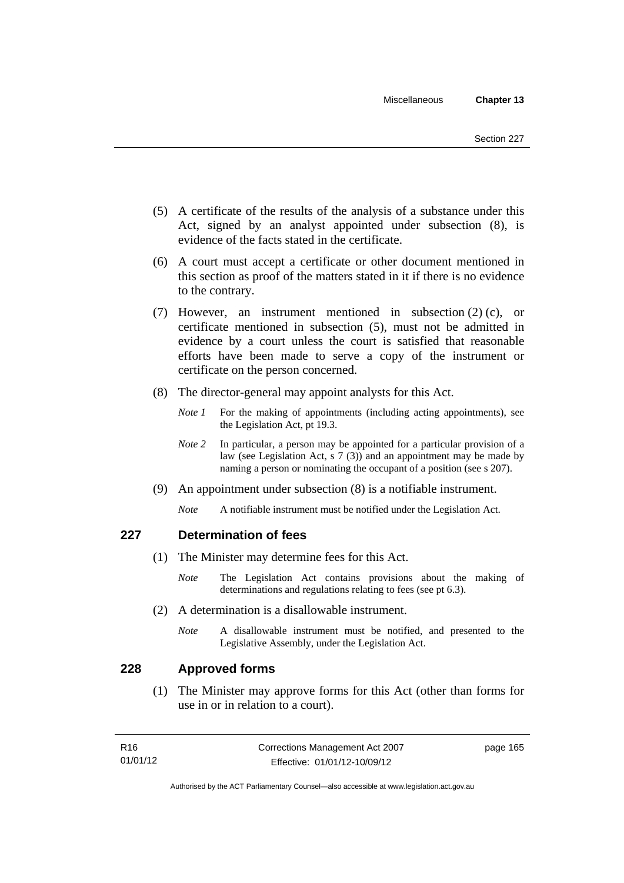(5) A certificate of the results of the analysis of a substance under this Act, signed by an analyst appointed under subsection (8), is evidence of the facts stated in the certificate.

(6) A court must accept a certificate or other document mentioned in this section as proof of the matters stated in it if there is no evidence to the contrary.

(7) However, an instrument mentioned in subsection (2) (c), or certificate mentioned in subsection (5), must not be admitted in evidence by a court unless the court is satisfied that reasonable efforts have been made to serve a copy of the instrument or certificate on the person concerned.

(8) The director-general may appoint analysts for this Act.

*Note 1* For the making of appointments (including acting appointments), see the Legislation Act, pt 19.3.

*Note 2* In particular, a person may be appointed for a particular provision of a law (see Legislation Act, s 7 (3)) and an appointment may be made by naming a person or nominating the occupant of a position (see s 207).

(9) An appointment under subsection (8) is a notifiable instrument.

*Note* A notifiable instrument must be notified under the Legislation Act.

## 227 Determination of fees

(1) The Minister may determine fees for this Act.

*Note* The Legislation Act contains provisions about the making of determinations and regulations relating to fees (see pt 6.3).

(2) A determination is a disallowable instrument.

*Note* A disallowable instrument must be notified, and presented to the Legislative Assembly, under the Legislation Act.

## 228 Approved forms

(1) The Minister may approve forms for this Act (other than forms for use in or in relation to a court).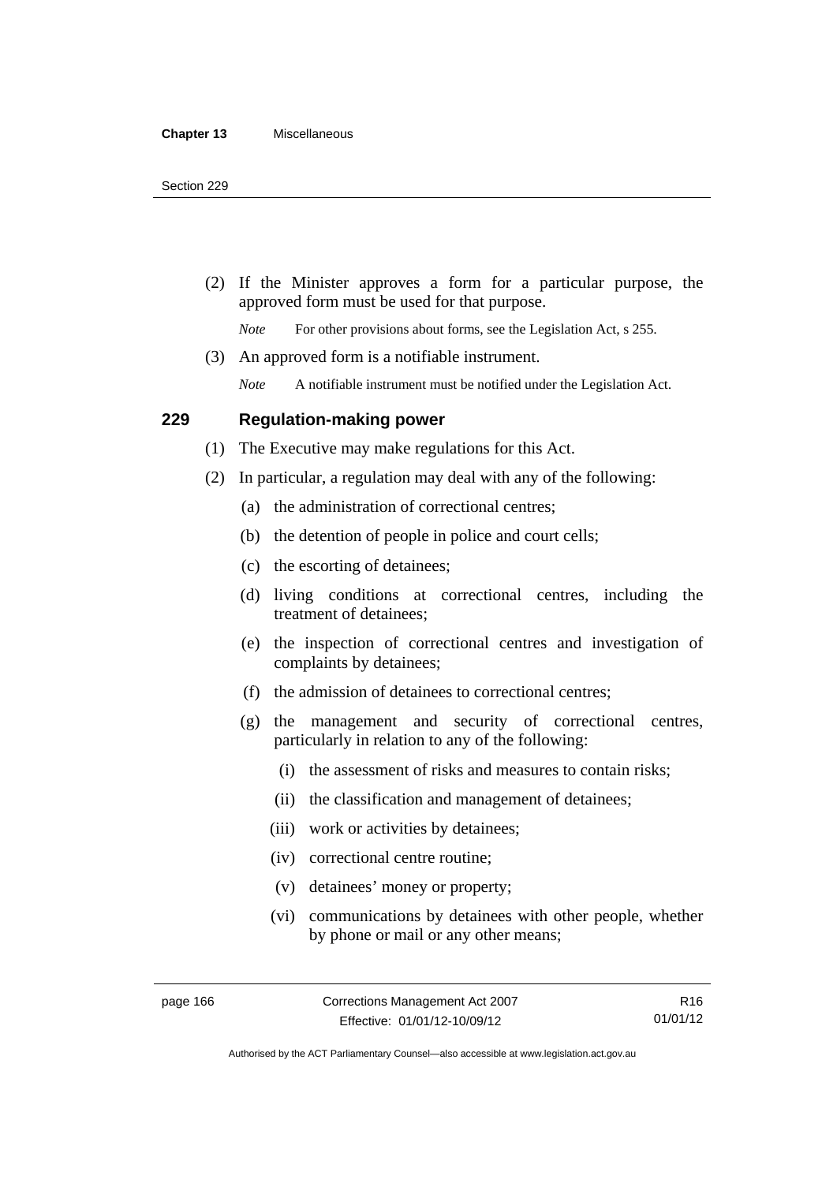(2) If the Minister approves a form for a particular purpose, the approved form must be used for that purpose.

*Note* For other provisions about forms, see the Legislation Act, s 255.

(3) An approved form is a notifiable instrument.

*Note* A notifiable instrument must be notified under the Legislation Act.

## 229 Regulation-making power

(1) The Executive may make regulations for this Act.

(2) In particular, a regulation may deal with any of the following:

(a) the administration of correctional centres;

(b) the detention of people in police and court cells;

(c) the escorting of detainees;

(d) living conditions at correctional centres, including the treatment of detainees;

(e) the inspection of correctional centres and investigation of complaints by detainees;

(f) the admission of detainees to correctional centres;

(g) the management and security of correctional centres, particularly in relation to any of the following:

(i) the assessment of risks and measures to contain risks;

(ii) the classification and management of detainees;

(iii) work or activities by detainees;

(iv) correctional centre routine;

(v) detainees' money or property;

(vi) communications by detainees with other people, whether by phone or mail or any other means;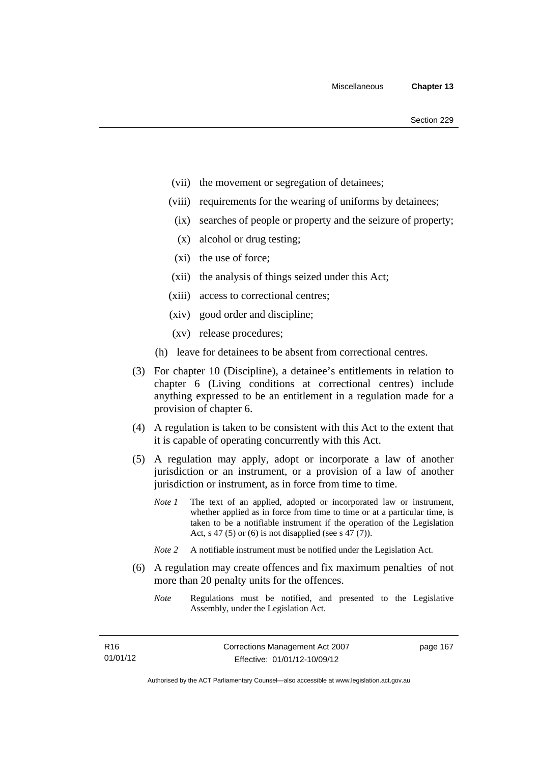(vii) the movement or segregation of detainees;

(viii) requirements for the wearing of uniforms by detainees;

(ix) searches of people or property and the seizure of property;

(x) alcohol or drug testing;

(xi) the use of force;

(xii) the analysis of things seized under this Act;

(xiii) access to correctional centres;

(xiv) good order and discipline;

(xv) release procedures;

(h) leave for detainees to be absent from correctional centres.

(3) For chapter 10 (Discipline), a detainee's entitlements in relation to chapter 6 (Living conditions at correctional centres) include anything expressed to be an entitlement in a regulation made for a provision of chapter 6.

(4) A regulation is taken to be consistent with this Act to the extent that it is capable of operating concurrently with this Act.

(5) A regulation may apply, adopt or incorporate a law of another jurisdiction or an instrument, or a provision of a law of another jurisdiction or instrument, as in force from time to time.

*Note 1* The text of an applied, adopted or incorporated law or instrument, whether applied as in force from time to time or at a particular time, is taken to be a notifiable instrument if the operation of the Legislation Act, s 47 (5) or (6) is not disapplied (see s 47 (7)).

*Note 2* A notifiable instrument must be notified under the Legislation Act.

(6) A regulation may create offences and fix maximum penalties of not more than 20 penalty units for the offences.

*Note* Regulations must be notified, and presented to the Legislative Assembly, under the Legislation Act.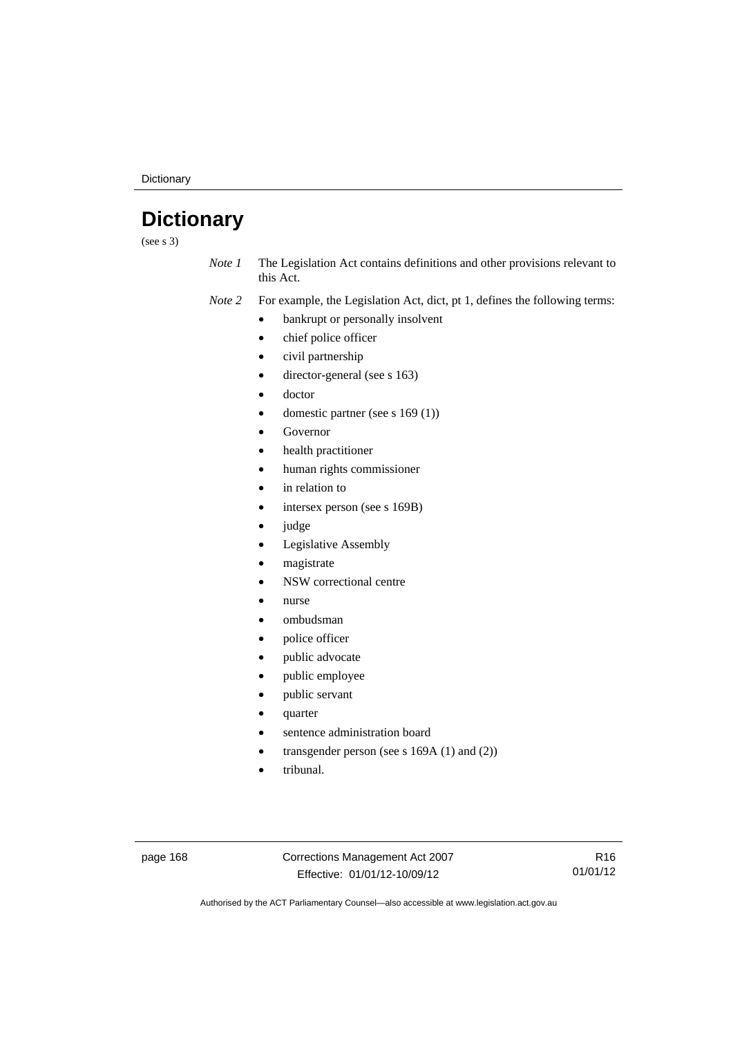# Dictionary

(see s 3)

*Note 1* The Legislation Act contains definitions and other provisions relevant to this Act.

*Note 2* For example, the Legislation Act, dict, pt 1, defines the following terms:

- bankrupt or personally insolvent
- chief police officer
- civil partnership
- director-general (see s 163)
- doctor
- domestic partner (see s 169 (1))
- Governor
- health practitioner
- human rights commissioner
- in relation to
- intersex person (see s 169B)
- judge
- Legislative Assembly
- magistrate
- NSW correctional centre
- nurse
- ombudsman
- police officer
- public advocate
- public employee
- public servant
- quarter
- sentence administration board
- transgender person (see s 169A (1) and (2))
- tribunal.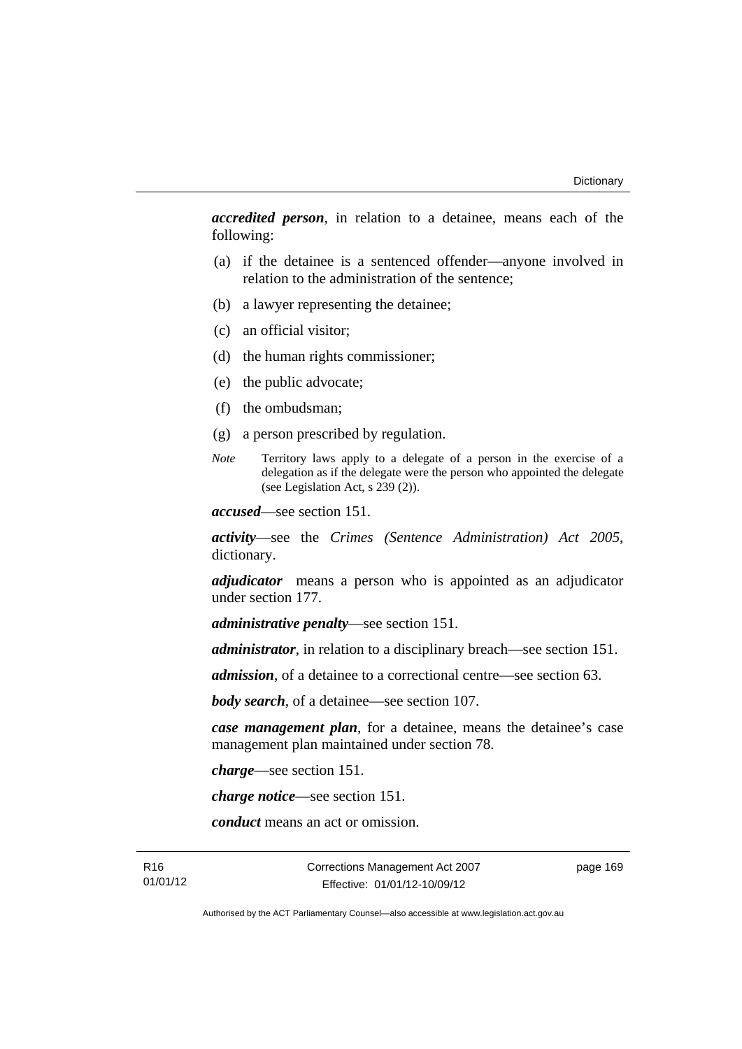***accredited person***, in relation to a detainee, means each of the following:

(a) if the detainee is a sentenced offender—anyone involved in relation to the administration of the sentence;

(b) a lawyer representing the detainee;

(c) an official visitor;

(d) the human rights commissioner;

(e) the public advocate;

(f) the ombudsman;

(g) a person prescribed by regulation.

*Note* Territory laws apply to a delegate of a person in the exercise of a delegation as if the delegate were the person who appointed the delegate (see Legislation Act, s 239 (2)).

***accused***—see section 151.

***activity***—see the *Crimes (Sentence Administration) Act 2005*, dictionary.

***adjudicator*** means a person who is appointed as an adjudicator under section 177.

***administrative penalty***—see section 151.

***administrator***, in relation to a disciplinary breach—see section 151.

***admission***, of a detainee to a correctional centre—see section 63.

***body search***, of a detainee—see section 107.

***case management plan***, for a detainee, means the detainee's case management plan maintained under section 78.

***charge***—see section 151.

***charge notice***—see section 151.

***conduct*** means an act or omission.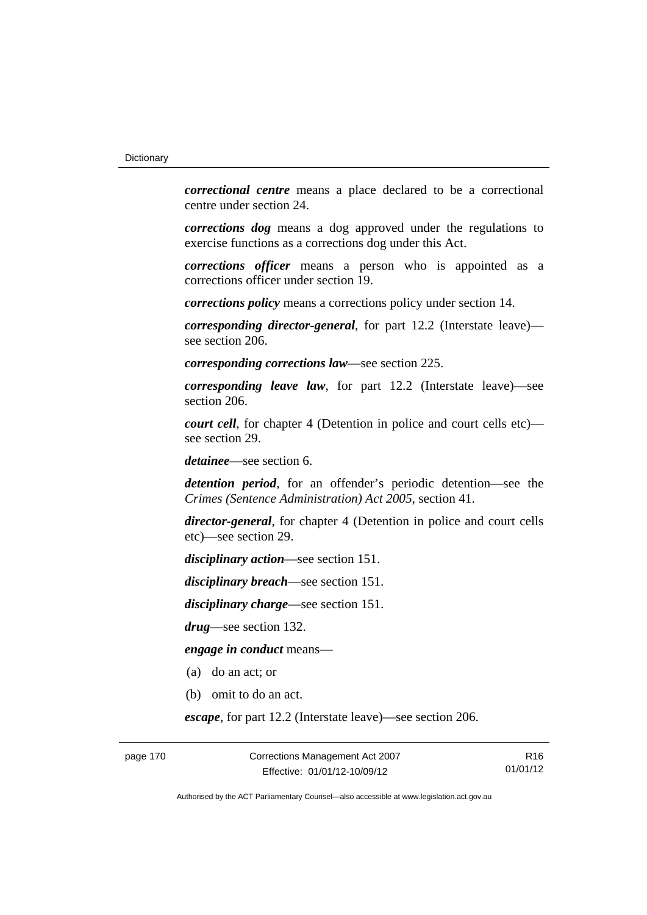***correctional centre*** means a place declared to be a correctional centre under section 24.

***corrections dog*** means a dog approved under the regulations to exercise functions as a corrections dog under this Act.

***corrections officer*** means a person who is appointed as a corrections officer under section 19.

***corrections policy*** means a corrections policy under section 14.

***corresponding director-general***, for part 12.2 (Interstate leave)—see section 206.

***corresponding corrections law***—see section 225.

***corresponding leave law***, for part 12.2 (Interstate leave)—see section 206.

***court cell***, for chapter 4 (Detention in police and court cells etc)—see section 29.

***detainee***—see section 6.

***detention period***, for an offender's periodic detention—see the *Crimes (Sentence Administration) Act 2005*, section 41.

***director-general***, for chapter 4 (Detention in police and court cells etc)—see section 29.

***disciplinary action***—see section 151.

***disciplinary breach***—see section 151.

***disciplinary charge***—see section 151.

***drug***—see section 132.

***engage in conduct*** means—

(a) do an act; or

(b) omit to do an act.

***escape***, for part 12.2 (Interstate leave)—see section 206.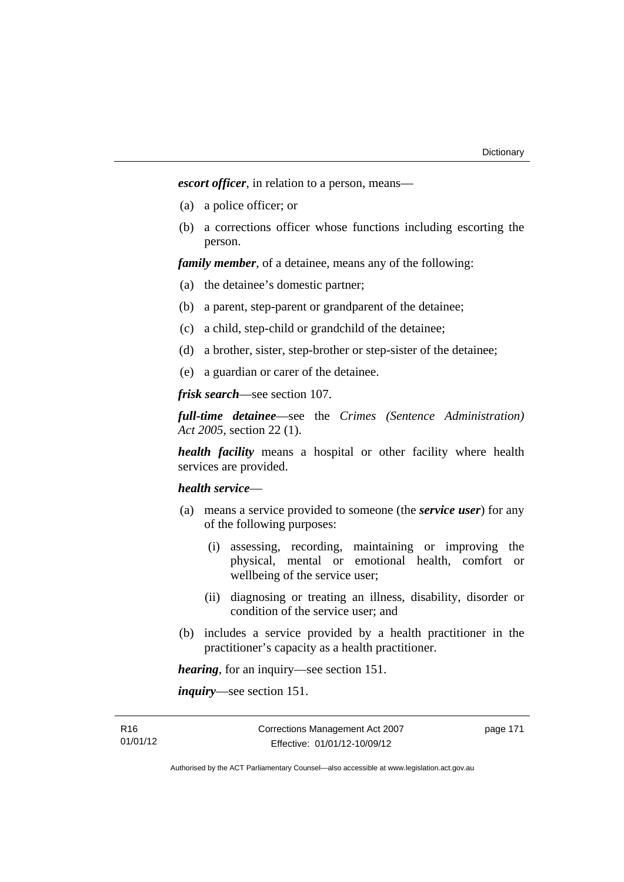***escort officer***, in relation to a person, means—

(a) a police officer; or

(b) a corrections officer whose functions including escorting the person.

***family member***, of a detainee, means any of the following:

(a) the detainee's domestic partner;

(b) a parent, step-parent or grandparent of the detainee;

(c) a child, step-child or grandchild of the detainee;

(d) a brother, sister, step-brother or step-sister of the detainee;

(e) a guardian or carer of the detainee.

***frisk search***—see section 107.

***full-time detainee***—see the *Crimes (Sentence Administration) Act 2005*, section 22 (1).

***health facility*** means a hospital or other facility where health services are provided.

***health service***—

(a) means a service provided to someone (the ***service user***) for any of the following purposes:

  (i) assessing, recording, maintaining or improving the physical, mental or emotional health, comfort or wellbeing of the service user;

  (ii) diagnosing or treating an illness, disability, disorder or condition of the service user; and

(b) includes a service provided by a health practitioner in the practitioner's capacity as a health practitioner.

***hearing***, for an inquiry—see section 151.

***inquiry***—see section 151.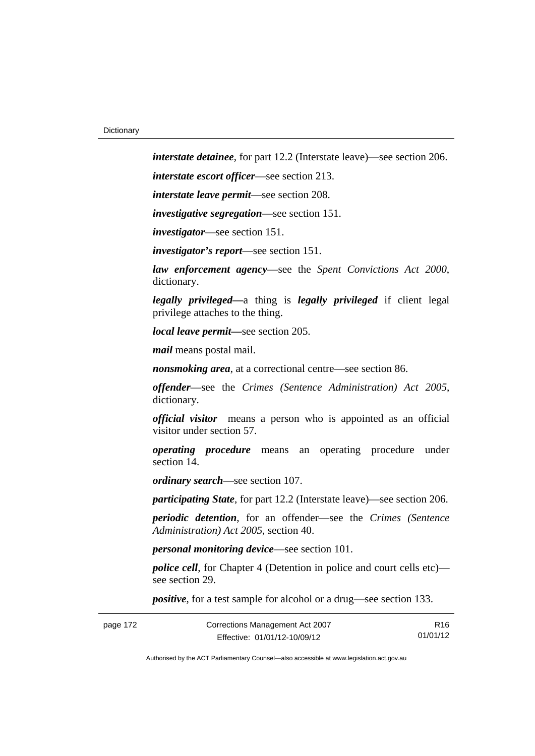***interstate detainee***, for part 12.2 (Interstate leave)—see section 206.

***interstate escort officer***—see section 213.

***interstate leave permit***—see section 208.

***investigative segregation***—see section 151.

***investigator***—see section 151.

***investigator's report***—see section 151.

***law enforcement agency***—see the *Spent Convictions Act 2000*, dictionary.

***legally privileged—***a thing is ***legally privileged*** if client legal privilege attaches to the thing.

***local leave permit—***see section 205.

***mail*** means postal mail.

***nonsmoking area***, at a correctional centre—see section 86.

***offender***—see the *Crimes (Sentence Administration) Act 2005*, dictionary.

***official visitor*** means a person who is appointed as an official visitor under section 57.

***operating procedure*** means an operating procedure under section 14.

***ordinary search***—see section 107.

***participating State***, for part 12.2 (Interstate leave)—see section 206.

***periodic detention***, for an offender—see the *Crimes (Sentence Administration) Act 2005*, section 40.

***personal monitoring device***—see section 101.

***police cell***, for Chapter 4 (Detention in police and court cells etc)—see section 29.

***positive***, for a test sample for alcohol or a drug—see section 133.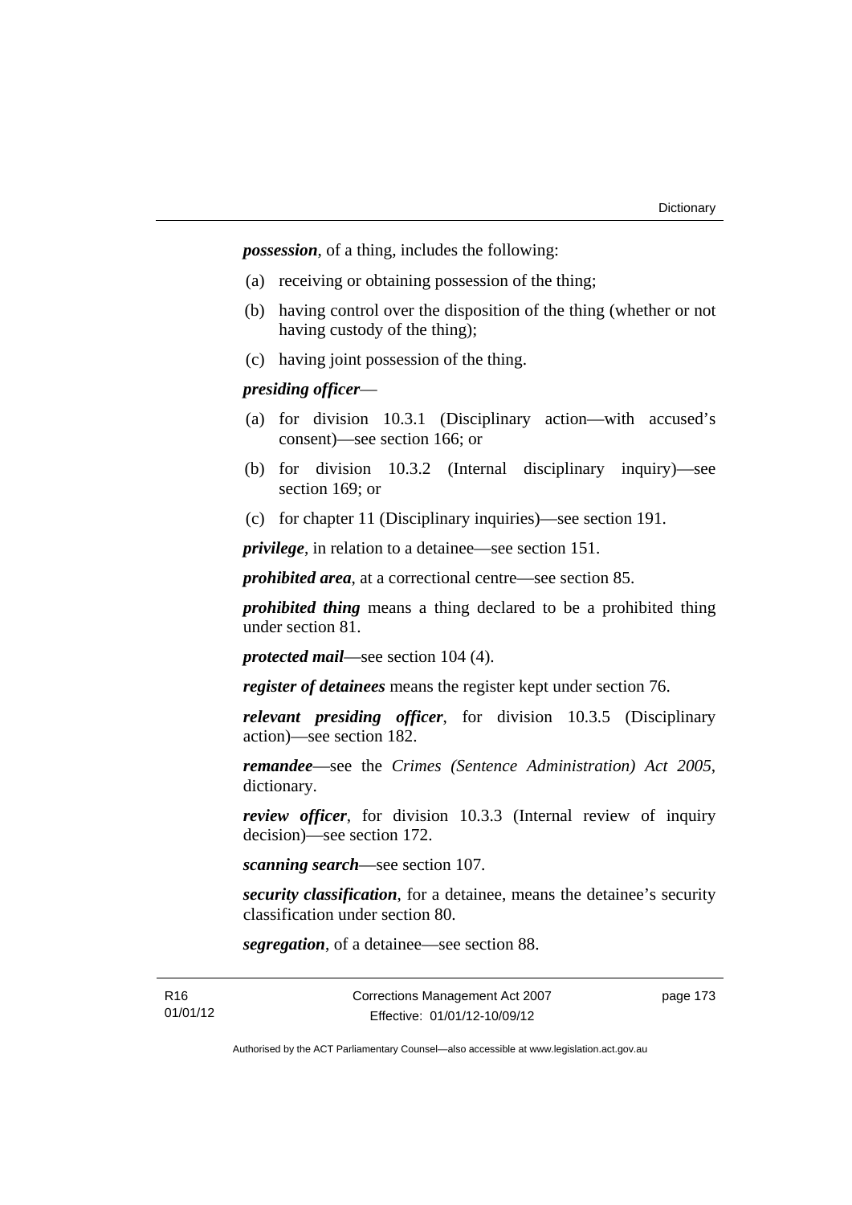***possession***, of a thing, includes the following:

(a) receiving or obtaining possession of the thing;

(b) having control over the disposition of the thing (whether or not having custody of the thing);

(c) having joint possession of the thing.

***presiding officer***—

(a) for division 10.3.1 (Disciplinary action—with accused's consent)—see section 166; or

(b) for division 10.3.2 (Internal disciplinary inquiry)—see section 169; or

(c) for chapter 11 (Disciplinary inquiries)—see section 191.

***privilege***, in relation to a detainee—see section 151.

***prohibited area***, at a correctional centre—see section 85.

***prohibited thing*** means a thing declared to be a prohibited thing under section 81.

***protected mail***—see section 104 (4).

***register of detainees*** means the register kept under section 76.

***relevant presiding officer***, for division 10.3.5 (Disciplinary action)—see section 182.

***remandee***—see the *Crimes (Sentence Administration) Act 2005*, dictionary.

***review officer***, for division 10.3.3 (Internal review of inquiry decision)—see section 172.

***scanning search***—see section 107.

***security classification***, for a detainee, means the detainee's security classification under section 80.

***segregation***, of a detainee—see section 88.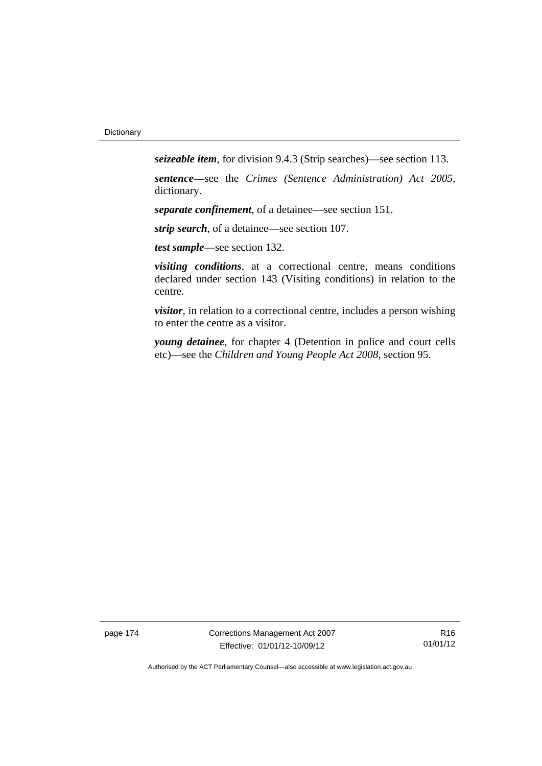***seizeable item***, for division 9.4.3 (Strip searches)—see section 113.

***sentence—***see the *Crimes (Sentence Administration) Act 2005*, dictionary.

***separate confinement***, of a detainee—see section 151.

***strip search***, of a detainee—see section 107.

***test sample***—see section 132.

***visiting conditions***, at a correctional centre, means conditions declared under section 143 (Visiting conditions) in relation to the centre.

***visitor***, in relation to a correctional centre, includes a person wishing to enter the centre as a visitor.

***young detainee***, for chapter 4 (Detention in police and court cells etc)—see the *Children and Young People Act 2008*, section 95.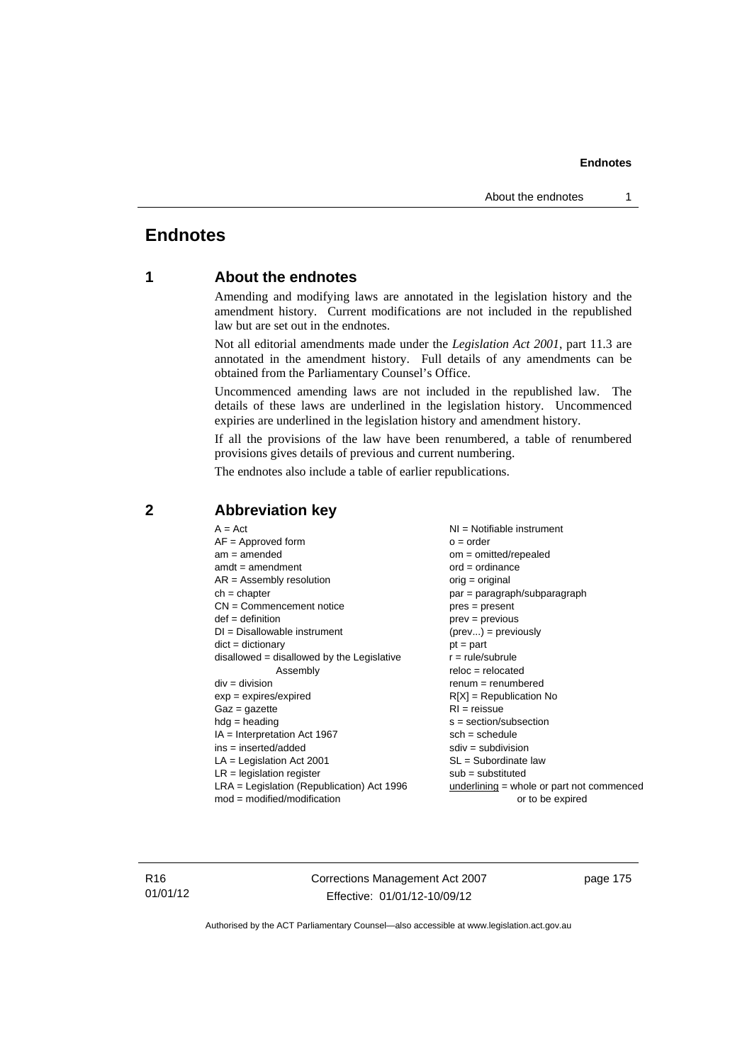# Endnotes

## 1 About the endnotes

Amending and modifying laws are annotated in the legislation history and the amendment history. Current modifications are not included in the republished law but are set out in the endnotes.

Not all editorial amendments made under the *Legislation Act 2001*, part 11.3 are annotated in the amendment history. Full details of any amendments can be obtained from the Parliamentary Counsel's Office.

Uncommenced amending laws are not included in the republished law. The details of these laws are underlined in the legislation history. Uncommenced expiries are underlined in the legislation history and amendment history.

If all the provisions of the law have been renumbered, a table of renumbered provisions gives details of previous and current numbering.

The endnotes also include a table of earlier republications.

## 2 Abbreviation key

A = Act
AF = Approved form
am = amended
amdt = amendment
AR = Assembly resolution
ch = chapter
CN = Commencement notice
def = definition
DI = Disallowable instrument
dict = dictionary
disallowed = disallowed by the Legislative Assembly
div = division
exp = expires/expired
Gaz = gazette
hdg = heading
IA = Interpretation Act 1967
ins = inserted/added
LA = Legislation Act 2001
LR = legislation register
LRA = Legislation (Republication) Act 1996
mod = modified/modification
NI = Notifiable instrument
o = order
om = omitted/repealed
ord = ordinance
orig = original
par = paragraph/subparagraph
pres = present
prev = previous
(prev...) = previously
pt = part
r = rule/subrule
reloc = relocated
renum = renumbered
R[X] = Republication No
RI = reissue
s = section/subsection
sch = schedule
sdiv = subdivision
SL = Subordinate law
sub = substituted
underlining = whole or part not commenced or to be expired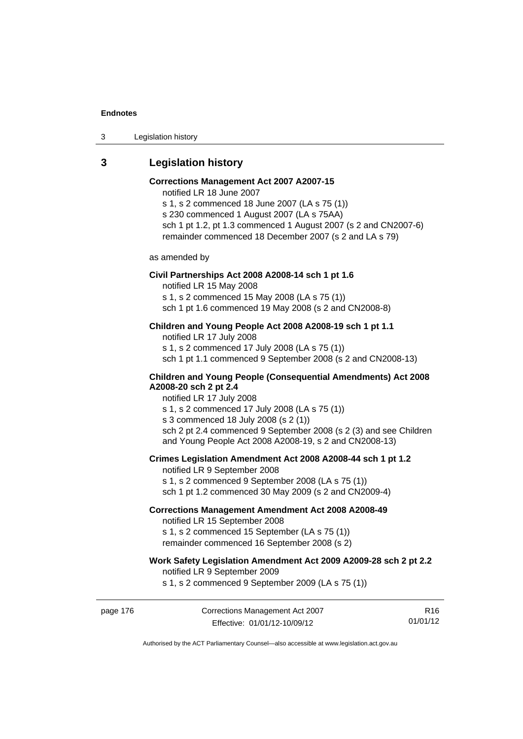## 3 Legislation history

**Corrections Management Act 2007 A2007-15**

notified LR 18 June 2007

s 1, s 2 commenced 18 June 2007 (LA s 75 (1))

s 230 commenced 1 August 2007 (LA s 75AA)

sch 1 pt 1.2, pt 1.3 commenced 1 August 2007 (s 2 and CN2007-6)

remainder commenced 18 December 2007 (s 2 and LA s 79)

as amended by

**Civil Partnerships Act 2008 A2008-14 sch 1 pt 1.6**

notified LR 15 May 2008

s 1, s 2 commenced 15 May 2008 (LA s 75 (1))

sch 1 pt 1.6 commenced 19 May 2008 (s 2 and CN2008-8)

**Children and Young People Act 2008 A2008-19 sch 1 pt 1.1**

notified LR 17 July 2008

s 1, s 2 commenced 17 July 2008 (LA s 75 (1))

sch 1 pt 1.1 commenced 9 September 2008 (s 2 and CN2008-13)

**Children and Young People (Consequential Amendments) Act 2008 A2008-20 sch 2 pt 2.4**

notified LR 17 July 2008

s 1, s 2 commenced 17 July 2008 (LA s 75 (1))

s 3 commenced 18 July 2008 (s 2 (1))

sch 2 pt 2.4 commenced 9 September 2008 (s 2 (3) and see Children and Young People Act 2008 A2008-19, s 2 and CN2008-13)

**Crimes Legislation Amendment Act 2008 A2008-44 sch 1 pt 1.2**

notified LR 9 September 2008

s 1, s 2 commenced 9 September 2008 (LA s 75 (1))

sch 1 pt 1.2 commenced 30 May 2009 (s 2 and CN2009-4)

**Corrections Management Amendment Act 2008 A2008-49**

notified LR 15 September 2008

s 1, s 2 commenced 15 September (LA s 75 (1))

remainder commenced 16 September 2008 (s 2)

**Work Safety Legislation Amendment Act 2009 A2009-28 sch 2 pt 2.2**

notified LR 9 September 2009

s 1, s 2 commenced 9 September 2009 (LA s 75 (1))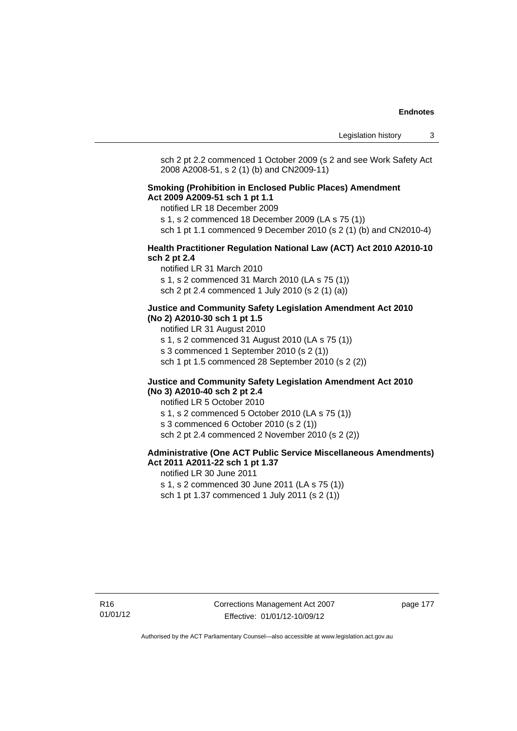sch 2 pt 2.2 commenced 1 October 2009 (s 2 and see Work Safety Act 2008 A2008-51, s 2 (1) (b) and CN2009-11)

**Smoking (Prohibition in Enclosed Public Places) Amendment Act 2009 A2009-51 sch 1 pt 1.1**

notified LR 18 December 2009

s 1, s 2 commenced 18 December 2009 (LA s 75 (1))

sch 1 pt 1.1 commenced 9 December 2010 (s 2 (1) (b) and CN2010-4)

**Health Practitioner Regulation National Law (ACT) Act 2010 A2010-10 sch 2 pt 2.4**

notified LR 31 March 2010

s 1, s 2 commenced 31 March 2010 (LA s 75 (1))

sch 2 pt 2.4 commenced 1 July 2010 (s 2 (1) (a))

**Justice and Community Safety Legislation Amendment Act 2010 (No 2) A2010-30 sch 1 pt 1.5**

notified LR 31 August 2010

s 1, s 2 commenced 31 August 2010 (LA s 75 (1))

s 3 commenced 1 September 2010 (s 2 (1))

sch 1 pt 1.5 commenced 28 September 2010 (s 2 (2))

**Justice and Community Safety Legislation Amendment Act 2010 (No 3) A2010-40 sch 2 pt 2.4**

notified LR 5 October 2010

s 1, s 2 commenced 5 October 2010 (LA s 75 (1))

s 3 commenced 6 October 2010 (s 2 (1))

sch 2 pt 2.4 commenced 2 November 2010 (s 2 (2))

**Administrative (One ACT Public Service Miscellaneous Amendments) Act 2011 A2011-22 sch 1 pt 1.37**

notified LR 30 June 2011

s 1, s 2 commenced 30 June 2011 (LA s 75 (1))

sch 1 pt 1.37 commenced 1 July 2011 (s 2 (1))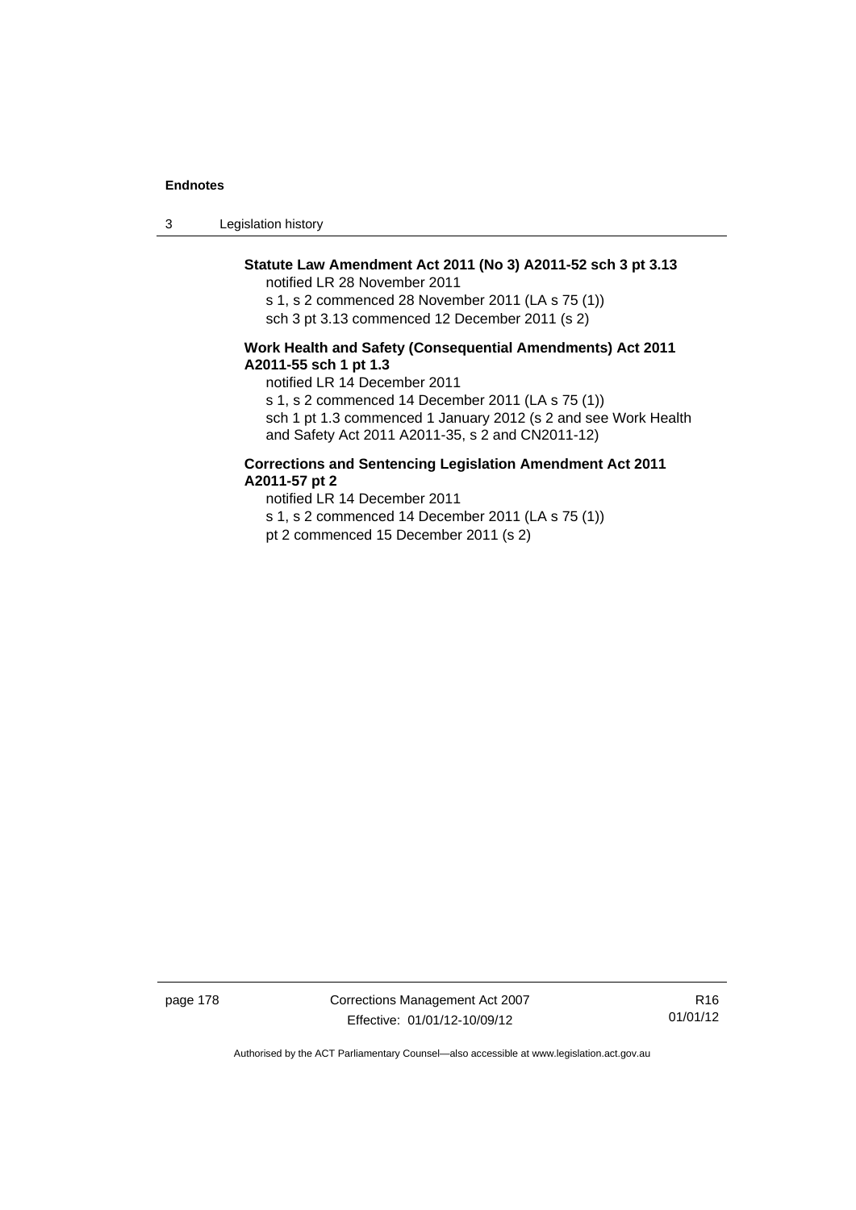**Statute Law Amendment Act 2011 (No 3) A2011-52 sch 3 pt 3.13**

notified LR 28 November 2011

s 1, s 2 commenced 28 November 2011 (LA s 75 (1))

sch 3 pt 3.13 commenced 12 December 2011 (s 2)

**Work Health and Safety (Consequential Amendments) Act 2011 A2011-55 sch 1 pt 1.3**

notified LR 14 December 2011

s 1, s 2 commenced 14 December 2011 (LA s 75 (1))

sch 1 pt 1.3 commenced 1 January 2012 (s 2 and see Work Health and Safety Act 2011 A2011-35, s 2 and CN2011-12)

**Corrections and Sentencing Legislation Amendment Act 2011 A2011-57 pt 2**

notified LR 14 December 2011

s 1, s 2 commenced 14 December 2011 (LA s 75 (1))

pt 2 commenced 15 December 2011 (s 2)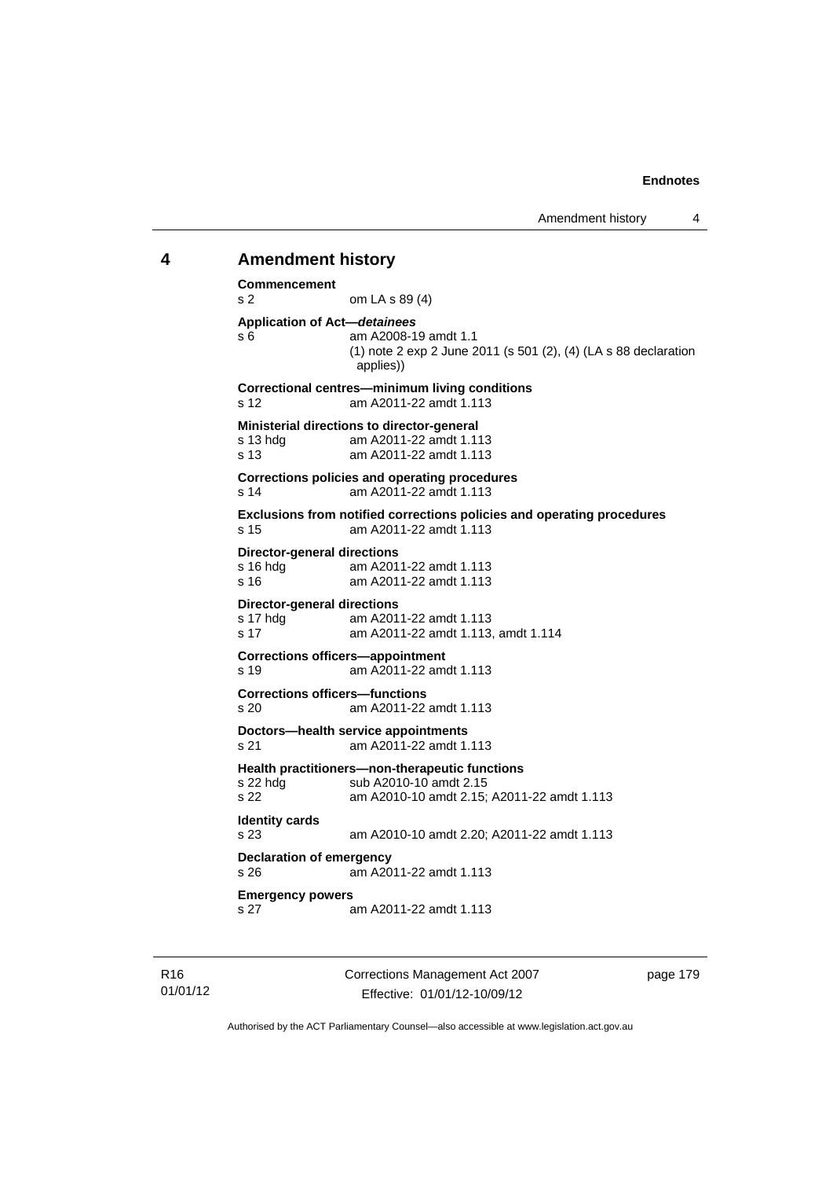## 4 Amendment history

**Commencement**
s 2 om LA s 89 (4)

**Application of Act—*detainees***
s 6 am A2008-19 amdt 1.1
(1) note 2 exp 2 June 2011 (s 501 (2), (4) (LA s 88 declaration applies))

**Correctional centres—minimum living conditions**
s 12 am A2011-22 amdt 1.113

**Ministerial directions to director-general**
s 13 hdg am A2011-22 amdt 1.113
s 13 am A2011-22 amdt 1.113

**Corrections policies and operating procedures**
s 14 am A2011-22 amdt 1.113

**Exclusions from notified corrections policies and operating procedures**
s 15 am A2011-22 amdt 1.113

**Director-general directions**
s 16 hdg am A2011-22 amdt 1.113
s 16 am A2011-22 amdt 1.113

**Director-general directions**
s 17 hdg am A2011-22 amdt 1.113
s 17 am A2011-22 amdt 1.113, amdt 1.114

**Corrections officers—appointment**
s 19 am A2011-22 amdt 1.113

**Corrections officers—functions**
s 20 am A2011-22 amdt 1.113

**Doctors—health service appointments**
s 21 am A2011-22 amdt 1.113

**Health practitioners—non-therapeutic functions**
s 22 hdg sub A2010-10 amdt 2.15
s 22 am A2010-10 amdt 2.15; A2011-22 amdt 1.113

**Identity cards**
s 23 am A2010-10 amdt 2.20; A2011-22 amdt 1.113

**Declaration of emergency**
s 26 am A2011-22 amdt 1.113

**Emergency powers**
s 27 am A2011-22 amdt 1.113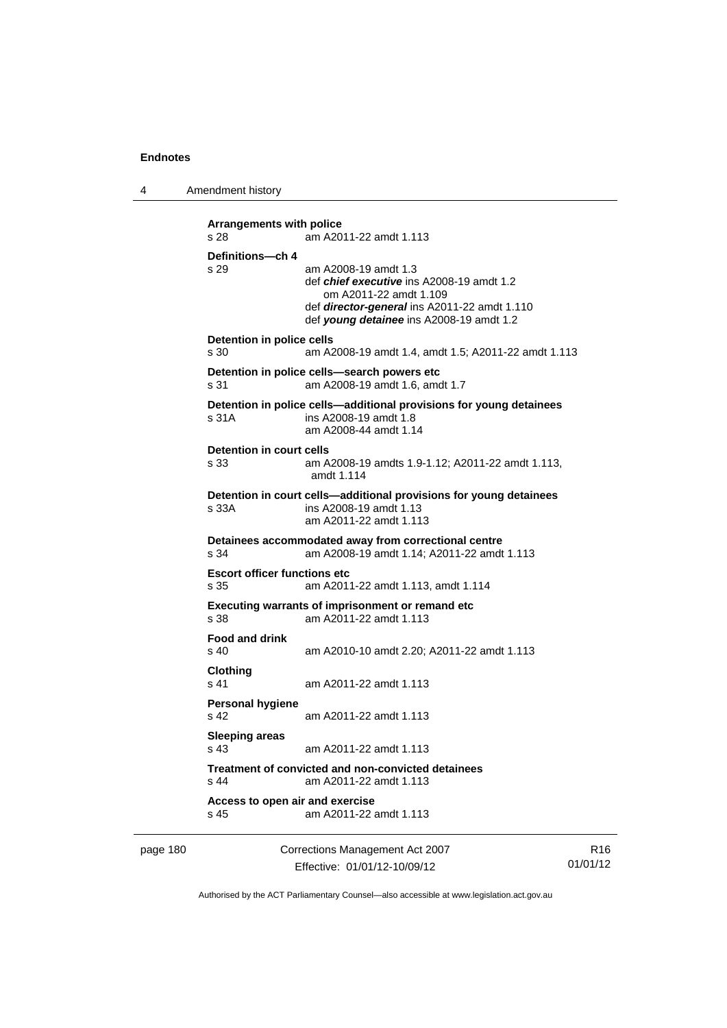**Arrangements with police**
s 28 am A2011-22 amdt 1.113

**Definitions—ch 4**
s 29 am A2008-19 amdt 1.3
def ***chief executive*** ins A2008-19 amdt 1.2
om A2011-22 amdt 1.109
def ***director-general*** ins A2011-22 amdt 1.110
def ***young detainee*** ins A2008-19 amdt 1.2

**Detention in police cells**
s 30 am A2008-19 amdt 1.4, amdt 1.5; A2011-22 amdt 1.113

**Detention in police cells—search powers etc**
s 31 am A2008-19 amdt 1.6, amdt 1.7

**Detention in police cells—additional provisions for young detainees**
s 31A ins A2008-19 amdt 1.8
am A2008-44 amdt 1.14

**Detention in court cells**
s 33 am A2008-19 amdts 1.9-1.12; A2011-22 amdt 1.113, amdt 1.114

**Detention in court cells—additional provisions for young detainees**
s 33A ins A2008-19 amdt 1.13
am A2011-22 amdt 1.113

**Detainees accommodated away from correctional centre**
s 34 am A2008-19 amdt 1.14; A2011-22 amdt 1.113

**Escort officer functions etc**
s 35 am A2011-22 amdt 1.113, amdt 1.114

**Executing warrants of imprisonment or remand etc**
s 38 am A2011-22 amdt 1.113

**Food and drink**
s 40 am A2010-10 amdt 2.20; A2011-22 amdt 1.113

**Clothing**
s 41 am A2011-22 amdt 1.113

**Personal hygiene**
s 42 am A2011-22 amdt 1.113

**Sleeping areas**
s 43 am A2011-22 amdt 1.113

**Treatment of convicted and non-convicted detainees**
s 44 am A2011-22 amdt 1.113

**Access to open air and exercise**
s 45 am A2011-22 amdt 1.113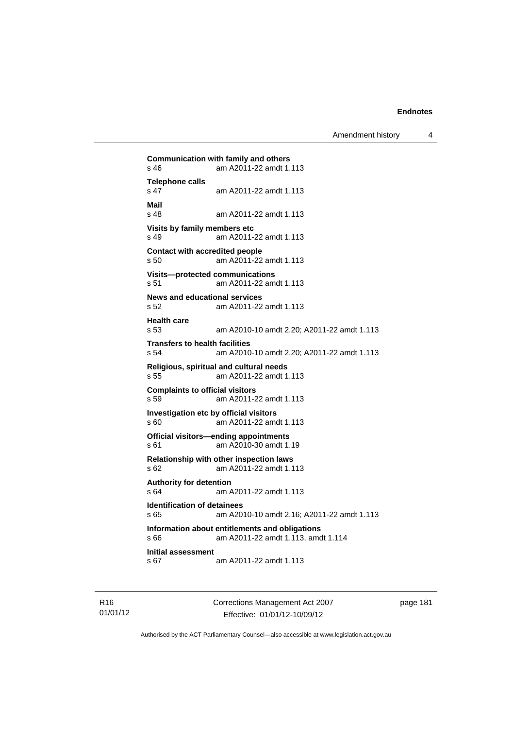**Communication with family and others**
s 46 am A2011-22 amdt 1.113

**Telephone calls**
s 47 am A2011-22 amdt 1.113

**Mail**
s 48 am A2011-22 amdt 1.113

**Visits by family members etc**
s 49 am A2011-22 amdt 1.113

**Contact with accredited people**
s 50 am A2011-22 amdt 1.113

**Visits—protected communications**
s 51 am A2011-22 amdt 1.113

**News and educational services**
s 52 am A2011-22 amdt 1.113

**Health care**
s 53 am A2010-10 amdt 2.20; A2011-22 amdt 1.113

**Transfers to health facilities**
s 54 am A2010-10 amdt 2.20; A2011-22 amdt 1.113

**Religious, spiritual and cultural needs**
s 55 am A2011-22 amdt 1.113

**Complaints to official visitors**
s 59 am A2011-22 amdt 1.113

**Investigation etc by official visitors**
s 60 am A2011-22 amdt 1.113

**Official visitors—ending appointments**
s 61 am A2010-30 amdt 1.19

**Relationship with other inspection laws**
s 62 am A2011-22 amdt 1.113

**Authority for detention**
s 64 am A2011-22 amdt 1.113

**Identification of detainees**
s 65 am A2010-10 amdt 2.16; A2011-22 amdt 1.113

**Information about entitlements and obligations**
s 66 am A2011-22 amdt 1.113, amdt 1.114

**Initial assessment**
s 67 am A2011-22 amdt 1.113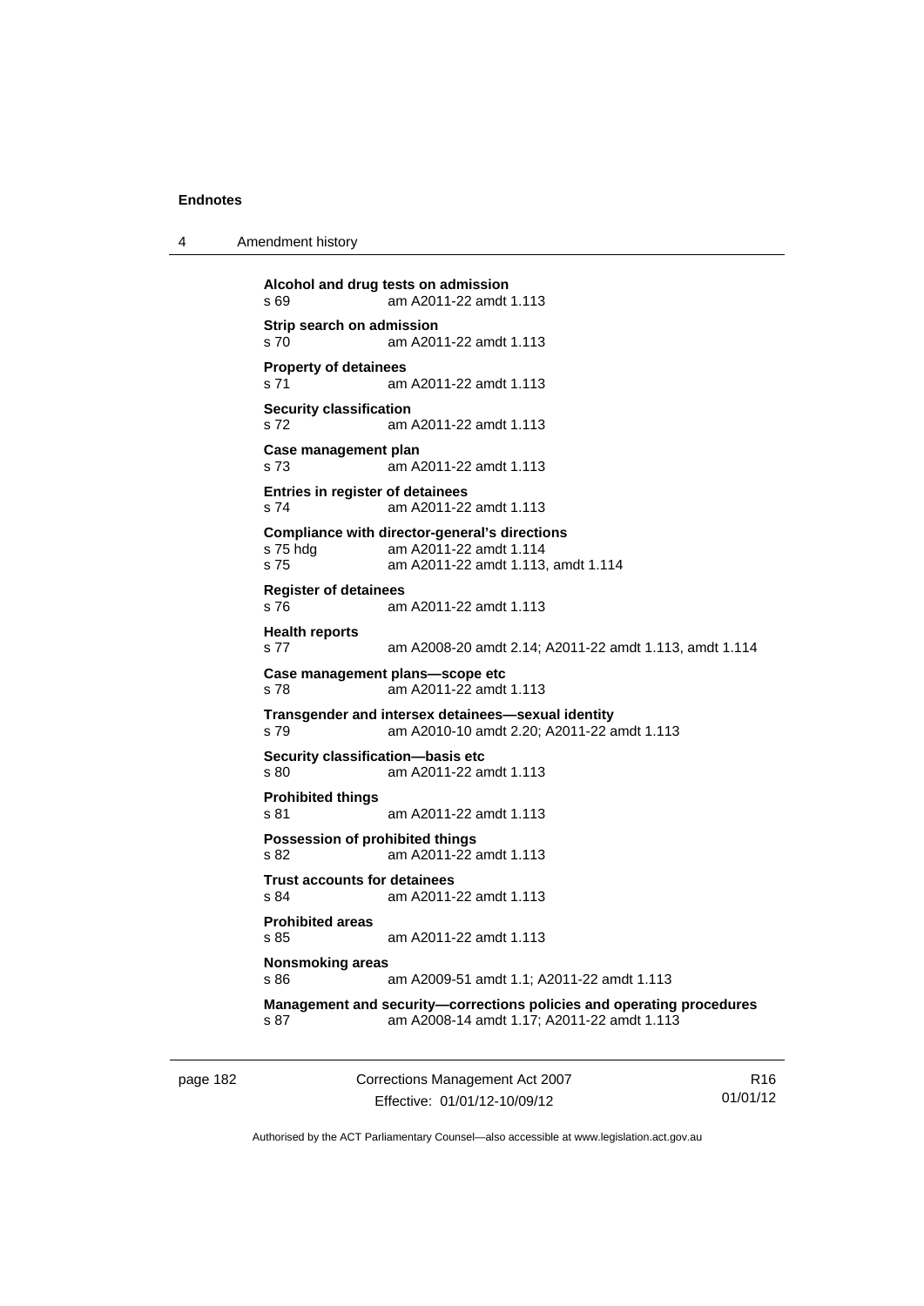**Alcohol and drug tests on admission**
s 69 am A2011-22 amdt 1.113

**Strip search on admission**
s 70 am A2011-22 amdt 1.113

**Property of detainees**
s 71 am A2011-22 amdt 1.113

**Security classification**
s 72 am A2011-22 amdt 1.113

**Case management plan**
s 73 am A2011-22 amdt 1.113

**Entries in register of detainees**
s 74 am A2011-22 amdt 1.113

**Compliance with director-general's directions**
s 75 hdg am A2011-22 amdt 1.114
s 75 am A2011-22 amdt 1.113, amdt 1.114

**Register of detainees**
s 76 am A2011-22 amdt 1.113

**Health reports**
s 77 am A2008-20 amdt 2.14; A2011-22 amdt 1.113, amdt 1.114

**Case management plans—scope etc**
s 78 am A2011-22 amdt 1.113

**Transgender and intersex detainees—sexual identity**
s 79 am A2010-10 amdt 2.20; A2011-22 amdt 1.113

**Security classification—basis etc**
s 80 am A2011-22 amdt 1.113

**Prohibited things**
s 81 am A2011-22 amdt 1.113

**Possession of prohibited things**
s 82 am A2011-22 amdt 1.113

**Trust accounts for detainees**
s 84 am A2011-22 amdt 1.113

**Prohibited areas**
s 85 am A2011-22 amdt 1.113

**Nonsmoking areas**
s 86 am A2009-51 amdt 1.1; A2011-22 amdt 1.113

**Management and security—corrections policies and operating procedures**
s 87 am A2008-14 amdt 1.17; A2011-22 amdt 1.113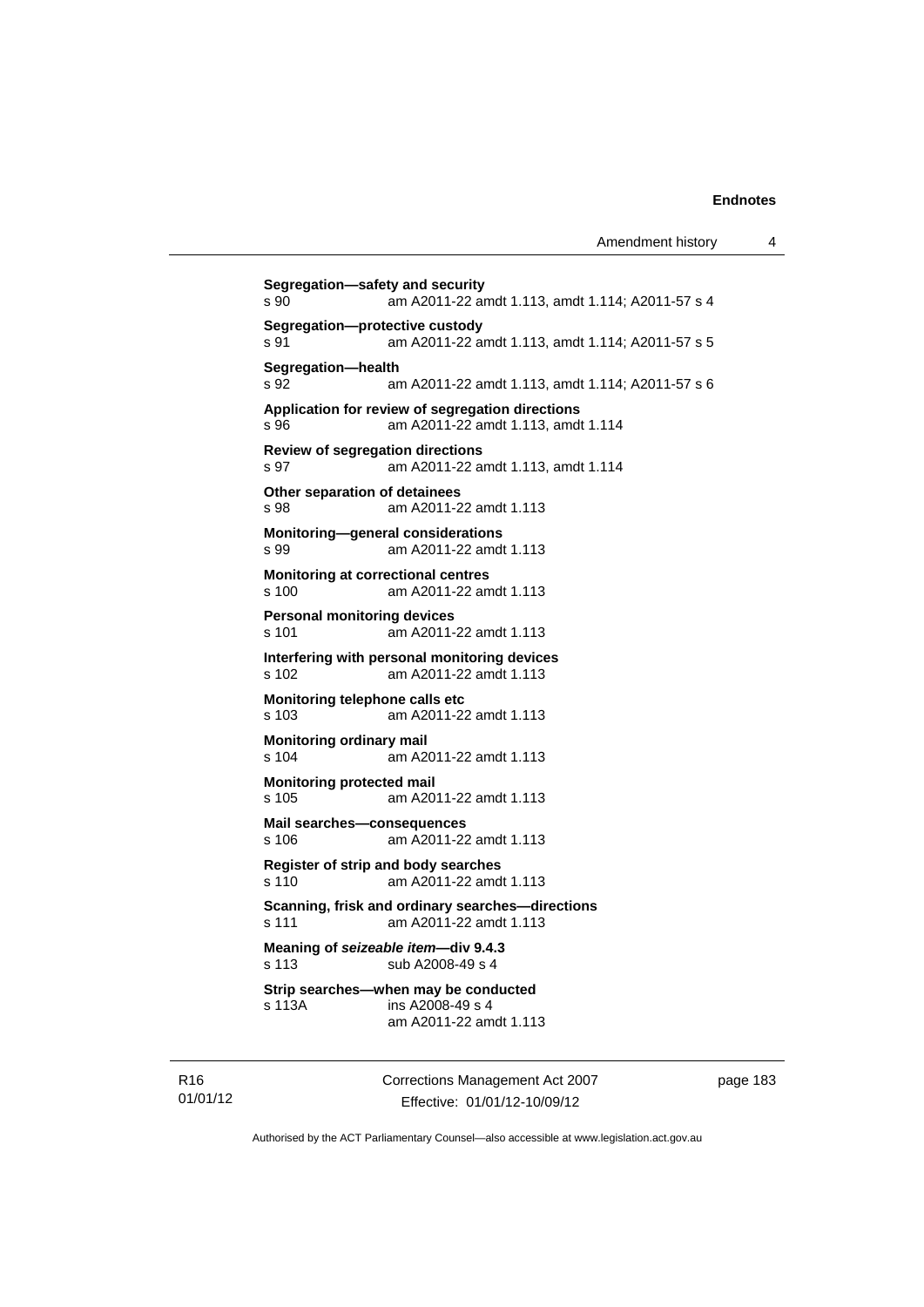**Segregation—safety and security**
s 90 am A2011-22 amdt 1.113, amdt 1.114; A2011-57 s 4

**Segregation—protective custody**
s 91 am A2011-22 amdt 1.113, amdt 1.114; A2011-57 s 5

**Segregation—health**
s 92 am A2011-22 amdt 1.113, amdt 1.114; A2011-57 s 6

**Application for review of segregation directions**
s 96 am A2011-22 amdt 1.113, amdt 1.114

**Review of segregation directions**
s 97 am A2011-22 amdt 1.113, amdt 1.114

**Other separation of detainees**
s 98 am A2011-22 amdt 1.113

**Monitoring—general considerations**
s 99 am A2011-22 amdt 1.113

**Monitoring at correctional centres**
s 100 am A2011-22 amdt 1.113

**Personal monitoring devices**
s 101 am A2011-22 amdt 1.113

**Interfering with personal monitoring devices**
s 102 am A2011-22 amdt 1.113

**Monitoring telephone calls etc**
s 103 am A2011-22 amdt 1.113

**Monitoring ordinary mail**
s 104 am A2011-22 amdt 1.113

**Monitoring protected mail**
s 105 am A2011-22 amdt 1.113

**Mail searches—consequences**
s 106 am A2011-22 amdt 1.113

**Register of strip and body searches**
s 110 am A2011-22 amdt 1.113

**Scanning, frisk and ordinary searches—directions**
s 111 am A2011-22 amdt 1.113

**Meaning of *seizeable item*—div 9.4.3**
s 113 sub A2008-49 s 4

**Strip searches—when may be conducted**
s 113A ins A2008-49 s 4
am A2011-22 amdt 1.113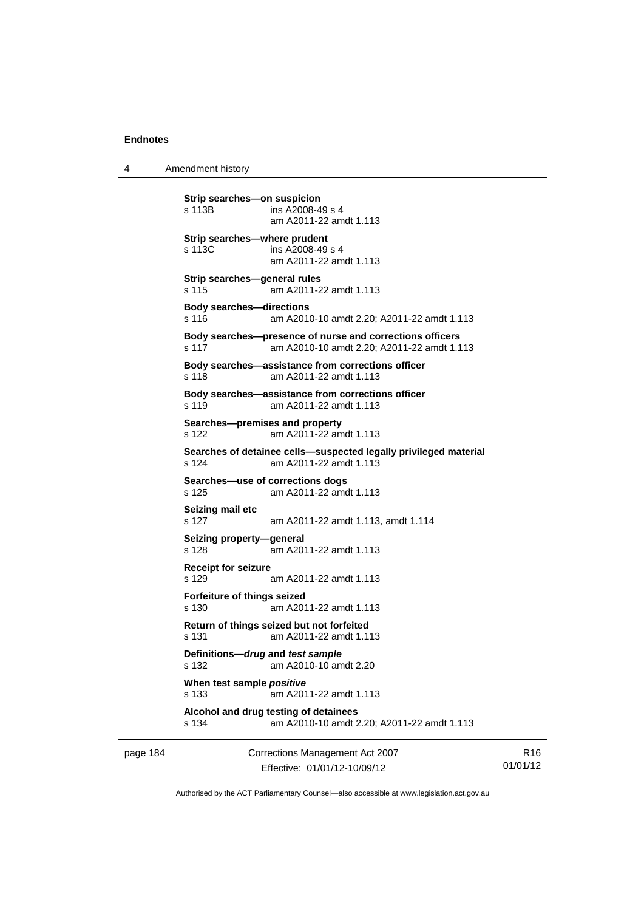**Strip searches—on suspicion**
s 113B ins A2008-49 s 4
am A2011-22 amdt 1.113

**Strip searches—where prudent**
s 113C ins A2008-49 s 4
am A2011-22 amdt 1.113

**Strip searches—general rules**
s 115 am A2011-22 amdt 1.113

**Body searches—directions**
s 116 am A2010-10 amdt 2.20; A2011-22 amdt 1.113

**Body searches—presence of nurse and corrections officers**
s 117 am A2010-10 amdt 2.20; A2011-22 amdt 1.113

**Body searches—assistance from corrections officer**
s 118 am A2011-22 amdt 1.113

**Body searches—assistance from corrections officer**
s 119 am A2011-22 amdt 1.113

**Searches—premises and property**
s 122 am A2011-22 amdt 1.113

**Searches of detainee cells—suspected legally privileged material**
s 124 am A2011-22 amdt 1.113

**Searches—use of corrections dogs**
s 125 am A2011-22 amdt 1.113

**Seizing mail etc**
s 127 am A2011-22 amdt 1.113, amdt 1.114

**Seizing property—general**
s 128 am A2011-22 amdt 1.113

**Receipt for seizure**
s 129 am A2011-22 amdt 1.113

**Forfeiture of things seized**
s 130 am A2011-22 amdt 1.113

**Return of things seized but not forfeited**
s 131 am A2011-22 amdt 1.113

**Definitions—*drug* and *test sample***
s 132 am A2010-10 amdt 2.20

**When test sample *positive***
s 133 am A2011-22 amdt 1.113

**Alcohol and drug testing of detainees**
s 134 am A2010-10 amdt 2.20; A2011-22 amdt 1.113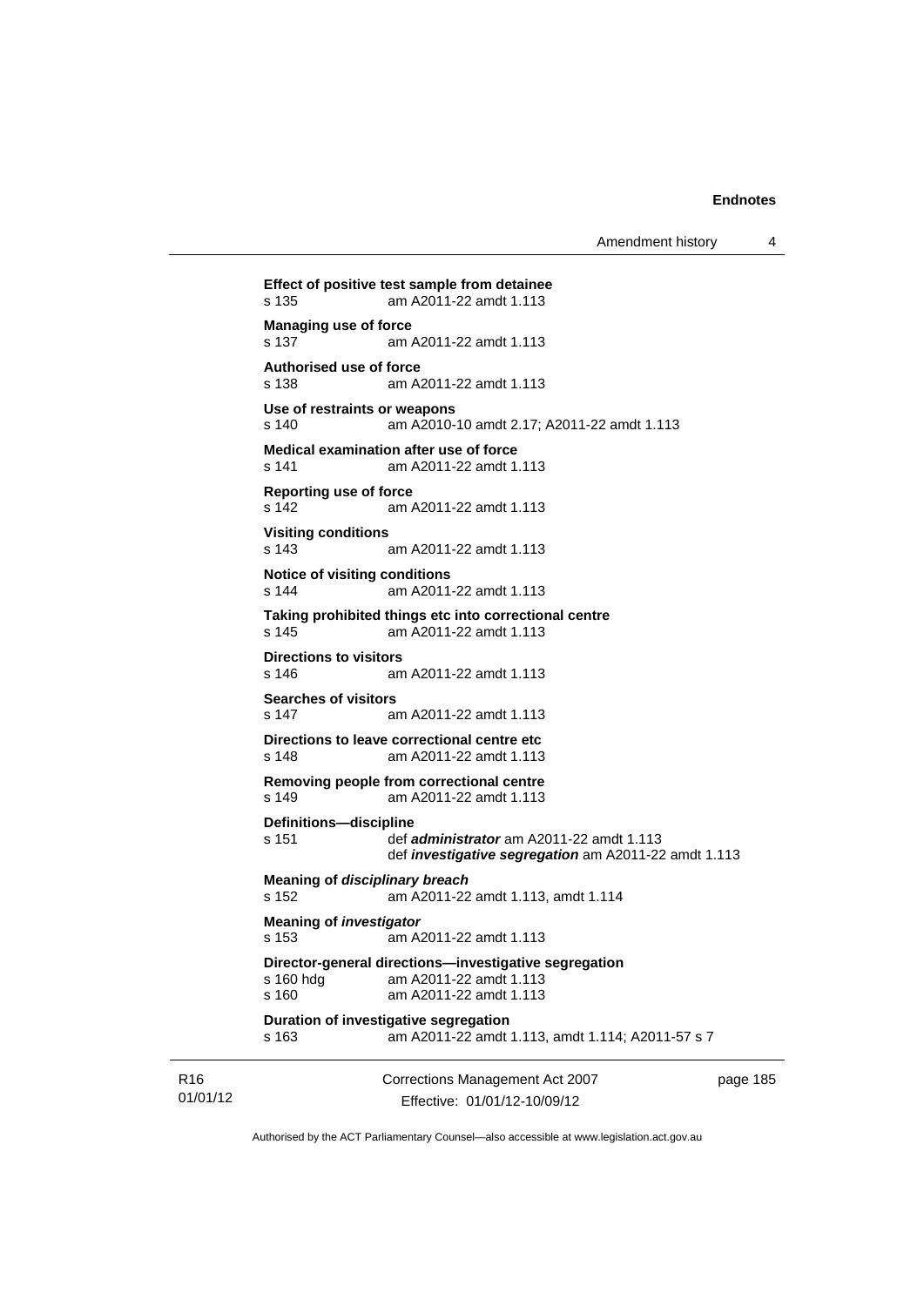**Effect of positive test sample from detainee**
s 135 am A2011-22 amdt 1.113

**Managing use of force**
s 137 am A2011-22 amdt 1.113

**Authorised use of force**
s 138 am A2011-22 amdt 1.113

**Use of restraints or weapons**
s 140 am A2010-10 amdt 2.17; A2011-22 amdt 1.113

**Medical examination after use of force**
s 141 am A2011-22 amdt 1.113

**Reporting use of force**
s 142 am A2011-22 amdt 1.113

**Visiting conditions**
s 143 am A2011-22 amdt 1.113

**Notice of visiting conditions**
s 144 am A2011-22 amdt 1.113

**Taking prohibited things etc into correctional centre**
s 145 am A2011-22 amdt 1.113

**Directions to visitors**
s 146 am A2011-22 amdt 1.113

**Searches of visitors**
s 147 am A2011-22 amdt 1.113

**Directions to leave correctional centre etc**
s 148 am A2011-22 amdt 1.113

**Removing people from correctional centre**
s 149 am A2011-22 amdt 1.113

**Definitions—discipline**
s 151 def ***administrator*** am A2011-22 amdt 1.113
def ***investigative segregation*** am A2011-22 amdt 1.113

**Meaning of *disciplinary breach***
s 152 am A2011-22 amdt 1.113, amdt 1.114

**Meaning of *investigator***
s 153 am A2011-22 amdt 1.113

**Director-general directions—investigative segregation**
s 160 hdg am A2011-22 amdt 1.113
s 160 am A2011-22 amdt 1.113

**Duration of investigative segregation**
s 163 am A2011-22 amdt 1.113, amdt 1.114; A2011-57 s 7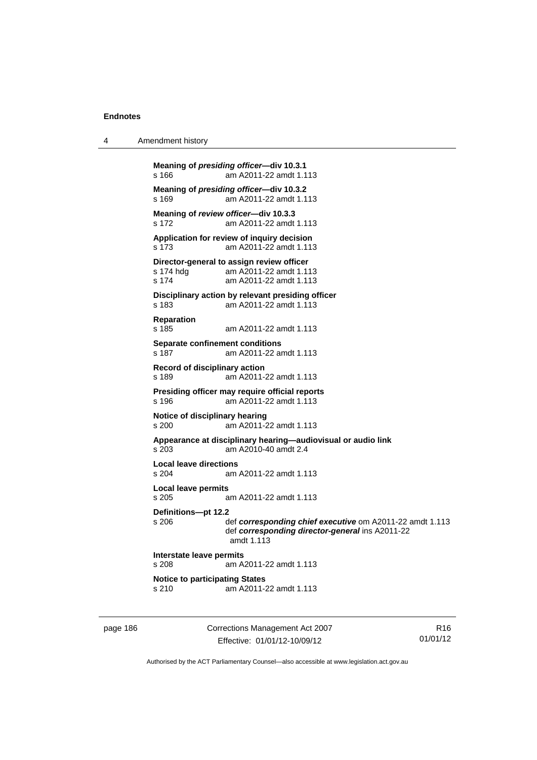**Meaning of *presiding officer*—div 10.3.1**
s 166 am A2011-22 amdt 1.113

**Meaning of *presiding officer*—div 10.3.2**
s 169 am A2011-22 amdt 1.113

**Meaning of *review officer*—div 10.3.3**
s 172 am A2011-22 amdt 1.113

**Application for review of inquiry decision**
s 173 am A2011-22 amdt 1.113

**Director-general to assign review officer**
s 174 hdg am A2011-22 amdt 1.113
s 174 am A2011-22 amdt 1.113

**Disciplinary action by relevant presiding officer**
s 183 am A2011-22 amdt 1.113

**Reparation**
s 185 am A2011-22 amdt 1.113

**Separate confinement conditions**
s 187 am A2011-22 amdt 1.113

**Record of disciplinary action**
s 189 am A2011-22 amdt 1.113

**Presiding officer may require official reports**
s 196 am A2011-22 amdt 1.113

**Notice of disciplinary hearing**
s 200 am A2011-22 amdt 1.113

**Appearance at disciplinary hearing—audiovisual or audio link**
s 203 am A2010-40 amdt 2.4

**Local leave directions**
s 204 am A2011-22 amdt 1.113

**Local leave permits**
s 205 am A2011-22 amdt 1.113

**Definitions—pt 12.2**
s 206 def ***corresponding chief executive*** om A2011-22 amdt 1.113
def ***corresponding director-general*** ins A2011-22 amdt 1.113

**Interstate leave permits**
s 208 am A2011-22 amdt 1.113

**Notice to participating States**
s 210 am A2011-22 amdt 1.113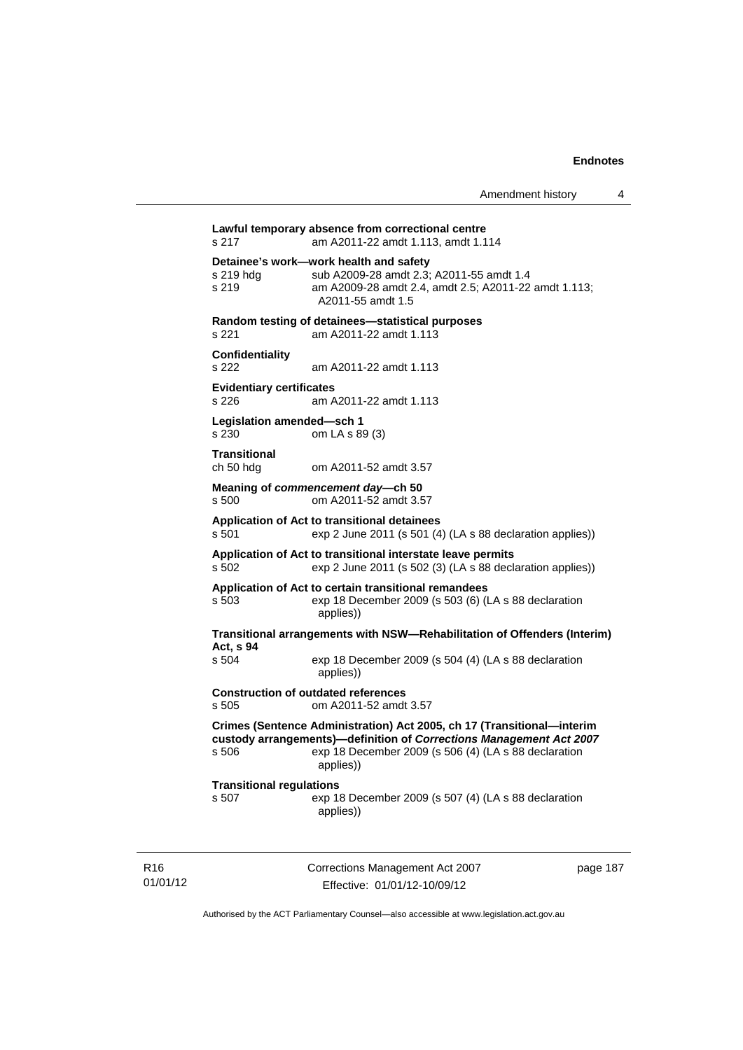**Lawful temporary absence from correctional centre**
s 217 am A2011-22 amdt 1.113, amdt 1.114

**Detainee's work—work health and safety**
s 219 hdg sub A2009-28 amdt 2.3; A2011-55 amdt 1.4
s 219 am A2009-28 amdt 2.4, amdt 2.5; A2011-22 amdt 1.113; A2011-55 amdt 1.5

**Random testing of detainees—statistical purposes**
s 221 am A2011-22 amdt 1.113

**Confidentiality**
s 222 am A2011-22 amdt 1.113

**Evidentiary certificates**
s 226 am A2011-22 amdt 1.113

**Legislation amended—sch 1**
s 230 om LA s 89 (3)

**Transitional**
ch 50 hdg om A2011-52 amdt 3.57

**Meaning of *commencement day*—ch 50**
s 500 om A2011-52 amdt 3.57

**Application of Act to transitional detainees**
s 501 exp 2 June 2011 (s 501 (4) (LA s 88 declaration applies))

**Application of Act to transitional interstate leave permits**
s 502 exp 2 June 2011 (s 502 (3) (LA s 88 declaration applies))

**Application of Act to certain transitional remandees**
s 503 exp 18 December 2009 (s 503 (6) (LA s 88 declaration applies))

**Transitional arrangements with NSW—Rehabilitation of Offenders (Interim) Act, s 94**
s 504 exp 18 December 2009 (s 504 (4) (LA s 88 declaration applies))

**Construction of outdated references**
s 505 om A2011-52 amdt 3.57

**Crimes (Sentence Administration) Act 2005, ch 17 (Transitional—interim custody arrangements)—definition of *Corrections Management Act 2007***
s 506 exp 18 December 2009 (s 506 (4) (LA s 88 declaration applies))

**Transitional regulations**
s 507 exp 18 December 2009 (s 507 (4) (LA s 88 declaration applies))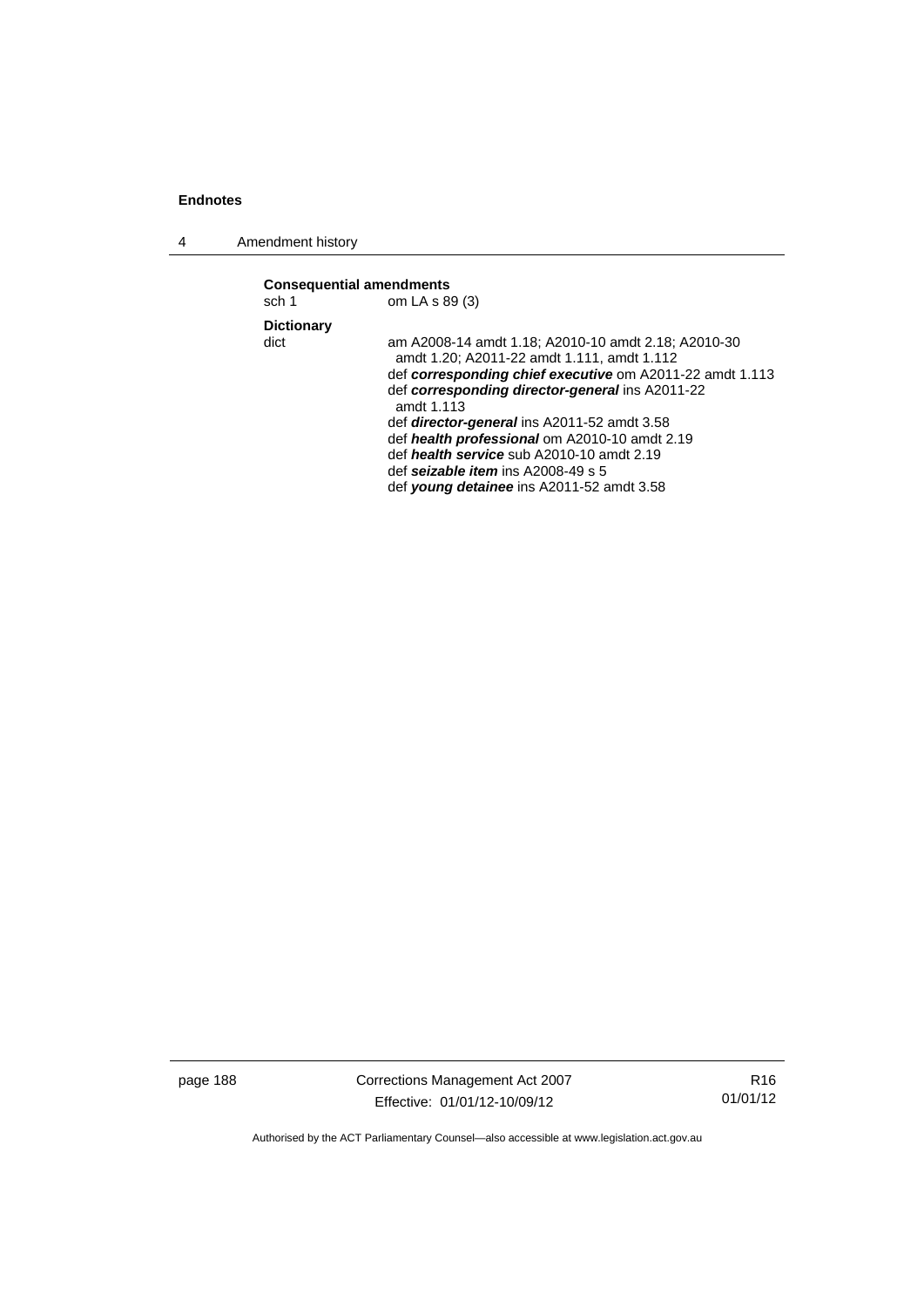**Consequential amendments**

sch 1 om LA s 89 (3)

**Dictionary**

dict am A2008-14 amdt 1.18; A2010-10 amdt 2.18; A2010-30 amdt 1.20; A2011-22 amdt 1.111, amdt 1.112

def ***corresponding chief executive*** om A2011-22 amdt 1.113

def ***corresponding director-general*** ins A2011-22 amdt 1.113

def ***director-general*** ins A2011-52 amdt 3.58

def ***health professional*** om A2010-10 amdt 2.19

def ***health service*** sub A2010-10 amdt 2.19

def ***seizable item*** ins A2008-49 s 5

def ***young detainee*** ins A2011-52 amdt 3.58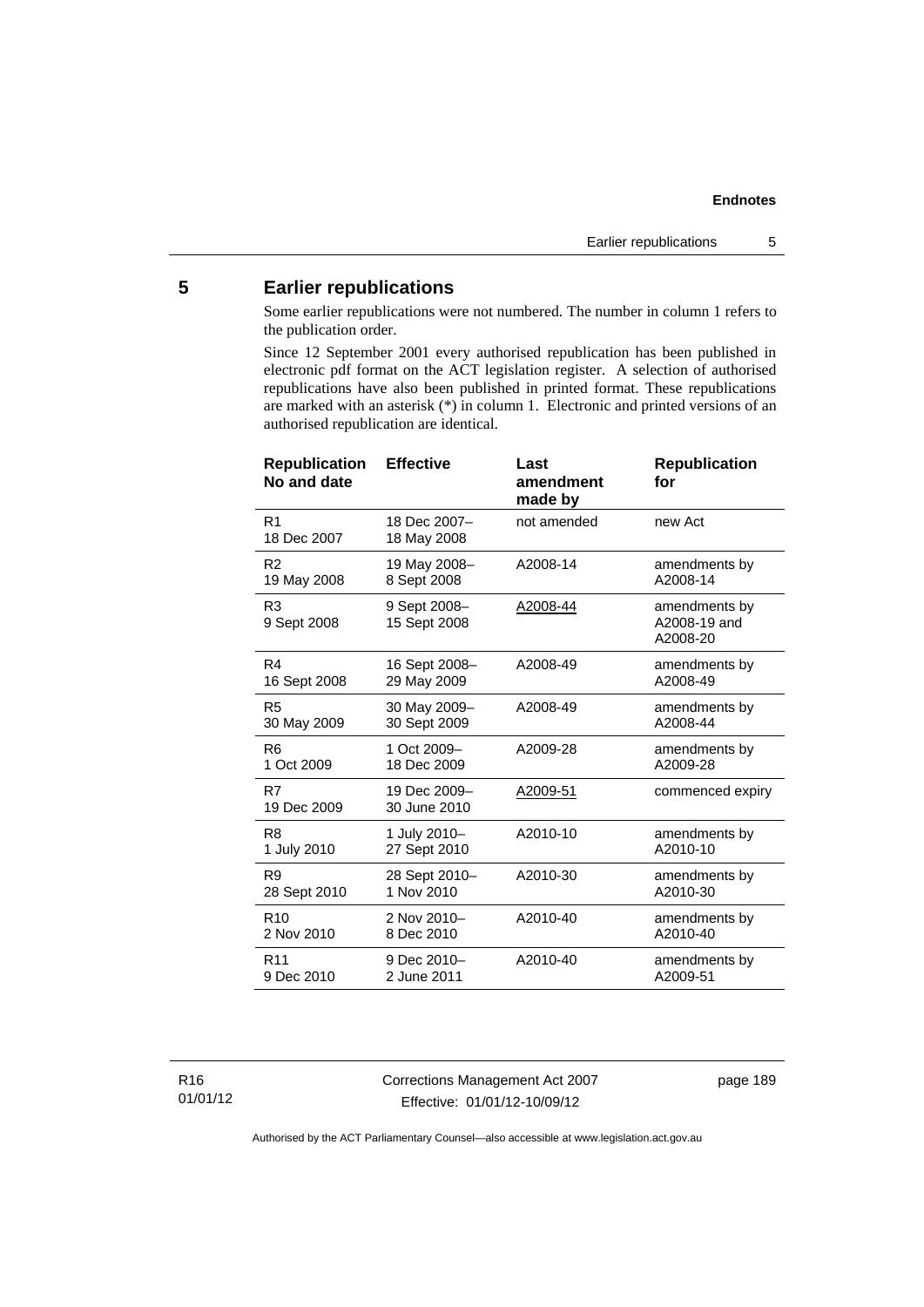## 5 Earlier republications

Some earlier republications were not numbered. The number in column 1 refers to the publication order.

Since 12 September 2001 every authorised republication has been published in electronic pdf format on the ACT legislation register. A selection of authorised republications have also been published in printed format. These republications are marked with an asterisk (*) in column 1. Electronic and printed versions of an authorised republication are identical.

| Republication No and date | Effective | Last amendment made by | Republication for |
|---|---|---|---|
| R1<br>18 Dec 2007 | 18 Dec 2007–<br>18 May 2008 | not amended | new Act |
| R2<br>19 May 2008 | 19 May 2008–<br>8 Sept 2008 | A2008-14 | amendments by A2008-14 |
| R3<br>9 Sept 2008 | 9 Sept 2008–<br>15 Sept 2008 | A2008-44 | amendments by A2008-19 and A2008-20 |
| R4<br>16 Sept 2008 | 16 Sept 2008–<br>29 May 2009 | A2008-49 | amendments by A2008-49 |
| R5<br>30 May 2009 | 30 May 2009–<br>30 Sept 2009 | A2008-49 | amendments by A2008-44 |
| R6<br>1 Oct 2009 | 1 Oct 2009–<br>18 Dec 2009 | A2009-28 | amendments by A2009-28 |
| R7<br>19 Dec 2009 | 19 Dec 2009–<br>30 June 2010 | A2009-51 | commenced expiry |
| R8<br>1 July 2010 | 1 July 2010–<br>27 Sept 2010 | A2010-10 | amendments by A2010-10 |
| R9<br>28 Sept 2010 | 28 Sept 2010–<br>1 Nov 2010 | A2010-30 | amendments by A2010-30 |
| R10<br>2 Nov 2010 | 2 Nov 2010–<br>8 Dec 2010 | A2010-40 | amendments by A2010-40 |
| R11<br>9 Dec 2010 | 9 Dec 2010–<br>2 June 2011 | A2010-40 | amendments by A2009-51 |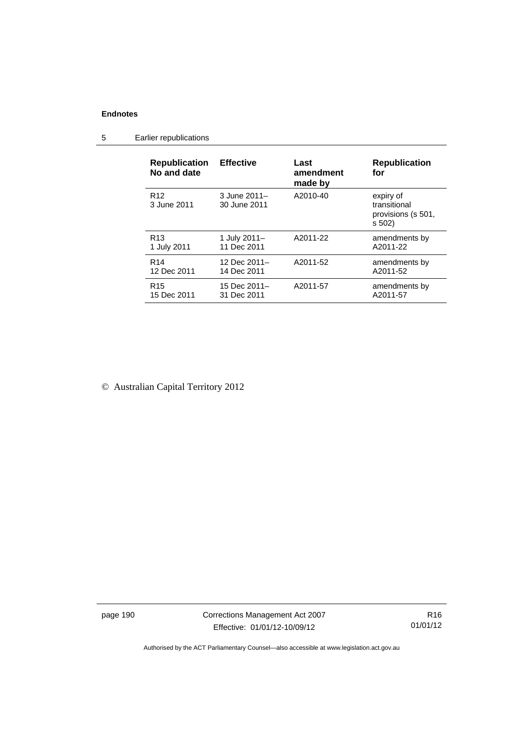**Endnotes**

5 Earlier republications

| Republication No and date | Effective | Last amendment made by | Republication for |
|---|---|---|---|
| R12 3 June 2011 | 3 June 2011– 30 June 2011 | A2010-40 | expiry of transitional provisions (s 501, s 502) |
| R13 1 July 2011 | 1 July 2011– 11 Dec 2011 | A2011-22 | amendments by A2011-22 |
| R14 12 Dec 2011 | 12 Dec 2011– 14 Dec 2011 | A2011-52 | amendments by A2011-52 |
| R15 15 Dec 2011 | 15 Dec 2011– 31 Dec 2011 | A2011-57 | amendments by A2011-57 |

© Australian Capital Territory 2012